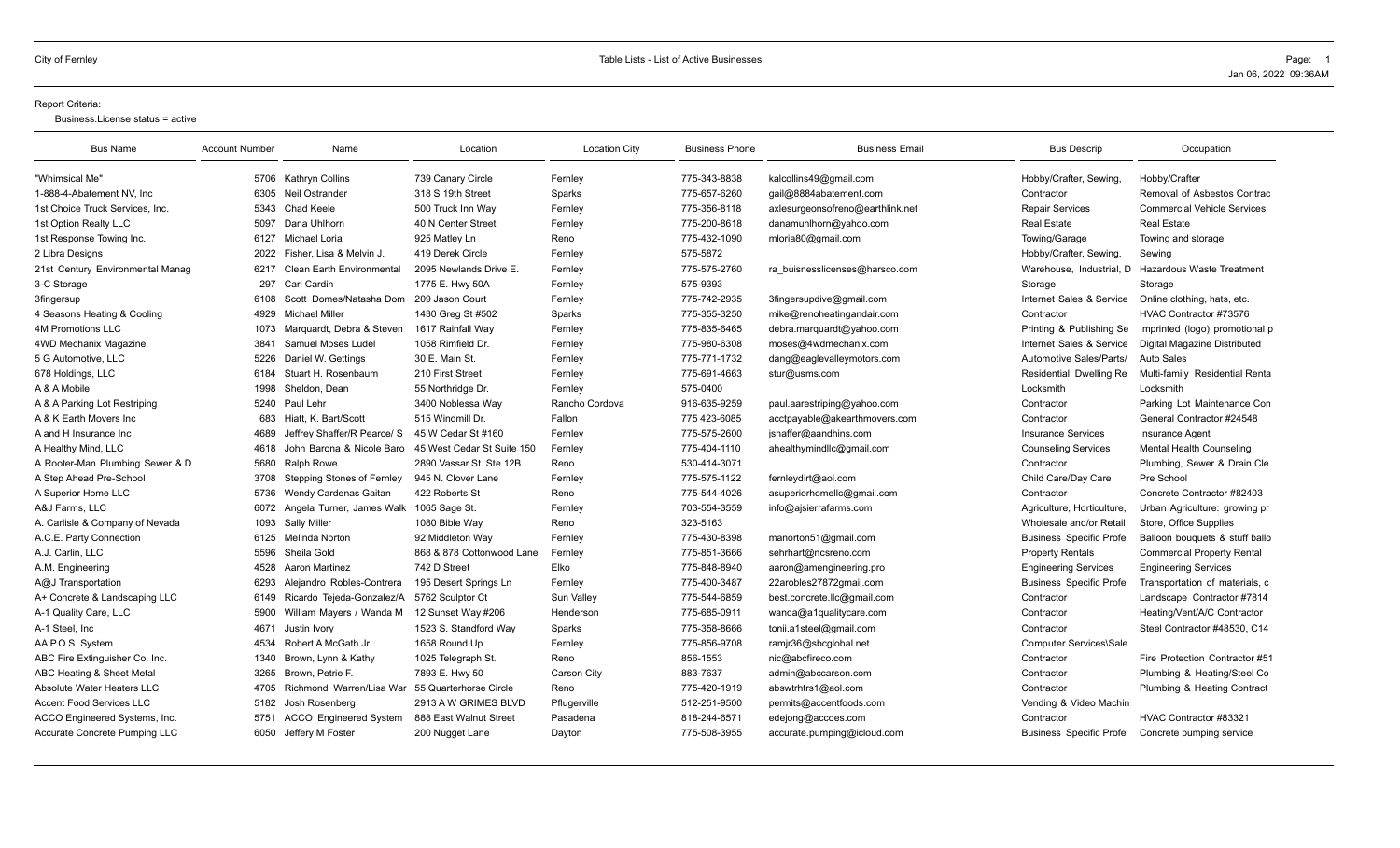City of Fernley

Table Lists - List of Active Businesses

Jan 06, 2022 09:36AM

Report Criteria:

Business.License status = active

| Bus Name | Account Number | Name | Location | Location City | Business Phone | Business Email | Bus Descrip | Occupation |
|---|---|---|---|---|---|---|---|---|
| "Whimsical Me" | 5706 | Kathryn Collins | 739 Canary Circle | Fernley | 775-343-8838 | kalcollins49@gmail.com | Hobby/Crafter, Sewing, | Hobby/Crafter |
| 1-888-4-Abatement NV, Inc | 6305 | Neil Ostrander | 318 S 19th Street | Sparks | 775-657-6260 | gail@8884abatement.com | Contractor | Removal of Asbestos Contrac |
| 1st Choice Truck Services, Inc. | 5343 | Chad Keele | 500 Truck Inn Way | Fernley | 775-356-8118 | axlesurgeonsofreno@earthlink.net | Repair Services | Commercial Vehicle Services |
| 1st Option Realty LLC | 5097 | Dana Uhlhorn | 40 N Center Street | Fernley | 775-200-8618 | danamuhlhorn@yahoo.com | Real Estate | Real Estate |
| 1st Response Towing Inc. | 6127 | Michael Loria | 925 Matley Ln | Reno | 775-432-1090 | mloria80@gmail.com | Towing/Garage | Towing and storage |
| 2 Libra Designs | 2022 | Fisher, Lisa & Melvin J. | 419 Derek Circle | Fernley | 575-5872 | | Hobby/Crafter, Sewing, | Sewing |
| 21st Century Environmental Manag | 6217 | Clean Earth Environmental | 2095 Newlands Drive E. | Fernley | 775-575-2760 | ra_buisnesslicenses@harsco.com | Warehouse, Industrial, D | Hazardous Waste Treatment |
| 3-C Storage | 297 | Carl Cardin | 1775 E. Hwy 50A | Fernley | 575-9393 | | Storage | Storage |
| 3fingersup | 6108 | Scott Domes/Natasha Dom | 209 Jason Court | Fernley | 775-742-2935 | 3fingersupdive@gmail.com | Internet Sales & Service | Online clothing, hats, etc. |
| 4 Seasons Heating & Cooling | 4929 | Michael Miller | 1430 Greg St #502 | Sparks | 775-355-3250 | mike@renoheatingandair.com | Contractor | HVAC Contractor #73576 |
| 4M Promotions LLC | 1073 | Marquardt, Debra & Steven | 1617 Rainfall Way | Fernley | 775-835-6465 | debra.marquardt@yahoo.com | Printing & Publishing Se | Imprinted (logo) promotional p |
| 4WD Mechanix Magazine | 3841 | Samuel Moses Ludel | 1058 Rimfield Dr. | Fernley | 775-980-6308 | moses@4wdmechanix.com | Internet Sales & Service | Digital Magazine Distributed |
| 5 G Automotive, LLC | 5226 | Daniel W. Gettings | 30 E. Main St. | Fernley | 775-771-1732 | dang@eaglevalleymotors.com | Automotive Sales/Parts/ | Auto Sales |
| 678 Holdings, LLC | 6184 | Stuart H. Rosenbaum | 210 First Street | Fernley | 775-691-4663 | stur@usms.com | Residential Dwelling Re | Multi-family Residential Renta |
| A & A Mobile | 1998 | Sheldon, Dean | 55 Northridge Dr. | Fernley | 575-0400 | | Locksmith | Locksmith |
| A & A Parking Lot Restriping | 5240 | Paul Lehr | 3400 Noblessa Way | Rancho Cordova | 916-635-9259 | paul.aarestriping@yahoo.com | Contractor | Parking Lot Maintenance Con |
| A & K Earth Movers Inc | 683 | Hiatt, K. Bart/Scott | 515 Windmill Dr. | Fallon | 775 423-6085 | acctpayable@akearthmovers.com | Contractor | General Contractor #24548 |
| A and H Insurance Inc | 4689 | Jeffrey Shaffer/R Pearce/ S | 45 W Cedar St #160 | Fernley | 775-575-2600 | jshaffer@aandhins.com | Insurance Services | Insurance Agent |
| A Healthy Mind, LLC | 4618 | John Barona & Nicole Baro | 45 West Cedar St Suite 150 | Fernley | 775-404-1110 | ahealthymindllc@gmail.com | Counseling Services | Mental Health Counseling |
| A Rooter-Man Plumbing Sewer & D | 5680 | Ralph Rowe | 2890 Vassar St. Ste 12B | Reno | 530-414-3071 | | Contractor | Plumbing, Sewer & Drain Cle |
| A Step Ahead Pre-School | 3708 | Stepping Stones of Fernley | 945 N. Clover Lane | Fernley | 775-575-1122 | fernleydirt@aol.com | Child Care/Day Care | Pre School |
| A Superior Home LLC | 5736 | Wendy Cardenas Gaitan | 422 Roberts St | Reno | 775-544-4026 | asuperiorhomellc@gmail.com | Contractor | Concrete Contractor #82403 |
| A&J Farms, LLC | 6072 | Angela Turner, James Walk | 1065 Sage St. | Fernley | 703-554-3559 | info@ajsierrafarms.com | Agriculture, Horticulture, | Urban Agriculture: growing pr |
| A. Carlisle & Company of Nevada | 1093 | Sally Miller | 1080 Bible Way | Reno | 323-5163 | | Wholesale and/or Retail | Store, Office Supplies |
| A.C.E. Party Connection | 6125 | Melinda Norton | 92 Middleton Way | Fernley | 775-430-8398 | manorton51@gmail.com | Business Specific Profe | Balloon bouquets & stuff ballo |
| A.J. Carlin, LLC | 5596 | Sheila Gold | 868 & 878 Cottonwood Lane | Fernley | 775-851-3666 | sehrhart@ncsreno.com | Property Rentals | Commercial Property Rental |
| A.M. Engineering | 4528 | Aaron Martinez | 742 D Street | Elko | 775-848-8940 | aaron@amengineering.pro | Engineering Services | Engineering Services |
| A@J Transportation | 6293 | Alejandro Robles-Contrera | 195 Desert Springs Ln | Fernley | 775-400-3487 | 22arobles27872gmail.com | Business Specific Profe | Transportation of materials, c |
| A+ Concrete & Landscaping LLC | 6149 | Ricardo Tejeda-Gonzalez/A | 5762 Sculptor Ct | Sun Valley | 775-544-6859 | best.concrete.llc@gmail.com | Contractor | Landscape Contractor #7814 |
| A-1 Quality Care, LLC | 5900 | William Mayers / Wanda M | 12 Sunset Way #206 | Henderson | 775-685-0911 | wanda@a1qualitycare.com | Contractor | Heating/Vent/A/C Contractor |
| A-1 Steel, Inc | 4671 | Justin Ivory | 1523 S. Standford Way | Sparks | 775-358-8666 | tonii.a1steel@gmail.com | Contractor | Steel Contractor #48530, C14 |
| AA P.O.S. System | 4534 | Robert A McGath Jr | 1658 Round Up | Fernley | 775-856-9708 | ramjr36@sbcglobal.net | Computer Services\Sale | |
| ABC Fire Extinguisher Co. Inc. | 1340 | Brown, Lynn & Kathy | 1025 Telegraph St. | Reno | 856-1553 | nic@abcfireco.com | Contractor | Fire Protection Contractor #51 |
| ABC Heating & Sheet Metal | 3265 | Brown, Petrie F. | 7893 E. Hwy 50 | Carson City | 883-7637 | admin@abccarson.com | Contractor | Plumbing & Heating/Steel Co |
| Absolute Water Heaters LLC | 4705 | Richmond Warren/Lisa War | 55 Quarterhorse Circle | Reno | 775-420-1919 | abswtrhtrs1@aol.com | Contractor | Plumbing & Heating Contract |
| Accent Food Services LLC | 5182 | Josh Rosenberg | 2913 A W GRIMES BLVD | Pflugerville | 512-251-9500 | permits@accentfoods.com | Vending & Video Machin | |
| ACCO Engineered Systems, Inc. | 5751 | ACCO Engineered System | 888 East Walnut Street | Pasadena | 818-244-6571 | edejong@accoes.com | Contractor | HVAC Contractor #83321 |
| Accurate Concrete Pumping LLC | 6050 | Jeffery M Foster | 200 Nugget Lane | Dayton | 775-508-3955 | accurate.pumping@icloud.com | Business Specific Profe | Concrete pumping service |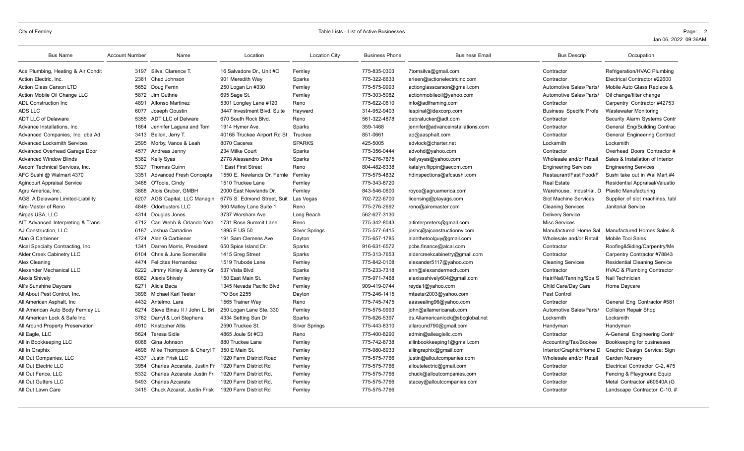| Bus Name | Account Number | Name | Location | Location City | Business Phone | Business Email | Bus Descrip | Occupation |
|---|---|---|---|---|---|---|---|---|
| Ace Plumbing, Heating & Air Condit | 3197 | Silva, Clarence T. | 16 Salvadore Dr., Unit #C | Fernley | 775-835-0303 | 7tomsilva@gmail.com | Contractor | Refrigeration/HVAC Plumbing |
| Action Electric, Inc. | 2361 | Chad Johnson | 901 Meredith Way | Sparks | 775-322-6633 | arleen@actionelectricinc.com | Contractor | Electrical Contractor #22600 |
| Action Glass Carson LTD | 5652 | Doug Ferrin | 250 Logan Ln #330 | Fernley | 775-575-9993 | actionglasscarson@gmail.com | Automotive Sales/Parts/ | Mobile Auto Glass Replace & |
| Action Mobile Oil Change LLC | 5872 | Jim Guthrie | 695 Sage St. | Fernley | 775-303-5082 | actionmobileoil@yahoo.com | Automotive Sales/Parts/ | Oil change/filter change |
| ADL Construction Inc | 4891 | Alfonso Martinez | 5301 Longley Lane #120 | Reno | 775-622-0610 | info@adlframing.com | Contractor | Carpentry Contractor #42753 |
| ADS LLC | 6077 | Joseph Goustin | 3447 Investment Blvd. Suite | Hayward | 314-952-9403 | lespinal@idexcorp.com | Business Specific Profe | Wastewater Monitoring |
| ADT LLC of Delaware | 5355 | ADT LLC of Delware | 670 South Rock Blvd. | Reno | 561-322-4878 | debratucker@adt.com | Contractor | Security Alarm Systems Contr |
| Advance Installations, Inc. | 1864 | Jennifer Laguna and Tom | 1914 Hymer Ave. | Sparks | 359-1468 | jennifer@advanceinstallations.com | Contractor | General Eng/Building Contrac |
| Advanced Companies, Inc. dba Ad | 3413 | Bellon, Jerry T. | 40165 Truckee Airport Rd St | Truckee | 851-0661 | ap@aasphalt.com | Contractor | General Engineering Contract |
| Advanced Locksmith Services | 2595 | Morby, Vance & Leah | 8070 Caceres | SPARKS | 425-5005 | advlock@charter.net | Locksmith | Locksmith |
| Advanced Overhead Garage Door | 4577 | Andreas Jenny | 234 Milke Court | Sparks | 775-356-0444 | advohd@yahoo.com | Contractor | Overhead Doors Contractor # |
| Advanced Window Blinds | 5362 | Kelly Syas | 2778 Alessandro Drive | Sparks | 775-276-7875 | kellysyas@yahoo.com | Wholesale and/or Retail | Sales & Installation of Interior |
| Aecom Technical Services, Inc. | 5327 | Thomas Guinn | 1 East First Street | Reno | 804-482-6338 | katelyn.flippin@aecom.com | Engineering Services | Engineering Services |
| AFC Sushi @ Walmart 4370 | 3351 | Advanced Fresh Concepts | 1550 E. Newlands Dr. Fernle | Fernley | 775-575-4832 | hdinspections@afcsushi.com | Restaurant/Fast Food/F | Sushi take out in Wal Mart #4 |
| Agincourt Appraisal Service | 3488 | O'Toole, Cindy | 1510 Truckee Lane | Fernley | 775-343-8720 | | Real Estate | Residential Appraisal/Valuatio |
| Agru America, Inc. | 3868 | Alois Gruber, GMBH | 2000 East Newlands Dr. | Fernley | 843-546-0600 | royce@agruamerica.com | Warehouse, Industrial, D | Plastic Manufacturing |
| AGS, A Delaware Limited-Liability | 6207 | AGS Capital, LLC Managin | 6775 S. Edmond Street, Suit | Las Vegas | 702-722-6700 | licensing@playags.com | Slot Machine Services | Supplier of slot machines, tabl |
| Aire-Master of Reno | 4848 | Odorbusters LLC | 960 Matley Lane Suite 1 | Reno | 775-276-2692 | reno@airemaster.com | Cleaning Services | Janitorial Service |
| Airgas USA, LLC | 4314 | Douglas Jones | 3737 Worsham Ave | Long Beach | 562-627-3130 | | Delivery Service | |
| AIT Advanced Interpreting & Transl | 4712 | Carl Webb & Orlando Yara | 1731 Rose Summit Lane | Reno | 775-342-8043 | aitinterpreters@gmail.com | Misc Services | |
| AJ Construction, LLC | 6187 | Joshua Carradine | 1895 E US 50 | Silver Springs | 775-577-6415 | joshc@ajconstructionnv.com | Manufactured Home Sal | Manufactured Homes Sales & |
| Alan G Carbiener | 4724 | Alan G Carbiener | 191 Sam Clemens Ave | Dayton | 775-657-1785 | alanthetoolguy@gmail.com | Wholesale and/or Retail | Mobile Tool Sales |
| Alcal Specialty Contracting, Inc | 1341 | Darren Morris, President | 650 Spice Island Dr. | Sparks | 916-631-6572 | pcbs.finance@alcal.com | Contractor | Roofing&Siding/Carpentry/Me |
| Alder Creek Cabinetry LLC | 6104 | Chris & June Somerville | 1415 Greg Street | Sparks | 775-313-7653 | aldercreekcabinetry@gmail.com | Contractor | Carpentry Contractor #78843 |
| Alex Cleaning | 4474 | Felicitas Hernandez | 1519 Trubode Lane | Fernley | 775-842-0108 | alexander5117@yahoo.com | Cleaning Services | Residential Cleaning Service |
| Alexander Mechanical LLC | 6222 | Jimmy Kinley & Jeremy Gr | 537 Vista Blvd | Sparks | 775-233-7318 | ann@alexandermech.com | Contractor | HVAC & Plumbing Contractor |
| Alexis Shively | 6062 | Alexis Shively | 150 East Main St. | Fernley | 775-971-7468 | alexissshively604@gmail.com | Hair/Nail/Tanning/Spa S | Nail Technician |
| Ali's Sunshine Daycare | 6271 | Alicia Baca | 1345 Nevada Pacific Blvd | Fernley | 909-419-0744 | reyda1@yahoo.com | Child Care/Day Care | Home Daycare |
| All About Pest Control, Inc. | 3896 | Michael Karl Teeter | PO Box 2255 | Dayton | 775-246-1415 | mteeter2003@yahoo.com | Pest Control | |
| All American Asphalt, Inc | 4432 | Antelmo, Lara | 1565 Trainer Way | Reno | 775-745-7475 | aaasealing96@yahoo.com | Contractor | General Eng Contractor #581 |
| All American Auto Body Fernley LL | 6274 | Steve Binau II / John L. Bri | 250 Logan Lane Ste. 330 | Fernley | 775-575-9993 | john@allamericanab.com | Automotive Sales/Parts/ | Collision Repair Shop |
| All American Lock & Safe Inc. | 3782 | Darryl & Lori Stephens | 4334 Setting Sun Dr | Sparks | 775-626-5397 | ds.Allamericanlock@sbcglobal.net | Locksmith | Locksmith |
| All Around Property Preservation | 4910 | Kristopher Allis | 2590 Truckee St. | Silver Springs | 775-443-8310 | allaround790@gmail.com | Handyman | Handyman |
| All Eagle, LLC | 5624 | Teresa Sidle | 4865 Joule St #C3 | Reno | 775-400-8290 | admin@alleaglellc.com | Contractor | A-General Engineering Contr |
| All in Bookkeeping LLC | 6068 | Gina Johnson | 880 Truckee Lane | Fernley | 775-742-8738 | allinbookkeeping1@gmail.com | Accounting/Tax/Bookee | Bookkeeping for businesses |
| All In Graphix | 4696 | Mike Thompson & Cheryl T | 350 E Main St. | Fernley | 775-980-6933 | allingraphix@gmail.com | Interior/Graphic/Home D | Graphic Design Service: Sign |
| All Out Companies, LLC | 4337 | Justin Frisk LLC | 1920 Farm District Road | Fernley | 775-575-7766 | justin@alloutcompanies.com | Wholesale and/or Retail | Garden Nursery |
| All Out Electric LLC | 3954 | Charles Accarate, Justin Fr | 1920 Farm District Rd | Fernley | 775-575-7766 | alloutelectric@gmail.com | Contractor | Electrical Contractor C-2, #75 |
| All Out Fence, LLC | 5332 | Charles Azcarate Justin Fri | 1920 Farm District Rd. | Fernley | 775-575-7766 | chuck@alloutcompanies.com | Contractor | Fencing & Playground Equip |
| All Out Gutters LLC | 5493 | Charles Azcarate | 1920 Farm District Rd. | Fernley | 775-575-7766 | stacey@alloutcompanies.com | Contractor | Metal Contractor #60640A (G |
| All Out Lawn Care | 3415 | Chuck Azcarat, Justin Frisk | 1920 Farm District Rd | Fernley | 775-575-7766 | | Contractor | Landscape Contractor C-10, # |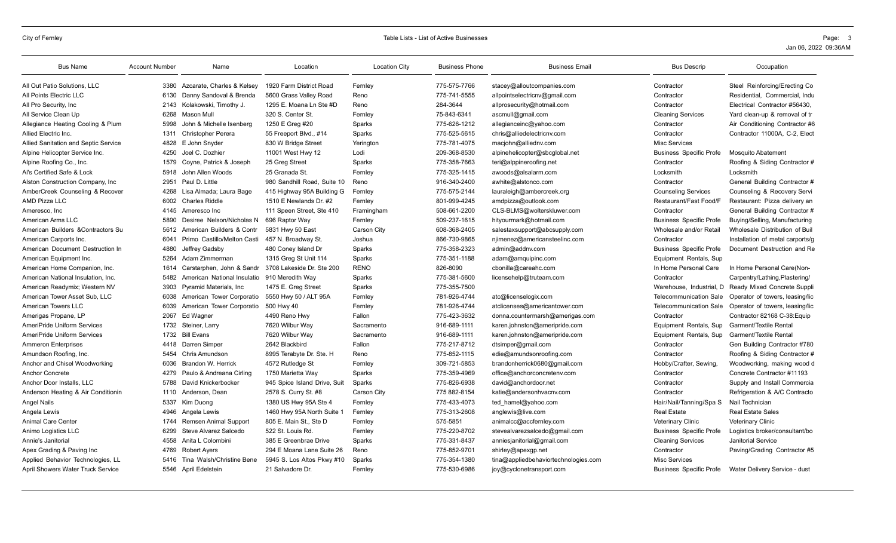| Bus Name | Account Number | Name | Location | Location City | Business Phone | Business Email | Bus Descrip | Occupation |
|---|---|---|---|---|---|---|---|---|
| All Out Patio Solutions, LLC | 3380 | Azcarate, Charles & Kelsey | 1920 Farm District Road | Fernley | 775-575-7766 | stacey@alloutcompanies.com | Contractor | Steel Reinforcing/Erecting Co |
| All Points Electric LLC | 6130 | Danny Sandoval & Brenda | 5600 Grass Valley Road | Reno | 775-741-5555 | allpointselectricnv@gmail.com | Contractor | Residential, Commercial, Indu |
| All Pro Security, Inc | 2143 | Kolakowski, Timothy J. | 1295 E. Moana Ln Ste #D | Reno | 284-3644 | allprosecurity@hotmail.com | Contractor | Electrical Contractor #56430, |
| All Service Clean Up | 6268 | Mason Mull | 320 S. Center St. | Fernley | 75-843-6341 | ascmull@gmail.com | Cleaning Services | Yard clean-up & removal of tr |
| Allegiance Heating Cooling & Plum | 5998 | John & Michelle Isenberg | 1250 E Greg #20 | Sparks | 775-626-1212 | allegianceinc@yahoo.com | Contractor | Air Conditioning Contractor #6 |
| Allied Electric Inc. | 1311 | Christopher Perera | 55 Freeport Blvd., #14 | Sparks | 775-525-5615 | chris@alliedelectricnv.com | Contractor | Contractor 11000A, C-2, Elect |
| Allied Sanitation and Septic Service | 4828 | E John Snyder | 830 W Bridge Street | Yerington | 775-781-4075 | macjohn@alliednv.com | Misc Services | |
| Alpine Helicopter Service Inc. | 4250 | Joel C. Dozhier | 11001 West Hwy 12 | Lodi | 209-368-8530 | alpinehelicopter@sbcglobal.net | Business Specific Profe | Mosquito Abatement |
| Alpine Roofing Co., Inc. | 1579 | Coyne, Patrick & Joseph | 25 Greg Street | Sparks | 775-358-7663 | teri@alpineroofing.net | Contractor | Roofing & Siding Contractor # |
| Al's Certified Safe & Lock | 5918 | John Allen Woods | 25 Granada St. | Fernley | 775-325-1415 | awoods@alsalarm.com | Locksmith | Locksmith |
| Alston Construction Company, Inc | 2951 | Paul D. Little | 980 Sandhill Road, Suite 10 | Reno | 916-340-2400 | awhite@alstonco.com | Contractor | General Building Contractor # |
| AmberCreek Counseling & Recover | 4268 | Lisa Almada; Laura Bage | 415 Highway 95A Building G | Fernley | 775-575-2144 | lauraleigh@ambercreek.org | Counseling Services | Counseling & Recovery Servi |
| AMD Pizza LLC | 6002 | Charles Riddle | 1510 E Newlands Dr. #2 | Fernley | 801-999-4245 | amdpizza@outlook.com | Restaurant/Fast Food/F | Restaurant: Pizza delivery an |
| Ameresco, Inc | 4145 | Ameresco Inc | 111 Speen Street, Ste 410 | Framingham | 508-661-2200 | CLS-BLMS@wolterskluwer.com | Contractor | General Building Contractor # |
| American Arms LLC | 5890 | Desiree Nelson/Nicholas N | 696 Raptor Way | Fernley | 509-237-1615 | hityourmark@hotmail.com | Business Specific Profe | Buying/Selling, Manufacturing |
| American Builders &Contractors Su | 5612 | American Builders & Contr | 5831 Hwy 50 East | Carson City | 608-368-2405 | salestaxsupport@abcsupply.com | Wholesale and/or Retail | Wholesale Distribution of Buil |
| American Carports Inc. | 6041 | Primo Castillo/Melton Casti | 457 N. Broadway St. | Joshua | 866-730-9865 | njimenez@americansteelinc.com | Contractor | Installation of metal carports/g |
| American Document Destruction In | 4880 | Jeffrey Gadsby | 480 Coney Island Dr | Sparks | 775-358-2323 | admin@addnv.com | Business Specific Profe | Document Destruction and Re |
| American Equipment Inc. | 5264 | Adam Zimmerman | 1315 Greg St Unit 114 | Sparks | 775-351-1188 | adam@amquipinc.com | Equipment Rentals, Sup | |
| American Home Companion, Inc. | 1614 | Carstarphen, John & Sandr | 3708 Lakeside Dr. Ste 200 | RENO | 826-8090 | cbonilla@careahc.com | In Home Personal Care | In Home Personal Care(Non- |
| American National Insulation, Inc. | 5482 | American National Insulatio | 910 Meredith Way | Sparks | 775-381-5600 | licensehelp@truteam.com | Contractor | Carpentry/Lathing,Plastering/ |
| American Readymix; Western NV | 3903 | Pyramid Materials, Inc | 1475 E. Greg Street | Sparks | 775-355-7500 | | Warehouse, Industrial, D | Ready Mixed Concrete Suppli |
| American Tower Asset Sub, LLC | 6038 | American Tower Corporatio | 5550 Hwy 50 / ALT 95A | Fernley | 781-926-4744 | atc@licenselogix.com | Telecommunication Sale | Operator of towers, leasing/lic |
| American Towers LLC | 6039 | American Tower Corporatio | 500 Hwy 40 | Fernley | 781-926-4744 | atclicenses@americantower.com | Telecommunication Sale | Operator of towers, leasing/lic |
| Amerigas Propane, LP | 2067 | Ed Wagner | 4490 Reno Hwy | Fallon | 775-423-3632 | donna.countermarsh@amerigas.com | Contractor | Contractor 82168 C-38:Equip |
| AmeriPride Uniform Services | 1732 | Steiner, Larry | 7620 Wilbur Way | Sacramento | 916-689-1111 | karen.johnston@ameripride.com | Equipment Rentals, Sup | Garment/Textile Rental |
| AmeriPride Uniform Services | 1732 | Bill Evans | 7620 Wilbur Way | Sacramento | 916-689-1111 | karen.johnston@ameripride.com | Equipment Rentals, Sup | Garment/Textile Rental |
| Ammeron Enterprises | 4418 | Darren Simper | 2642 Blackbird | Fallon | 775-217-8712 | dtsimper@gmail.com | Contractor | Gen Building Contractor #780 |
| Amundson Roofing, Inc. | 5454 | Chris Amundson | 8995 Terabyte Dr. Ste. H | Reno | 775-852-1115 | edie@amundsonroofing.com | Contractor | Roofing & Siding Contractor # |
| Anchor and Chisel Woodworking | 6036 | Brandon W. Herrick | 4572 Rutledge St | Fernley | 309-721-5853 | brandonherrick0680@gmail.com | Hobby/Crafter, Sewing, | Woodworking, making wood d |
| Anchor Concrete | 4279 | Paulo & Andreana Cirling | 1750 Marietta Way | Sparks | 775-359-4969 | office@anchorconcretenv.com | Contractor | Concrete Contractor #11193 |
| Anchor Door Installs, LLC | 5788 | David Knickerbocker | 945 Spice Island Drive, Suit | Sparks | 775-826-6938 | david@anchordoor.net | Contractor | Supply and Install Commercia |
| Anderson Heating & Air Conditionin | 1110 | Anderson, Dean | 2578 S. Curry St. #8 | Carson City | 775 882-8154 | katie@andersonhvacnv.com | Contractor | Refrigeration & A/C Contracto |
| Angel Nails | 5337 | Kim Duong | 1380 US Hwy 95A Ste 4 | Fernley | 775-433-4073 | ted_hamel@yahoo.com | Hair/Nail/Tanning/Spa S | Nail Technician |
| Angela Lewis | 4946 | Angela Lewis | 1460 Hwy 95A North Suite 1 | Fernley | 775-313-2608 | anglewis@live.com | Real Estate | Real Estate Sales |
| Animal Care Center | 1744 | Remsen Animal Support | 805 E. Main St., Ste D | Fernley | 575-5851 | animalcc@accfernley.com | Veterinary Clinic | Veterinary Clinic |
| Animo Logistics LLC | 6299 | Steve Alvarez Salcedo | 522 St. Louis Rd. | Fernley | 775-220-8702 | stevealvarezsalcedo@gmail.com | Business Specific Profe | Logistics broker/consultant/bo |
| Annie's Janitorial | 4558 | Anita L Colombini | 385 E Greenbrae Drive | Sparks | 775-331-8437 | anniesjanitorial@gmail.com | Cleaning Services | Janitorial Service |
| Apex Grading & Paving Inc | 4769 | Robert Ayers | 294 E Moana Lane Suite 26 | Reno | 775-852-9701 | shirley@apexgp.net | Contractor | Paving/Grading Contractor #5 |
| Applied Behavior Technologies, LL | 5416 | Tina Walsh/Christine Bene | 5945 S. Los Altos Pkwy #10 | Sparks | 775-354-1380 | tina@appliedbehaviortechnologies.com | Misc Services | |
| April Showers Water Truck Service | 5546 | April Edelstein | 21 Salvadore Dr. | Fernley | 775-530-6986 | joy@cyclonetransport.com | Business Specific Profe | Water Delivery Service - dust |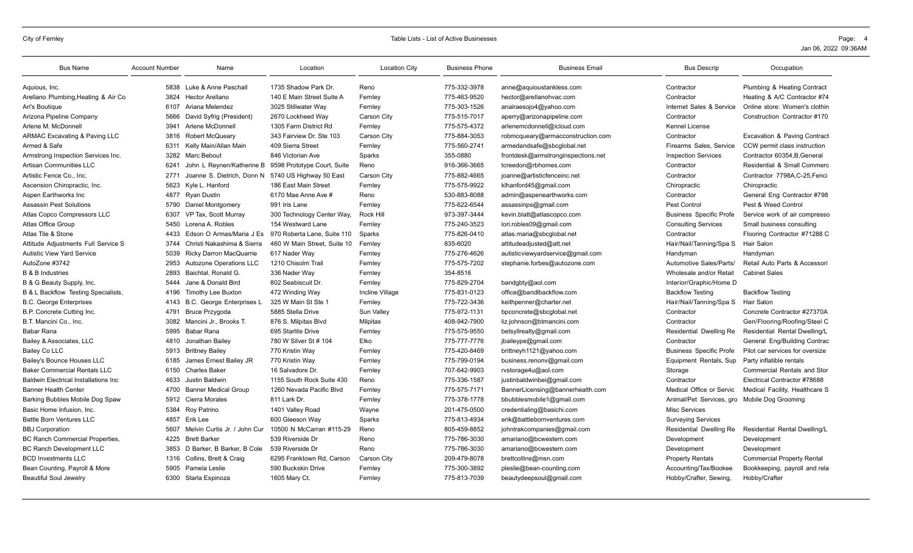| Bus Name | Account Number | Name | Location | Location City | Business Phone | Business Email | Bus Descrip | Occupation |
|---|---|---|---|---|---|---|---|---|
| Aquious, Inc. | 5838 | Luke & Anne Paschall | 1735 Shadow Park Dr. | Reno | 775-332-3978 | anne@aquioustankless.com | Contractor | Plumbing & Heating Contract |
| Arellano Plumbing,Heating & Air Co | 3824 | Hector Arellano | 140 E Main Street Suite A | Fernley | 775-463-9520 | hector@arellanohvac.com | Contractor | Heating & A/C Contractor #74 |
| Ari's Boutique | 6107 | Ariana Melendez | 3025 Stillwater Way | Fernley | 775-303-1526 | anairaesojo4@yahoo.com | Internet Sales & Service | Online store: Women's clothin |
| Arizona Pipeline Company | 5666 | David Syfrig (President) | 2670 Lockheed Way | Carson City | 775-515-7017 | aperry@arizonapipeline.com | Contractor | Construction Contractor #170 |
| Arlene M. McDonnell | 3941 | Arlene McDonnell | 1305 Farm District Rd | Fernley | 775-575-4372 | arlenemcdonnell@icloud.com | Kennel License | |
| ARMAC Excavating & Paving LLC | 3816 | Robert McQueary | 343 Fairview Dr. Ste 103 | Carson City | 775-884-3053 | robmcqueary@armacconstruction.com | Contractor | Excavation & Paving Contract |
| Armed & Safe | 6311 | Kelly Main/Allan Main | 409 Sierra Street | Fernley | 775-560-2741 | armedandsafe@sbcglobal.net | Firearms Sales, Service | CCW permit class instruction |
| Armstrong Inspection Services Inc. | 3282 | Marc Bebout | 846 Victorian Ave | Sparks | 355-0880 | frontdesk@armstronginspections.net | Inspection Services | Contractor 60354,B,General |
| Artisan Communities LLC | 6241 | John L Reynen/Katherine B | 9598 Prototype Court, Suite | Reno | 916-366-3665 | tcreedon@rbhomes.com | Contractor | Residential & Small Commerc |
| Artistic Fence Co., Inc. | 2771 | Joanne S. Dietrich, Donn N | 5740 US Highway 50 East | Carson City | 775-882-4665 | joanne@artisticfenceinc.net | Contractor | Contractor 7798A,C-25,Fenci |
| Ascension Chiropractic, Inc. | 5623 | Kyle L. Hanford | 186 East Main Street | Fernley | 775-575-9922 | klhanford45@gmail.com | Chiropractic | Chiropractic |
| Aspen Earthworks Inc | 4877 | Ryan Dustin | 6170 Mae Anne Ave # | Reno | 530-883-8088 | admin@aspenearthworks.com | Contractor | General Eng Contractor #798 |
| Assassin Pest Solutions | 5790 | Daniel Montgomery | 991 Iris Lane | Fernley | 775-622-6544 | assassinps@gmail.com | Pest Control | Pest & Weed Control |
| Atlas Copco Compressors LLC | 6307 | VP Tax, Scott Murray | 300 Technology Center Way, | Rock Hill | 973-397-3444 | kevin.blatt@atlascopco.com | Business Specific Profe | Service work of air compresso |
| Atlas Office Group | 5450 | Lorena A. Robles | 154 Westward Lane | Fernley | 775-240-3523 | lori.robles09@gmail.com | Consulting Services | Small business consulting |
| Atlas Tile & Stone | 4433 | Edson O Armas/Maria J Es | 970 Roberta Lane, Suite 110 | Sparks | 775-826-0410 | atlas.maria@sbcglobal.net | Contractor | Flooring Contractor #71288 C |
| Attitude Adjustments Full Service S | 3744 | Christi Nakashima & Sierra | 460 W Main Street, Suite 10 | Fernley | 835-6020 | attitudeadjusted@att.net | Hair/Nail/Tanning/Spa S | Hair Salon |
| Autistic View Yard Service | 5039 | Ricky Darron MacQuarrie | 617 Nader Way | Fernley | 775-276-4626 | autisticviewyardservice@gmail.com | Handyman | Handyman |
| AutoZone #3742 | 2953 | Autozone Operations LLC | 1210 Chisolm Trail | Fernley | 775-575-7202 | stephanie.forbes@autozone.com | Automotive Sales/Parts/ | Retail Auto Parts & Accessori |
| B & B Industries | 2893 | Baichtal, Ronald G. | 336 Nader Way | Fernley | 354-8516 | | Wholesale and/or Retail | Cabinet Sales |
| B & G Beauty Supply, Inc. | 5444 | Jane & Donald Bird | 802 Seabiscuit Dr. | Fernley | 775-829-2704 | bandgbty@aol.com | Interior/Graphic/Home D | |
| B & L Backflow Testing Specialists, | 4196 | Timothy Lee Buxton | 472 Winding Way | Incline Village | 775-831-0123 | office@blbackflow.com | Backflow Testing | Backflow Testing |
| B.C. George Enterprises | 4143 | B.C. George Enterprises L | 325 W Main St Ste 1 | Fernley | 775-722-3436 | keithpenner@charter.net | Hair/Nail/Tanning/Spa S | Hair Salon |
| B.P. Concrete Cutting Inc. | 4791 | Bruce Przygoda | 5885 Stella Drive | Sun Valley | 775-972-1131 | bpconcrete@sbcglobal.net | Contractor | Concrete Contractor #27370A |
| B.T. Mancini Co., Inc. | 3082 | Mancini Jr., Brooks T. | 876 S. Milpitas Blvd | Milpitas | 408-942-7900 | liz.johnson@btmancini.com | Contractor | Gen/Flooring/Roofing/Steel C |
| Babar Rana | 5995 | Babar Rana | 695 Starlite Drive | Fernley | 775-575-9550 | betsyllrealty@gmail.com | Residential Dwelling Re | Residential Rental Dwelling/L |
| Bailey & Associates, LLC | 4810 | Jonathan Bailey | 780 W Silver St # 104 | Elko | 775-777-7776 | jbaileype@gmail.com | Contractor | General Eng/Building Contrac |
| Bailey Co LLC | 5913 | Brittney Bailey | 770 Kristin Way | Fernley | 775-420-8469 | brittneyh1121@yahoo.com | Business Specific Profe | Pilot car services for oversize |
| Bailey's Bounce Houses LLC | 6185 | James Ernest Bailey JR | 770 Kristin Way | Fernley | 775-799-0194 | business.renonv@gmail.com | Equipment Rentals, Sup | Party inflatible rentals |
| Baker Commercial Rentals LLC | 6150 | Charles Baker | 16 Salvadore Dr. | Fernley | 707-642-9903 | rvstorage4u@aol.com | Storage | Commercial Rentals and Stor |
| Baldwin Electrical Installations Inc | 4633 | Justin Baldwin | 1155 South Rock Suite 430 | Reno | 775-336-1587 | justinbaldwinbei@gmail.com | Contractor | Electrical Contractor #78688 |
| Banner Health Center | 4700 | Banner Medical Group | 1260 Nevada Pacific Blvd | Fernley | 775-575-7171 | BannerLicensing@bannerhealth.com | Medical Office or Servic | Medical Facility, Healthcare S |
| Barking Bubbles Mobile Dog Spaw | 5912 | Cierra Morales | 811 Lark Dr. | Fernley | 775-378-1778 | bbubblesmobile1@gmail.com | Animal/Pet Services, gro | Mobile Dog Grooming |
| Basic Home Infusion, Inc. | 5384 | Roy Patrino | 1401 Valley Road | Wayne | 201-475-0500 | credentialing@basichi.com | Misc Services | |
| Battle Born Ventures LLC | 4857 | Erik Lee | 600 Gleeson Way | Sparks | 775-813-4934 | erik@battlebornventures.com | Surveying Services | |
| BBJ Corporation | 5607 | Melvin Curtis Jr. / John Cur | 10500 N McCarran #115-29 | Reno | 805-459-8852 | johntrakcompanies@gmail.com | Residential Dwelling Re | Residential Rental Dwelling/L |
| BC Ranch Commercial Properties, | 4225 | Brett Barker | 539 Riverside Dr | Reno | 775-786-3030 | amariano@bcwestern.com | Development | Development |
| BC Ranch Development LLC | 3853 | D Barker, B Barker, B Cole | 539 Riverside Dr | Reno | 775-786-3030 | amariano@bcwestern.com | Development | Development |
| BCD Investments LLC | 1316 | Collins, Brett & Craig | 6295 Franktown Rd, Carson | Carson City | 209-479-8078 | brettcollins@msn.com | Property Rentals | Commercial Property Rental |
| Bean Counting, Payroll & More | 5905 | Pamela Leslie | 590 Buckskin Drive | Fernley | 775-300-3892 | pleslie@bean-counting.com | Accounting/Tax/Bookee | Bookkeeping, payroll and rela |
| Beautiful Soul Jewelry | 6300 | Starla Espinoza | 1605 Mary Ct. | Fernley | 775-813-7039 | beautydeepsoul@gmail.com | Hobby/Crafter, Sewing, | Hobby/Crafter |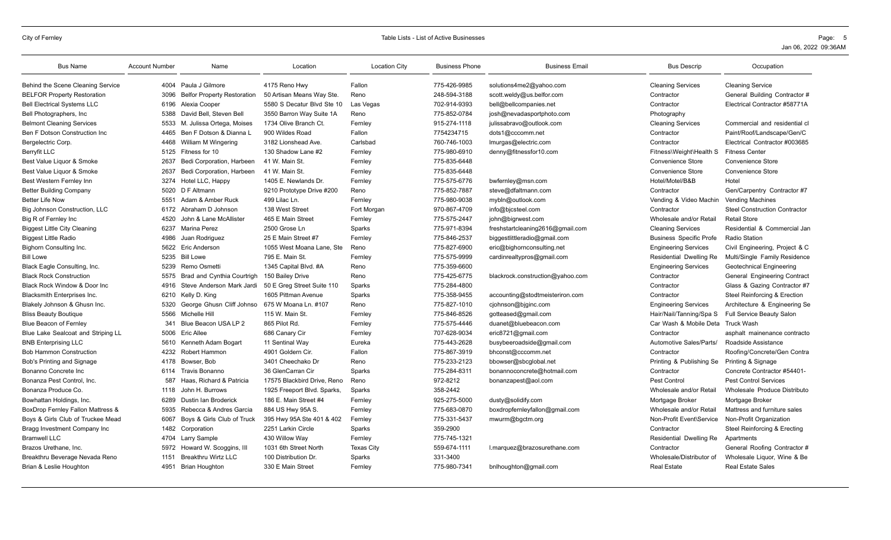| Bus Name | Account Number | Name | Location | Location City | Business Phone | Business Email | Bus Descrip | Occupation |
|---|---|---|---|---|---|---|---|---|
| Behind the Scene Cleaning Service | 4004 | Paula J Gilmore | 4175 Reno Hwy | Fallon | 775-426-9985 | solutions4me2@yahoo.com | Cleaning Services | Cleaning Service |
| BELFOR Property Restoration | 3096 | Belfor Property Restoration | 50 Artisan Means Way Ste. | Reno | 248-594-3188 | scott.weldy@us.belfor.com | Contractor | General Building Contractor # |
| Bell Electrical Systems LLC | 6196 | Alexia Cooper | 5580 S Decatur Blvd Ste 10 | Las Vegas | 702-914-9393 | bell@bellcompanies.net | Contractor | Electrical Contractor #58771A |
| Bell Photographers, Inc | 5388 | David Bell, Steven Bell | 3550 Barron Way Suite 1A | Reno | 775-852-0784 | josh@nevadasportphoto.com | Photography | |
| Belmont Cleaning Services | 5533 | M. Julissa Ortega, Moises | 1734 Olive Branch Ct. | Fernley | 915-274-1118 | julissabravo@outlook.com | Cleaning Services | Commercial and residential cl |
| Ben F Dotson Construction Inc | 4465 | Ben F Dotson & Dianna L | 900 Wildes Road | Fallon | 7754234715 | dots1@cccomm.net | Contractor | Paint/Roof/Landscape/Gen/C |
| Bergelectric Corp. | 4468 | William M Wingering | 3182 Lionshead Ave. | Carlsbad | 760-746-1003 | lmurgas@electric.com | Contractor | Electrical Contractor #003685 |
| Berryfit LLC | 5125 | Fitness for 10 | 130 Shadow Lane #2 | Fernley | 775-980-6910 | denny@fitnessfor10.com | Fitness\Weight\Health S | Fitness Center |
| Best Value Liquor & Smoke | 2637 | Bedi Corporation, Harbeen | 41 W. Main St. | Fernley | 775-835-6448 | | Convenience Store | Convenience Store |
| Best Value Liquor & Smoke | 2637 | Bedi Corporation, Harbeen | 41 W. Main St. | Fernley | 775-835-6448 | | Convenience Store | Convenience Store |
| Best Western Fernley Inn | 3274 | Hotel LLC, Happy | 1405 E. Newlands Dr. | Fernley | 775-575-6776 | bwfernley@msn.com | Hotel/Motel/B&B | Hotel |
| Better Building Company | 5020 | D F Altmann | 9210 Prototype Drive #200 | Reno | 775-852-7887 | steve@dfaltmann.com | Contractor | Gen/Carpentry Contractor #7 |
| Better Life Now | 5551 | Adam & Amber Ruck | 499 Lilac Ln. | Fernley | 775-980-9038 | mybln@outlook.com | Vending & Video Machin | Vending Machines |
| Big Johnson Construction, LLC | 6172 | Abraham D Johnson | 138 West Street | Fort Morgan | 970-867-4709 | info@bjcsteel.com | Contractor | Steel Construction Contractor |
| Big R of Fernley Inc | 4520 | John & Lane McAllister | 465 E Main Street | Fernley | 775-575-2447 | john@bigrwest.com | Wholesale and/or Retail | Retail Store |
| Biggest Little City Cleaning | 6237 | Marina Perez | 2500 Grose Ln | Sparks | 775-971-8394 | freshstartcleaning2616@gmail.com | Cleaning Services | Residential & Commercial Jan |
| Biggest Little Radio | 4986 | Juan Rodriguez | 25 E Main Street #7 | Fernley | 775-846-2537 | biggestlittleradio@gmail.com | Business Specific Profe | Radio Station |
| Bighorn Consulting Inc. | 5622 | Eric Anderson | 1055 West Moana Lane, Ste | Reno | 775-827-6900 | eric@bighornconsulting.net | Engineering Services | Civil Engineering, Project & C |
| Bill Lowe | 5235 | Bill Lowe | 795 E. Main St. | Fernley | 775-575-9999 | cardinrealtypros@gmail.com | Residential Dwelling Re | Multi/Single Family Residence |
| Black Eagle Consulting, Inc. | 5239 | Remo Osmetti | 1345 Capital Blvd. #A | Reno | 775-359-6600 | | Engineering Services | Geotechnical Engineering |
| Black Rock Construction | 5575 | Brad and Cynthia Courtrigh | 150 Bailey Drive | Reno | 775-425-6775 | blackrock.construction@yahoo.com | Contractor | General Engineering Contract |
| Black Rock Window & Door Inc | 4916 | Steve Anderson Mark Jardi | 50 E Greg Street Suite 110 | Sparks | 775-284-4800 | | Contractor | Glass & Gazing Contractor #7 |
| Blacksmith Enterprises Inc. | 6210 | Kelly D. King | 1605 Pittman Avenue | Sparks | 775-358-9455 | accounting@stodtmeisteriron.com | Contractor | Steel Reinforcing & Erection |
| Blakely Johnson & Ghusn Inc. | 5320 | George Ghusn Cliff Johnso | 675 W Moana Ln. #107 | Reno | 775-827-1010 | cjohnson@bjginc.com | Engineering Services | Architecture & Engineering Se |
| Bliss Beauty Boutique | 5566 | Michelle Hill | 115 W. Main St. | Fernley | 775-846-8526 | gotteased@gmail.com | Hair/Nail/Tanning/Spa S | Full Service Beauty Salon |
| Blue Beacon of Fernley | 341 | Blue Beacon USA LP 2 | 865 Pilot Rd. | Fernley | 775-575-4446 | duanet@bluebeacon.com | Car Wash & Mobile Deta | Truck Wash |
| Blue Lake Sealcoat and Striping LL | 5006 | Eric Allee | 686 Canary Cir | Fernley | 707-628-9034 | eric8721@gmail.com | Contractor | asphalt mainenance contracto |
| BNB Enterprising LLC | 5610 | Kenneth Adam Bogart | 11 Sentinal Way | Eureka | 775-443-2628 | busybeeroadside@gmail.com | Automotive Sales/Parts/ | Roadside Assistance |
| Bob Hammon Construction | 4232 | Robert Hammon | 4901 Goldern Cir. | Fallon | 775-867-3919 | bhconst@cccomm.net | Contractor | Roofing/Concrete/Gen Contra |
| Bob's Printing and Signage | 4178 | Bowser, Bob | 3401 Cheechako Dr | Reno | 775-233-2123 | bbowser@sbcglobal.net | Printing & Publishing Se | Printing & Signage |
| Bonanno Concrete Inc | 6114 | Travis Bonanno | 36 GlenCarran Cir | Sparks | 775-284-8311 | bonannoconcrete@hotmail.com | Contractor | Concrete Contractor #54401- |
| Bonanza Pest Control, Inc. | 587 | Haas, Richard & Patricia | 17575 Blackbird Drive, Reno | Reno | 972-8212 | bonanzapest@aol.com | Pest Control | Pest Control Services |
| Bonanza Produce Co. | 1118 | John H. Burrows | 1925 Freeport Blvd. Sparks, | Sparks | 358-2442 | | Wholesale and/or Retail | Wholesale Produce Distributo |
| Bowhattan Holdings, Inc. | 6289 | Dustin Ian Broderick | 186 E. Main Street #4 | Fernley | 925-275-5000 | dusty@solidify.com | Mortgage Broker | Mortgage Broker |
| BoxDrop Fernley Fallon Mattress & | 5935 | Rebecca & Andres Garcia | 884 US Hwy 95A S. | Fernley | 775-683-0870 | boxdropfernleyfallon@gmail.com | Wholesale and/or Retail | Mattress and furniture sales |
| Boys & Girls Club of Truckee Mead | 6067 | Boys & Girls Club of Truck | 395 Hwy 95A Ste 401 & 402 | Fernley | 775-331-5437 | mwurm@bgctm.org | Non-Profit Event\Service | Non-Profit Organization |
| Bragg Investment Company Inc | 1482 | Corporation | 2251 Larkin Circle | Sparks | 359-2900 | | Contractor | Steel Reinforcing & Erecting |
| Bramwell LLC | 4704 | Larry Sample | 430 Willow Way | Fernley | 775-745-1321 | | Residential Dwelling Re | Apartments |
| Brazos Urethane, Inc. | 5972 | Howard W. Scoggins, III | 1031 6th Street North | Texas City | 559-674-1111 | l.marquez@brazosurethane.com | Contractor | General Roofing Contractor # |
| Breakthru Beverage Nevada Reno | 1151 | Breakthru Wirtz LLC | 100 Distribution Dr. | Sparks | 331-3400 | | Wholesale/Distributor of | Wholesale Liquor, Wine & Be |
| Brian & Leslie Houghton | 4951 | Brian Houghton | 330 E Main Street | Fernley | 775-980-7341 | bnlhoughton@gmail.com | Real Estate | Real Estate Sales |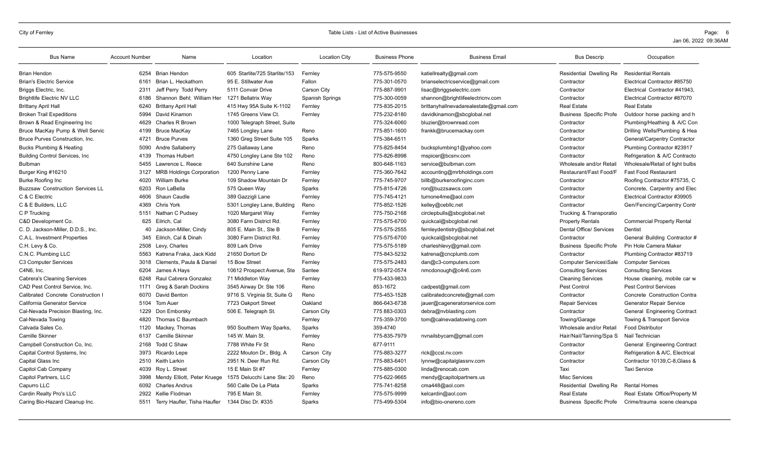| Bus Name | Account Number | Name | Location | Location City | Business Phone | Business Email | Bus Descrip | Occupation |
|---|---|---|---|---|---|---|---|---|
| Brian Hendon | 6254 | Brian Hendon | 605 Starlite/725 Starlite/153 | Fernley | 775-575-9550 | katiellrealty@gmail.com | Residential Dwelling Re | Residential Rentals |
| Brian's Electric Service | 6161 | Brian L. Heckathorn | 95 E. Stillwater Ave | Fallon | 775-301-0570 | brianselectricservice@gmail.com | Contractor | Electrical Contractor #85750 |
| Briggs Electric, Inc. | 2311 | Jeff Perry Todd Perry | 5111 Convair Drive | Carson City | 775-887-9901 | lisac@briggselectric.com | Contractor | Electrical Contractor #41943, |
| Brightlife Electric NV LLC | 6186 | Shannon Behl; William Her | 1271 Bellatrix Way | Spanish Springs | 775-300-0059 | shannon@brightlifeelectricnv.com | Contractor | Electrical Contractor #87070 |
| Brittany April Hall | 6240 | Brittany April Hall | 415 Hwy 95A Suite K-1102 | Fernley | 775-835-2015 | brittanyhallnevadarealestate@gmail.com | Real Estate | Real Estate |
| Broken Trail Expeditions | 5994 | David Kinamon | 1745 Greens View Ct. | Fernley | 775-232-8180 | davidkinamon@sbcglobal.net | Business Specific Profe | Outdoor horse packing and h |
| Brown & Read Engineering Inc | 4629 | Charles R Brown | 1000 Telegraph Street, Suite | | 775-324-6060 | bluzier@brownread.com | Contractor | Plumbing/Heathing & A/C Con |
| Bruce MacKay Pump & Well Servic | 4199 | Bruce MacKay | 7465 Longley Lane | Reno | 775-851-1600 | frankk@brucemackay.com | Contractor | Drilling Wells/Plumbing & Hea |
| Bruce Purves Construction, Inc. | 4721 | Bruce Purves | 1360 Greg Street Suite 105 | Sparks | 775-384-6511 | | Contractor | General/Carpentry Contractor |
| Bucks Plumbing & Heating | 5090 | Andre Sallaberry | 275 Gallaway Lane | Reno | 775-825-8454 | bucksplumbing1@yahoo.com | Contractor | Plumbing Contractor #23917 |
| Building Control Services, Inc | 4139 | Thomas Hulbert | 4750 Longley Lane Ste 102 | Reno | 775-826-8998 | mspicer@bcsnv.com | Contractor | Refrigeration & A/C Contracto |
| Bulbman | 5455 | Lawrence L. Reece | 640 Sunshine Lane | Reno | 800-648-1163 | service@bulbman.com | Wholesale and/or Retail | Wholesale/Retail of light bulbs |
| Burger King #16210 | 3127 | MRB Holdings Corporation | 1200 Penny Lane | Fernley | 775-360-7642 | accounting@mrbholdings.com | Restaurant/Fast Food/F | Fast Food Restaurant |
| Burke Roofing Inc | 4020 | William Burke | 109 Shadow Mountain Dr | Fernley | 775-745-9707 | billb@burkeroofinginc.com | Contractor | Roofing Contractor #75735, C |
| Buzzsaw Construction Services LL | 6203 | Ron LaBella | 575 Queen Way | Sparks | 775-815-4726 | ron@buzzsawcs.com | Contractor | Concrete, Carpentry and Elec |
| C & C Electric | 4606 | Shaun Caudle | 389 Gazzigli Lane | Fernley | 775-745-4121 | turnone4me@aol.com | Contractor | Electrical Contractor #39905 |
| C & E Builders, LLC | 4369 | Chris York | 5301 Longley Lane, Building | Reno | 775-852-1526 | kelley@cebllc.net | Contractor | Gen/Fencing/Carpentry Contr |
| C P Trucking | 5151 | Nathan C Pudsey | 1020 Margaret Way | Fernley | 775-750-2168 | circlepbulls@sbcglobal.net | Trucking & Transporatio | |
| C&D Development Co. | 625 | Eilrich, Cal | 3080 Farm District Rd. | Fernley | 775-575-6700 | quickcal@sbcglobal.net | Property Rentals | Commercial Property Rental |
| C. D. Jackson-Miller, D.D.S., Inc. | 40 | Jackson-Miller, Cindy | 805 E. Main St., Ste B | Fernley | 775-575-2555 | fernleydentistry@sbcglobal.net | Dental Office/ Services | Dentist |
| C.A.L. Investment Properties | 345 | Eilrich, Cal & Dinah | 3080 Farm District Rd. | Fernley | 775-575-6700 | quickcal@sbcglobal.net | Contractor | General Building Contractor # |
| C.H. Levy & Co. | 2508 | Levy, Charles | 809 Lark Drive | Fernley | 775-575-5189 | charleslevy@gmail.com | Business Specific Profe | Pin Hole Camera Maker |
| C.N.C. Plumbing LLC | 5563 | Katrena Fraka, Jack Kidd | 21650 Dortort Dr | Reno | 775-843-5232 | katrena@cncplumb.com | Contractor | Plumbing Contractor #83719 |
| C3 Computer Services | 3018 | Clements, Paula & Daniel | 15 Bow Street | Fernley | 775-575-2483 | dan@c3-computers.com | Computer Services\Sale | Computer Services |
| C4N6, Inc. | 6204 | James A Hays | 10612 Prospect Avenue, Ste | Santee | 619-972-0574 | nmcdonough@c4n6.com | Consulting Services | Consulting Services |
| Cabrera's Cleaning Services | 6248 | Raul Cabrera Gonzalez | 71 Middleton Way | Fernley | 775-433-9833 | | Cleaning Services | House cleaning, mobile car w |
| CAD Pest Control Service, Inc. | 1171 | Greg & Sarah Dockins | 3545 Airway Dr. Ste 106 | Reno | 853-1672 | cadpest@gmail.com | Pest Control | Pest Control Services |
| Calibrated Concrete Construction I | 6070 | David Benton | 9716 S. Virginia St, Suite G | Reno | 775-453-1528 | calibratedconcrete@gmail.com | Contractor | Concrete Construction Contra |
| California Generator Service | 5104 | Tom Auer | 7723 Oakport Street | Oakland | 866-643-6738 | jauer@cageneratorservice.com | Repair Services | Generator Repair Service |
| Cal-Nevada Precision Blasting, Inc. | 1229 | Don Emborsky | 506 E. Telegraph St. | Carson City | 775 883-0303 | debra@nvblasting.com | Contractor | General Engineering Contract |
| Cal-Nevada Towing | 4820 | Thomas C Baumbach | | Fernley | 775-359-3700 | tom@calnevadatowing.com | Towing/Garage | Towing & Transport Service |
| Calvada Sales Co. | 1120 | Mackey, Thomas | 950 Southern Way Sparks, | Sparks | 359-4740 | | Wholesale and/or Retail | Food Distributor |
| Camille Skinner | 6137 | Camille Skinner | 145 W. Main St. | Fernley | 775-835-7979 | nvnailsbycam@gmail.com | Hair/Nail/Tanning/Spa S | Nail Technician |
| Campbell Construction Co, Inc. | 2168 | Todd C Shaw | 7788 White Fir St | Reno | 677-9111 | | Contractor | General Engineering Contract |
| Capital Control Systems, Inc | 3973 | Ricardo Lepe | 2222 Mouton Dr., Bldg. A | Carson City | 775-883-3277 | rick@ccsl.nv.com | Contractor | Refrigeration & A/C, Electrical |
| Capital Glass Inc | 2510 | Keith Larkin | 2951 N. Deer Run Rd. | Carson City | 775-883-6401 | lynnw@capitalglassnv.com | Contractor | Contractor 10139,C-8,Glass & |
| Capitol Cab Company | 4039 | Roy L. Street | 15 E Main St #7 | Fernley | 775-885-0300 | linda@renocab.com | Taxi | Taxi Service |
| Capitol Partners, LLC | 3998 | Mendy Elliott, Peter Kruege | 1575 Delucchi Lane Ste: 20 | Reno | 775-622-9665 | mendy@capitolpartners.us | Misc Services | |
| Capurro LLC | 6092 | Charles Andrus | 560 Calle De La Plata | Sparks | 775-741-8258 | cma448@aol.com | Residential Dwelling Re | Rental Homes |
| Cardin Realty Pro's LLC | 2922 | Kellie Flodman | 795 E Main St. | Fernley | 775-575-9999 | kelcardin@aol.com | Real Estate | Real Estate Office/Property M |
| Caring Bio-Hazard Cleanup Inc. | 5511 | Terry Haufler, Tisha Haufler | 1344 Disc Dr. #335 | Sparks | 775-499-5304 | info@bio-onereno.com | Business Specific Profe | Crime/trauma scene cleanupa |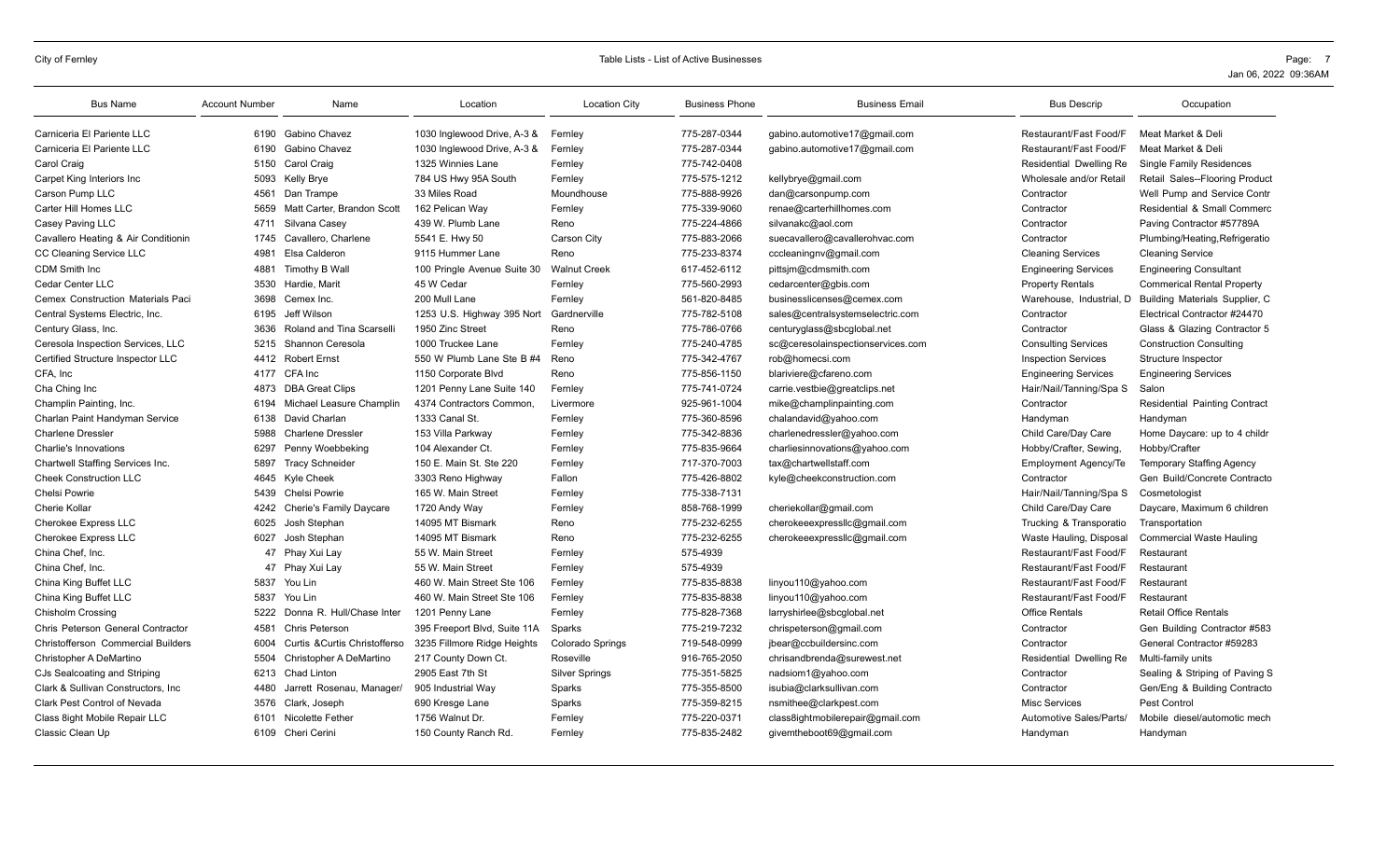| Bus Name | Account Number | Name | Location | Location City | Business Phone | Business Email | Bus Descrip | Occupation |
|---|---|---|---|---|---|---|---|---|
| Carniceria El Pariente LLC | 6190 | Gabino Chavez | 1030 Inglewood Drive, A-3 & | Fernley | 775-287-0344 | gabino.automotive17@gmail.com | Restaurant/Fast Food/F | Meat Market & Deli |
| Carniceria El Pariente LLC | 6190 | Gabino Chavez | 1030 Inglewood Drive, A-3 & | Fernley | 775-287-0344 | gabino.automotive17@gmail.com | Restaurant/Fast Food/F | Meat Market & Deli |
| Carol Craig | 5150 | Carol Craig | 1325 Winnies Lane | Fernley | 775-742-0408 | | Residential Dwelling Re | Single Family Residences |
| Carpet King Interiors Inc | 5093 | Kelly Brye | 784 US Hwy 95A South | Fernley | 775-575-1212 | kellybrye@gmail.com | Wholesale and/or Retail | Retail Sales--Flooring Product |
| Carson Pump LLC | 4561 | Dan Trampe | 33 Miles Road | Moundhouse | 775-888-9926 | dan@carsonpump.com | Contractor | Well Pump and Service Contr |
| Carter Hill Homes LLC | 5659 | Matt Carter, Brandon Scott | 162 Pelican Way | Fernley | 775-339-9060 | renae@carterhillhomes.com | Contractor | Residential & Small Commerc |
| Casey Paving LLC | 4711 | Silvana Casey | 439 W. Plumb Lane | Reno | 775-224-4866 | silvanakc@aol.com | Contractor | Paving Contractor #57789A |
| Cavallero Heating & Air Conditionin | 1745 | Cavallero, Charlene | 5541 E. Hwy 50 | Carson City | 775-883-2066 | suecavallero@cavallerohvac.com | Contractor | Plumbing/Heating,Refrigeratio |
| CC Cleaning Service LLC | 4981 | Elsa Calderon | 9115 Hummer Lane | Reno | 775-233-8374 | cccleaningnv@gmail.com | Cleaning Services | Cleaning Service |
| CDM Smith Inc | 4881 | Timothy B Wall | 100 Pringle Avenue Suite 30 | Walnut Creek | 617-452-6112 | pittsjm@cdmsmith.com | Engineering Services | Engineering Consultant |
| Cedar Center LLC | 3530 | Hardie, Marit | 45 W Cedar | Fernley | 775-560-2993 | cedarcenter@gbis.com | Property Rentals | Commerical Rental Property |
| Cemex Construction Materials Paci | 3698 | Cemex Inc. | 200 Mull Lane | Fernley | 561-820-8485 | businesslicenses@cemex.com | Warehouse, Industrial, D | Building Materials Supplier, C |
| Central Systems Electric, Inc. | 6195 | Jeff Wilson | 1253 U.S. Highway 395 Nort | Gardnerville | 775-782-5108 | sales@centralsystemselectric.com | Contractor | Electrical Contractor #24470 |
| Century Glass, Inc. | 3636 | Roland and Tina Scarselli | 1950 Zinc Street | Reno | 775-786-0766 | centuryglass@sbcglobal.net | Contractor | Glass & Glazing Contractor 5 |
| Ceresola Inspection Services, LLC | 5215 | Shannon Ceresola | 1000 Truckee Lane | Fernley | 775-240-4785 | sc@ceresolainspectionservices.com | Consulting Services | Construction Consulting |
| Certified Structure Inspector LLC | 4412 | Robert Ernst | 550 W Plumb Lane Ste B #4 | Reno | 775-342-4767 | rob@homecsi.com | Inspection Services | Structure Inspector |
| CFA, Inc | 4177 | CFA Inc | 1150 Corporate Blvd | Reno | 775-856-1150 | blariviere@cfareno.com | Engineering Services | Engineering Services |
| Cha Ching Inc | 4873 | DBA Great Clips | 1201 Penny Lane Suite 140 | Fernley | 775-741-0724 | carrie.vestbie@greatclips.net | Hair/Nail/Tanning/Spa S | Salon |
| Champlin Painting, Inc. | 6194 | Michael Leasure Champlin | 4374 Contractors Common, | Livermore | 925-961-1004 | mike@champlinpainting.com | Contractor | Residential Painting Contract |
| Charlan Paint Handyman Service | 6138 | David Charlan | 1333 Canal St. | Fernley | 775-360-8596 | chalandavid@yahoo.com | Handyman | Handyman |
| Charlene Dressler | 5988 | Charlene Dressler | 153 Villa Parkway | Fernley | 775-342-8836 | charlenedressler@yahoo.com | Child Care/Day Care | Home Daycare: up to 4 childr |
| Charlie's Innovations | 6297 | Penny Woebbeking | 104 Alexander Ct. | Fernley | 775-835-9664 | charliesinnovations@yahoo.com | Hobby/Crafter, Sewing, | Hobby/Crafter |
| Chartwell Staffing Services Inc. | 5897 | Tracy Schneider | 150 E. Main St. Ste 220 | Fernley | 717-370-7003 | tax@chartwellstaff.com | Employment Agency/Te | Temporary Staffing Agency |
| Cheek Construction LLC | 4645 | Kyle Cheek | 3303 Reno Highway | Fallon | 775-426-8802 | kyle@cheekconstruction.com | Contractor | Gen Build/Concrete Contracto |
| Chelsi Powrie | 5439 | Chelsi Powrie | 165 W. Main Street | Fernley | 775-338-7131 | | Hair/Nail/Tanning/Spa S | Cosmetologist |
| Cherie Kollar | 4242 | Cherie's Family Daycare | 1720 Andy Way | Fernley | 858-768-1999 | cheriekollar@gmail.com | Child Care/Day Care | Daycare, Maximum 6 children |
| Cherokee Express LLC | 6025 | Josh Stephan | 14095 MT Bismark | Reno | 775-232-6255 | cherokeeexpressllc@gmail.com | Trucking & Transportatio | Transportation |
| Cherokee Express LLC | 6027 | Josh Stephan | 14095 MT Bismark | Reno | 775-232-6255 | cherokeeexpressllc@gmail.com | Waste Hauling, Disposal | Commercial Waste Hauling |
| China Chef, Inc. | 47 | Phay Xui Lay | 55 W. Main Street | Fernley | 575-4939 | | Restaurant/Fast Food/F | Restaurant |
| China Chef, Inc. | 47 | Phay Xui Lay | 55 W. Main Street | Fernley | 575-4939 | | Restaurant/Fast Food/F | Restaurant |
| China King Buffet LLC | 5837 | You Lin | 460 W. Main Street Ste 106 | Fernley | 775-835-8838 | linyou110@yahoo.com | Restaurant/Fast Food/F | Restaurant |
| China King Buffet LLC | 5837 | You Lin | 460 W. Main Street Ste 106 | Fernley | 775-835-8838 | linyou110@yahoo.com | Restaurant/Fast Food/F | Restaurant |
| Chisholm Crossing | 5222 | Donna R. Hull/Chase Inter | 1201 Penny Lane | Fernley | 775-828-7368 | larryshirlee@sbcglobal.net | Office Rentals | Retail Office Rentals |
| Chris Peterson General Contractor | 4581 | Chris Peterson | 395 Freeport Blvd, Suite 11A | Sparks | 775-219-7232 | chrispeterson@gmail.com | Contractor | Gen Building Contractor #583 |
| Christofferson Commercial Builders | 6004 | Curtis &Curtis Christofferso | 3235 Fillmore Ridge Heights | Colorado Springs | 719-548-0999 | jbear@ccbuildersinc.com | Contractor | General Contractor #59283 |
| Christopher A DeMartino | 5504 | Christopher A DeMartino | 217 County Down Ct. | Roseville | 916-765-2050 | chrisandbrenda@surewest.net | Residential Dwelling Re | Multi-family units |
| CJs Sealcoating and Striping | 6213 | Chad Linton | 2905 East 7th St | Silver Springs | 775-351-5825 | nadsiom1@yahoo.com | Contractor | Sealing & Striping of Paving S |
| Clark & Sullivan Constructors, Inc | 4480 | Jarrett Rosenau, Manager/ | 905 Industrial Way | Sparks | 775-355-8500 | isubia@clarksullivan.com | Contractor | Gen/Eng & Building Contracto |
| Clark Pest Control of Nevada | 3576 | Clark, Joseph | 690 Kresge Lane | Sparks | 775-359-8215 | nsmithee@clarkpest.com | Misc Services | Pest Control |
| Class 8ight Mobile Repair LLC | 6101 | Nicolette Fether | 1756 Walnut Dr. | Fernley | 775-220-0371 | class8ightmobilerepair@gmail.com | Automotive Sales/Parts/ | Mobile diesel/automotic mech |
| Classic Clean Up | 6109 | Cheri Cerini | 150 County Ranch Rd. | Fernley | 775-835-2482 | givemtheboot69@gmail.com | Handyman | Handyman |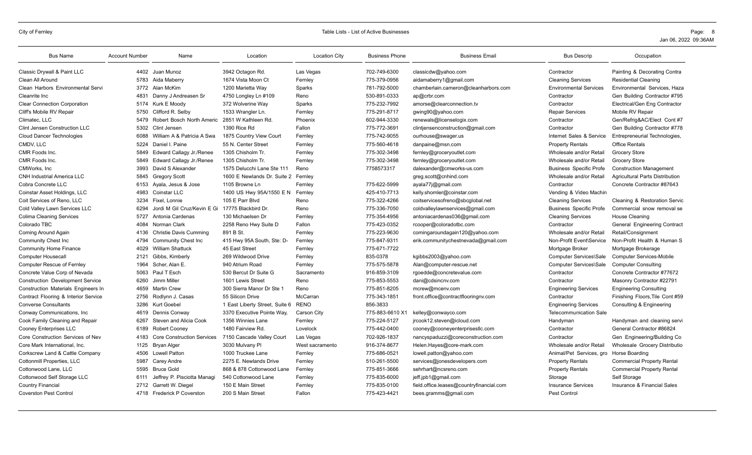| Bus Name | Account Number | Name | Location | Location City | Business Phone | Business Email | Bus Descrip | Occupation |
|---|---|---|---|---|---|---|---|---|
| Classic Drywall & Paint LLC | 4402 | Juan Munoz | 3942 Octagon Rd. | Las Vegas | 702-749-6300 | classicdw@yahoo.com | Contractor | Painting & Decorating Contra |
| Clean All Around | 5783 | Aida Maberry | 1674 Vista Moon Ct | Fernley | 775-379-0956 | aidamaberry1@gmail.com | Cleaning Services | Residential Cleaning |
| Clean Harbors Environmental Servi | 3772 | Alan McKim | 1200 Marietta Way | Sparks | 781-792-5000 | chamberlain.cameron@cleanharbors.com | Environmental Services | Environmental Services, Haza |
| Cleanrite Inc | 4831 | Danny J Andreasen Sr | 4750 Longley Ln #109 | Reno | 530-891-0333 | ap@crbr.com | Contractor | Gen Building Contractor #795 |
| Clear Connection Corporation | 5174 | Kurk E Moody | 372 Wolverine Way | Sparks | 775-232-7992 | amorse@clearconnection.tv | Contractor | Electrical/Gen Eng Contractor |
| Cliff's Mobile RV Repair | 5750 | Clifford R. Selby | 1533 Wrangler Ln. | Fernley | 775-291-8717 | gwing90@yahoo.com | Repair Services | Mobile RV Repair |
| Climatec, LLC | 5479 | Robert Bosch North Americ | 2851 W Kathleen Rd. | Phoenix | 602-944-3330 | renewals@licenselogix.com | Contractor | Gen/Refrig&AC/Elect Cont #7 |
| Clint Jensen Construction LLC | 5302 | Clint Jensen | 1390 Rice Rd | Fallon | 775-772-3691 | clintjensenconstruction@gmail.com | Contractor | Gen Building Contractor #778 |
| Cloud Dancer Technologies | 6088 | William A & Patricia A Swa | 1875 Country View Court | Fernley | 775-742-9055 | ourhouse@swager.us | Internet Sales & Service | Entrepreneurial Technologies, |
| CMDV, LLC | 5224 | Daniel I. Paine | 55 N. Center Street | Fernley | 775-560-4618 | danpaine@msn.com | Property Rentals | Office Rentals |
| CMR Foods Inc. | 5849 | Edward Callagy Jr./Renee | 1305 Chisholm Tr. | Fernley | 775-302-3498 | fernley@groceryoutlet.com | Wholesale and/or Retail | Grocery Store |
| CMR Foods Inc. | 5849 | Edward Callagy Jr./Renee | 1305 Chisholm Tr. | Fernley | 775-302-3498 | fernley@groceryoutlet.com | Wholesale and/or Retail | Grocery Store |
| CMWorks, Inc | 3993 | David S Alexander | 1575 Delucchi Lane Ste 111 | Reno | 7758573317 | dalexander@cmworks-us.com | Business Specific Profe | Construction Management |
| CNH Industrial America LLC | 5845 | Gregory Scott | 1600 E Newlands Dr. Suite 2 | Fernley | | greg.scott@cnhind.com | Wholesale and/or Retail | Agricultural Parts Distribution |
| Cobra Concrete LLC | 6153 | Ayala, Jesus & Jose | 1105 Browne Ln | Fernley | 775-622-5999 | ayala77j@gmail.com | Contractor | Concrete Contractor #87643 |
| Coinstar Asset Holdings, LLC | 4983 | Coinstar LLC | 1400 US Hwy 95A/1550 E N | Fernley | 425-410-7713 | kelly.shomler@coinstar.com | Vending & Video Machin | |
| Coit Services of Reno, LLC | 3234 | Fixel, Lonnie | 105 E Parr Blvd | Reno | 775-322-4266 | coitservicesofreno@sbcglobal.net | Cleaning Services | Cleaning & Restoration Servic |
| Cold Valley Lawn Services LLC | 6294 | Jordi M Gil Cruz/Kevin E Gi | 17775 Blackbird Dr. | Reno | 775-336-7050 | coldvalleylawnservices@gmail.com | Business Specific Profe | Commercial snow removal se |
| Colima Cleaning Services | 5727 | Antonia Cardenas | 130 Michaelsen Dr | Fernley | 775-354-4956 | antoniacardenas036@gmail.com | Cleaning Services | House Cleaning |
| Colorado TBC | 4084 | Norman Clark | 2258 Reno Hwy Suite D | Fallon | 775-423-0352 | rcooper@coloradotbc.com | Contractor | General Engineering Contract |
| Coming Around Again | 4136 | Christie Davis Cumming | 891 B St. | Fernley | 775-223-9630 | comingaroundagain120@yahoo.com | Wholesale and/or Retail | Retail/Consignment |
| Community Chest Inc | 4794 | Community Chest Inc | 415 Hwy 95A South, Ste: D- | Fernley | 775-847-9311 | erik.communitychestnevada@gmail.com | Non-Profit Event\Service | Non-Profit Health & Human S |
| Community Home Finance | 4029 | William Shattuck | 45 East Street | Fernley | 775-671-7722 | | Mortgage Broker | Mortgage Brokerage |
| Computer Housecall | 2121 | Gibbs, Kimberly | 269 Wildwood Drive | Fernley | 835-0378 | kgibbs2003@yahoo.com | Computer Services\Sale | Computer Services-Mobile |
| Computer Rescue of Fernley | 1964 | Scher, Alan E. | 940 Atrium Road | Fernley | 775-575-5878 | Alan@computer-rescue.net | Computer Services\Sale | Computer Consulting |
| Concrete Value Corp of Nevada | 5063 | Paul T Esch | 530 Bercut Dr Suite G | Sacramento | 916-859-3109 | rgoedde@concretevalue.com | Contractor | Concrete Contractor #77672 |
| Construction Development Service | 6260 | Jimm Miller | 1601 Lewis Street | Reno | 775-853-5553 | dani@cdsincnv.com | Contractor | Masonry Contractor #22791 |
| Construction Materials Engineers In | 4659 | Martin Crew | 300 Sierra Manor Dr Ste 1 | Reno | 775-851-8205 | mcrew@mcenv.com | Engineering Services | Engineering Consulting |
| Contract Flooring & Interior Service | 2756 | Rodlynn J. Casas | 55 Silicon Drive | McCarran | 775-343-1851 | front.office@contractflooringnv.com | Contractor | Finishing Floors,Tile Cont #59 |
| Converse Consultants | 3286 | Kurt Goebel | 1 East Liberty Street, Suite 6 | RENO | 856-3833 | | Engineering Services | Consulting & Engineering |
| Conway Communications, Inc | 4619 | Dennis Conway | 3370 Executive Pointe Way, | Carson City | 775-883-6610 X1 | kelley@conwayco.com | Telecommunication Sale | |
| Cook Family Cleaning and Repair | 6267 | Steven and Alicia Cook | 1356 Winnies Lane | Fernley | 775-224-5127 | jrcook12.steven@icloud.com | Handyman | Handyman and cleaning servi |
| Cooney Enterprises LLC | 6189 | Robert Cooney | 1480 Fairview Rd. | Lovelock | 775-442-0400 | cooney@cooneyenterprisesllc.com | Contractor | General Contractor #86824 |
| Core Construction Services of Nev | 4183 | Core Construction Services | 7150 Cascade Valley Court | Las Vegas | 702-926-1837 | nancyspaduzzi@coreconstruction.com | Contractor | Gen Engineering/Building Co |
| Core Mark International, Inc. | 1125 | Bryan Alger | 3030 Mulvany Pl | West sacramento | 916-374-8677 | Helen.Hayes@core-mark.com | Wholesale and/or Retail | Wholesale Grocery Distributio |
| Corkscrew Land & Cattle Company | 4506 | Lowell Patton | 1000 Truckee Lane | Fernley | 775-686-0521 | lowell.patton@yahoo.com | Animal/Pet Services, gro | Horse Boarding |
| Cottonmill Properties, LLC | 5987 | Carey Andre | 2275 E. Newlands Drive | Fernley | 510-261-5500 | services@jonesdevelopers.com | Property Rentals | Commercial Property Rental |
| Cottonwood Lane, LLC | 5595 | Bruce Gold | 868 & 878 Cottonwood Lane | Fernley | 775-851-3666 | sehrhart@ncsreno.com | Property Rentals | Commercial Property Rental |
| Cottonwood Self Storage LLC | 6111 | Jeffrey P. Pisciotta Managi | 540 Cottonwood Lane | Fernley | 775-835-6000 | jeff.jpb1@gmail.com | Storage | Self Storage |
| Country Financial | 2712 | Garrett W. Diegel | 150 E Main Street | Fernley | 775-835-0100 | field.office.leases@countryfinancial.com | Insurance Services | Insurance & Financial Sales |
| Coverston Pest Control | 4718 | Frederick P Coverston | 200 S Main Street | Fallon | 775-423-4421 | bees.gramms@gmail.com | Pest Control | |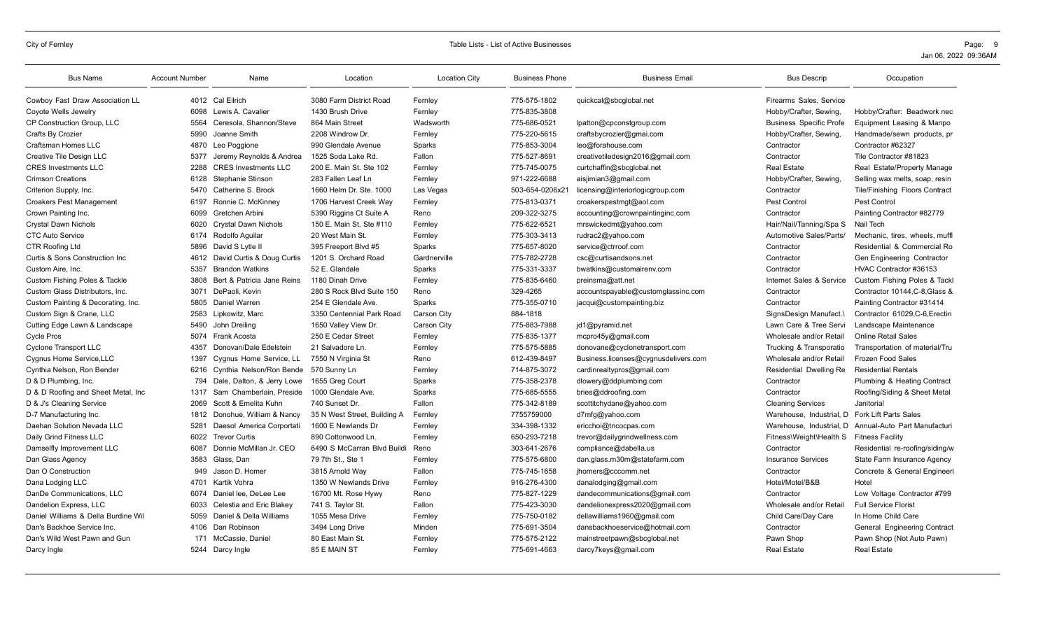| Bus Name | Account Number | Name | Location | Location City | Business Phone | Business Email | Bus Descrip | Occupation |
|---|---|---|---|---|---|---|---|---|
| Cowboy Fast Draw Association LL | 4012 | Cal Eilrich | 3080 Farm District Road | Fernley | 775-575-1802 | quickcal@sbcglobal.net | Firearms Sales, Service | |
| Coyote Wells Jewelry | 6098 | Lewis A. Cavalier | 1430 Brush Drive | Fernley | 775-835-3808 | | Hobby/Crafter, Sewing, | Hobby/Crafter: Beadwork nec |
| CP Construction Group, LLC | 5564 | Ceresola, Shannon/Steve | 864 Main Street | Wadsworth | 775-686-0521 | lpatton@cpconstgroup.com | Business Specific Profe | Equipment Leasing & Manpo |
| Crafts By Crozier | 5990 | Joanne Smith | 2208 Windrow Dr. | Fernley | 775-220-5615 | craftsbycrozier@gmai.com | Hobby/Crafter, Sewing, | Handmade/sewn products, pr |
| Craftsman Homes LLC | 4870 | Leo Poggione | 990 Glendale Avenue | Sparks | 775-853-3004 | leo@forahouse.com | Contractor | Contractor #62327 |
| Creative Tile Design LLC | 5377 | Jeremy Reynolds & Andrea | 1525 Soda Lake Rd. | Fallon | 775-527-8691 | creativetiledesign2016@gmail.com | Contractor | Tile Contractor #81823 |
| CRES Investments LLC | 2288 | CRES Investments LLC | 200 E. Main St. Ste 102 | Fernley | 775-745-0075 | curtchaffin@sbcglobal.net | Real Estate | Real Estate/Property Manage |
| Crimson Creations | 6128 | Stephanie Stinson | 283 Fallen Leaf Ln | Fernley | 971-222-6688 | aisjimian3@gmail.com | Hobby/Crafter, Sewing, | Selling wax melts, soap, resin |
| Criterion Supply, Inc. | 5470 | Catherine S. Brock | 1660 Helm Dr. Ste. 1000 | Las Vegas | 503-654-0206x21 | licensing@interiorlogicgroup.com | Contractor | Tile/Finishing Floors Contract |
| Croakers Pest Management | 6197 | Ronnie C. McKinney | 1706 Harvest Creek Way | Fernley | 775-813-0371 | croakerspestmgt@aol.com | Pest Control | Pest Control |
| Crown Painting Inc. | 6099 | Gretchen Arbini | 5390 Riggins Ct Suite A | Reno | 209-322-3275 | accounting@crownpaintinginc.com | Contractor | Painting Contractor #82779 |
| Crystal Dawn Nichols | 6020 | Crystal Dawn Nichols | 150 E. Main St. Ste #110 | Fernley | 775-622-6521 | mrswickedmt@yahoo.com | Hair/Nail/Tanning/Spa S | Nail Tech |
| CTC Auto Service | 6174 | Rodolfo Aguilar | 20 West Main St. | Fernley | 775-303-3413 | rudrac2@yahoo.com | Automotive Sales/Parts/ | Mechanic, tires, wheels, muffl |
| CTR Roofing Ltd | 5896 | David S Lytle II | 395 Freeport Blvd #5 | Sparks | 775-657-8020 | service@ctrroof.com | Contractor | Residential & Commercial Ro |
| Curtis & Sons Construction Inc | 4612 | David Curtis & Doug Curtis | 1201 S. Orchard Road | Gardnerville | 775-782-2728 | csc@curtisandsons.net | Contractor | Gen Engineering Contractor |
| Custom Aire, Inc. | 5357 | Brandon Watkins | 52 E. Glandale | Sparks | 775-331-3337 | bwatkins@customairenv.com | Contractor | HVAC Contractor #36153 |
| Custom Fishing Poles & Tackle | 3808 | Bert & Patricia Jane Reins | 1180 Dinah Drive | Fernley | 775-835-6460 | preinsma@att.net | Internet Sales & Service | Custom Fishing Poles & Tackl |
| Custom Glass Distributors, Inc. | 3071 | DePaoli, Kevin | 280 S Rock Blvd Suite 150 | Reno | 329-4265 | accountspayable@customglassinc.com | Contractor | Contractor 10144,C-8,Glass & |
| Custom Painting & Decorating, Inc. | 5805 | Daniel Warren | 254 E Glendale Ave. | Sparks | 775-355-0710 | jacqui@custompainting.biz | Contractor | Painting Contractor #31414 |
| Custom Sign & Crane, LLC | 2583 | Lipkowitz, Marc | 3350 Centennial Park Road | Carson City | 884-1818 | | SignsDesign Manufact.\ | Contractor 61029,C-6,Erectin |
| Cutting Edge Lawn & Landscape | 5490 | John Dreiling | 1650 Valley View Dr. | Carson City | 775-883-7988 | jd1@pyramid.net | Lawn Care & Tree Servi | Landscape Maintenance |
| Cycle Pros | 5074 | Frank Acosta | 250 E Cedar Street | Fernley | 775-835-1377 | mcpro45y@gmail.com | Wholesale and/or Retail | Online Retail Sales |
| Cyclone Transport LLC | 4357 | Donovan/Dale Edelstein | 21 Salvadore Ln. | Fernley | 775-575-5885 | donovane@cyclonetransport.com | Trucking & Transporatio | Transportation of material/Tru |
| Cygnus Home Service,LLC | 1397 | Cygnus Home Service, LL | 7550 N Virginia St | Reno | 612-439-8497 | Business.licenses@cygnusdelivers.com | Wholesale and/or Retail | Frozen Food Sales |
| Cynthia Nelson, Ron Bender | 6216 | Cynthia Nelson/Ron Bende | 570 Sunny Ln | Fernley | 714-875-3072 | cardinrealtypros@gmail.com | Residential Dwelling Re | Residential Rentals |
| D & D Plumbing, Inc. | 794 | Dale, Dalton, & Jerry Lowe | 1655 Greg Court | Sparks | 775-358-2378 | dlowery@ddplumbing.com | Contractor | Plumbing & Heating Contract |
| D & D Roofing and Sheet Metal, Inc | 1317 | Sam Chamberlain, Preside | 1000 Glendale Ave. | Sparks | 775-685-5555 | bries@ddroofing.com | Contractor | Roofing/Siding & Sheet Metal |
| D & J's Cleaning Service | 2069 | Scott & Emelita Kuhn | 740 Sunset Dr. | Fallon | 775-342-8189 | scottitchydane@yahoo.com | Cleaning Services | Janitorial |
| D-7 Manufacturing Inc. | 1812 | Donohue, William & Nancy | 35 N West Street, Building A | Fernley | 7755759000 | d7mfg@yahoo.com | Warehouse, Industrial, D | Fork Lift Parts Sales |
| Daehan Solution Nevada LLC | 5281 | Daesol America Corportati | 1600 E Newlands Dr | Fernley | 334-398-1332 | ericchoi@tncocpas.com | Warehouse, Industrial, D | Annual-Auto Part Manufacturi |
| Daily Grind Fitness LLC | 6022 | Trevor Curtis | 890 Cottonwood Ln. | Fernley | 650-293-7218 | trevor@dailygrindwellness.com | Fitness\Weight\Health S | Fitness Facility |
| Damselfly Improvement LLC | 6087 | Donnie McMillan Jr. CEO | 6490 S McCarran Blvd Buildi | Reno | 303-641-2676 | compliance@dabella.us | Contractor | Residential re-roofing/siding/w |
| Dan Glass Agency | 3583 | Glass, Dan | 79 7th St., Ste 1 | Fernley | 775-575-6800 | dan.glass.m30m@statefarm.com | Insurance Services | State Farm Insurance Agency |
| Dan O Construction | 949 | Jason D. Homer | 3815 Arnold Way | Fallon | 775-745-1658 | jhomers@cccomm.net | Contractor | Concrete & General Engineeri |
| Dana Lodging LLC | 4701 | Kartik Vohra | 1350 W Newlands Drive | Fernley | 916-276-4300 | danalodging@gmail.com | Hotel/Motel/B&B | Hotel |
| DanDe Communications, LLC | 6074 | Daniel lee, DeLee Lee | 16700 Mt. Rose Hywy | Reno | 775-827-1229 | dandecommunications@gmail.com | Contractor | Low Voltage Contractor #799 |
| Dandelion Express, LLC | 6033 | Celestia and Eric Blakey | 741 S. Taylor St. | Fallon | 775-423-3030 | dandelionexpress2020@gmail.com | Wholesale and/or Retail | Full Service Florist |
| Daniel Williams & Della Burdine Wil | 5059 | Daniel & Della Williams | 1055 Mesa Drive | Fernley | 775-750-0182 | dellawilliams1960@gmail.com | Child Care/Day Care | In Home Child Care |
| Dan's Backhoe Service Inc. | 4106 | Dan Robinson | 3494 Long Drive | Minden | 775-691-3504 | dansbackhoeservice@hotmail.com | Contractor | General Engineering Contract |
| Dan's Wild West Pawn and Gun | 171 | McCassie, Daniel | 80 East Main St. | Fernley | 775-575-2122 | mainstreetpawn@sbcglobal.net | Pawn Shop | Pawn Shop (Not Auto Pawn) |
| Darcy Ingle | 5244 | Darcy Ingle | 85 E MAIN ST | Fernley | 775-691-4663 | darcy7keys@gmail.com | Real Estate | Real Estate |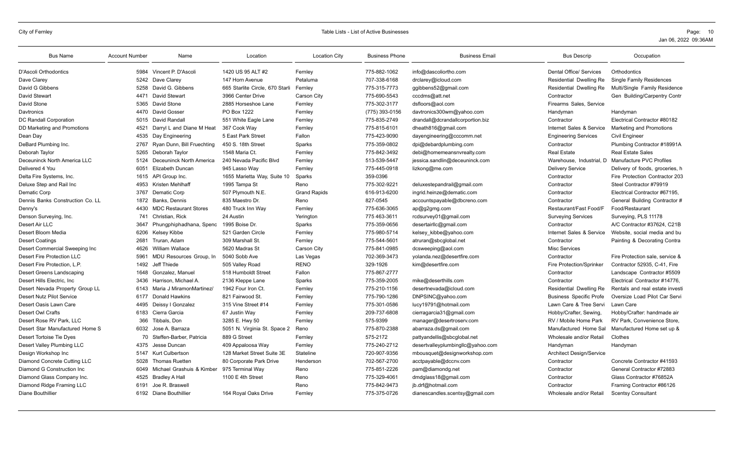| Bus Name | Account Number | Name | Location | Location City | Business Phone | Business Email | Bus Descrip | Occupation |
|---|---|---|---|---|---|---|---|---|
| D'Ascoli Orthodontics | 5984 | Vincent P. D'Ascoli | 1420 US 95 ALT #2 | Fernley | 775-882-1062 | info@dascoliortho.com | Dental Office/ Services | Orthodontics |
| Dave Clarey | 5242 | Dave Clarey | 147 Horn Avenue | Petaluma | 707-338-6168 | drclarey@icloud.com | Residential Dwelling Re | Single Family Residences |
| David G Gibbens | 5258 | David G. Gibbens | 665 Starlite Circle, 670 Starli | Fernley | 775-315-7773 | ggibbens52@gmail.com | Residential Dwelling Re | Multi/Single Family Residence |
| David Stewart | 4471 | David Stewart | 3966 Center Drive | Carson City | 775-690-5543 | cccdms@att.net | Contractor | Gen Building/Carpentry Contr |
| David Stone | 5365 | David Stone | 2885 Horseshoe Lane | Fernley | 775-302-3177 | dsfloors@aol.com | Firearms Sales, Service | |
| Davtronics | 4470 | David Gosser | PO Box 1222 | Fernley | (775) 393-0156 | davtronics300wm@yahoo.com | Handyman | Handyman |
| DC Randall Corporation | 5015 | David Randall | 551 White Eagle Lane | Fernley | 775-835-2749 | drandall@dcrandallcorportion.biz | Contractor | Electrical Contractor #80182 |
| DD Marketing and Promotions | 4521 | Darryl L and Diane M Heat | 367 Cook Way | Fernley | 775-815-6101 | dheath816@gmail.com | Internet Sales & Service | Marketing and Promotions |
| Dean Day | 4535 | Day Engineering | 5 East Park Street | Fallon | 775-423-9090 | dayengineering@cccomm.net | Engineering Services | Civil Engineer |
| DeBard Plumbing Inc. | 2767 | Ryan Dunn, Bill Fruechting | 450 S. 18th Street | Sparks | 775-359-0802 | dpi@debardplumbing.com | Contractor | Plumbing Contractor #18991A |
| Deborah Taylor | 5265 | Deborah Taylor | 1548 Maria Ct. | Fernley | 775-842-3492 | debi@homemeansnvrealty.com | Real Estate | Real Estate Sales |
| Deceuninck North America LLC | 5124 | Deceuninck North America | 240 Nevada Pacific Blvd | Fernley | 513-539-5447 | jessica.sandlin@deceuninck.com | Warehouse, Industrial, D | Manufacture PVC Profiles |
| Delivered 4 You | 6051 | Elizabeth Duncan | 945 Lasso Way | Fernley | 775-445-0918 | lizkong@me.com | Delivery Service | Delivery of foods, groceries, h |
| Delta Fire Systems, Inc. | 1615 | API Group Inc. | 1655 Marietta Way, Suite 10 | Sparks | 359-0396 | | Contractor | Fire Protection Contractor 203 |
| Deluxe Step and Rail Inc | 4953 | Kristen Mehlhaff | 1995 Tampa St | Reno | 775-302-9221 | deluxestepandrail@gmail.com | Contractor | Steel Contractor #79919 |
| Dematic Corp | 3767 | Dematic Corp | 507 Plymouth N.E. | Grand Rapids | 616-913-6200 | ingrid.heinze@dematic.com | Contractor | Electrical Contractor #67195, |
| Dennis Banks Construction Co. LL | 1872 | Banks, Dennis | 835 Maestro Dr. | Reno | 827-0545 | accountspayable@dbcreno.com | Contractor | General Building Contractor # |
| Denny's | 4430 | MDC Restaurant Stores | 480 Truck Inn Way | Fernley | 775-636-3065 | ap@g2gmg.com | Restaurant/Fast Food/F | Food/Restaurant |
| Denson Surveying, Inc. | 741 | Christian, Rick | 24 Austin | Yerington | 775 463-3611 | rcdsurvey01@gmail.com | Surveying Services | Surveying, PLS 11178 |
| Desert Air LLC | 3647 | Phungphiphadhana, Spenc | 1995 Boise Dr. | Sparks | 775-359-0656 | desertairllc@gmail.com | Contractor | A/C Contractor #37624, C21B |
| Desert Bloom Media | 6206 | Kelsey Kibbe | 521 Garden Circle | Fernley | 775-980-5714 | kelsey_kibbe@yahoo.com | Internet Sales & Service | Website, social media and bu |
| Desert Coatings | 2681 | Truran, Adam | 309 Marshall St. | Fernley | 775-544-5601 | atruran@sbcglobal.net | Contractor | Painting & Decorating Contra |
| Desert Commercial Sweeping Inc | 4626 | William Wallace | 5620 Madras St | Carson City | 775-841-0985 | dcsweeping@aol.com | Misc Services | |
| Desert Fire Protection LLC | 5961 | MDU Resources Group, In | 5040 Sobb Ave | Las Vegas | 702-369-3473 | yolanda.nez@desertfire.com | Contractor | Fire Protection sale, service & |
| Desert Fire Protection, L.P. | 1492 | Jeff Thiede | 505 Valley Road | RENO | 329-1926 | kim@desertfire.com | Fire Protection/Sprinker | Contractor 52935, C-41, Fire |
| Desert Greens Landscaping | 1648 | Gonzalez, Manuel | 518 Humboldt Street | Fallon | 775-867-2777 | | Contractor | Landscape Contractor #5509 |
| Desert Hills Electric, Inc | 3436 | Harrison, Michael A. | 2136 Kleppe Lane | Sparks | 775-359-2005 | mike@deserthills.com | Contractor | Electrical Contractor #14776, |
| Desert Nevada Property Group LL | 6143 | Maria J MiramonMartinez/ | 1942 Four Iron Ct. | Fernley | 775-210-1156 | desertnevada@icloud.com | Residential Dwelling Re | Rentals and real estate investi |
| Desert Nutz Pilot Service | 6177 | Donald Hawkins | 821 Fairwood St. | Fernley | 775-790-1286 | DNPSINC@yahoo.com | Business Specific Profe | Oversize Load Pilot Car Servi |
| Desert Oasis Lawn Care | 4495 | Deissy I Gonzalez | 315 Vine Street #14 | Fernley | 775-301-0586 | lucy19791@hotmail.com | Lawn Care & Tree Servi | Lawn Care |
| Desert Owl Crafts | 6183 | Cierra Garcia | 67 Justin Way | Fernley | 209-737-6808 | cierragarcia31@gmail.com | Hobby/Crafter, Sewing, | Hobby/Crafter: handmade air |
| Desert Rose RV Park, LLC | 366 | Tibbals, Don | 3285 E. Hwy 50 | Fernley | 575-9399 | manager@desertroserv.com | RV / Mobile Home Park | RV Park, Convenience Store, |
| Desert Star Manufactured Home S | 6032 | Jose A. Barraza | 5051 N. Virginia St. Space 2 | Reno | 775-870-2388 | abarraza.ds@gmail.com | Manufactured Home Sal | Manufactured Home set up & |
| Desert Tortoise Tie Dyes | 70 | Steffen-Barber, Patricia | 889 G Street | Fernley | 575-2172 | pattyandellis@sbcglobal.net | Wholesale and/or Retail | Clothes |
| Desert Valley Plumbing LLC | 4375 | Jesse Duncan | 409 Appaloosa Way | Fernley | 775-240-2712 | desertvalleyplumbingllc@yahoo.com | Handyman | Handyman |
| Design Workshop Inc | 5147 | Kurt Culbertson | 128 Market Street Suite 3E | Stateline | 720-907-9356 | mbousquet@designworkshop.com | Architect Design/Service | |
| Diamond Concrete Cutting LLC | 5028 | Thomas Ruetten | 80 Corporate Park Drive | Henderson | 702-567-2700 | acctpayable@dccnv.com | Contractor | Concrete Contractor #41593 |
| Diamond G Construction Inc | 6049 | Michael Grashuis & Kimber | 975 Terminal Way | Reno | 775-851-2226 | pam@diamondg.net | Contractor | General Contractor #72883 |
| Diamond Glass Company Inc. | 4525 | Bradley A Hall | 1100 E 4th Street | Reno | 775-329-4061 | dmdglass18@gmail.com | Contractor | Glass Contractor #76852A |
| Diamond Ridge Framing LLC | 6191 | Joe R. Braswell | | Reno | 775-842-9473 | jb.drf@hotmail.com | Contractor | Framing Contractor #86126 |
| Diane Bouthillier | 6192 | Diane Bouthillier | 164 Royal Oaks Drive | Fernley | 775-375-0726 | dianescandles.scentsy@gmail.com | Wholesale and/or Retail | Scentsy Consultant |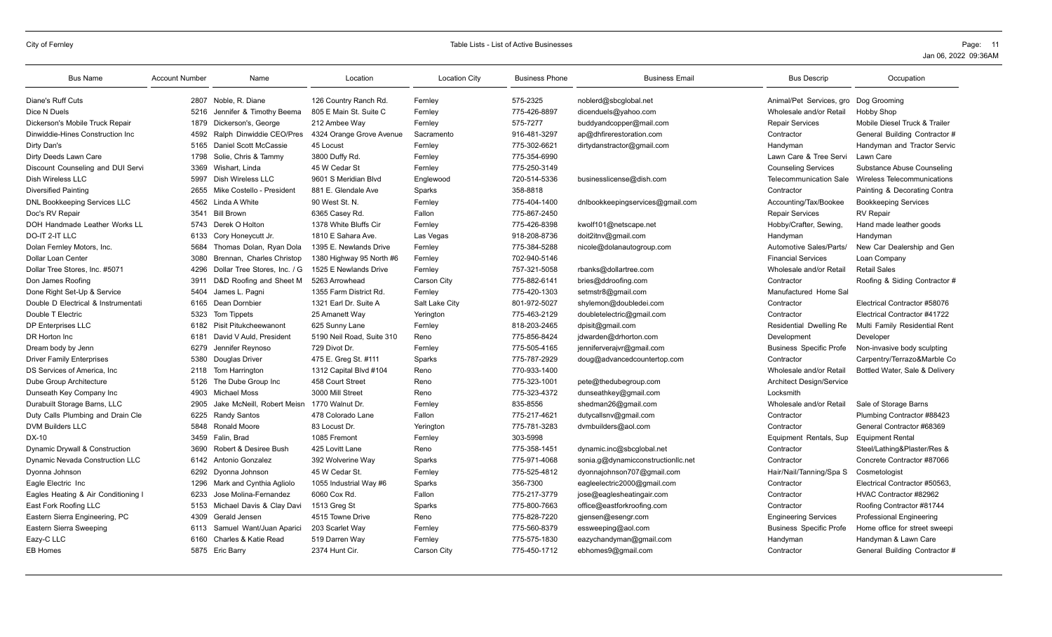| Bus Name | Account Number | Name | Location | Location City | Business Phone | Business Email | Bus Descrip | Occupation |
|---|---|---|---|---|---|---|---|---|
| Diane's Ruff Cuts | 2807 | Noble, R. Diane | 126 Country Ranch Rd. | Fernley | 575-2325 | noblerd@sbcglobal.net | Animal/Pet Services, gro | Dog Grooming |
| Dice N Duels | 5216 | Jennifer & Timothy Beema | 805 E Main St. Suite C | Fernley | 775-426-8897 | dicenduels@yahoo.com | Wholesale and/or Retail | Hobby Shop |
| Dickerson's Mobile Truck Repair | 1879 | Dickerson's, George | 212 Ambee Way | Fernley | 575-7277 | buddyandcopper@mail.com | Repair Services | Mobile Diesel Truck & Trailer |
| Dinwiddie-Hines Construction Inc | 4592 | Ralph Dinwiddie CEO/Pres | 4324 Orange Grove Avenue | Sacramento | 916-481-3297 | ap@dhfirerestoration.com | Contractor | General Building Contractor # |
| Dirty Dan's | 5165 | Daniel Scott McCassie | 45 Locust | Fernley | 775-302-6621 | dirtydanstractor@gmail.com | Handyman | Handyman and Tractor Servic |
| Dirty Deeds Lawn Care | 1798 | Solie, Chris & Tammy | 3800 Duffy Rd. | Fernley | 775-354-6990 | | Lawn Care & Tree Servi | Lawn Care |
| Discount Counseling and DUI Servi | 3369 | Wishart, Linda | 45 W Cedar St | Fernley | 775-250-3149 | | Counseling Services | Substance Abuse Counseling |
| Dish Wireless LLC | 5997 | Dish Wireless LLC | 9601 S Meridian Blvd | Englewood | 720-514-5336 | businesslicense@dish.com | Telecommunication Sale | Wireless Telecommunications |
| Diversified Painting | 2655 | Mike Costello - President | 881 E. Glendale Ave | Sparks | 358-8818 | | Contractor | Painting & Decorating Contra |
| DNL Bookkeeping Services LLC | 4562 | Linda A White | 90 West St. N. | Fernley | 775-404-1400 | dnlbookkeepingservices@gmail.com | Accounting/Tax/Bookee | Bookkeeping Services |
| Doc's RV Repair | 3541 | Bill Brown | 6365 Casey Rd. | Fallon | 775-867-2450 | | Repair Services | RV Repair |
| DOH Handmade Leather Works LL | 5743 | Derek O Holton | 1378 White Bluffs Cir | Fernley | 775-426-8398 | kwolf101@netscape.net | Hobby/Crafter, Sewing, | Hand made leather goods |
| DO-IT 2-IT LLC | 6133 | Cory Honeycutt Jr. | 1810 E Sahara Ave. | Las Vegas | 918-208-8736 | doit2itnv@gmail.com | Handyman | Handyman |
| Dolan Fernley Motors, Inc. | 5684 | Thomas Dolan, Ryan Dola | 1395 E. Newlands Drive | Fernley | 775-384-5288 | nicole@dolanautogroup.com | Automotive Sales/Parts/ | New Car Dealership and Gen |
| Dollar Loan Center | 3080 | Brennan, Charles Christop | 1380 Highway 95 North #6 | Fernley | 702-940-5146 | | Financial Services | Loan Company |
| Dollar Tree Stores, Inc. #5071 | 4296 | Dollar Tree Stores, Inc. / G | 1525 E Newlands Drive | Fernley | 757-321-5058 | rbanks@dollartree.com | Wholesale and/or Retail | Retail Sales |
| Don James Roofing | 3911 | D&D Roofing and Sheet M | 5263 Arrowhead | Carson City | 775-882-6141 | bries@ddroofing.com | Contractor | Roofing & Siding Contractor # |
| Done Right Set-Up & Service | 5404 | James L. Pagni | 1355 Farm District Rd. | Fernley | 775-420-1303 | setmstr8@gmail.com | Manufactured Home Sal | |
| Double D Electrical & Instrumentati | 6165 | Dean Dornbier | 1321 Earl Dr. Suite A | Salt Lake City | 801-972-5027 | shylemon@doubledei.com | Contractor | Electrical Contractor #58076 |
| Double T Electric | 5323 | Tom Tippets | 25 Amanett Way | Yerington | 775-463-2129 | doubletelectric@gmail.com | Contractor | Electrical Contractor #41722 |
| DP Enterprises LLC | 6182 | Pisit Pitukcheewanont | 625 Sunny Lane | Fernley | 818-203-2465 | dpisit@gmail.com | Residential Dwelling Re | Multi Family Residential Rent |
| DR Horton Inc | 6181 | David V Auld, President | 5190 Neil Road, Suite 310 | Reno | 775-856-8424 | jdwarden@drhorton.com | Development | Developer |
| Dream body by Jenn | 6279 | Jennifer Reynoso | 729 Divot Dr. | Fernley | 775-505-4165 | jenniferverajvr@gmail.com | Business Specific Profe | Non-invasive body sculpting |
| Driver Family Enterprises | 5380 | Douglas Driver | 475 E. Greg St. #111 | Sparks | 775-787-2929 | doug@advancedcountertop.com | Contractor | Carpentry/Terrazo&Marble Co |
| DS Services of America, Inc | 2118 | Tom Harrington | 1312 Capital Blvd #104 | Reno | 770-933-1400 | | Wholesale and/or Retail | Bottled Water, Sale & Delivery |
| Dube Group Architecture | 5126 | The Dube Group Inc | 458 Court Street | Reno | 775-323-1001 | pete@thedubegroup.com | Architect Design/Service | |
| Dunseath Key Company Inc | 4903 | Michael Moss | 3000 Mill Street | Reno | 775-323-4372 | dunseathkey@gmail.com | Locksmith | |
| Durabuilt Storage Barns, LLC | 2905 | Jake McNeill, Robert Meisn | 1770 Walnut Dr. | Fernley | 835-8556 | shedman26@gmail.com | Wholesale and/or Retail | Sale of Storage Barns |
| Duty Calls Plumbing and Drain Cle | 6225 | Randy Santos | 478 Colorado Lane | Fallon | 775-217-4621 | dutycallsnv@gmail.com | Contractor | Plumbing Contractor #88423 |
| DVM Builders LLC | 5848 | Ronald Moore | 83 Locust Dr. | Yerington | 775-781-3283 | dvmbuilders@aol.com | Contractor | General Contractor #68369 |
| DX-10 | 3459 | Falin, Brad | 1085 Fremont | Fernley | 303-5998 | | Equipment Rentals, Sup | Equipment Rental |
| Dynamic Drywall & Construction | 3690 | Robert & Desiree Bush | 425 Lovitt Lane | Reno | 775-358-1451 | dynamic.inc@sbcglobal.net | Contractor | Steel/Lathing&Plaster/Res & |
| Dynamic Nevada Construction LLC | 6142 | Antonio Gonzalez | 392 Wolverine Way | Sparks | 775-971-4068 | sonia.g@dynamicconstructionllc.net | Contractor | Concrete Contractor #87066 |
| Dyonna Johnson | 6292 | Dyonna Johnson | 45 W Cedar St. | Fernley | 775-525-4812 | dyonnajohnson707@gmail.com | Hair/Nail/Tanning/Spa S | Cosmetologist |
| Eagle Electric Inc | 1296 | Mark and Cynthia Agliolo | 1055 Industrial Way #6 | Sparks | 356-7300 | eagleelectric2000@gmail.com | Contractor | Electrical Contractor #50563, |
| Eagles Heating & Air Conditioning I | 6233 | Jose Molina-Fernandez | 6060 Cox Rd. | Fallon | 775-217-3779 | jose@eaglesheatingair.com | Contractor | HVAC Contractor #82962 |
| East Fork Roofing LLC | 5153 | Michael Davis & Clay Davi | 1513 Greg St | Sparks | 775-800-7663 | office@eastforkroofing.com | Contractor | Roofing Contractor #81744 |
| Eastern Sierra Engineering, PC | 4309 | Gerald Jensen | 4515 Towne Drive | Reno | 775-828-7220 | gjensen@esengr.com | Engineering Services | Professional Engineering |
| Eastern Sierra Sweeping | 6113 | Samuel Want/Juan Aparici | 203 Scarlet Way | Fernley | 775-560-8379 | essweeping@aol.com | Business Specific Profe | Home office for street sweepi |
| Eazy-C LLC | 6160 | Charles & Katie Read | 519 Darren Way | Fernley | 775-575-1830 | eazychandyman@gmail.com | Handyman | Handyman & Lawn Care |
| EB Homes | 5875 | Eric Barry | 2374 Hunt Cir. | Carson City | 775-450-1712 | ebhomes9@gmail.com | Contractor | General Building Contractor # |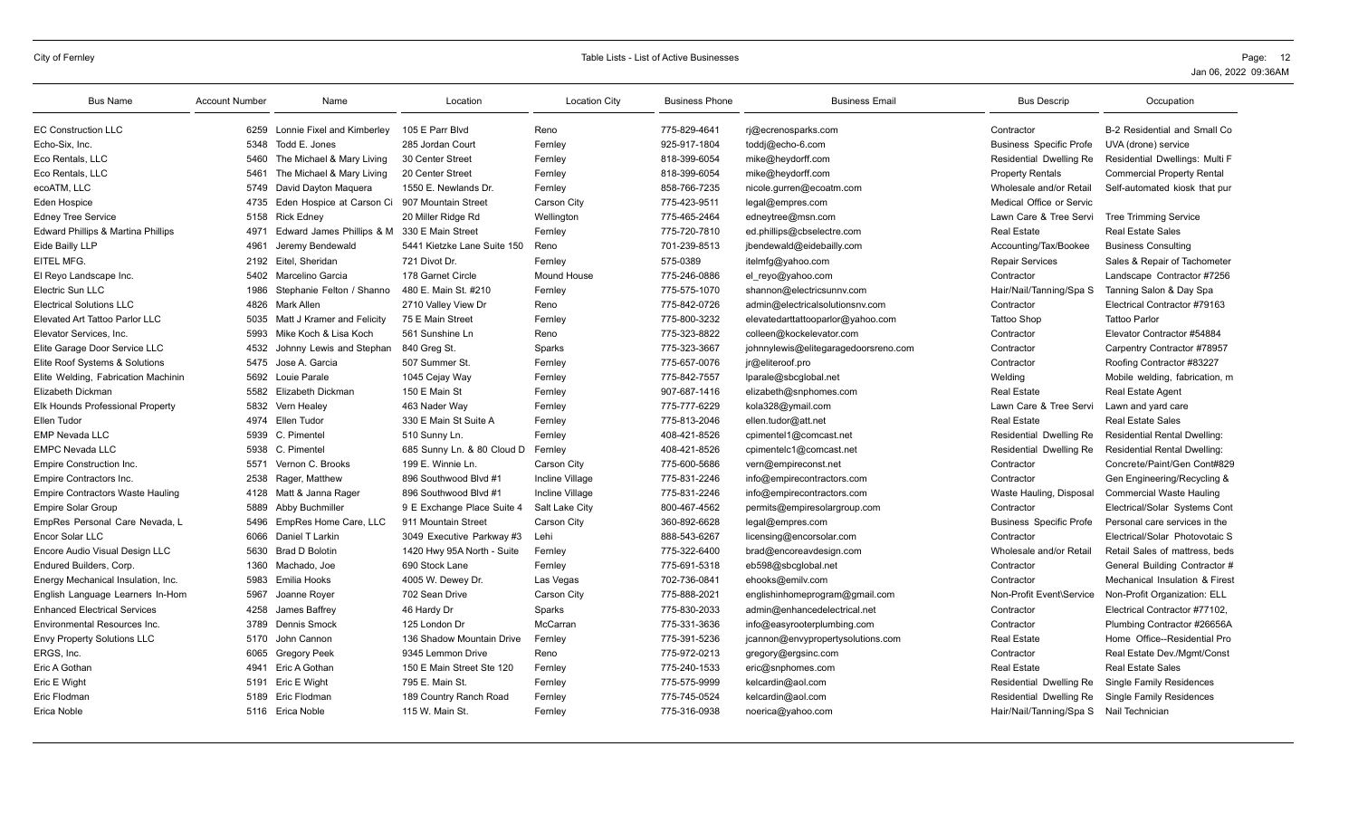| Bus Name | Account Number | Name | Location | Location City | Business Phone | Business Email | Bus Descrip | Occupation |
|---|---|---|---|---|---|---|---|---|
| EC Construction LLC | 6259 | Lonnie Fixel and Kimberley | 105 E Parr Blvd | Reno | 775-829-4641 | rj@ecrenosparks.com | Contractor | B-2 Residential and Small Co |
| Echo-Six, Inc. | 5348 | Todd E. Jones | 285 Jordan Court | Fernley | 925-917-1804 | toddj@echo-6.com | Business Specific Profe | UVA (drone) service |
| Eco Rentals, LLC | 5460 | The Michael & Mary Living | 30 Center Street | Fernley | 818-399-6054 | mike@heydorff.com | Residential Dwelling Re | Residential Dwellings: Multi F |
| Eco Rentals, LLC | 5461 | The Michael & Mary Living | 20 Center Street | Fernley | 818-399-6054 | mike@heydorff.com | Property Rentals | Commercial Property Rental |
| ecoATM, LLC | 5749 | David Dayton Maquera | 1550 E. Newlands Dr. | Fernley | 858-766-7235 | nicole.gurren@ecoatm.com | Wholesale and/or Retail | Self-automated kiosk that pur |
| Eden Hospice | 4735 | Eden Hospice at Carson Ci | 907 Mountain Street | Carson City | 775-423-9511 | legal@empres.com | Medical Office or Servic | |
| Edney Tree Service | 5158 | Rick Edney | 20 Miller Ridge Rd | Wellington | 775-465-2464 | edneytree@msn.com | Lawn Care & Tree Servi | Tree Trimming Service |
| Edward Phillips & Martina Phillips | 4971 | Edward James Phillips & M | 330 E Main Street | Fernley | 775-720-7810 | ed.phillips@cbselectre.com | Real Estate | Real Estate Sales |
| Eide Bailly LLP | 4961 | Jeremy Bendewald | 5441 Kietzke Lane Suite 150 | Reno | 701-239-8513 | jbendewald@eidebailly.com | Accounting/Tax/Bookee | Business Consulting |
| EITEL MFG. | 2192 | Eitel, Sheridan | 721 Divot Dr. | Fernley | 575-0389 | itelmfg@yahoo.com | Repair Services | Sales & Repair of Tachometer |
| El Reyo Landscape Inc. | 5402 | Marcelino Garcia | 178 Garnet Circle | Mound House | 775-246-0886 | el_reyo@yahoo.com | Contractor | Landscape Contractor #7256 |
| Electric Sun LLC | 1986 | Stephanie Felton / Shanno | 480 E. Main St. #210 | Fernley | 775-575-1070 | shannon@electricsunnv.com | Hair/Nail/Tanning/Spa S | Tanning Salon & Day Spa |
| Electrical Solutions LLC | 4826 | Mark Allen | 2710 Valley View Dr | Reno | 775-842-0726 | admin@electricalsolutionsnv.com | Contractor | Electrical Contractor #79163 |
| Elevated Art Tattoo Parlor LLC | 5035 | Matt J Kramer and Felicity | 75 E Main Street | Fernley | 775-800-3232 | elevatedarttattooparlor@yahoo.com | Tattoo Shop | Tattoo Parlor |
| Elevator Services, Inc. | 5993 | Mike Koch & Lisa Koch | 561 Sunshine Ln | Reno | 775-323-8822 | colleen@kockelevator.com | Contractor | Elevator Contractor #54884 |
| Elite Garage Door Service LLC | 4532 | Johnny Lewis and Stephan | 840 Greg St. | Sparks | 775-323-3667 | johnnylewis@elitegaragedoorsreno.com | Contractor | Carpentry Contractor #78957 |
| Elite Roof Systems & Solutions | 5475 | Jose A. Garcia | 507 Summer St. | Fernley | 775-657-0076 | jr@eliteroof.pro | Contractor | Roofing Contractor #83227 |
| Elite Welding, Fabrication Machinin | 5692 | Louie Parale | 1045 Cejay Way | Fernley | 775-842-7557 | lparale@sbcglobal.net | Welding | Mobile welding, fabrication, m |
| Elizabeth Dickman | 5582 | Elizabeth Dickman | 150 E Main St | Fernley | 907-687-1416 | elizabeth@snphomes.com | Real Estate | Real Estate Agent |
| Elk Hounds Professional Property | 5832 | Vern Healey | 463 Nader Way | Fernley | 775-777-6229 | kola328@ymail.com | Lawn Care & Tree Servi | Lawn and yard care |
| Ellen Tudor | 4974 | Ellen Tudor | 330 E Main St Suite A | Fernley | 775-813-2046 | ellen.tudor@att.net | Real Estate | Real Estate Sales |
| EMP Nevada LLC | 5939 | C. Pimentel | 510 Sunny Ln. | Fernley | 408-421-8526 | cpimentel1@comcast.net | Residential Dwelling Re | Residential Rental Dwelling: |
| EMPC Nevada LLC | 5938 | C. Pimentel | 685 Sunny Ln. & 80 Cloud D | Fernley | 408-421-8526 | cpimentelc1@comcast.net | Residential Dwelling Re | Residential Rental Dwelling: |
| Empire Construction Inc. | 5571 | Vernon C. Brooks | 199 E. Winnie Ln. | Carson City | 775-600-5686 | vern@empireconst.net | Contractor | Concrete/Paint/Gen Cont#829 |
| Empire Contractors Inc. | 2538 | Rager, Matthew | 896 Southwood Blvd #1 | Incline Village | 775-831-2246 | info@empirecontractors.com | Contractor | Gen Engineering/Recycling & |
| Empire Contractors Waste Hauling | 4128 | Matt & Janna Rager | 896 Southwood Blvd #1 | Incline Village | 775-831-2246 | info@empirecontractors.com | Waste Hauling, Disposal | Commercial Waste Hauling |
| Empire Solar Group | 5889 | Abby Buchmiller | 9 E Exchange Place Suite 4 | Salt Lake City | 800-467-4562 | permits@empiresolargroup.com | Contractor | Electrical/Solar Systems Cont |
| EmpRes Personal Care Nevada, L | 5496 | EmpRes Home Care, LLC | 911 Mountain Street | Carson City | 360-892-6628 | legal@empres.com | Business Specific Profe | Personal care services in the |
| Encor Solar LLC | 6066 | Daniel T Larkin | 3049 Executive Parkway #3 | Lehi | 888-543-6267 | licensing@encorsolar.com | Contractor | Electrical/Solar Photovotaic S |
| Encore Audio Visual Design LLC | 5630 | Brad D Bolotin | 1420 Hwy 95A North - Suite | Fernley | 775-322-6400 | brad@encoreavdesign.com | Wholesale and/or Retail | Retail Sales of mattress, beds |
| Endured Builders, Corp. | 1360 | Machado, Joe | 690 Stock Lane | Fernley | 775-691-5318 | eb598@sbcglobal.net | Contractor | General Building Contractor # |
| Energy Mechanical Insulation, Inc. | 5983 | Emilia Hooks | 4005 W. Dewey Dr. | Las Vegas | 702-736-0841 | ehooks@emilv.com | Contractor | Mechanical Insulation & Firest |
| English Language Learners In-Hom | 5967 | Joanne Royer | 702 Sean Drive | Carson City | 775-888-2021 | englishinhomeprogram@gmail.com | Non-Profit Event\Service | Non-Profit Organization: ELL |
| Enhanced Electrical Services | 4258 | James Baffrey | 46 Hardy Dr | Sparks | 775-830-2033 | admin@enhancedelectrical.net | Contractor | Electrical Contractor #77102, |
| Environmental Resources Inc. | 3789 | Dennis Smock | 125 London Dr | McCarran | 775-331-3636 | info@easyrooterplumbing.com | Contractor | Plumbing Contractor #26656A |
| Envy Property Solutions LLC | 5170 | John Cannon | 136 Shadow Mountain Drive | Fernley | 775-391-5236 | jcannon@envypropertysolutions.com | Real Estate | Home Office--Residential Pro |
| ERGS, Inc. | 6065 | Gregory Peek | 9345 Lemmon Drive | Reno | 775-972-0213 | gregory@ergsinc.com | Contractor | Real Estate Dev./Mgmt/Const |
| Eric A Gothan | 4941 | Eric A Gothan | 150 E Main Street Ste 120 | Fernley | 775-240-1533 | eric@snphomes.com | Real Estate | Real Estate Sales |
| Eric E Wight | 5191 | Eric E Wight | 795 E. Main St. | Fernley | 775-575-9999 | kelcardin@aol.com | Residential Dwelling Re | Single Family Residences |
| Eric Flodman | 5189 | Eric Flodman | 189 Country Ranch Road | Fernley | 775-745-0524 | kelcardin@aol.com | Residential Dwelling Re | Single Family Residences |
| Erica Noble | 5116 | Erica Noble | 115 W. Main St. | Fernley | 775-316-0938 | noerica@yahoo.com | Hair/Nail/Tanning/Spa S | Nail Technician |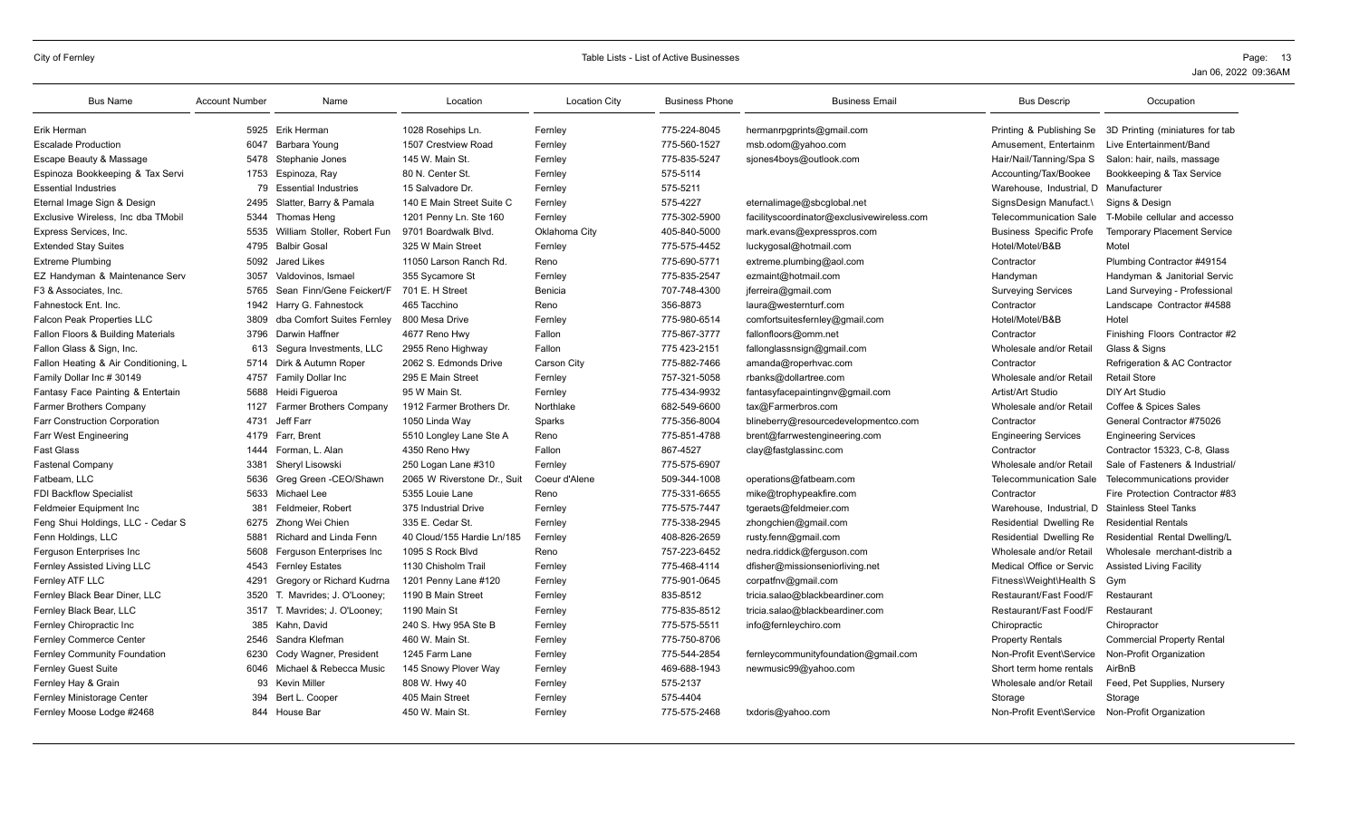| Bus Name | Account Number | Name | Location | Location City | Business Phone | Business Email | Bus Descrip | Occupation |
|---|---|---|---|---|---|---|---|---|
| Erik Herman | 5925 | Erik Herman | 1028 Rosehips Ln. | Fernley | 775-224-8045 | hermanrpgprints@gmail.com | Printing & Publishing Se | 3D Printing (miniatures for tab |
| Escalade Production | 6047 | Barbara Young | 1507 Crestview Road | Fernley | 775-560-1527 | msb.odom@yahoo.com | Amusement, Entertainm | Live Entertainment/Band |
| Escape Beauty & Massage | 5478 | Stephanie Jones | 145 W. Main St. | Fernley | 775-835-5247 | sjones4boys@outlook.com | Hair/Nail/Tanning/Spa S | Salon: hair, nails, massage |
| Espinoza Bookkeeping & Tax Servi | 1753 | Espinoza, Ray | 80 N. Center St. | Fernley | 575-5114 | | Accounting/Tax/Bookee | Bookkeeping & Tax Service |
| Essential Industries | 79 | Essential Industries | 15 Salvadore Dr. | Fernley | 575-5211 | | Warehouse, Industrial, D | Manufacturer |
| Eternal Image Sign & Design | 2495 | Slatter, Barry & Pamala | 140 E Main Street Suite C | Fernley | 575-4227 | eternalimage@sbcglobal.net | SignsDesign Manufact.\ | Signs & Design |
| Exclusive Wireless, Inc dba TMobil | 5344 | Thomas Heng | 1201 Penny Ln. Ste 160 | Fernley | 775-302-5900 | facilityscoordinator@exclusivewireless.com | Telecommunication Sale | T-Mobile cellular and accesso |
| Express Services, Inc. | 5535 | William Stoller, Robert Fun | 9701 Boardwalk Blvd. | Oklahoma City | 405-840-5000 | mark.evans@expresspros.com | Business Specific Profe | Temporary Placement Service |
| Extended Stay Suites | 4795 | Balbir Gosal | 325 W Main Street | Fernley | 775-575-4452 | luckygosal@hotmail.com | Hotel/Motel/B&B | Motel |
| Extreme Plumbing | 5092 | Jared Likes | 11050 Larson Ranch Rd. | Reno | 775-690-5771 | extreme.plumbing@aol.com | Contractor | Plumbing Contractor #49154 |
| EZ Handyman & Maintenance Serv | 3057 | Valdovinos, Ismael | 355 Sycamore St | Fernley | 775-835-2547 | ezmaint@hotmail.com | Handyman | Handyman & Janitorial Servic |
| F3 & Associates, Inc. | 5765 | Sean Finn/Gene Feickert/F | 701 E. H Street | Benicia | 707-748-4300 | jferreira@gmail.com | Surveying Services | Land Surveying - Professional |
| Fahnestock Ent. Inc. | 1942 | Harry G. Fahnestock | 465 Tacchino | Reno | 356-8873 | laura@westernturf.com | Contractor | Landscape Contractor #4588 |
| Falcon Peak Properties LLC | 3809 | dba Comfort Suites Fernley | 800 Mesa Drive | Fernley | 775-980-6514 | comfortsuitesfernley@gmail.com | Hotel/Motel/B&B | Hotel |
| Fallon Floors & Building Materials | 3796 | Darwin Haffner | 4677 Reno Hwy | Fallon | 775-867-3777 | fallonfloors@omm.net | Contractor | Finishing Floors Contractor #2 |
| Fallon Glass & Sign, Inc. | 613 | Segura Investments, LLC | 2955 Reno Highway | Fallon | 775 423-2151 | fallonglassnsign@gmail.com | Wholesale and/or Retail | Glass & Signs |
| Fallon Heating & Air Conditioning, L | 5714 | Dirk & Autumn Roper | 2062 S. Edmonds Drive | Carson City | 775-882-7466 | amanda@roperhvac.com | Contractor | Refrigeration & AC Contractor |
| Family Dollar Inc # 30149 | 4757 | Family Dollar Inc | 295 E Main Street | Fernley | 757-321-5058 | rbanks@dollartree.com | Wholesale and/or Retail | Retail Store |
| Fantasy Face Painting & Entertain | 5688 | Heidi Figueroa | 95 W Main St. | Fernley | 775-434-9932 | fantasyfacepaintingnv@gmail.com | Artist/Art Studio | DIY Art Studio |
| Farmer Brothers Company | 1127 | Farmer Brothers Company | 1912 Farmer Brothers Dr. | Northlake | 682-549-6600 | tax@Farmerbros.com | Wholesale and/or Retail | Coffee & Spices Sales |
| Farr Construction Corporation | 4731 | Jeff Farr | 1050 Linda Way | Sparks | 775-356-8004 | blineberry@resourcedevelopmentco.com | Contractor | General Contractor #75026 |
| Farr West Engineering | 4179 | Farr, Brent | 5510 Longley Lane Ste A | Reno | 775-851-4788 | brent@farrwestengineering.com | Engineering Services | Engineering Services |
| Fast Glass | 1444 | Forman, L. Alan | 4350 Reno Hwy | Fallon | 867-4527 | clay@fastglassinc.com | Contractor | Contractor 15323, C-8, Glass |
| Fastenal Company | 3381 | Sheryl Lisowski | 250 Logan Lane #310 | Fernley | 775-575-6907 | | Wholesale and/or Retail | Sale of Fasteners & Industrial/ |
| Fatbeam, LLC | 5636 | Greg Green -CEO/Shawn | 2065 W Riverstone Dr., Suit | Coeur d'Alene | 509-344-1008 | operations@fatbeam.com | Telecommunication Sale | Telecommunications provider |
| FDI Backflow Specialist | 5633 | Michael Lee | 5355 Louie Lane | Reno | 775-331-6655 | mike@trophypeakfire.com | Contractor | Fire Protection Contractor #83 |
| Feldmeier Equipment Inc | 381 | Feldmeier, Robert | 375 Industrial Drive | Fernley | 775-575-7447 | tgeraets@feldmeier.com | Warehouse, Industrial, D | Stainless Steel Tanks |
| Feng Shui Holdings, LLC - Cedar S | 6275 | Zhong Wei Chien | 335 E. Cedar St. | Fernley | 775-338-2945 | zhongchien@gmail.com | Residential Dwelling Re | Residential Rentals |
| Fenn Holdings, LLC | 5881 | Richard and Linda Fenn | 40 Cloud/155 Hardie Ln/185 | Fernley | 408-826-2659 | rusty.fenn@gmail.com | Residential Dwelling Re | Residential Rental Dwelling/L |
| Ferguson Enterprises Inc | 5608 | Ferguson Enterprises Inc | 1095 S Rock Blvd | Reno | 757-223-6452 | nedra.riddick@ferguson.com | Wholesale and/or Retail | Wholesale merchant-distrib a |
| Fernley Assisted Living LLC | 4543 | Fernley Estates | 1130 Chisholm Trail | Fernley | 775-468-4114 | dfisher@missionseniorliving.net | Medical Office or Servic | Assisted Living Facility |
| Fernley ATF LLC | 4291 | Gregory or Richard Kudrna | 1201 Penny Lane #120 | Fernley | 775-901-0645 | corpatfnv@gmail.com | Fitness\Weight\Health S | Gym |
| Fernley Black Bear Diner, LLC | 3520 | T. Mavrides; J. O'Looney; | 1190 B Main Street | Fernley | 835-8512 | tricia.salao@blackbeardiner.com | Restaurant/Fast Food/F | Restaurant |
| Fernley Black Bear, LLC | 3517 | T. Mavrides; J. O'Looney; | 1190 Main St | Fernley | 775-835-8512 | tricia.salao@blackbeardiner.com | Restaurant/Fast Food/F | Restaurant |
| Fernley Chiropractic Inc | 385 | Kahn, David | 240 S. Hwy 95A Ste B | Fernley | 775-575-5511 | info@fernleychiro.com | Chiropractic | Chiropractor |
| Fernley Commerce Center | 2546 | Sandra Klefman | 460 W. Main St. | Fernley | 775-750-8706 | | Property Rentals | Commercial Property Rental |
| Fernley Community Foundation | 6230 | Cody Wagner, President | 1245 Farm Lane | Fernley | 775-544-2854 | fernleycommunityfoundation@gmail.com | Non-Profit Event\Service | Non-Profit Organization |
| Fernley Guest Suite | 6046 | Michael & Rebecca Music | 145 Snowy Plover Way | Fernley | 469-688-1943 | newmusic99@yahoo.com | Short term home rentals | AirBnB |
| Fernley Hay & Grain | 93 | Kevin Miller | 808 W. Hwy 40 | Fernley | 575-2137 | | Wholesale and/or Retail | Feed, Pet Supplies, Nursery |
| Fernley Ministorage Center | 394 | Bert L. Cooper | 405 Main Street | Fernley | 575-4404 | | Storage | Storage |
| Fernley Moose Lodge #2468 | 844 | House Bar | 450 W. Main St. | Fernley | 775-575-2468 | txdoris@yahoo.com | Non-Profit Event\Service | Non-Profit Organization |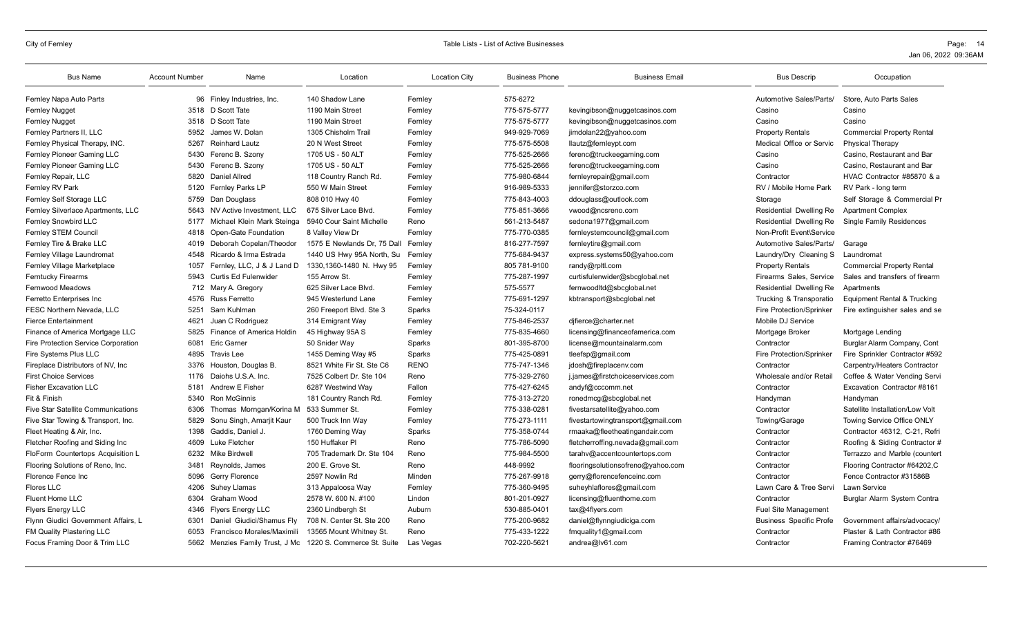| Bus Name | Account Number | Name | Location | Location City | Business Phone | Business Email | Bus Descrip | Occupation |
|---|---|---|---|---|---|---|---|---|
| Fernley Napa Auto Parts | 96 | Finley Industries, Inc. | 140 Shadow Lane | Fernley | 575-6272 | | Automotive Sales/Parts/ | Store, Auto Parts Sales |
| Fernley Nugget | 3518 | D Scott Tate | 1190 Main Street | Fernley | 775-575-5777 | kevingibson@nuggetcasinos.com | Casino | Casino |
| Fernley Nugget | 3518 | D Scott Tate | 1190 Main Street | Fernley | 775-575-5777 | kevingibson@nuggetcasinos.com | Casino | Casino |
| Fernley Partners II, LLC | 5952 | James W. Dolan | 1305 Chisholm Trail | Fernley | 949-929-7069 | jimdolan22@yahoo.com | Property Rentals | Commercial Property Rental |
| Fernley Physical Therapy, INC. | 5267 | Reinhard Lautz | 20 N West Street | Fernley | 775-575-5508 | llautz@fernleypt.com | Medical Office or Servic | Physical Therapy |
| Fernley Pioneer Gaming LLC | 5430 | Ferenc B. Szony | 1705 US - 50 ALT | Fernley | 775-525-2666 | ferenc@truckeegaming.com | Casino | Casino, Restaurant and Bar |
| Fernley Pioneer Gaming LLC | 5430 | Ferenc B. Szony | 1705 US - 50 ALT | Fernley | 775-525-2666 | ferenc@truckeegaming.com | Casino | Casino, Restaurant and Bar |
| Fernley Repair, LLC | 5820 | Daniel Allred | 118 Country Ranch Rd. | Fernley | 775-980-6844 | fernleyrepair@gmail.com | Contractor | HVAC Contractor #85870 & a |
| Fernley RV Park | 5120 | Fernley Parks LP | 550 W Main Street | Fernley | 916-989-5333 | jennifer@storzco.com | RV / Mobile Home Park | RV Park - long term |
| Fernley Self Storage LLC | 5759 | Dan Douglass | 808 010 Hwy 40 | Fernley | 775-843-4003 | ddouglass@outlook.com | Storage | Self Storage & Commercial Pr |
| Fernley Silverlace Apartments, LLC | 5643 | NV Active Investment, LLC | 675 Silver Lace Blvd. | Fernley | 775-851-3666 | vwood@ncsreno.com | Residential Dwelling Re | Apartment Complex |
| Fernley Snowbird LLC | 5177 | Michael Klein Mark Steinga | 5940 Cour Saint Michelle | Reno | 561-213-5487 | sedona1977@gmail.com | Residential Dwelling Re | Single Family Residences |
| Fernley STEM Council | 4818 | Open-Gate Foundation | 8 Valley View Dr | Fernley | 775-770-0385 | fernleystemcouncil@gmail.com | Non-Profit Event\Service | |
| Fernley Tire & Brake LLC | 4019 | Deborah Copelan/Theodor | 1575 E Newlands Dr, 75 Dall | Fernley | 816-277-7597 | fernleytire@gmail.com | Automotive Sales/Parts/ | Garage |
| Fernley Village Laundromat | 4548 | Ricardo & Irma Estrada | 1440 US Hwy 95A North, Su | Fernley | 775-684-9437 | express.systems50@yahoo.com | Laundry/Dry Cleaning S | Laundromat |
| Fernley Village Marketplace | 1057 | Fernley, LLC, J & J Land D | 1330,1360-1480 N. Hwy 95 | Fernley | 805 781-9100 | randy@rpltl.com | Property Rentals | Commercial Property Rental |
| Ferntucky Firearms | 5943 | Curtis Ed Fulenwider | 155 Arrow St. | Fernley | 775-287-1997 | curtisfulenwider@sbcglobal.net | Firearms Sales, Service | Sales and transfers of firearm |
| Fernwood Meadows | 712 | Mary A. Gregory | 625 Silver Lace Blvd. | Fernley | 575-5577 | fernwoodltd@sbcglobal.net | Residential Dwelling Re | Apartments |
| Ferretto Enterprises Inc | 4576 | Russ Ferretto | 945 Westerlund Lane | Fernley | 775-691-1297 | kbtransport@sbcglobal.net | Trucking & Transporatio | Equipment Rental & Trucking |
| FESC Northern Nevada, LLC | 5251 | Sam Kuhlman | 260 Freeport Blvd. Ste 3 | Sparks | 75-324-0117 | | Fire Protection/Sprinker | Fire extinguisher sales and se |
| Fierce Entertainment | 4621 | Juan C Rodriguez | 314 Emigrant Way | Fernley | 775-846-2537 | djfierce@charter.net | Mobile DJ Service | |
| Finance of America Mortgage LLC | 5825 | Finance of America Holdin | 45 Highway 95A S | Fernley | 775-835-4660 | licensing@financeofamerica.com | Mortgage Broker | Mortgage Lending |
| Fire Protection Service Corporation | 6081 | Eric Garner | 50 Snider Way | Sparks | 801-395-8700 | license@mountainalarm.com | Contractor | Burglar Alarm Company, Cont |
| Fire Systems Plus LLC | 4895 | Travis Lee | 1455 Deming Way #5 | Sparks | 775-425-0891 | tleefsp@gmail.com | Fire Protection/Sprinker | Fire Sprinkler Contractor #592 |
| Fireplace Distributors of NV, Inc | 3376 | Houston, Douglas B. | 8521 White Fir St. Ste C6 | RENO | 775-747-1346 | jdosh@fireplacenv.com | Contractor | Carpentry/Heaters Contractor |
| First Choice Services | 1176 | Daiohs U.S.A. Inc. | 7525 Colbert Dr. Ste 104 | Reno | 775-329-2760 | j.james@firstchoiceservices.com | Wholesale and/or Retail | Coffee & Water Vending Servi |
| Fisher Excavation LLC | 5181 | Andrew E Fisher | 6287 Westwind Way | Fallon | 775-427-6245 | andyf@cccomm.net | Contractor | Excavation Contractor #8161 |
| Fit & Finish | 5340 | Ron McGinnis | 181 Country Ranch Rd. | Fernley | 775-313-2720 | ronedmcg@sbcglobal.net | Handyman | Handyman |
| Five Star Satellite Communications | 6306 | Thomas Morngan/Korina M | 533 Summer St. | Fernley | 775-338-0281 | fivestarsatellite@yahoo.com | Contractor | Satellite Installation/Low Volt |
| Five Star Towing & Transport, Inc. | 5829 | Sonu Singh, Amarjit Kaur | 500 Truck Inn Way | Fernley | 775-273-1111 | fivestartowingtransport@gmail.com | Towing/Garage | Towing Service Office ONLY |
| Fleet Heating & Air, Inc. | 1398 | Gaddis, Daniel J. | 1760 Deming Way | Sparks | 775-358-0744 | rmaaka@fleetheatingandair.com | Contractor | Contractor 46312, C-21, Refri |
| Fletcher Roofing and Siding Inc | 4609 | Luke Fletcher | 150 Huffaker Pl | Reno | 775-786-5090 | fletcherroffing.nevada@gmail.com | Contractor | Roofing & Siding Contractor # |
| FloForm Countertops Acquisition L | 6232 | Mike Birdwell | 705 Trademark Dr. Ste 104 | Reno | 775-984-5500 | tarahv@accentcountertops.com | Contractor | Terrazzo and Marble (countert |
| Flooring Solutions of Reno, Inc. | 3481 | Reynolds, James | 200 E. Grove St. | Reno | 448-9992 | flooringsolutionsofreno@yahoo.com | Contractor | Flooring Contractor #64202,C |
| Florence Fence Inc | 5096 | Gerry Florence | 2597 Nowlin Rd | Minden | 775-267-9918 | gerry@florencefenceinc.com | Contractor | Fence Contractor #31586B |
| Flores LLC | 4206 | Suhey Llamas | 313 Appaloosa Way | Fernley | 775-360-9495 | suheyhlaflores@gmail.com | Lawn Care & Tree Servi | Lawn Service |
| Fluent Home LLC | 6304 | Graham Wood | 2578 W. 600 N. #100 | Lindon | 801-201-0927 | licensing@fluenthome.com | Contractor | Burglar Alarm System Contra |
| Flyers Energy LLC | 4346 | Flyers Energy LLC | 2360 Lindbergh St | Auburn | 530-885-0401 | tax@4flyers.com | Fuel Site Management | |
| Flynn Giudici Government Affairs, L | 6301 | Daniel Giudici/Shamus Fly | 708 N. Center St. Ste 200 | Reno | 775-200-9682 | daniel@flynngiudiciga.com | Business Specific Profe | Government affairs/advocacy/ |
| FM Quality Plastering LLC | 6053 | Francisco Morales/Maximili | 13565 Mount Whitney St. | Reno | 775-433-1222 | fmquality1@gmail.com | Contractor | Plaster & Lath Contractor #86 |
| Focus Framing Door & Trim LLC | 5662 | Menzies Family Trust, J Mc | 1220 S. Commerce St. Suite | Las Vegas | 702-220-5621 | andrea@lv61.com | Contractor | Framing Contractor #76469 |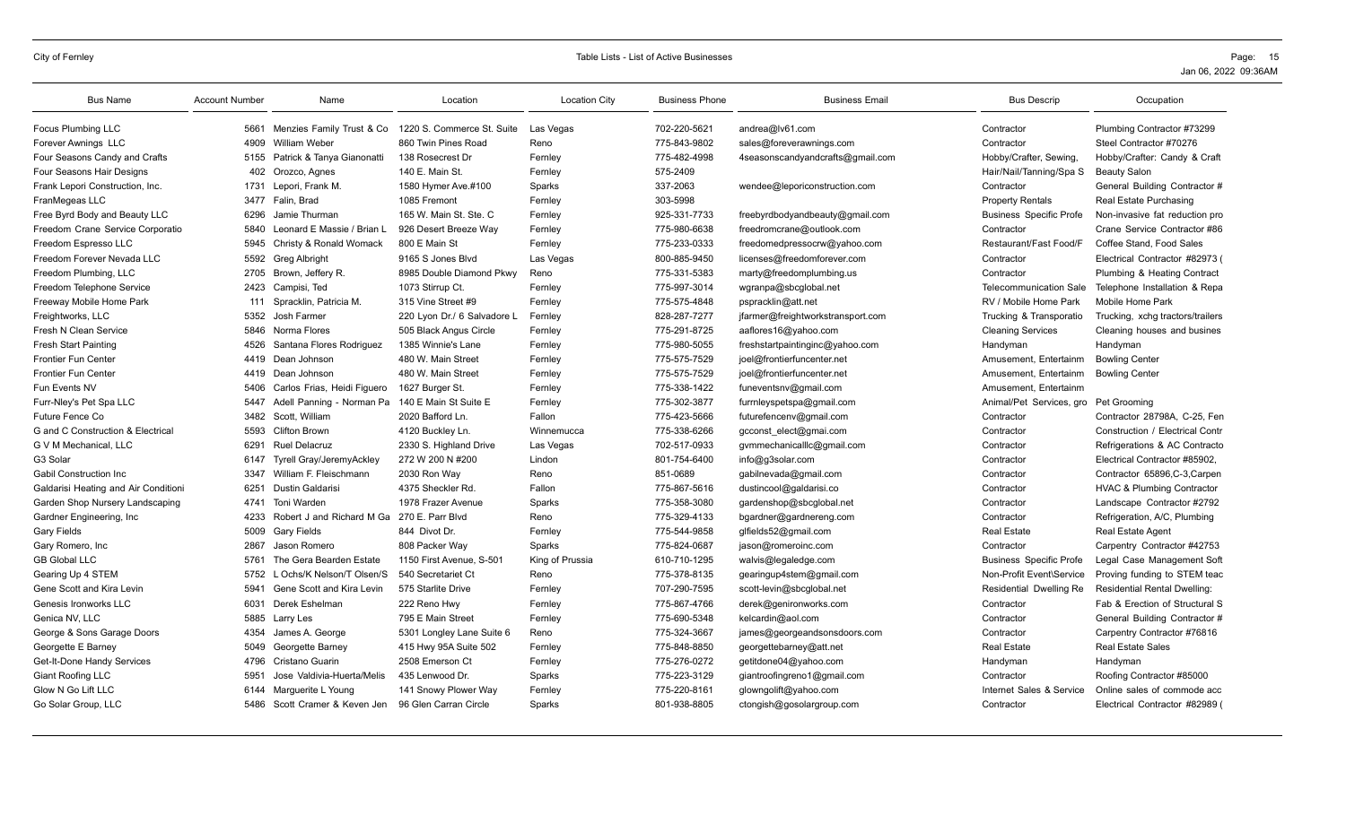| Bus Name | Account Number | Name | Location | Location City | Business Phone | Business Email | Bus Descrip | Occupation |
|---|---|---|---|---|---|---|---|---|
| Focus Plumbing LLC | 5661 | Menzies Family Trust & Co | 1220 S. Commerce St. Suite | Las Vegas | 702-220-5621 | andrea@lv61.com | Contractor | Plumbing Contractor #73299 |
| Forever Awnings LLC | 4909 | William Weber | 860 Twin Pines Road | Reno | 775-843-9802 | sales@foreverawnings.com | Contractor | Steel Contractor #70276 |
| Four Seasons Candy and Crafts | 5155 | Patrick & Tanya Gianonatti | 138 Rosecrest Dr | Fernley | 775-482-4998 | 4seasonscandyandcrafts@gmail.com | Hobby/Crafter, Sewing, | Hobby/Crafter: Candy & Craft |
| Four Seasons Hair Designs | 402 | Orozco, Agnes | 140 E. Main St. | Fernley | 575-2409 | | Hair/Nail/Tanning/Spa S | Beauty Salon |
| Frank Lepori Construction, Inc. | 1731 | Lepori, Frank M. | 1580 Hymer Ave.#100 | Sparks | 337-2063 | wendee@leporiconstruction.com | Contractor | General Building Contractor # |
| FranMegeas LLC | 3477 | Falin, Brad | 1085 Fremont | Fernley | 303-5998 | | Property Rentals | Real Estate Purchasing |
| Free Byrd Body and Beauty LLC | 6296 | Jamie Thurman | 165 W. Main St. Ste. C | Fernley | 925-331-7733 | freebyrdbodyandbeauty@gmail.com | Business Specific Profe | Non-invasive fat reduction pro |
| Freedom Crane Service Corporatio | 5840 | Leonard E Massie / Brian L | 926 Desert Breeze Way | Fernley | 775-980-6638 | freedromcrane@outlook.com | Contractor | Crane Service Contractor #86 |
| Freedom Espresso LLC | 5945 | Christy & Ronald Womack | 800 E Main St | Fernley | 775-233-0333 | freedomedpressocrw@yahoo.com | Restaurant/Fast Food/F | Coffee Stand, Food Sales |
| Freedom Forever Nevada LLC | 5592 | Greg Albright | 9165 S Jones Blvd | Las Vegas | 800-885-9450 | licenses@freedomforever.com | Contractor | Electrical Contractor #82973 ( |
| Freedom Plumbing, LLC | 2705 | Brown, Jeffery R. | 8985 Double Diamond Pkwy | Reno | 775-331-5383 | marty@freedomplumbing.us | Contractor | Plumbing & Heating Contract |
| Freedom Telephone Service | 2423 | Campisi, Ted | 1073 Stirrup Ct. | Fernley | 775-997-3014 | wgranpa@sbcglobal.net | Telecommunication Sale | Telephone Installation & Repa |
| Freeway Mobile Home Park | 111 | Spracklin, Patricia M. | 315 Vine Street #9 | Fernley | 775-575-4848 | pspracklin@att.net | RV / Mobile Home Park | Mobile Home Park |
| Freightworks, LLC | 5352 | Josh Farmer | 220 Lyon Dr./ 6 Salvadore L | Fernley | 828-287-7277 | jfarmer@freightworkstransport.com | Trucking & Transporatio | Trucking, xchg tractors/trailers |
| Fresh N Clean Service | 5846 | Norma Flores | 505 Black Angus Circle | Fernley | 775-291-8725 | aaflores16@yahoo.com | Cleaning Services | Cleaning houses and busines |
| Fresh Start Painting | 4526 | Santana Flores Rodriguez | 1385 Winnie's Lane | Fernley | 775-980-5055 | freshstartpaintinginc@yahoo.com | Handyman | Handyman |
| Frontier Fun Center | 4419 | Dean Johnson | 480 W. Main Street | Fernley | 775-575-7529 | joel@frontierfuncenter.net | Amusement, Entertainm | Bowling Center |
| Frontier Fun Center | 4419 | Dean Johnson | 480 W. Main Street | Fernley | 775-575-7529 | joel@frontierfuncenter.net | Amusement, Entertainm | Bowling Center |
| Fun Events NV | 5406 | Carlos Frias, Heidi Figuero | 1627 Burger St. | Fernley | 775-338-1422 | funeventsnv@gmail.com | Amusement, Entertainm | |
| Furr-Nley's Pet Spa LLC | 5447 | Adell Panning - Norman Pa | 140 E Main St Suite E | Fernley | 775-302-3877 | furrnleyspetspa@gmail.com | Animal/Pet Services, gro | Pet Grooming |
| Future Fence Co | 3482 | Scott, William | 2020 Bafford Ln. | Fallon | 775-423-5666 | futurefencenv@gmail.com | Contractor | Contractor 28798A, C-25, Fen |
| G and C Construction & Electrical | 5593 | Clifton Brown | 4120 Buckley Ln. | Winnemucca | 775-338-6266 | gcconst_elect@gmai.com | Contractor | Construction / Electrical Contr |
| G V M Mechanical, LLC | 6291 | Ruel Delacruz | 2330 S. Highland Drive | Las Vegas | 702-517-0933 | gvmmechanicalllc@gmail.com | Contractor | Refrigerations & AC Contracto |
| G3 Solar | 6147 | Tyrell Gray/JeremyAckley | 272 W 200 N #200 | Lindon | 801-754-6400 | info@g3solar.com | Contractor | Electrical Contractor #85902, |
| Gabil Construction Inc | 3347 | William F. Fleischmann | 2030 Ron Way | Reno | 851-0689 | gabilnevada@gmail.com | Contractor | Contractor 65896,C-3,Carpen |
| Galdarisi Heating and Air Conditioni | 6251 | Dustin Galdarisi | 4375 Sheckler Rd. | Fallon | 775-867-5616 | dustincool@galdarisi.co | Contractor | HVAC & Plumbing Contractor |
| Garden Shop Nursery Landscaping | 4741 | Toni Warden | 1978 Frazer Avenue | Sparks | 775-358-3080 | gardenshop@sbcglobal.net | Contractor | Landscape Contractor #2792 |
| Gardner Engineering, Inc | 4233 | Robert J and Richard M Ga | 270 E. Parr Blvd | Reno | 775-329-4133 | bgardner@gardnereng.com | Contractor | Refrigeration, A/C, Plumbing |
| Gary Fields | 5009 | Gary Fields | 844 Divot Dr. | Fernley | 775-544-9858 | glfields52@gmail.com | Real Estate | Real Estate Agent |
| Gary Romero, Inc | 2867 | Jason Romero | 808 Packer Way | Sparks | 775-824-0687 | jason@romeroinc.com | Contractor | Carpentry Contractor #42753 |
| GB Global LLC | 5761 | The Gera Bearden Estate | 1150 First Avenue, S-501 | King of Prussia | 610-710-1295 | walvis@legaledge.com | Business Specific Profe | Legal Case Management Soft |
| Gearing Up 4 STEM | 5752 | L Ochs/K Nelson/T Olsen/S | 540 Secretariet Ct | Reno | 775-378-8135 | gearingup4stem@gmail.com | Non-Profit Event\Service | Proving funding to STEM teac |
| Gene Scott and Kira Levin | 5941 | Gene Scott and Kira Levin | 575 Starlite Drive | Fernley | 707-290-7595 | scott-levin@sbcglobal.net | Residential Dwelling Re | Residential Rental Dwelling: |
| Genesis Ironworks LLC | 6031 | Derek Eshelman | 222 Reno Hwy | Fernley | 775-867-4766 | derek@genironworks.com | Contractor | Fab & Erection of Structural S |
| Genica NV, LLC | 5885 | Larry Les | 795 E Main Street | Fernley | 775-690-5348 | kelcardin@aol.com | Contractor | General Building Contractor # |
| George & Sons Garage Doors | 4354 | James A. George | 5301 Longley Lane Suite 6 | Reno | 775-324-3667 | james@georgeandsonsdoors.com | Contractor | Carpentry Contractor #76816 |
| Georgette E Barney | 5049 | Georgette Barney | 415 Hwy 95A Suite 502 | Fernley | 775-848-8850 | georgettebarney@att.net | Real Estate | Real Estate Sales |
| Get-It-Done Handy Services | 4796 | Cristano Guarin | 2508 Emerson Ct | Fernley | 775-276-0272 | getitdone04@yahoo.com | Handyman | Handyman |
| Giant Roofing LLC | 5951 | Jose Valdivia-Huerta/Melis | 435 Lenwood Dr. | Sparks | 775-223-3129 | giantroofingreno1@gmail.com | Contractor | Roofing Contractor #85000 |
| Glow N Go Lift LLC | 6144 | Marguerite L Young | 141 Snowy Plower Way | Fernley | 775-220-8161 | glowngolift@yahoo.com | Internet Sales & Service | Online sales of commode acc |
| Go Solar Group, LLC | 5486 | Scott Cramer & Keven Jen | 96 Glen Carran Circle | Sparks | 801-938-8805 | ctongish@gosolargroup.com | Contractor | Electrical Contractor #82989 ( |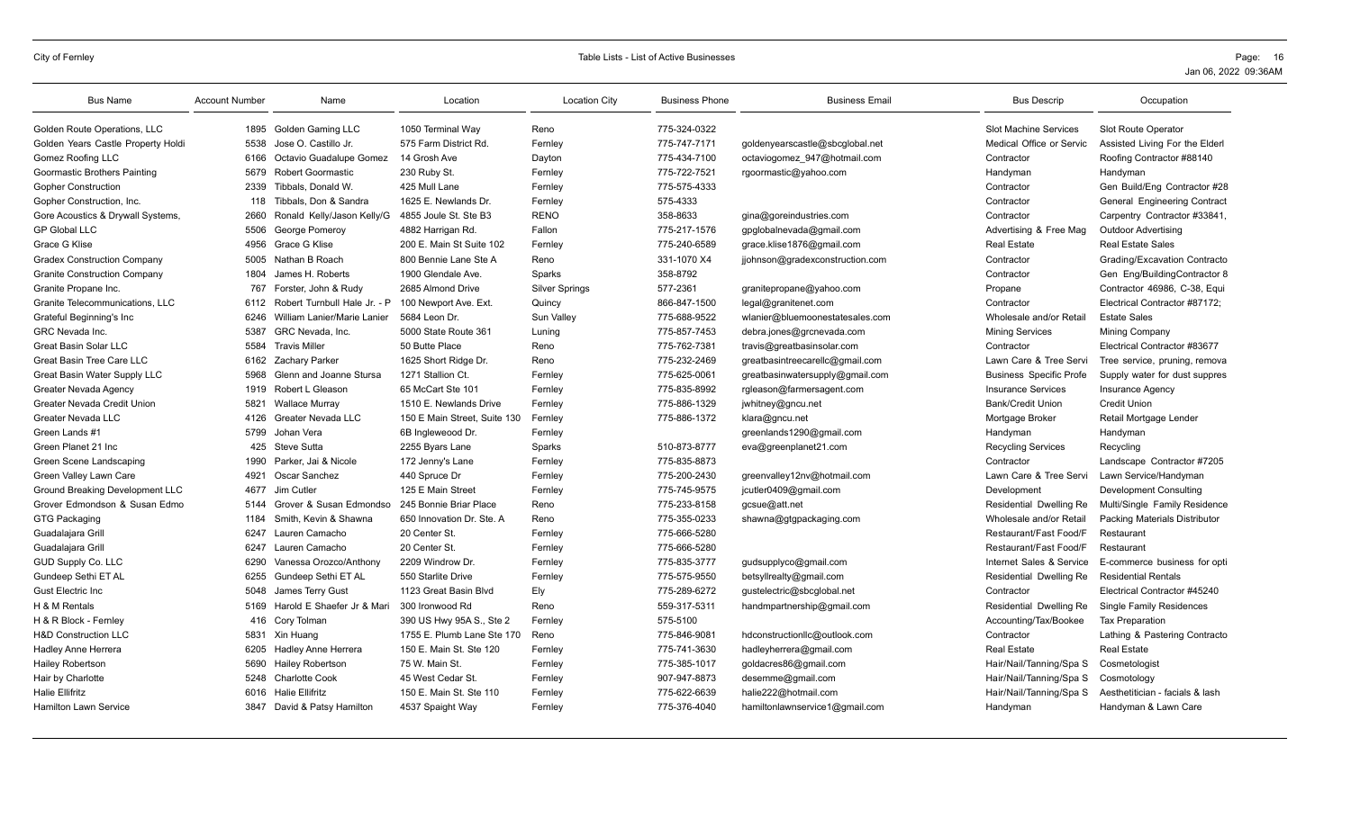| Bus Name | Account Number | Name | Location | Location City | Business Phone | Business Email | Bus Descrip | Occupation |
|---|---|---|---|---|---|---|---|---|
| Golden Route Operations, LLC | 1895 | Golden Gaming LLC | 1050 Terminal Way | Reno | 775-324-0322 | | Slot Machine Services | Slot Route Operator |
| Golden Years Castle Property Holdi | 5538 | Jose O. Castillo Jr. | 575 Farm District Rd. | Fernley | 775-747-7171 | goldenyearscastle@sbcglobal.net | Medical Office or Servic | Assisted Living For the Elderl |
| Gomez Roofing LLC | 6166 | Octavio Guadalupe Gomez | 14 Grosh Ave | Dayton | 775-434-7100 | octaviogomez_947@hotmail.com | Contractor | Roofing Contractor #88140 |
| Goormastic Brothers Painting | 5679 | Robert Goormastic | 230 Ruby St. | Fernley | 775-722-7521 | rgoormastic@yahoo.com | Handyman | Handyman |
| Gopher Construction | 2339 | Tibbals, Donald W. | 425 Mull Lane | Fernley | 775-575-4333 | | Contractor | Gen Build/Eng Contractor #28 |
| Gopher Construction, Inc. | 118 | Tibbals, Don & Sandra | 1625 E. Newlands Dr. | Fernley | 575-4333 | | Contractor | General Engineering Contract |
| Gore Acoustics & Drywall Systems, | 2660 | Ronald Kelly/Jason Kelly/G | 4855 Joule St. Ste B3 | RENO | 358-8633 | gina@goreindustries.com | Contractor | Carpentry Contractor #33841, |
| GP Global LLC | 5506 | George Pomeroy | 4882 Harrigan Rd. | Fallon | 775-217-1576 | gpglobalnevada@gmail.com | Advertising & Free Mag | Outdoor Advertising |
| Grace G Klise | 4956 | Grace G Klise | 200 E. Main St Suite 102 | Fernley | 775-240-6589 | grace.klise1876@gmail.com | Real Estate | Real Estate Sales |
| Gradex Construction Company | 5005 | Nathan B Roach | 800 Bennie Lane Ste A | Reno | 331-1070 X4 | jjohnson@gradexconstruction.com | Contractor | Grading/Excavation Contracto |
| Granite Construction Company | 1804 | James H. Roberts | 1900 Glendale Ave. | Sparks | 358-8792 | | Contractor | Gen Eng/BuildingContractor 8 |
| Granite Propane Inc. | 767 | Forster, John & Rudy | 2685 Almond Drive | Silver Springs | 577-2361 | granitepropane@yahoo.com | Propane | Contractor 46986, C-38, Equi |
| Granite Telecommunications, LLC | 6112 | Robert Turnbull Hale Jr. - P | 100 Newport Ave. Ext. | Quincy | 866-847-1500 | legal@granitenet.com | Contractor | Electrical Contractor #87172; |
| Grateful Beginning's Inc | 6246 | William Lanier/Marie Lanier | 5684 Leon Dr. | Sun Valley | 775-688-9522 | wlanier@bluemoonestatesales.com | Wholesale and/or Retail | Estate Sales |
| GRC Nevada Inc. | 5387 | GRC Nevada, Inc. | 5000 State Route 361 | Luning | 775-857-7453 | debra.jones@grcnevada.com | Mining Services | Mining Company |
| Great Basin Solar LLC | 5584 | Travis Miller | 50 Butte Place | Reno | 775-762-7381 | travis@greatbasinsolar.com | Contractor | Electrical Contractor #83677 |
| Great Basin Tree Care LLC | 6162 | Zachary Parker | 1625 Short Ridge Dr. | Reno | 775-232-2469 | greatbasintreecarellc@gmail.com | Lawn Care & Tree Servi | Tree service, pruning, remova |
| Great Basin Water Supply LLC | 5968 | Glenn and Joanne Stursa | 1271 Stallion Ct. | Fernley | 775-625-0061 | greatbasinwatersupply@gmail.com | Business Specific Profe | Supply water for dust suppres |
| Greater Nevada Agency | 1919 | Robert L Gleason | 65 McCart Ste 101 | Fernley | 775-835-8992 | rgleason@farmersagent.com | Insurance Services | Insurance Agency |
| Greater Nevada Credit Union | 5821 | Wallace Murray | 1510 E. Newlands Drive | Fernley | 775-886-1329 | jwhitney@gncu.net | Bank/Credit Union | Credit Union |
| Greater Nevada LLC | 4126 | Greater Nevada LLC | 150 E Main Street, Suite 130 | Fernley | 775-886-1372 | klara@gncu.net | Mortgage Broker | Retail Mortgage Lender |
| Green Lands #1 | 5799 | Johan Vera | 6B Ingleweood Dr. | Fernley | | greenlands1290@gmail.com | Handyman | Handyman |
| Green Planet 21 Inc | 425 | Steve Sutta | 2255 Byars Lane | Sparks | 510-873-8777 | eva@greenplanet21.com | Recycling Services | Recycling |
| Green Scene Landscaping | 1990 | Parker, Jai & Nicole | 172 Jenny's Lane | Fernley | 775-835-8873 | | Contractor | Landscape Contractor #7205 |
| Green Valley Lawn Care | 4921 | Oscar Sanchez | 440 Spruce Dr | Fernley | 775-200-2430 | greenvalley12nv@hotmail.com | Lawn Care & Tree Servi | Lawn Service/Handyman |
| Ground Breaking Development LLC | 4677 | Jim Cutler | 125 E Main Street | Fernley | 775-745-9575 | jcutler0409@gmail.com | Development | Development Consulting |
| Grover Edmondson & Susan Edmo | 5144 | Grover & Susan Edmondso | 245 Bonnie Briar Place | Reno | 775-233-8158 | gcsue@att.net | Residential Dwelling Re | Multi/Single Family Residence |
| GTG Packaging | 1184 | Smith, Kevin & Shawna | 650 Innovation Dr. Ste. A | Reno | 775-355-0233 | shawna@gtgpackaging.com | Wholesale and/or Retail | Packing Materials Distributor |
| Guadalajara Grill | 6247 | Lauren Camacho | 20 Center St. | Fernley | 775-666-5280 | | Restaurant/Fast Food/F | Restaurant |
| Guadalajara Grill | 6247 | Lauren Camacho | 20 Center St. | Fernley | 775-666-5280 | | Restaurant/Fast Food/F | Restaurant |
| GUD Supply Co. LLC | 6290 | Vanessa Orozco/Anthony | 2209 Windrow Dr. | Fernley | 775-835-3777 | gudsupplyco@gmail.com | Internet Sales & Service | E-commerce business for opti |
| Gundeep Sethi ET AL | 6255 | Gundeep Sethi ET AL | 550 Starlite Drive | Fernley | 775-575-9550 | betsyllrealty@gmail.com | Residential Dwelling Re | Residential Rentals |
| Gust Electric Inc | 5048 | James Terry Gust | 1123 Great Basin Blvd | Ely | 775-289-6272 | gustelectric@sbcglobal.net | Contractor | Electrical Contractor #45240 |
| H & M Rentals | 5169 | Harold E Shaefer Jr & Mari | 300 Ironwood Rd | Reno | 559-317-5311 | handmpartnership@gmail.com | Residential Dwelling Re | Single Family Residences |
| H & R Block - Fernley | 416 | Cory Tolman | 390 US Hwy 95A S., Ste 2 | Fernley | 575-5100 | | Accounting/Tax/Bookee | Tax Preparation |
| H&D Construction LLC | 5831 | Xin Huang | 1755 E. Plumb Lane Ste 170 | Reno | 775-846-9081 | hdconstructionllc@outlook.com | Contractor | Lathing & Pastering Contracto |
| Hadley Anne Herrera | 6205 | Hadley Anne Herrera | 150 E. Main St. Ste 120 | Fernley | 775-741-3630 | hadleyherrera@gmail.com | Real Estate | Real Estate |
| Hailey Robertson | 5690 | Hailey Robertson | 75 W. Main St. | Fernley | 775-385-1017 | goldacres86@gmail.com | Hair/Nail/Tanning/Spa S | Cosmetologist |
| Hair by Charlotte | 5248 | Charlotte Cook | 45 West Cedar St. | Fernley | 907-947-8873 | desemme@gmail.com | Hair/Nail/Tanning/Spa S | Cosmotology |
| Halie Ellifritz | 6016 | Halie Ellifritz | 150 E. Main St. Ste 110 | Fernley | 775-622-6639 | halie222@hotmail.com | Hair/Nail/Tanning/Spa S | Aesthetitician - facials & lash |
| Hamilton Lawn Service | 3847 | David & Patsy Hamilton | 4537 Spaight Way | Fernley | 775-376-4040 | hamiltonlawnservice1@gmail.com | Handyman | Handyman & Lawn Care |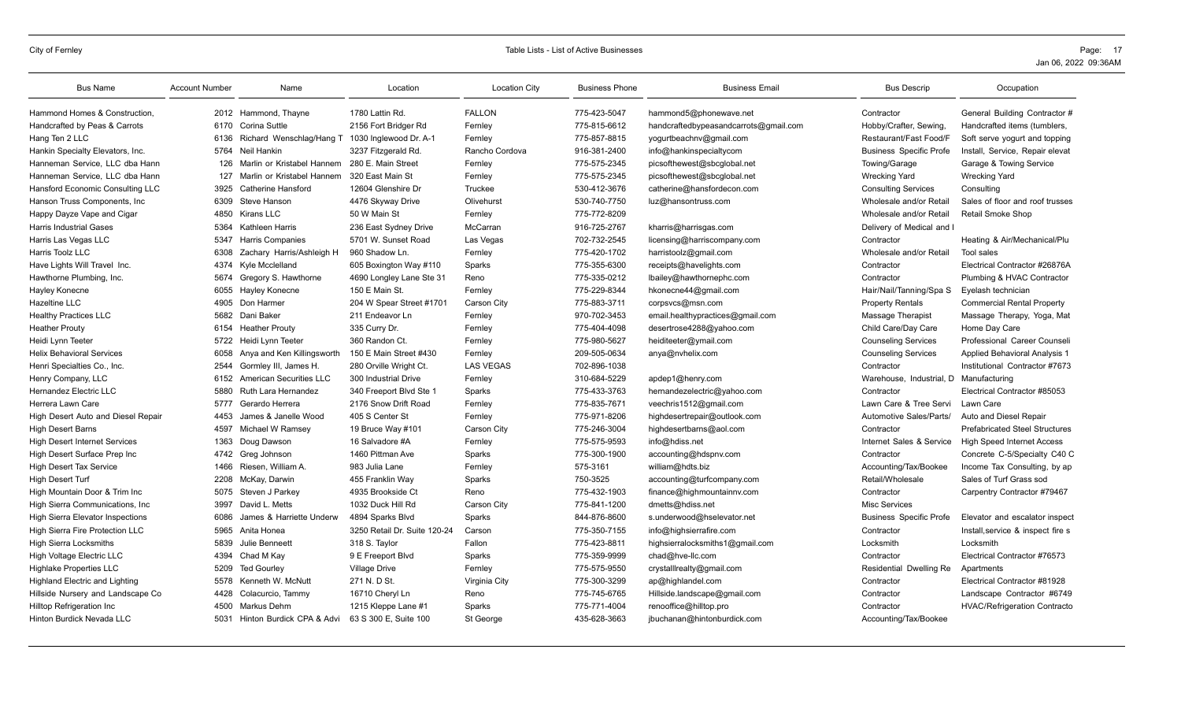| Bus Name | Account Number | Name | Location | Location City | Business Phone | Business Email | Bus Descrip | Occupation |
|---|---|---|---|---|---|---|---|---|
| Hammond Homes & Construction, | 2012 | Hammond, Thayne | 1780 Lattin Rd. | FALLON | 775-423-5047 | hammond5@phonewave.net | Contractor | General Building Contractor # |
| Handcrafted by Peas & Carrots | 6170 | Corina Suttle | 2156 Fort Bridger Rd | Fernley | 775-815-6612 | handcraftedbypeasandcarrots@gmail.com | Hobby/Crafter, Sewing, | Handcrafted items (tumblers, |
| Hang Ten 2 LLC | 6136 | Richard Wenschlag/Hang T | 1030 Inglewood Dr. A-1 | Fernley | 775-857-8815 | yogurtbeachnv@gmail.com | Restaurant/Fast Food/F | Soft serve yogurt and topping |
| Hankin Specialty Elevators, Inc. | 5764 | Neil Hankin | 3237 Fitzgerald Rd. | Rancho Cordova | 916-381-2400 | info@hankinspecialtycom | Business Specific Profe | Install, Service, Repair elevat |
| Hanneman Service, LLC dba Hann | 126 | Marlin or Kristabel Hannem | 280 E. Main Street | Fernley | 775-575-2345 | picsofthewest@sbcglobal.net | Towing/Garage | Garage & Towing Service |
| Hanneman Service, LLC dba Hann | 127 | Marlin or Kristabel Hannem | 320 East Main St | Fernley | 775-575-2345 | picsofthewest@sbcglobal.net | Wrecking Yard | Wrecking Yard |
| Hansford Economic Consulting LLC | 3925 | Catherine Hansford | 12604 Glenshire Dr | Truckee | 530-412-3676 | catherine@hansfordecon.com | Consulting Services | Consulting |
| Hanson Truss Components, Inc | 6309 | Steve Hanson | 4476 Skyway Drive | Olivehurst | 530-740-7750 | luz@hansontruss.com | Wholesale and/or Retail | Sales of floor and roof trusses |
| Happy Dayze Vape and Cigar | 4850 | Kirans LLC | 50 W Main St | Fernley | 775-772-8209 | | Wholesale and/or Retail | Retail Smoke Shop |
| Harris Industrial Gases | 5364 | Kathleen Harris | 236 East Sydney Drive | McCarran | 916-725-2767 | kharris@harrisgas.com | Delivery of Medical and I | |
| Harris Las Vegas LLC | 5347 | Harris Companies | 5701 W. Sunset Road | Las Vegas | 702-732-2545 | licensing@harriscompany.com | Contractor | Heating & Air/Mechanical/Plu |
| Harris Toolz LLC | 6308 | Zachary Harris/Ashleigh H | 960 Shadow Ln. | Fernley | 775-420-1702 | harristoolz@gmail.com | Wholesale and/or Retail | Tool sales |
| Have Lights Will Travel Inc. | 4374 | Kyle Mcclelland | 605 Boxington Way #110 | Sparks | 775-355-6300 | receipts@havelights.com | Contractor | Electrical Contractor #26876A |
| Hawthorne Plumbing, Inc. | 5674 | Gregory S. Hawthorne | 4690 Longley Lane Ste 31 | Reno | 775-335-0212 | lbailey@hawthornephc.com | Contractor | Plumbing & HVAC Contractor |
| Hayley Konecne | 6055 | Hayley Konecne | 150 E Main St. | Fernley | 775-229-8344 | hkonecne44@gmail.com | Hair/Nail/Tanning/Spa S | Eyelash technician |
| Hazeltine LLC | 4905 | Don Harmer | 204 W Spear Street #1701 | Carson City | 775-883-3711 | corpsvcs@msn.com | Property Rentals | Commercial Rental Property |
| Healthy Practices LLC | 5682 | Dani Baker | 211 Endeavor Ln | Fernley | 970-702-3453 | email.healthypractices@gmail.com | Massage Therapist | Massage Therapy, Yoga, Mat |
| Heather Prouty | 6154 | Heather Prouty | 335 Curry Dr. | Fernley | 775-404-4098 | desertrose4288@yahoo.com | Child Care/Day Care | Home Day Care |
| Heidi Lynn Teeter | 5722 | Heidi Lynn Teeter | 360 Randon Ct. | Fernley | 775-980-5627 | heiditeeter@ymail.com | Counseling Services | Professional Career Counseli |
| Helix Behavioral Services | 6058 | Anya and Ken Killingsworth | 150 E Main Street #430 | Fernley | 209-505-0634 | anya@nvhelix.com | Counseling Services | Applied Behavioral Analysis 1 |
| Henri Specialties Co., Inc. | 2544 | Gormley III, James H. | 280 Orville Wright Ct. | LAS VEGAS | 702-896-1038 | | Contractor | Institutional Contractor #7673 |
| Henry Company, LLC | 6152 | American Securities LLC | 300 Industrial Drive | Fernley | 310-684-5229 | apdep1@henry.com | Warehouse, Industrial, D | Manufacturing |
| Hernandez Electric LLC | 5880 | Ruth Lara Hernandez | 340 Freeport Blvd Ste 1 | Sparks | 775-433-3763 | hernandezelectric@yahoo.com | Contractor | Electrical Contractor #85053 |
| Herrera Lawn Care | 5777 | Gerardo Herrera | 2176 Snow Drift Road | Fernley | 775-835-7671 | veechris1512@gmail.com | Lawn Care & Tree Servi | Lawn Care |
| High Desert Auto and Diesel Repair | 4453 | James & Janelle Wood | 405 S Center St | Fernley | 775-971-8206 | highdesertrepair@outlook.com | Automotive Sales/Parts/ | Auto and Diesel Repair |
| High Desert Barns | 4597 | Michael W Ramsey | 19 Bruce Way #101 | Carson City | 775-246-3004 | highdesertbarns@aol.com | Contractor | Prefabricated Steel Structures |
| High Desert Internet Services | 1363 | Doug Dawson | 16 Salvadore #A | Fernley | 775-575-9593 | info@hdiss.net | Internet Sales & Service | High Speed Internet Access |
| High Desert Surface Prep Inc | 4742 | Greg Johnson | 1460 Pittman Ave | Sparks | 775-300-1900 | accounting@hdspnv.com | Contractor | Concrete C-5/Specialty C40 C |
| High Desert Tax Service | 1466 | Riesen, William A. | 983 Julia Lane | Fernley | 575-3161 | william@hdts.biz | Accounting/Tax/Bookee | Income Tax Consulting, by ap |
| High Desert Turf | 2208 | McKay, Darwin | 455 Franklin Way | Sparks | 750-3525 | accounting@turfcompany.com | Retail/Wholesale | Sales of Turf Grass sod |
| High Mountain Door & Trim Inc | 5075 | Steven J Parkey | 4935 Brookside Ct | Reno | 775-432-1903 | finance@highmountainnv.com | Contractor | Carpentry Contractor #79467 |
| High Sierra Communications, Inc | 3997 | David L. Metts | 1032 Duck Hill Rd | Carson City | 775-841-1200 | dmetts@hdiss.net | Misc Services | |
| High Sierra Elevator Inspections | 6086 | James & Harriette Underw | 4894 Sparks Blvd | Sparks | 844-876-8600 | s.underwood@hselevator.net | Business Specific Profe | Elevator and escalator inspect |
| High Sierra Fire Protection LLC | 5965 | Anita Honea | 3250 Retail Dr. Suite 120-24 | Carson | 775-350-7155 | info@highsierrafire.com | Contractor | Install,service & inspect fire s |
| High Sierra Locksmiths | 5839 | Julie Benneett | 318 S. Taylor | Fallon | 775-423-8811 | highsierralocksmiths1@gmail.com | Locksmith | Locksmith |
| High Voltage Electric LLC | 4394 | Chad M Kay | 9 E Freeport Blvd | Sparks | 775-359-9999 | chad@hve-llc.com | Contractor | Electrical Contractor #76573 |
| Highlake Properties LLC | 5209 | Ted Gourley | Village Drive | Fernley | 775-575-9550 | crystalllrealty@gmail.com | Residential Dwelling Re | Apartments |
| Highland Electric and Lighting | 5578 | Kenneth W. McNutt | 271 N. D St. | Virginia City | 775-300-3299 | ap@highlandel.com | Contractor | Electrical Contractor #81928 |
| Hillside Nursery and Landscape Co | 4428 | Colacurcio, Tammy | 16710 Cheryl Ln | Reno | 775-745-6765 | Hillside.landscape@gmail.com | Contractor | Landscape Contractor #6749 |
| Hilltop Refrigeration Inc | 4500 | Markus Dehm | 1215 Kleppe Lane #1 | Sparks | 775-771-4004 | renooffice@hilltop.pro | Contractor | HVAC/Refrigeration Contracto |
| Hinton Burdick Nevada LLC | 5031 | Hinton Burdick CPA & Advi | 63 S 300 E, Suite 100 | St George | 435-628-3663 | jbuchanan@hintonburdick.com | Accounting/Tax/Bookee | |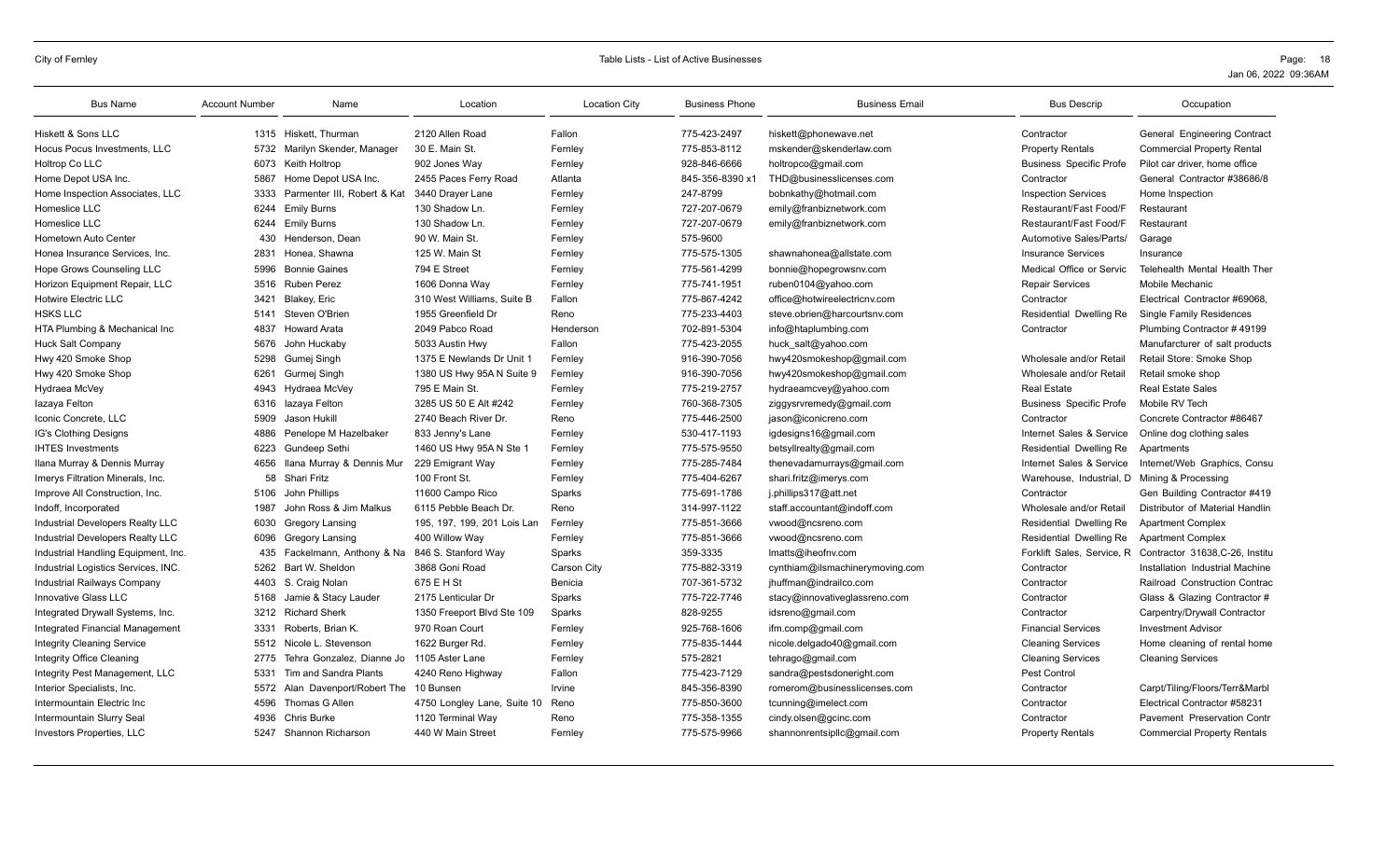| Bus Name | Account Number | Name | Location | Location City | Business Phone | Business Email | Bus Descrip | Occupation |
|---|---|---|---|---|---|---|---|---|
| Hiskett & Sons LLC | 1315 | Hiskett, Thurman | 2120 Allen Road | Fallon | 775-423-2497 | hiskett@phonewave.net | Contractor | General Engineering Contract |
| Hocus Pocus Investments, LLC | 5732 | Marilyn Skender, Manager | 30 E. Main St. | Fernley | 775-853-8112 | mskender@skenderlaw.com | Property Rentals | Commercial Property Rental |
| Holtrop Co LLC | 6073 | Keith Holtrop | 902 Jones Way | Fernley | 928-846-6666 | holtropco@gmail.com | Business Specific Profe | Pilot car driver, home office |
| Home Depot USA Inc. | 5867 | Home Depot USA Inc. | 2455 Paces Ferry Road | Atlanta | 845-356-8390 x1 | THD@businesslicenses.com | Contractor | General Contractor #38686/8 |
| Home Inspection Associates, LLC | 3333 | Parmenter III, Robert & Kat | 3440 Drayer Lane | Fernley | 247-8799 | bobnkathy@hotmail.com | Inspection Services | Home Inspection |
| Homeslice LLC | 6244 | Emily Burns | 130 Shadow Ln. | Fernley | 727-207-0679 | emily@franbiznetwork.com | Restaurant/Fast Food/F | Restaurant |
| Homeslice LLC | 6244 | Emily Burns | 130 Shadow Ln. | Fernley | 727-207-0679 | emily@franbiznetwork.com | Restaurant/Fast Food/F | Restaurant |
| Hometown Auto Center | 430 | Henderson, Dean | 90 W. Main St. | Fernley | 575-9600 | | Automotive Sales/Parts/ | Garage |
| Honea Insurance Services, Inc. | 2831 | Honea, Shawna | 125 W. Main St | Fernley | 775-575-1305 | shawnahonea@allstate.com | Insurance Services | Insurance |
| Hope Grows Counseling LLC | 5996 | Bonnie Gaines | 794 E Street | Fernley | 775-561-4299 | bonnie@hopegrowsnv.com | Medical Office or Servic | Telehealth Mental Health Ther |
| Horizon Equipment Repair, LLC | 3516 | Ruben Perez | 1606 Donna Way | Fernley | 775-741-1951 | ruben0104@yahoo.com | Repair Services | Mobile Mechanic |
| Hotwire Electric LLC | 3421 | Blakey, Eric | 310 West Williams, Suite B | Fallon | 775-867-4242 | office@hotwireelectricnv.com | Contractor | Electrical Contractor #69068, |
| HSKS LLC | 5141 | Steven O'Brien | 1955 Greenfield Dr | Reno | 775-233-4403 | steve.obrien@harcourtsnv.com | Residential Dwelling Re | Single Family Residences |
| HTA Plumbing & Mechanical Inc | 4837 | Howard Arata | 2049 Pabco Road | Henderson | 702-891-5304 | info@htaplumbing.com | Contractor | Plumbing Contractor # 49199 |
| Huck Salt Company | 5676 | John Huckaby | 5033 Austin Hwy | Fallon | 775-423-2055 | huck_salt@yahoo.com | | Manufarcturer of salt products |
| Hwy 420 Smoke Shop | 5298 | Gumej Singh | 1375 E Newlands Dr Unit 1 | Fernley | 916-390-7056 | hwy420smokeshop@gmail.com | Wholesale and/or Retail | Retail Store: Smoke Shop |
| Hwy 420 Smoke Shop | 6261 | Gurmej Singh | 1380 US Hwy 95A N Suite 9 | Fernley | 916-390-7056 | hwy420smokeshop@gmail.com | Wholesale and/or Retail | Retail smoke shop |
| Hydraea McVey | 4943 | Hydraea McVey | 795 E Main St. | Fernley | 775-219-2757 | hydraeamcvey@yahoo.com | Real Estate | Real Estate Sales |
| Iazaya Felton | 6316 | Iazaya Felton | 3285 US 50 E Alt #242 | Fernley | 760-368-7305 | ziggysrvremedy@gmail.com | Business Specific Profe | Mobile RV Tech |
| Iconic Concrete, LLC | 5909 | Jason Hukill | 2740 Beach River Dr. | Reno | 775-446-2500 | jason@iconicreno.com | Contractor | Concrete Contractor #86467 |
| IG's Clothing Designs | 4886 | Penelope M Hazelbaker | 833 Jenny's Lane | Fernley | 530-417-1193 | igdesigns16@gmail.com | Internet Sales & Service | Online dog clothing sales |
| IHTES Investments | 6223 | Gundeep Sethi | 1460 US Hwy 95A N Ste 1 | Fernley | 775-575-9550 | betsyllrealty@gmail.com | Residential Dwelling Re | Apartments |
| Ilana Murray & Dennis Murray | 4656 | Ilana Murray & Dennis Mur | 229 Emigrant Way | Fernley | 775-285-7484 | thenevadamurrays@gmail.com | Internet Sales & Service | Internet/Web Graphics, Consu |
| Imerys Filtration Minerals, Inc. | 58 | Shari Fritz | 100 Front St. | Fernley | 775-404-6267 | shari.fritz@imerys.com | Warehouse, Industrial, D | Mining & Processing |
| Improve All Construction, Inc. | 5106 | John Phillips | 11600 Campo Rico | Sparks | 775-691-1786 | j.phillips317@att.net | Contractor | Gen Building Contractor #419 |
| Indoff, Incorporated | 1987 | John Ross & Jim Malkus | 6115 Pebble Beach Dr. | Reno | 314-997-1122 | staff.accountant@indoff.com | Wholesale and/or Retail | Distributor of Material Handlin |
| Industrial Developers Realty LLC | 6030 | Gregory Lansing | 195, 197, 199, 201 Lois Lan | Fernley | 775-851-3666 | vwood@ncsreno.com | Residential Dwelling Re | Apartment Complex |
| Industrial Developers Realty LLC | 6096 | Gregory Lansing | 400 Willow Way | Fernley | 775-851-3666 | vwood@ncsreno.com | Residential Dwelling Re | Apartment Complex |
| Industrial Handling Equipment, Inc. | 435 | Fackelmann, Anthony & Na | 846 S. Stanford Way | Sparks | 359-3335 | lmatts@iheofnv.com | Forklift Sales, Service, R | Contractor 31638,C-26, Institu |
| Industrial Logistics Services, INC. | 5262 | Bart W. Sheldon | 3868 Goni Road | Carson City | 775-882-3319 | cynthiam@ilsmachinerymoving.com | Contractor | Installation Industrial Machine |
| Industrial Railways Company | 4403 | S. Craig Nolan | 675 E H St | Benicia | 707-361-5732 | jhuffman@indrailco.com | Contractor | Railroad Construction Contrac |
| Innovative Glass LLC | 5168 | Jamie & Stacy Lauder | 2175 Lenticular Dr | Sparks | 775-722-7746 | stacy@innovativeglassreno.com | Contractor | Glass & Glazing Contractor # |
| Integrated Drywall Systems, Inc. | 3212 | Richard Sherk | 1350 Freeport Blvd Ste 109 | Sparks | 828-9255 | idsreno@gmail.com | Contractor | Carpentry/Drywall Contractor |
| Integrated Financial Management | 3331 | Roberts, Brian K. | 970 Roan Court | Fernley | 925-768-1606 | ifm.comp@gmail.com | Financial Services | Investment Advisor |
| Integrity Cleaning Service | 5512 | Nicole L. Stevenson | 1622 Burger Rd. | Fernley | 775-835-1444 | nicole.delgado40@gmail.com | Cleaning Services | Home cleaning of rental home |
| Integrity Office Cleaning | 2775 | Tehra Gonzalez, Dianne Jo | 1105 Aster Lane | Fernley | 575-2821 | tehrago@gmail.com | Cleaning Services | Cleaning Services |
| Integrity Pest Management, LLC | 5331 | Tim and Sandra Plants | 4240 Reno Highway | Fallon | 775-423-7129 | sandra@pestsdoneright.com | Pest Control | |
| Interior Specialists, Inc. | 5572 | Alan Davenport/Robert The | 10 Bunsen | Irvine | 845-356-8390 | romerom@businesslicenses.com | Contractor | Carpt/Tiling/Floors/Terr&Marbl |
| Intermountain Electric Inc | 4596 | Thomas G Allen | 4750 Longley Lane, Suite 10 | Reno | 775-850-3600 | tcunning@imelect.com | Contractor | Electrical Contractor #58231 |
| Intermountain Slurry Seal | 4936 | Chris Burke | 1120 Terminal Way | Reno | 775-358-1355 | cindy.olsen@gcinc.com | Contractor | Pavement Preservation Contr |
| Investors Properties, LLC | 5247 | Shannon Richarson | 440 W Main Street | Fernley | 775-575-9966 | shannonrentsipllc@gmail.com | Property Rentals | Commercial Property Rentals |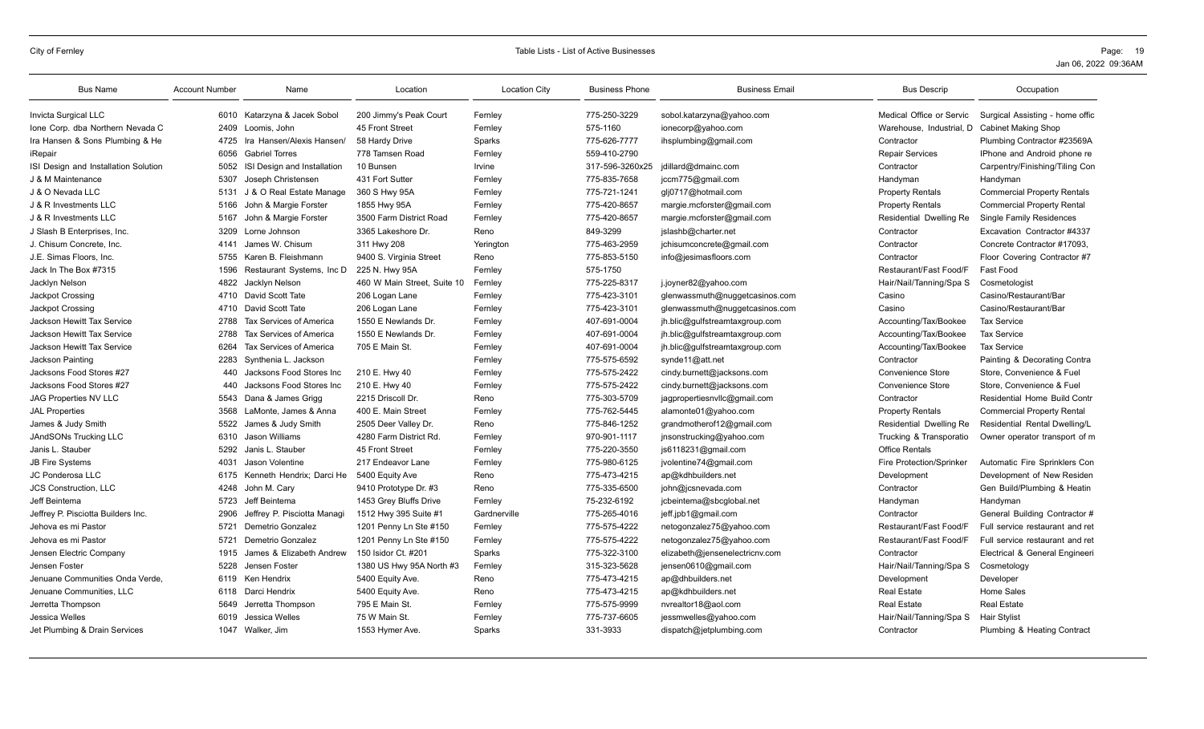| Bus Name | Account Number | Name | Location | Location City | Business Phone | Business Email | Bus Descrip | Occupation |
|---|---|---|---|---|---|---|---|---|
| Invicta Surgical LLC | 6010 | Katarzyna & Jacek Sobol | 200 Jimmy's Peak Court | Fernley | 775-250-3229 | sobol.katarzyna@yahoo.com | Medical Office or Servic | Surgical Assisting - home offic |
| Ione Corp. dba Northern Nevada C | 2409 | Loomis, John | 45 Front Street | Fernley | 575-1160 | ionecorp@yahoo.com | Warehouse, Industrial, D | Cabinet Making Shop |
| Ira Hansen & Sons Plumbing & He | 4725 | Ira Hansen/Alexis Hansen/ | 58 Hardy Drive | Sparks | 775-626-7777 | ihsplumbing@gmail.com | Contractor | Plumbing Contractor #23569A |
| iRepair | 6056 | Gabriel Torres | 778 Tamsen Road | Fernley | 559-410-2790 | | Repair Services | IPhone and Android phone re |
| ISI Design and Installation Solution | 5052 | ISI Design and Installation | 10 Bunsen | Irvine | 317-596-3260x25 | jdillard@dmainc.com | Contractor | Carpentry/Finishing/Tiling Con |
| J & M Maintenance | 5307 | Joseph Christensen | 431 Fort Sutter | Fernley | 775-835-7658 | jccm775@gmail.com | Handyman | Handyman |
| J & O Nevada LLC | 5131 | J & O Real Estate Manage | 360 S Hwy 95A | Fernley | 775-721-1241 | glj0717@hotmail.com | Property Rentals | Commercial Property Rentals |
| J & R Investments LLC | 5166 | John & Margie Forster | 1855 Hwy 95A | Fernley | 775-420-8657 | margie.mcforster@gmail.com | Property Rentals | Commercial Property Rental |
| J & R Investments LLC | 5167 | John & Margie Forster | 3500 Farm District Road | Fernley | 775-420-8657 | margie.mcforster@gmail.com | Residential Dwelling Re | Single Family Residences |
| J Slash B Enterprises, Inc. | 3209 | Lorne Johnson | 3365 Lakeshore Dr. | Reno | 849-3299 | jslashb@charter.net | Contractor | Excavation Contractor #4337 |
| J. Chisum Concrete, Inc. | 4141 | James W. Chisum | 311 Hwy 208 | Yerington | 775-463-2959 | jchisumconcrete@gmail.com | Contractor | Concrete Contractor #17093, |
| J.E. Simas Floors, Inc. | 5755 | Karen B. Fleishmann | 9400 S. Virginia Street | Reno | 775-853-5150 | info@jesimasfloors.com | Contractor | Floor Covering Contractor #7 |
| Jack In The Box #7315 | 1596 | Restaurant Systems, Inc D | 225 N. Hwy 95A | Fernley | 575-1750 | | Restaurant/Fast Food/F | Fast Food |
| Jacklyn Nelson | 4822 | Jacklyn Nelson | 460 W Main Street, Suite 10 | Fernley | 775-225-8317 | j.joyner82@yahoo.com | Hair/Nail/Tanning/Spa S | Cosmetologist |
| Jackpot Crossing | 4710 | David Scott Tate | 206 Logan Lane | Fernley | 775-423-3101 | glenwassmuth@nuggetcasinos.com | Casino | Casino/Restaurant/Bar |
| Jackpot Crossing | 4710 | David Scott Tate | 206 Logan Lane | Fernley | 775-423-3101 | glenwassmuth@nuggetcasinos.com | Casino | Casino/Restaurant/Bar |
| Jackson Hewitt Tax Service | 2788 | Tax Services of America | 1550 E Newlands Dr. | Fernley | 407-691-0004 | jh.blic@gulfstreamtaxgroup.com | Accounting/Tax/Bookee | Tax Service |
| Jackson Hewitt Tax Service | 2788 | Tax Services of America | 1550 E Newlands Dr. | Fernley | 407-691-0004 | jh.blic@gulfstreamtaxgroup.com | Accounting/Tax/Bookee | Tax Service |
| Jackson Hewitt Tax Service | 6264 | Tax Services of America | 705 E Main St. | Fernley | 407-691-0004 | jh.blic@gulfstreamtaxgroup.com | Accounting/Tax/Bookee | Tax Service |
| Jackson Painting | 2283 | Synthenia L. Jackson | | Fernley | 775-575-6592 | synde11@att.net | Contractor | Painting & Decorating Contra |
| Jacksons Food Stores #27 | 440 | Jacksons Food Stores Inc | 210 E. Hwy 40 | Fernley | 775-575-2422 | cindy.burnett@jacksons.com | Convenience Store | Store, Convenience & Fuel |
| Jacksons Food Stores #27 | 440 | Jacksons Food Stores Inc | 210 E. Hwy 40 | Fernley | 775-575-2422 | cindy.burnett@jacksons.com | Convenience Store | Store, Convenience & Fuel |
| JAG Properties NV LLC | 5543 | Dana & James Grigg | 2215 Driscoll Dr. | Reno | 775-303-5709 | jagpropertiesnvllc@gmail.com | Contractor | Residential Home Build Contr |
| JAL Properties | 3568 | LaMonte, James & Anna | 400 E. Main Street | Fernley | 775-762-5445 | alamonte01@yahoo.com | Property Rentals | Commercial Property Rental |
| James & Judy Smith | 5522 | James & Judy Smith | 2505 Deer Valley Dr. | Reno | 775-846-1252 | grandmotherof12@gmail.com | Residential Dwelling Re | Residential Rental Dwelling/L |
| JAndSONs Trucking LLC | 6310 | Jason Williams | 4280 Farm District Rd. | Fernley | 970-901-1117 | jnsonstrucking@yahoo.com | Trucking & Transportatio | Owner operator transport of m |
| Janis L. Stauber | 5292 | Janis L. Stauber | 45 Front Street | Fernley | 775-220-3550 | js6118231@gmail.com | Office Rentals | |
| JB Fire Systems | 4031 | Jason Volentine | 217 Endeavor Lane | Fernley | 775-980-6125 | jvolentine74@gmail.com | Fire Protection/Sprinker | Automatic Fire Sprinklers Con |
| JC Ponderosa LLC | 6175 | Kenneth Hendrix; Darci He | 5400 Equity Ave | Reno | 775-473-4215 | ap@kdhbuilders.net | Development | Development of New Residen |
| JCS Construction, LLC | 4248 | John M. Cary | 9410 Prototype Dr. #3 | Reno | 775-335-6500 | john@jcsnevada.com | Contractor | Gen Build/Plumbing & Heatin |
| Jeff Beintema | 5723 | Jeff Beintema | 1453 Grey Bluffs Drive | Fernley | 75-232-6192 | jcbeintema@sbcglobal.net | Handyman | Handyman |
| Jeffrey P. Pisciotta Builders Inc. | 2906 | Jeffrey P. Pisciotta Managi | 1512 Hwy 395 Suite #1 | Gardnerville | 775-265-4016 | jeff.jpb1@gmail.com | Contractor | General Building Contractor # |
| Jehova es mi Pastor | 5721 | Demetrio Gonzalez | 1201 Penny Ln Ste #150 | Fernley | 775-575-4222 | netogonzalez75@yahoo.com | Restaurant/Fast Food/F | Full service restaurant and ret |
| Jehova es mi Pastor | 5721 | Demetrio Gonzalez | 1201 Penny Ln Ste #150 | Fernley | 775-575-4222 | netogonzalez75@yahoo.com | Restaurant/Fast Food/F | Full service restaurant and ret |
| Jensen Electric Company | 1915 | James & Elizabeth Andrew | 150 Isidor Ct. #201 | Sparks | 775-322-3100 | elizabeth@jenselectricnv.com | Contractor | Electrical & General Engineeri |
| Jensen Foster | 5228 | Jensen Foster | 1380 US Hwy 95A North #3 | Fernley | 315-323-5628 | jensen0610@gmail.com | Hair/Nail/Tanning/Spa S | Cosmetology |
| Jenuane Communities Onda Verde, | 6119 | Ken Hendrix | 5400 Equity Ave. | Reno | 775-473-4215 | ap@dhbuilders.net | Development | Developer |
| Jenuane Communities, LLC | 6118 | Darci Hendrix | 5400 Equity Ave. | Reno | 775-473-4215 | ap@kdhbuilders.net | Real Estate | Home Sales |
| Jerretta Thompson | 5649 | Jerretta Thompson | 795 E Main St. | Fernley | 775-575-9999 | nvrealtor18@aol.com | Real Estate | Real Estate |
| Jessica Welles | 6019 | Jessica Welles | 75 W Main St. | Fernley | 775-737-6605 | jessmwelles@yahoo.com | Hair/Nail/Tanning/Spa S | Hair Stylist |
| Jet Plumbing & Drain Services | 1047 | Walker, Jim | 1553 Hymer Ave. | Sparks | 331-3933 | dispatch@jetplumbing.com | Contractor | Plumbing & Heating Contract |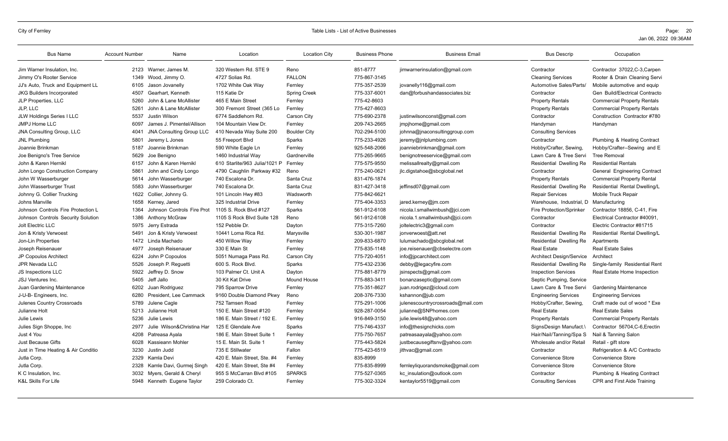| Bus Name | Account Number | Name | Location | Location City | Business Phone | Business Email | Bus Descrip | Occupation |
|---|---|---|---|---|---|---|---|---|
| Jim Warner Insulation, Inc. | 2123 | Warner, James M. | 320 Western Rd. STE 9 | Reno | 851-8777 | jimwarnerinsulation@gmail.com | Contractor | Contractor 37022,C-3,Carpen |
| Jimmy O's Rooter Service | 1349 | Wood, Jimmy O. | 4727 Solias Rd. | FALLON | 775-867-3145 | | Cleaning Services | Rooter & Drain Cleaning Servi |
| JJ's Auto, Truck and Equipment LL | 6105 | Jason Jovanelly | 1702 White Oak Way | Fernley | 775-357-2539 | jovanelly116@gmail.com | Automotive Sales/Parts/ | Mobile automotive and equip |
| JKG Builders Incorporated | 4507 | Gearhart, Kenneth | 115 Katie Dr | Spring Creek | 775-337-6001 | dan@forbushandassociates.biz | Contractor | Gen Build/Electrical Contracto |
| JLP Properties, LLC | 5260 | John & Lane McAllister | 465 E Main Street | Fernley | 775-42-8603 | | Property Rentals | Commercial Property Rentals |
| JLP, LLC | 5261 | John & Lane McAllister | 300 Fremont Street (365 Lo | Fernley | 775-427-8603 | | Property Rentals | Commercial Property Rentals |
| JLW Holdings Series I LLC | 5537 | Justin Wilson | 6774 Saddlehorn Rd. | Carson City | 775-690-2378 | justinwilsonconst@gmail.com | Contractor | Construction Contractor #780 |
| JMPJ Home LLC | 6097 | James J. Pimentel/Allison | 104 Mountain View Dr. | Fernley | 209-743-2665 | jmpjhome@gmail.com | Handyman | Handyman |
| JNA Consulting Group, LLC | 4041 | JNA Consulting Group LLC | 410 Nevada Way Suite 200 | Boulder City | 702-294-5100 | johnna@jnaconsultinggroup.com | Consulting Services | |
| JNL Plumbing | 5801 | Jeremy L Jones | 55 Freeport Blvd | Sparks | 775-233-4926 | jeremy@jnlplumbing.com | Contractor | Plumbing & Heating Contract |
| Joannie Brinkman | 5187 | Joannie Brinkman | 590 White Eagle Ln | Fernley | 925-548-2066 | joanniebrinkman@gmail.com | Hobby/Crafter, Sewing, | Hobby/Crafter--Sewing and E |
| Joe Benigno's Tree Service | 5629 | Joe Benigno | 1460 Industrial Way | Gardnerville | 775-265-9665 | benignotreeservice@gmail.com | Lawn Care & Tree Servi | Tree Removal |
| John & Karen Hernikl | 6157 | John & Karen Hernikl | 610 Starlite/963 Julia/1021 P | Fernley | 775-575-9550 | melissallrealty@gmail.com | Residential Dwelling Re | Residential Rentals |
| John Longo Construction Company | 5861 | John and Cindy Longo | 4790 Caughlin Parkway #32 | Reno | 775-240-0621 | jlc.digstahoe@sbcglobal.net | Contractor | General Engineering Contract |
| John W Wasserburger | 5614 | John Wasserburger | 740 Escalona Dr. | Santa Cruz | 831-476-1874 | | Property Rentals | Commercial Property Rental |
| John Wasserburger Trust | 5583 | John Wasserburger | 740 Escalona Dr. | Santa Cruz | 831-427-3418 | jeffinsd07@gmail.com | Residential Dwelling Re | Residential Rental Dwelling/L |
| Johnny G. Collier Trucking | 1622 | Collier, Johnny G. | 101 Lincoln Hwy #83 | Wadsworth | 775-842-6621 | | Repair Services | Mobile Truck Repair |
| Johns Manville | 1658 | Kerney, Jared | 325 Industrial Drive | Fernley | 775-404-3353 | jared.kerney@jm.com | Warehouse, Industrial, D | Manufacturing |
| Johnson Controls Fire Protection L | 1364 | Johnson Controls Fire Prot | 1105 S. Rock Blvd #127 | Sparks | 561-912-6108 | nicola.l.smallwimbush@jci.com | Fire Protection/Sprinker | Contractor 18856, C-41, Fire |
| Johnson Controls Security Solution | 1386 | Anthony McGraw | 1105 S Rock Blvd Suite 128 | Reno | 561-912-6108 | nicola.1.smallwimbush@jci.com | Contractor | Electrical Contractor #40091, |
| Jolt Electric LLC | 5975 | Jerry Estrada | 152 Pebble Dr. | Dayton | 775-315-7260 | joltelectric3@gmail.com | Contractor | Electric Contractor #81715 |
| Jon & Kristy Verwoest | 5491 | Jon & Kristy Verwoest | 10441 Loma Rica Rd. | Marysville | 530-301-1987 | jonverwoest@att.net | Residential Dwelling Re | Residential Rental Dwelling/L |
| Jon-Lin Properties | 1472 | Linda Machado | 450 Willow Way | Fernley | 209-833-6870 | lulumachado@sbcglobal.net | Residential Dwelling Re | Apartments |
| Joseph Reisenauer | 4977 | Joseph Reisenauer | 330 E Main St | Fernley | 775-835-1148 | joe.reisenauer@cbselectre.com | Real Estate | Real Estate Sales |
| JP Copoulos Architect | 6224 | John P Copoulos | 5051 Numaga Pass Rd. | Carson City | 775-720-4051 | info@jpcarchitect.com | Architect Design/Service | Architect |
| JPR Nevada LLC | 5526 | Joseph P. Reguetti | 600 S. Rock Blvd. | Sparks | 775-432-2336 | debby@legacyfire.com | Residential Dwelling Re | Single-family Residential Rent |
| JS Inspections LLC | 5922 | Jeffrey D. Snow | 103 Palmer Ct. Unit A | Dayton | 775-881-8779 | jsinspects@gmail.com | Inspection Services | Real Estate Home Inspection |
| JSJ Ventures Inc. | 5405 | Jeff Jallo | 30 Kit Kat Drive | Mound House | 775-883-3411 | bonanzaseptic@gmail.com | Septic Pumping, Service | |
| Juan Gardening Maintenance | 6202 | Juan Rodriguez | 795 Sparrow Drive | Fernley | 775-351-8627 | juan.rodrigez@icloud.com | Lawn Care & Tree Servi | Gardening Maintenance |
| J-U-B- Engineers, Inc. | 6280 | President, Lee Cammack | 9160 Double Diamond Pkwy | Reno | 208-376-7330 | kshannon@jub.com | Engineering Services | Engineering Services |
| Julenes Country Crossroads | 5789 | Julene Cagle | 752 Tamsen Road | Fernley | 775-291-1006 | julenescountrycrossroads@mail.com | Hobby/Crafter, Sewing, | Craft made out of wood * Exe |
| Julianne Holt | 5213 | Julianne Holt | 150 E. Main Street #120 | Fernley | 928-287-0054 | julianne@SNPhomes.com | Real Estate | Real Estate Sales |
| Julie Lewis | 5236 | Julie Lewis | 186 E. Main Street / 192 E. | Fernley | 916-849-3150 | julie.lewis48@yahoo.com | Property Rentals | Commercial Property Rentals |
| Julies Sign Shoppe, Inc | 2977 | Julie Wilson&Christina Har | 125 E Glendale Ave | Sparks | 775-746-4337 | info@thesignchicks.com | SignsDesign Manufact.\ | Contractor 56704,C-6,Erectin |
| Just 4 You | 4208 | Patreasa Ayala | 186 E. Main Street Suite 1 | Fernley | 775-750-7657 | patreasaayala@yahoo.com | Hair/Nail/Tanning/Spa S | Nail & Tanning Salon |
| Just Because Gifts | 6028 | Kassieann Mohler | 15 E. Main St. Suite 1 | Fernley | 775-443-5824 | justbecausegiftsnv@yahoo.com | Wholesale and/or Retail | Retail - gift store |
| Just in Time Heating & Air Conditio | 3230 | Justin Judd | 735 E Stillwater | Fallon | 775-423-6519 | jithvac@gmail.com | Contractor | Refrigeration & A/C Contracto |
| Jutla Corp. | 2329 | Kamla Devi | 420 E. Main Street, Ste. #4 | Fernley | 835-8999 | | Convenience Store | Convenience Store |
| Jutla Corp. | 2328 | Kamle Davi, Gurmej Singh | 420 E. Main Street, Ste #4 | Fernley | 775-835-8999 | fernleyliquorandsmoke@gmail.com | Convenience Store | Convenience Store |
| K C Insulation, Inc. | 3032 | Myers, Gerald & Cheryl | 955 S McCarran Blvd #105 | SPARKS | 775-527-0365 | kc_insulation@outlook.com | Contractor | Plumbing & Heating Contract |
| K&L Skills For Life | 5948 | Kenneth Eugene Taylor | 259 Colorado Ct. | Fernley | 775-302-3324 | kentaylor5519@gmail.com | Consulting Services | CPR and First Aide Training |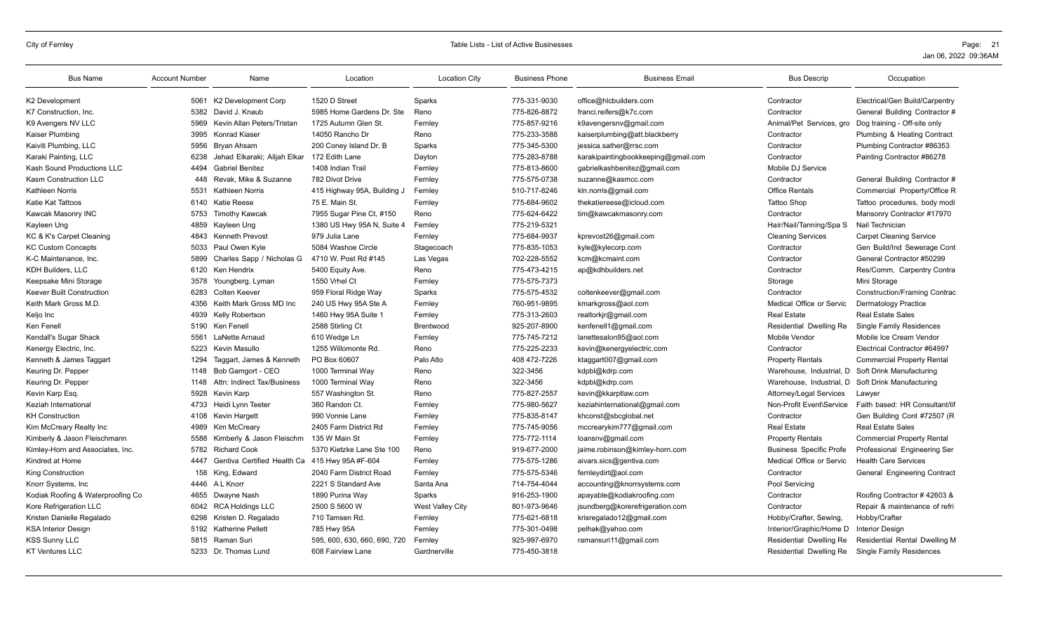| Bus Name | Account Number | Name | Location | Location City | Business Phone | Business Email | Bus Descrip | Occupation |
|---|---|---|---|---|---|---|---|---|
| K2 Development | 5061 | K2 Development Corp | 1520 D Street | Sparks | 775-331-9030 | office@hlcbuilders.com | Contractor | Electrical/Gen Build/Carpentry |
| K7 Construction, Inc. | 5382 | David J. Knaub | 5985 Home Gardens Dr. Ste | Reno | 775-826-8872 | franci.reifers@k7c.com | Contractor | General Building Contractor # |
| K9 Avengers NV LLC | 5969 | Kevin Allan Peters/Tristan | 1725 Autumn Glen St. | Fernley | 775-857-9216 | k9avengersnv@gmail.com | Animal/Pet Services, gro | Dog training - Off-site only |
| Kaiser Plumbing | 3995 | Konrad Kiaser | 14050 Rancho Dr | Reno | 775-233-3588 | kaiserplumbing@att.blackberry | Contractor | Plumbing & Heating Contract |
| Kaiviti Plumbing, LLC | 5956 | Bryan Ahsam | 200 Coney Island Dr. B | Sparks | 775-345-5300 | jessica.sather@rrsc.com | Contractor | Plumbing Contractor #86353 |
| Karaki Painting, LLC | 6238 | Jehad Elkaraki; Alijah Elkar | 172 Edith Lane | Dayton | 775-283-8788 | karakipaintingbookkeeping@gmail.com | Contractor | Painting Contractor #86278 |
| Kash Sound Productions LLC | 4494 | Gabriel Benitez | 1408 Indian Trail | Fernley | 775-813-8600 | gabrielkashbenitez@gmail.com | Mobile DJ Service | |
| Kasm Construction LLC | 448 | Revak, Mike & Suzanne | 782 Divot Drive | Fernley | 775-575-0738 | suzanne@kasmcc.com | Contractor | General Building Contractor # |
| Kathleen Norris | 5531 | Kathleen Norris | 415 Highway 95A, Building J | Fernley | 510-717-8246 | kln.norris@gmail.com | Office Rentals | Commercial Property/Office R |
| Katie Kat Tattoos | 6140 | Katie Reese | 75 E. Main St. | Fernley | 775-684-9602 | thekatiereese@icloud.com | Tattoo Shop | Tattoo procedures, body modi |
| Kawcak Masonry INC | 5753 | Timothy Kawcak | 7955 Sugar Pine Ct, #150 | Reno | 775-624-6422 | tim@kawcakmasonry.com | Contractor | Mansonry Contractor #17970 |
| Kayleen Ung | 4859 | Kayleen Ung | 1380 US Hwy 95A N, Suite 4 | Fernley | 775-219-5321 | | Hair/Nail/Tanning/Spa S | Nail Technician |
| KC & K's Carpet Cleaning | 4843 | Kenneth Prevost | 979 Julia Lane | Fernley | 775-684-9937 | kprevost26@gmail.com | Cleaning Services | Carpet Cleaning Service |
| KC Custom Concepts | 5033 | Paul Owen Kyle | 5084 Washoe Circle | Stagecoach | 775-835-1053 | kyle@kylecorp.com | Contractor | Gen Build/Ind Sewerage Cont |
| K-C Maintenance, Inc. | 5899 | Charles Sapp / Nicholas G | 4710 W. Post Rd #145 | Las Vegas | 702-228-5552 | kcm@kcmaint.com | Contractor | General Contractor #50299 |
| KDH Builders, LLC | 6120 | Ken Hendrix | 5400 Equity Ave. | Reno | 775-473-4215 | ap@kdhbuilders.net | Contractor | Res/Comm, Carpentry Contra |
| Keepsake Mini Storage | 3578 | Youngberg, Lyman | 1550 Vrhel Ct | Fernley | 775-575-7373 | | Storage | Mini Storage |
| Keever Built Construction | 6283 | Colten Keever | 959 Floral Ridge Way | Sparks | 775-575-4532 | coltenkeever@gmail.com | Contractor | Construction/Framing Contrac |
| Keith Mark Gross M.D. | 4356 | Keith Mark Gross MD Inc | 240 US Hwy 95A Ste A | Fernley | 760-951-9895 | kmarkgross@aol.com | Medical Office or Servic | Dermatology Practice |
| Keljo Inc | 4939 | Kelly Robertson | 1460 Hwy 95A Suite 1 | Fernley | 775-313-2603 | realtorkjr@gmail.com | Real Estate | Real Estate Sales |
| Ken Fenell | 5190 | Ken Fenell | 2588 Stirling Ct | Brentwood | 925-207-8900 | kenfenell1@gmail.com | Residential Dwelling Re | Single Family Residences |
| Kendall's Sugar Shack | 5561 | LaNette Arnaud | 610 Wedge Ln | Fernley | 775-745-7212 | lanettesalon95@aol.com | Mobile Vendor | Mobile Ice Cream Vendor |
| Kenergy Electric, Inc. | 5223 | Kevin Masullo | 1255 Willomonte Rd. | Reno | 775-225-2233 | kevin@kenergyelectric.com | Contractor | Electrical Contractor #64997 |
| Kenneth & James Taggart | 1294 | Taggart, James & Kenneth | PO Box 60607 | Palo Alto | 408 472-7226 | ktaggart007@gmail.com | Property Rentals | Commercial Property Rental |
| Keuring Dr. Pepper | 1148 | Bob Gamgort - CEO | 1000 Terminal Way | Reno | 322-3456 | kdpbl@kdrp.com | Warehouse, Industrial, D | Soft Drink Manufacturing |
| Keuring Dr. Pepper | 1148 | Attn: Indirect Tax/Business | 1000 Terminal Way | Reno | 322-3456 | kdpbl@kdrp.com | Warehouse, Industrial, D | Soft Drink Manufacturing |
| Kevin Karp Esq. | 5928 | Kevin Karp | 557 Washington St. | Reno | 775-827-2557 | kevin@kkarptlaw.com | Attorney/Legal Services | Lawyer |
| Keziah International | 4733 | Heidi Lynn Teeter | 360 Randon Ct. | Fernley | 775-980-5627 | keziahinternational@gmail.com | Non-Profit Event\Service | Faith based: HR Consultant/lif |
| KH Construction | 4108 | Kevin Hargett | 990 Vonnie Lane | Fernley | 775-835-8147 | khconst@sbcglobal.net | Contractor | Gen Building Cont #72507 (R |
| Kim McCreary Realty Inc | 4989 | Kim McCreary | 2405 Farm District Rd | Fernley | 775-745-9056 | mccrearykim777@gmail.com | Real Estate | Real Estate Sales |
| Kimberly & Jason Fleischmann | 5588 | Kimberly & Jason Fleischm | 135 W Main St | Fernley | 775-772-1114 | loansnv@gmail.com | Property Rentals | Commercial Property Rental |
| Kimley-Horn and Associates, Inc. | 5782 | Richard Cook | 5370 Kietzke Lane Ste 100 | Reno | 919-677-2000 | jaime.robinson@kimley-horn.com | Business Specific Profe | Professional Engineering Ser |
| Kindred at Home | 4447 | Gentiva Certified Health Ca | 415 Hwy 95A #F-604 | Fernley | 775-575-1286 | aivars.sics@gentiva.com | Medical Office or Servic | Health Care Services |
| King Construction | 158 | King, Edward | 2040 Farm District Road | Fernley | 775-575-5346 | fernleydirt@aol.com | Contractor | General Engineering Contract |
| Knorr Systems, Inc | 4446 | A L Knorr | 2221 S Standard Ave | Santa Ana | 714-754-4044 | accounting@knorrsystems.com | Pool Servicing | |
| Kodiak Roofing & Waterproofing Co | 4655 | Dwayne Nash | 1890 Purina Way | Sparks | 916-253-1900 | apayable@kodiakroofing.com | Contractor | Roofing Contractor # 42603 & |
| Kore Refrigeration LLC | 6042 | RCA Holdings LLC | 2500 S 5600 W | West Valley City | 801-973-9646 | jsundberg@korerefrigeration.com | Contractor | Repair & maintenance of refri |
| Kristen Danielle Regalado | 6298 | Kristen D. Regalado | 710 Tamsen Rd. | Fernley | 775-621-6818 | krisregalado12@gmail.com | Hobby/Crafter, Sewing, | Hobby/Crafter |
| KSA Interior Design | 5192 | Katherine Pellett | 785 Hwy 95A | Fernley | 775-301-0498 | pelhak@yahoo.com | Interior/Graphic/Home D | Interior Design |
| KSS Sunny LLC | 5815 | Raman Suri | 595, 600, 630, 660, 690, 720 | Fernley | 925-997-6970 | ramansuri11@gmail.com | Residential Dwelling Re | Residential Rental Dwelling M |
| KT Ventures LLC | 5233 | Dr. Thomas Lund | 608 Fairview Lane | Gardnerville | 775-450-3818 | | Residential Dwelling Re | Single Family Residences |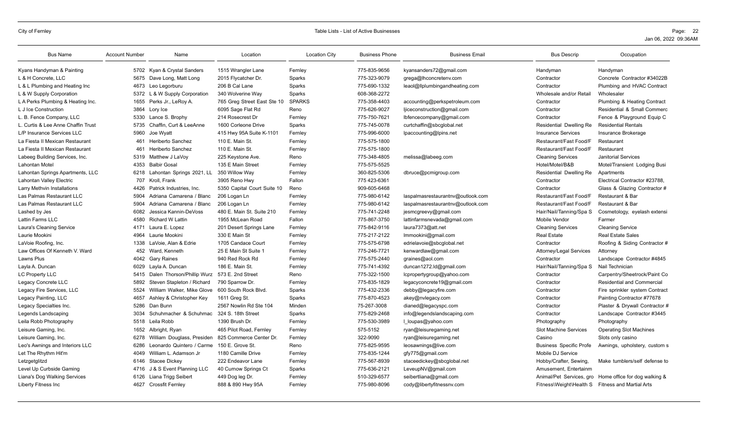| Bus Name | Account Number | Name | Location | Location City | Business Phone | Business Email | Bus Descrip | Occupation |
|---|---|---|---|---|---|---|---|---|
| Kyans Handyman & Painting | 5702 | Kyan & Crystal Sanders | 1515 Wrangler Lane | Fernley | 775-835-9656 | kyansanders72@gmail.com | Handyman | Handyman |
| L & H Concrete, LLC | 5675 | Dave Long, Matt Long | 2015 Flycatcher Dr. | Sparks | 775-323-9079 | grega@lhconcretenv.com | Contractor | Concrete Contractor #34022B |
| L & L Plumbing and Heating Inc | 4673 | Leo Legorburu | 206 B Cal Lane | Sparks | 775-690-1332 | leaol@llplumbingandheating.com | Contractor | Plumbing and HVAC Contract |
| L & W Supply Corporation | 5372 | L & W Supply Corporation | 340 Wolverine Way | Sparks | 608-368-2272 | | Wholesale and/or Retail | Wholesaler |
| L A Perks Plumbing & Heating Inc. | 1655 | Perks Jr., LeRoy A. | 765 Greg Street East Ste 10 | SPARKS | 775-358-4403 | accounting@perkspetroleum.com | Contractor | Plumbing & Heating Contract |
| L J Ice Construction | 3864 | Lory Ice | 6095 Sage Flat Rd | Reno | 775-626-9027 | ljiceconstruction@gmail.com | Contractor | Residential & Small Commerc |
| L. B. Fence Company, LLC | 5330 | Lance S. Brophy | 214 Rosecrest Dr | Fernley | 775-750-7621 | lbfencecompany@gmail.com | Contractor | Fence & Playground Equip C |
| L. Curtis & Lee Anne Chaffin Trust | 5735 | Chaffin, Curt & LeeAnne | 1600 Corleone Drive | Sparks | 775-745-0078 | curtchaffin@sbcglobal.net | Residential Dwelling Re | Residential Rentals |
| L/P Insurance Services LLC | 5960 | Joe Wyatt | 415 Hwy 95A Suite K-1101 | Fernley | 775-996-6000 | lpaccounting@lpins.net | Insurance Services | Insurance Brokerage |
| La Fiesta II Mexican Restaurant | 461 | Heriberto Sanchez | 110 E. Main St. | Fernley | 775-575-1800 | | Restaurant/Fast Food/F | Restaurant |
| La Fiesta II Mexican Restaurant | 461 | Heriberto Sanchez | 110 E. Main St. | Fernley | 775-575-1800 | | Restaurant/Fast Food/F | Restaurant |
| Labeeg Building Services, Inc. | 5319 | Matthew J LaVoy | 225 Keystone Ave. | Reno | 775-348-4805 | melissa@labeeg.com | Cleaning Services | Janitorial Services |
| Lahontan Motel | 4353 | Balbir Gosal | 135 E Main Street | Fernley | 775-575-5525 | | Hotel/Motel/B&B | Motel/Transient Lodging Busi |
| Lahontan Springs Apartments, LLC | 6218 | Lahontan Springs 2021, LL | 350 Willow Way | Fernley | 360-825-5306 | dbruce@pcmigroup.com | Residential Dwelling Re | Apartments |
| Lahontan Valley Electric | 707 | Kroll, Frank | 3905 Reno Hwy | Fallon | 775 423-6361 | | Contractor | Electrical Contractor #23788, |
| Larry Methvin Installations | 4426 | Patrick Industries, Inc. | 5350 Capital Court Suite 10 | Reno | 909-605-6468 | | Contractor | Glass & Glazing Contractor # |
| Las Palmas Restaurant LLC | 5904 | Adriana Camarena / Blanc | 206 Logan Ln | Fernley | 775-980-6142 | laspalmasrestaurantnv@outlook.com | Restaurant/Fast Food/F | Restaurant & Bar |
| Las Palmas Restaurant LLC | 5904 | Adriana Camarena / Blanc | 206 Logan Ln | Fernley | 775-980-6142 | laspalmasrestaurantnv@outlook.com | Restaurant/Fast Food/F | Restaurant & Bar |
| Lashed by Jes | 6082 | Jessica Kannin-DeVoss | 480 E. Main St. Suite 210 | Fernley | 775-741-2248 | jesmcgreevy@gmail.com | Hair/Nail/Tanning/Spa S | Cosmetology, eyelash extensi |
| Lattin Farms LLC | 4580 | Richard W Lattin | 1955 McLean Road | Fallon | 775-867-3750 | lattinfarmsnevada@gmail.com | Mobile Vendor | Farmer |
| Laura's Cleaning Service | 4171 | Laura E. Lopez | 201 Desert Springs Lane | Fernley | 775-842-9116 | laura7373@att.net | Cleaning Services | Cleaning Service |
| Laurie Mookini | 4964 | Laurie Mookini | 330 E Main St | Fernley | 775-217-2122 | lmmookini@gmail.com | Real Estate | Real Estate Sales |
| LaVoie Roofing, Inc. | 1338 | LaVoie, Alan & Edrie | 1705 Candace Court | Fernley | 775-575-6798 | edrielavoie@sbcglobal.net | Contractor | Roofing & Siding Contractor # |
| Law Offices Of Kenneth V. Ward | 452 | Ward, Kenneth | 25 E Main St Suite 1 | Fernley | 775-246-7721 | kenwardlaw@gmail.com | Attorney/Legal Services | Attorney |
| Lawns Plus | 4042 | Gary Raines | 940 Red Rock Rd | Fernley | 775-575-2440 | graines@aol.com | Contractor | Landscape Contractor #4845 |
| Layla A. Duncan | 6029 | Layla A. Duncan | 186 E. Main St. | Fernley | 775-741-4392 | duncan1272.ld@gmail.com | Hair/Nail/Tanning/Spa S | Nail Technician |
| LC Property LLC | 5415 | Dalen Thorson/Phillip Wurz | 573 E. 2nd Street | Reno | 775-322-1500 | lcpropertygroup@yahoo.com | Contractor | Carpentry/Sheetrock/Paint Co |
| Legacy Concrete LLC | 5892 | Steven Stapleton / Richard | 790 Sparrow Dr. | Fernley | 775-835-1829 | legacyconcrete19@gmail.com | Contractor | Residential and Commercial |
| Legacy Fire Services, LLC | 5524 | William Walker, Mike Glove | 600 South Rock Blvd. | Sparks | 775-432-2336 | debby@legacyfire.com | Contractor | Fire sprinkler system Contract |
| Legacy Painting, LLC | 4657 | Ashley & Christopher Key | 1611 Greg St. | Sparks | 775-870-4523 | akey@nvlegacy.com | Contractor | Painting Contractor #77678 |
| Legacy Specialties Inc. | 5286 | Dan Bunn | 2567 Nowlin Rd Ste 104 | Minden | 75-267-3008 | dianed@legacyspc.com | Contractor | Plaster & Drywall Contractor # |
| Legends Landscaping | 3034 | Schuhmacher & Schuhmac | 324 S. 18th Street | Sparks | 775-829-2468 | info@legendslandscaping.com | Contractor | Landscape Contractor #3445 |
| Leila Robb Photography | 5518 | Leila Robb | 1390 Brush Dr. | Fernley | 775-530-3989 | l_loupas@yahoo.com | Photography | Photography |
| Leisure Gaming, Inc. | 1652 | Albright, Ryan | 465 Pilot Road, Fernley | Fernley | 575-5152 | ryan@leisuregaming.net | Slot Machine Services | Operating Slot Machines |
| Leisure Gaming, Inc. | 6278 | William Douglass, Presiden | 825 Commerce Center Dr. | Fernley | 322-9090 | ryan@leisuregaming.net | Casino | Slots only casino |
| Leo's Awnings and Interiors LLC | 6286 | Leonardo Quintero / Carme | 150 E. Grove St. | Reno | 775-825-9595 | leosawnings@live.com | Business Specific Profe | Awnings, upholstery, custom s |
| Let The Rhythm Hit'm | 4049 | William L. Adamson Jr | 1180 Camille Drive | Fernley | 775-835-1244 | gfy775@gmail.com | Mobile DJ Service | |
| Letzgetglitzd | 6146 | Stacee Dickey | 222 Endeavor Lane | Fernley | 775-567-8939 | staceedickey@sbcglobal.net | Hobby/Crafter, Sewing, | Make tumblers/self defense to |
| Level Up Curbside Gaming | 4716 | J & S Event Planning LLC | 40 Curnow Springs Ct | Sparks | 775-636-2121 | LeveupNV@gmail.com | Amusement, Entertainm | |
| Liana's Dog Walking Services | 6126 | Liana Trigg Seibert | 449 Dog leg Dr. | Fernley | 510-329-6577 | seibertliana@gmail.com | Animal/Pet Services, gro | Home office for dog walking & |
| Liberty Fitness Inc | 4627 | Crossfit Fernley | 888 & 890 Hwy 95A | Fernley | 775-980-8096 | cody@libertyfitnessnv.com | Fitness\Weight\Health S | Fitness and Martial Arts |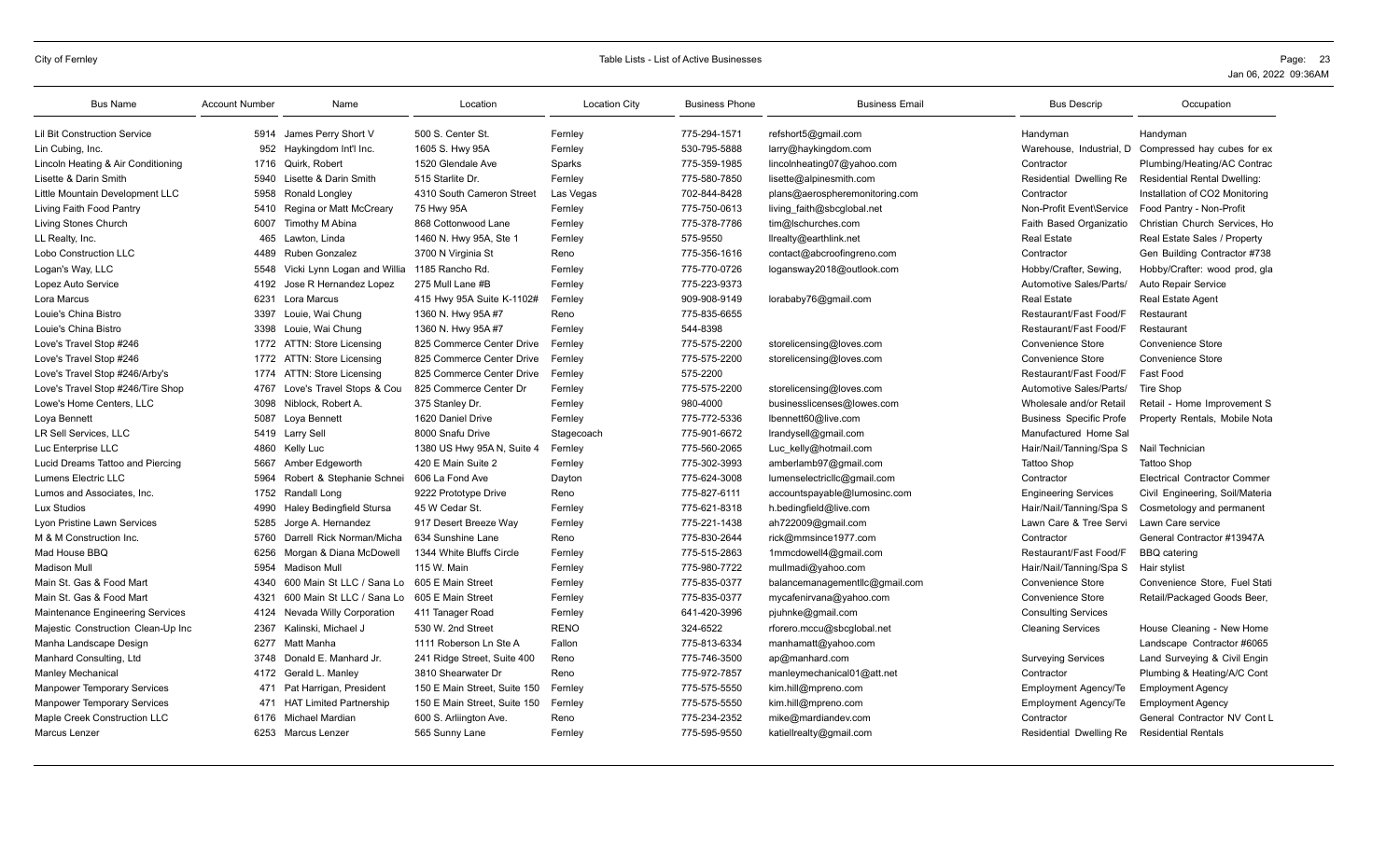| Bus Name | Account Number | Name | Location | Location City | Business Phone | Business Email | Bus Descrip | Occupation |
| --- | --- | --- | --- | --- | --- | --- | --- | --- |
| Lil Bit Construction Service | 5914 | James Perry Short V | 500 S. Center St. | Fernley | 775-294-1571 | refshort5@gmail.com | Handyman | Handyman |
| Lin Cubing, Inc. | 952 | Haykingdom Int'l Inc. | 1605 S. Hwy 95A | Fernley | 530-795-5888 | larry@haykingdom.com | Warehouse, Industrial, D | Compressed hay cubes for ex |
| Lincoln Heating & Air Conditioning | 1716 | Quirk, Robert | 1520 Glendale Ave | Sparks | 775-359-1985 | lincolnheating07@yahoo.com | Contractor | Plumbing/Heating/AC Contrac |
| Lisette & Darin Smith | 5940 | Lisette & Darin Smith | 515 Starlite Dr. | Fernley | 775-580-7850 | lisette@alpinesmith.com | Residential Dwelling Re | Residential Rental Dwelling: |
| Little Mountain Development LLC | 5958 | Ronald Longley | 4310 South Cameron Street | Las Vegas | 702-844-8428 | plans@aerospheremonitoring.com | Contractor | Installation of CO2 Monitoring |
| Living Faith Food Pantry | 5410 | Regina or Matt McCreary | 75 Hwy 95A | Fernley | 775-750-0613 | living_faith@sbcglobal.net | Non-Profit Event\Service | Food Pantry - Non-Profit |
| Living Stones Church | 6007 | Timothy M Abina | 868 Cottonwood Lane | Fernley | 775-378-7786 | tim@lschurches.com | Faith Based Organizatio | Christian Church Services, Ho |
| LL Realty, Inc. | 465 | Lawton, Linda | 1460 N. Hwy 95A, Ste 1 | Fernley | 575-9550 | llrealty@earthlink.net | Real Estate | Real Estate Sales / Property |
| Lobo Construction LLC | 4489 | Ruben Gonzalez | 3700 N Virginia St | Reno | 775-356-1616 | contact@abcroofingreno.com | Contractor | Gen Building Contractor #738 |
| Logan's Way, LLC | 5548 | Vicki Lynn Logan and Willia | 1185 Rancho Rd. | Fernley | 775-770-0726 | logansway2018@outlook.com | Hobby/Crafter, Sewing, | Hobby/Crafter: wood prod, gla |
| Lopez Auto Service | 4192 | Jose R Hernandez Lopez | 275 Mull Lane #B | Fernley | 775-223-9373 | | Automotive Sales/Parts/ | Auto Repair Service |
| Lora Marcus | 6231 | Lora Marcus | 415 Hwy 95A Suite K-1102# | Fernley | 909-908-9149 | lorababy76@gmail.com | Real Estate | Real Estate Agent |
| Louie's China Bistro | 3397 | Louie, Wai Chung | 1360 N. Hwy 95A #7 | Reno | 775-835-6655 | | Restaurant/Fast Food/F | Restaurant |
| Louie's China Bistro | 3398 | Louie, Wai Chung | 1360 N. Hwy 95A #7 | Fernley | 544-8398 | | Restaurant/Fast Food/F | Restaurant |
| Love's Travel Stop #246 | 1772 | ATTN: Store Licensing | 825 Commerce Center Drive | Fernley | 775-575-2200 | storelicensing@loves.com | Convenience Store | Convenience Store |
| Love's Travel Stop #246 | 1772 | ATTN: Store Licensing | 825 Commerce Center Drive | Fernley | 775-575-2200 | storelicensing@loves.com | Convenience Store | Convenience Store |
| Love's Travel Stop #246/Arby's | 1774 | ATTN: Store Licensing | 825 Commerce Center Drive | Fernley | 575-2200 | | Restaurant/Fast Food/F | Fast Food |
| Love's Travel Stop #246/Tire Shop | 4767 | Love's Travel Stops & Cou | 825 Commerce Center Dr | Fernley | 775-575-2200 | storelicensing@loves.com | Automotive Sales/Parts/ | Tire Shop |
| Lowe's Home Centers, LLC | 3098 | Niblock, Robert A. | 375 Stanley Dr. | Fernley | 980-4000 | businesslicenses@lowes.com | Wholesale and/or Retail | Retail - Home Improvement S |
| Loya Bennett | 5087 | Loya Bennett | 1620 Daniel Drive | Fernley | 775-772-5336 | lbennett60@live.com | Business Specific Profe | Property Rentals, Mobile Nota |
| LR Sell Services, LLC | 5419 | Larry Sell | 8000 Snafu Drive | Stagecoach | 775-901-6672 | lrandysell@gmail.com | Manufactured Home Sal | |
| Luc Enterprise LLC | 4860 | Kelly Luc | 1380 US Hwy 95A N, Suite 4 | Fernley | 775-560-2065 | Luc_kelly@hotmail.com | Hair/Nail/Tanning/Spa S | Nail Technician |
| Lucid Dreams Tattoo and Piercing | 5667 | Amber Edgeworth | 420 E Main Suite 2 | Fernley | 775-302-3993 | amberlamb97@gmail.com | Tattoo Shop | Tattoo Shop |
| Lumens Electric LLC | 5964 | Robert & Stephanie Schnei | 606 La Fond Ave | Dayton | 775-624-3008 | lumenselectricllc@gmail.com | Contractor | Electrical Contractor Commer |
| Lumos and Associates, Inc. | 1752 | Randall Long | 9222 Prototype Drive | Reno | 775-827-6111 | accountspayable@lumosinc.com | Engineering Services | Civil Engineering, Soil/Materia |
| Lux Studios | 4990 | Haley Bedingfield Stursa | 45 W Cedar St. | Fernley | 775-621-8318 | h.bedingfield@live.com | Hair/Nail/Tanning/Spa S | Cosmetology and permanent |
| Lyon Pristine Lawn Services | 5285 | Jorge A. Hernandez | 917 Desert Breeze Way | Fernley | 775-221-1438 | ah722009@gmail.com | Lawn Care & Tree Servi | Lawn Care service |
| M & M Construction Inc. | 5760 | Darrell Rick Norman/Micha | 634 Sunshine Lane | Reno | 775-830-2644 | rick@mmsince1977.com | Contractor | General Contractor #13947A |
| Mad House BBQ | 6256 | Morgan & Diana McDowell | 1344 White Bluffs Circle | Fernley | 775-515-2863 | 1mmcdowell4@gmail.com | Restaurant/Fast Food/F | BBQ catering |
| Madison Mull | 5954 | Madison Mull | 115 W. Main | Fernley | 775-980-7722 | mullmadi@yahoo.com | Hair/Nail/Tanning/Spa S | Hair stylist |
| Main St. Gas & Food Mart | 4340 | 600 Main St LLC / Sana Lo | 605 E Main Street | Fernley | 775-835-0377 | balancemanagementllc@gmail.com | Convenience Store | Convenience Store, Fuel Stati |
| Main St. Gas & Food Mart | 4321 | 600 Main St LLC / Sana Lo | 605 E Main Street | Fernley | 775-835-0377 | mycafenirvana@yahoo.com | Convenience Store | Retail/Packaged Goods Beer, |
| Maintenance Engineering Services | 4124 | Nevada Willy Corporation | 411 Tanager Road | Fernley | 641-420-3996 | pjuhnke@gmail.com | Consulting Services | |
| Majestic Construction Clean-Up Inc | 2367 | Kalinski, Michael J | 530 W. 2nd Street | RENO | 324-6522 | rforero.mccu@sbcglobal.net | Cleaning Services | House Cleaning - New Home |
| Manha Landscape Design | 6277 | Matt Manha | 1111 Roberson Ln Ste A | Fallon | 775-813-6334 | manhamatt@yahoo.com | | Landscape Contractor #6065 |
| Manhard Consulting, Ltd | 3748 | Donald E. Manhard Jr. | 241 Ridge Street, Suite 400 | Reno | 775-746-3500 | ap@manhard.com | Surveying Services | Land Surveying & Civil Engin |
| Manley Mechanical | 4172 | Gerald L. Manley | 3810 Shearwater Dr | Reno | 775-972-7857 | manleymechanical01@att.net | Contractor | Plumbing & Heating/A/C Cont |
| Manpower Temporary Services | 471 | Pat Harrigan, President | 150 E Main Street, Suite 150 | Fernley | 775-575-5550 | kim.hill@mpreno.com | Employment Agency/Te | Employment Agency |
| Manpower Temporary Services | 471 | HAT Limited Partnership | 150 E Main Street, Suite 150 | Fernley | 775-575-5550 | kim.hill@mpreno.com | Employment Agency/Te | Employment Agency |
| Maple Creek Construction LLC | 6176 | Michael Mardian | 600 S. Arliington Ave. | Reno | 775-234-2352 | mike@mardiandev.com | Contractor | General Contractor NV Cont L |
| Marcus Lenzer | 6253 | Marcus Lenzer | 565 Sunny Lane | Fernley | 775-595-9550 | katiellrealty@gmail.com | Residential Dwelling Re | Residential Rentals |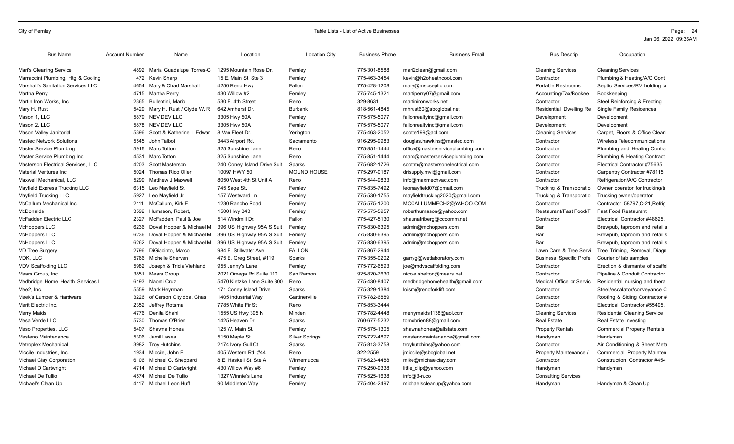| Bus Name | Account Number | Name | Location | Location City | Business Phone | Business Email | Bus Descrip | Occupation |
|---|---|---|---|---|---|---|---|---|
| Mari's Cleaning Service | 4892 | Maria Guadalupe Torres-C | 1295 Mountain Rose Dr. | Fernley | 775-301-8588 | mari2clean@gmail.com | Cleaning Services | Cleaning Services |
| Marraccini Plumbing, Htg & Cooling | 472 | Kevin Sharp | 15 E. Main St. Ste 3 | Fernley | 775-463-3454 | kevin@h2oheatncool.com | Contractor | Plumbing & Heating/A/C Cont |
| Marshall's Sanitation Services LLC | 4654 | Mary & Chad Marshall | 4250 Reno Hwy | Fallon | 775-428-1208 | mary@mscseptic.com | Portable Restrooms | Septic Services/RV holding ta |
| Martha Perry | 4715 | Martha Perry | 430 Willow #2 | Fernley | 775-745-1321 | martiperry07@gmail.com | Accounting/Tax/Bookee | Bookkeeping |
| Martin Iron Works, Inc | 2365 | Bullentini, Mario | 530 E. 4th Street | Reno | 329-8631 | martinironworks.net | Contractor | Steel Reinforcing & Erecting |
| Mary H. Rust | 5429 | Mary H. Rust / Clyde W. R | 642 Amherst Dr. | Burbank | 818-561-4845 | mhrust60@sbcglobal.net | Residential Dwelling Re | Single Family Residences |
| Mason 1, LLC | 5879 | NEV DEV LLC | 3305 Hwy 50A | Fernley | 775-575-5077 | fallonrealtyinc@gmail.com | Development | Development |
| Mason 2, LLC | 5878 | NEV DEV LLC | 3305 Hwy 50A | Fernley | 775-575-5077 | fallonrealtyinc@gmail.com | Development | Development |
| Mason Valley Janitorial | 5396 | Scott & Katherine L Edwar | 8 Van Fleet Dr. | Yerington | 775-463-2052 | scotte199@aol.com | Cleaning Services | Carpet, Floors & Office Cleani |
| Mastec Network Solutions | 5545 | John Talbot | 3443 Airport Rd. | Sacramento | 916-295-9983 | douglas.hawkins@mastec.com | Contractor | Wireless Telecommunications |
| Master Service Plumbing | 5916 | Marc Totton | 325 Sunshine Lane | Reno | 775-851-1444 | office@masterserviceplumbing.com | Contractor | Plumbing and Heating Contra |
| Master Service Plumbing Inc | 4531 | Marc Totton | 325 Sunshine Lane | Reno | 775-851-1444 | marc@masterserviceplumbing.com | Contractor | Plumbing & Heating Contract |
| Masterson Electrical Services, LLC | 4203 | Scott Masterson | 240 Coney Island Drive Suit | Sparks | 775-682-1726 | scottm@mastersonelectrical.com | Contractor | Electrical Contractor #75635, |
| Material Ventures Inc | 5024 | Thomas Rico Oller | 10097 HWY 50 | MOUND HOUSE | 775-297-0187 | drisupply.mvi@gmail.com | Contractor | Carpentry Contractor #78115 |
| Maxwell Mechanical, LLC | 5299 | Matthew J Maxwell | 8050 West 4th St Unit A | Reno | 775-544-9833 | info@maxmechvac.com | Contractor | Refrigeration/A/C Contractor |
| Mayfield Express Trucking LLC | 6315 | Leo Mayfield Sr. | 745 Sage St. | Fernley | 775-835-7492 | leomayfield07@gmail.com | Trucking & Transporatio | Owner operator for trucking/tr |
| Mayfield Trucking LLC | 5927 | Leo Mayfield Jr. | 157 Westward Ln. | Fernley | 775-530-1755 | mayfieldtrucking2020@gmail.com | Trucking & Transporatio | Trucking owner/operator |
| McCallum Mechanical Inc. | 2111 | McCallum, Kirk E. | 1230 Rancho Road | Fernley | 775-575-1200 | MCCALLUMMECH2@YAHOO.COM | Contractor | Contractor 58797,C-21,Refrig |
| McDonalds | 3592 | Humason, Robert, | 1500 Hwy 343 | Fernley | 775-575-5957 | roberthumason@yahoo.com | Restaurant/Fast Food/F | Fast Food Restaurant |
| McFadden Electric LLC | 2327 | McFadden, Paul & Joe | 514 Windmill Dr. | Fallon | 775-427-5130 | shaunafriberg@cccomm.net | Contractor | Electrical Contractor #48625, |
| McHoppers LLC | 6236 | Doval Hopper & Michael M | 396 US Highway 95A S Suit | Fernley | 775-830-6395 | admin@mchoppers.com | Bar | Brewpub, taproom and retail s |
| McHoppers LLC | 6236 | Doval Hopper & Michael M | 396 US Highway 95A S Suit | Fernley | 775-830-6395 | admin@mchoppers.com | Bar | Brewpub, taproom and retail s |
| McHoppers LLC | 6262 | Doval Hopper & Michael M | 396 US Highway 95A S Suit | Fernley | 775-830-6395 | admin@mchoppers.com | Bar | Brewpub, taproom and retail s |
| MD Tree Surgery | 2796 | DiGiacinto, Marco | 984 E. Stillwater Ave. | FALLON | 775-867-2944 | | Lawn Care & Tree Servi | Tree Triming, Removal, Diagn |
| MDK, LLC | 5766 | Michelle Sherven | 475 E. Greg Street, #119 | Sparks | 775-355-0202 | garryg@wetlaboratory.com | Business Specific Profe | Courier of lab samples |
| MDV Scaffolding LLC | 5982 | Joseph & Tricia Viehland | 955 Jenny's Lane | Fernley | 775-772-6593 | joe@mdvscaffolding.com | Contractor | Erection & dismantle of scaffol |
| Mears Group, Inc | 3851 | Mears Group | 2021 Omega Rd Suite 110 | San Ramon | 925-820-7630 | nicole.shelton@mears.net | Contractor | Pipeline & Conduit Contractor |
| Medbridge Home Health Services L | 6193 | Naomi Cruz | 5470 Kietzke Lane Suite 300 | Reno | 775-430-8407 | medbridgehomehealth@gmail.com | Medical Office or Servic | Residential nursing and thera |
| Mee2, Inc. | 5559 | Mark Heyrman | 171 Coney Island Drive | Sparks | 775-329-1384 | loism@renoforklift.com | Contractor | Steel/escalator/conveyance C |
| Meek's Lumber & Hardware | 3226 | of Carson City dba, Chas | 1405 Industrial Way | Gardnerville | 775-782-6889 | | Contractor | Roofing & Siding Contractor # |
| Merit Electric Inc. | 2352 | Jeffrey Rotsma | 7785 White Fir St | Reno | 775-853-3444 | | Contractor | Electrical Contractor #55495, |
| Merry Maids | 4776 | Denita Shahl | 1555 US Hwy 395 N | Minden | 775-782-4448 | merrymaids1138@aol.com | Cleaning Services | Residential Cleaning Service |
| Mesa Verde LLC | 5730 | Thomas O'Brien | 1425 Heaven Dr | Sparks | 760-677-5232 | tomobrien88@gmail.com | Real Estate | Real Estate Investing |
| Meso Properties, LLC | 5407 | Shawna Honea | 125 W. Main St. | Fernley | 775-575-1305 | shawnahonea@allstate.com | Property Rentals | Commercial Property Rentals |
| Mesteno Maintenance | 5306 | Jamil Lases | 5150 Maple St | Silver Springs | 775-722-4897 | mestenomaintenance@gmail.com | Handyman | Handyman |
| Metroplex Mechanical | 3982 | Troy Hutchins | 2174 Ivory Gull Ct | Sparks | 775-813-3758 | troyhutchins@yahoo.com | Contractor | Air Conditioning & Sheet Meta |
| Miccile Industries, Inc. | 1934 | Miccile, John F. | 405 Western Rd. #44 | Reno | 322-2559 | jmiccile@sbcglobal.net | Property Maintenance / | Commercial Property Mainten |
| Michael Clay Corporation | 6106 | Michael C. Sheppard | 8 E. Haskell St. Ste A | Winnemucca | 775-623-4488 | mike@michaelclay.com | Contractor | Construction Contractor #454 |
| Michael D Cartwright | 4714 | Michael D Cartwright | 430 Willow Way #6 | Fernley | 775-250-9338 | little_clip@yahoo.com | Handyman | Handyman |
| Michael De Tullio | 4574 | Michael De Tullio | 1327 Winnie's Lane | Fernley | 775-525-1638 | info@3-n.co | Consulting Services | |
| Michael's Clean Up | 4117 | Michael Leon Huff | 90 Middleton Way | Fernley | 775-404-2497 | michaelscleanup@yahoo.com | Handyman | Handyman & Clean Up |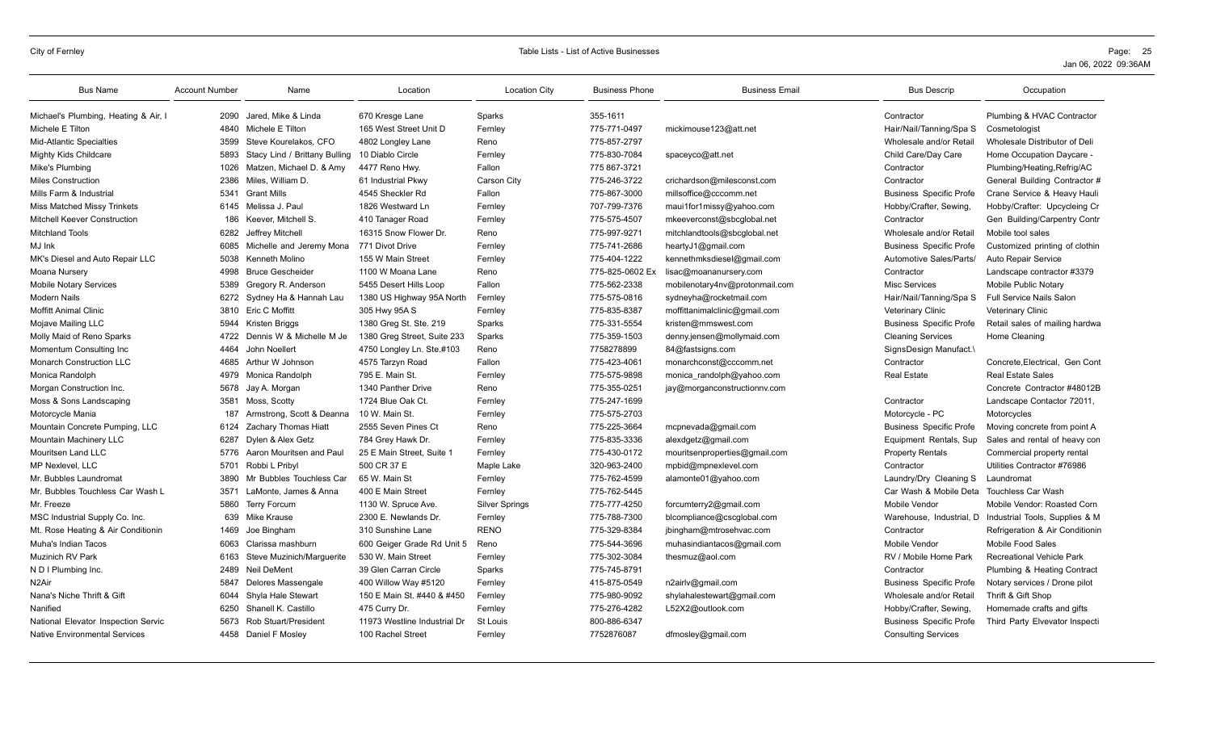| Bus Name | Account Number | Name | Location | Location City | Business Phone | Business Email | Bus Descrip | Occupation |
|---|---|---|---|---|---|---|---|---|
| Michael's Plumbing, Heating & Air, I | 2090 | Jared, Mike & Linda | 670 Kresge Lane | Sparks | 355-1611 | | Contractor | Plumbing & HVAC Contractor |
| Michele E Tilton | 4840 | Michele E Tilton | 165 West Street Unit D | Fernley | 775-771-0497 | mickimouse123@att.net | Hair/Nail/Tanning/Spa S | Cosmetologist |
| Mid-Atlantic Specialties | 3599 | Steve Kourelakos, CFO | 4802 Longley Lane | Reno | 775-857-2797 | | Wholesale and/or Retail | Wholesale Distributor of Deli |
| Mighty Kids Childcare | 5893 | Stacy Lind / Brittany Bulling | 10 Diablo Circle | Fernley | 775-830-7084 | spaceyco@att.net | Child Care/Day Care | Home Occupation Daycare - |
| Mike's Plumbing | 1026 | Matzen, Michael D. & Amy | 4477 Reno Hwy. | Fallon | 775 867-3721 | | Contractor | Plumbing/Heating,Refrig/AC |
| Miles Construction | 2386 | Miles, William D. | 61 Industrial Pkwy | Carson City | 775-246-3722 | crichardson@milesconst.com | Contractor | General Building Contractor # |
| Mills Farm & Industrial | 5341 | Grant Mills | 4545 Sheckler Rd | Fallon | 775-867-3000 | millsoffice@cccomm.net | Business Specific Profe | Crane Service & Heavy Hauli |
| Miss Matched Missy Trinkets | 6145 | Melissa J. Paul | 1826 Westward Ln | Fernley | 707-799-7376 | maui1for1missy@yahoo.com | Hobby/Crafter, Sewing, | Hobby/Crafter: Upcycleing Cr |
| Mitchell Keever Construction | 186 | Keever, Mitchell S. | 410 Tanager Road | Fernley | 775-575-4507 | mkeeverconst@sbcglobal.net | Contractor | Gen Building/Carpentry Contr |
| Mitchland Tools | 6282 | Jeffrey Mitchell | 16315 Snow Flower Dr. | Reno | 775-997-9271 | mitchlandtools@sbcglobal.net | Wholesale and/or Retail | Mobile tool sales |
| MJ Ink | 6085 | Michelle and Jeremy Mona | 771 Divot Drive | Fernley | 775-741-2686 | heartyJ1@gmail.com | Business Specific Profe | Customized printing of clothin |
| MK's Diesel and Auto Repair LLC | 5038 | Kenneth Molino | 155 W Main Street | Fernley | 775-404-1222 | kennethmksdiesel@gmail.com | Automotive Sales/Parts/ | Auto Repair Service |
| Moana Nursery | 4998 | Bruce Gescheider | 1100 W Moana Lane | Reno | 775-825-0602 Ex | lisac@moananursery.com | Contractor | Landscape contractor #3379 |
| Mobile Notary Services | 5389 | Gregory R. Anderson | 5455 Desert Hills Loop | Fallon | 775-562-2338 | mobilenotary4nv@protonmail.com | Misc Services | Mobile Public Notary |
| Modern Nails | 6272 | Sydney Ha & Hannah Lau | 1380 US Highway 95A North | Fernley | 775-575-0816 | sydneyha@rocketmail.com | Hair/Nail/Tanning/Spa S | Full Service Nails Salon |
| Moffitt Animal Clinic | 3810 | Eric C Moffitt | 305 Hwy 95A S | Fernley | 775-835-8387 | moffittanimalclinic@gmail.com | Veterinary Clinic | Veterinary Clinic |
| Mojave Mailing LLC | 5944 | Kristen Briggs | 1380 Greg St. Ste. 219 | Sparks | 775-331-5554 | kristen@mmswest.com | Business Specific Profe | Retail sales of mailing hardwa |
| Molly Maid of Reno Sparks | 4722 | Dennis W & Michelle M Je | 1380 Greg Street, Suite 233 | Sparks | 775-359-1503 | denny.jensen@mollymaid.com | Cleaning Services | Home Cleaning |
| Momentum Consulting Inc | 4464 | John Noellert | 4750 Longley Ln. Ste.#103 | Reno | 7758278899 | 84@fastsigns.com | SignsDesign Manufact.\ | |
| Monarch Construction LLC | 4685 | Arthur W Johnson | 4575 Tarzyn Road | Fallon | 775-423-4061 | monarchconst@cccomm.net | Contractor | Concrete,Electrical, Gen Cont |
| Monica Randolph | 4979 | Monica Randolph | 795 E. Main St. | Fernley | 775-575-9898 | monica_randolph@yahoo.com | Real Estate | Real Estate Sales |
| Morgan Construction Inc. | 5678 | Jay A. Morgan | 1340 Panther Drive | Reno | 775-355-0251 | jay@morganconstructionnv.com | | Concrete Contractor #48012B |
| Moss & Sons Landscaping | 3581 | Moss, Scotty | 1724 Blue Oak Ct. | Fernley | 775-247-1699 | | Contractor | Landscape Contactor 72011, |
| Motorcycle Mania | 187 | Armstrong, Scott & Deanna | 10 W. Main St. | Fernley | 775-575-2703 | | Motorcycle - PC | Motorcycles |
| Mountain Concrete Pumping, LLC | 6124 | Zachary Thomas Hiatt | 2555 Seven Pines Ct | Reno | 775-225-3664 | mcpnevada@gmail.com | Business Specific Profe | Moving concrete from point A |
| Mountain Machinery LLC | 6287 | Dylen & Alex Getz | 784 Grey Hawk Dr. | Fernley | 775-835-3336 | alexdgetz@gmail.com | Equipment Rentals, Sup | Sales and rental of heavy con |
| Mouritsen Land LLC | 5776 | Aaron Mouritsen and Paul | 25 E Main Street, Suite 1 | Fernley | 775-430-0172 | mouritsenproperties@gmail.com | Property Rentals | Commercial property rental |
| MP Nexlevel, LLC | 5701 | Robbi L Pribyl | 500 CR 37 E | Maple Lake | 320-963-2400 | mpbid@mpnexlevel.com | Contractor | Utilities Contractor #76986 |
| Mr. Bubbles Laundromat | 3890 | Mr Bubbles Touchless Car | 65 W. Main St | Fernley | 775-762-4599 | alamonte01@yahoo.com | Laundry/Dry Cleaning S | Laundromat |
| Mr. Bubbles Touchless Car Wash L | 3571 | LaMonte, James & Anna | 400 E Main Street | Fernley | 775-762-5445 | | Car Wash & Mobile Deta | Touchless Car Wash |
| Mr. Freeze | 5860 | Terry Forcum | 1130 W. Spruce Ave. | Silver Springs | 775-777-4250 | forcumterry2@gmail.com | Mobile Vendor | Mobile Vendor: Roasted Corn |
| MSC Industrial Supply Co. Inc. | 639 | Mike Krause | 2300 E. Newlands Dr. | Fernley | 775-788-7300 | blcompliance@cscglobal.com | Warehouse, Industrial, D | Industrial Tools, Supplies & M |
| Mt. Rose Heating & Air Conditionin | 1469 | Joe Bingham | 310 Sunshine Lane | RENO | 775-329-8384 | jbingham@mtrosehvac.com | Contractor | Refrigeration & Air Conditionin |
| Muha's Indian Tacos | 6063 | Clarissa mashburn | 600 Geiger Grade Rd Unit 5 | Reno | 775-544-3696 | muhasindiantacos@gmail.com | Mobile Vendor | Mobile Food Sales |
| Muzinich RV Park | 6163 | Steve Muzinich/Marguerite | 530 W. Main Street | Fernley | 775-302-3084 | thesmuz@aol.com | RV / Mobile Home Park | Recreational Vehicle Park |
| N D I Plumbing Inc. | 2489 | Neil DeMent | 39 Glen Carran Circle | Sparks | 775-745-8791 | | Contractor | Plumbing & Heating Contract |
| N2Air | 5847 | Delores Massengale | 400 Willow Way #5120 | Fernley | 415-875-0549 | n2airlv@gmail.com | Business Specific Profe | Notary services / Drone pilot |
| Nana's Niche Thrift & Gift | 6044 | Shyla Hale Stewart | 150 E Main St. #440 & #450 | Fernley | 775-980-9092 | shylahalestewart@gmail.com | Wholesale and/or Retail | Thrift & Gift Shop |
| Nanified | 6250 | Shanell K. Castillo | 475 Curry Dr. | Fernley | 775-276-4282 | L52X2@outlook.com | Hobby/Crafter, Sewing, | Homemade crafts and gifts |
| National Elevator Inspection Servic | 5673 | Rob Stuart/President | 11973 Westline Industrial Dr | St Louis | 800-886-6347 | | Business Specific Profe | Third Party Elvevator Inspecti |
| Native Environmental Services | 4458 | Daniel F Mosley | 100 Rachel Street | Fernley | 7752876087 | dfmosley@gmail.com | Consulting Services | |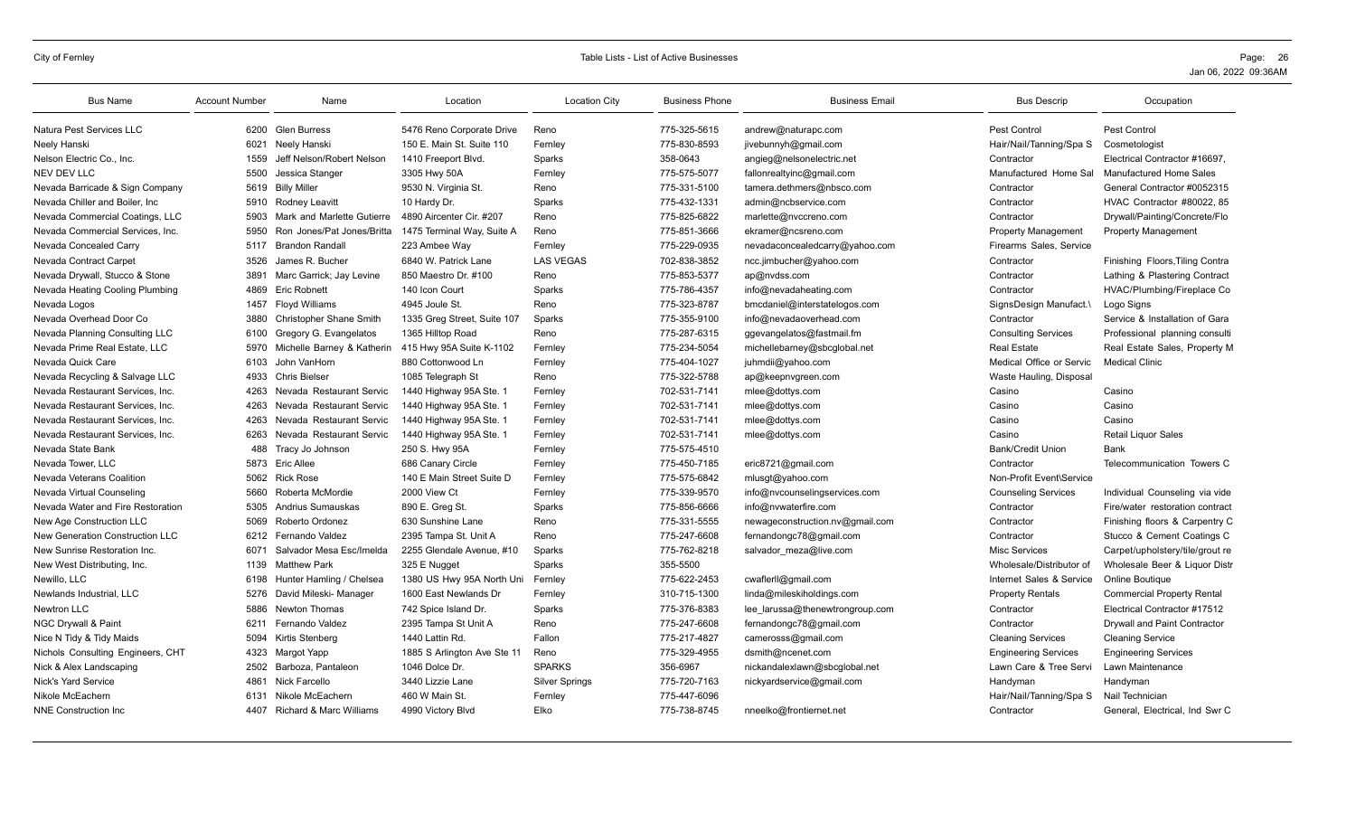| Bus Name | Account Number | Name | Location | Location City | Business Phone | Business Email | Bus Descrip | Occupation |
|---|---|---|---|---|---|---|---|---|
| Natura Pest Services LLC | 6200 | Glen Burress | 5476 Reno Corporate Drive | Reno | 775-325-5615 | andrew@naturapc.com | Pest Control | Pest Control |
| Neely Hanski | 6021 | Neely Hanski | 150 E. Main St. Suite 110 | Fernley | 775-830-8593 | jivebunnyh@gmail.com | Hair/Nail/Tanning/Spa S | Cosmetologist |
| Nelson Electric Co., Inc. | 1559 | Jeff Nelson/Robert Nelson | 1410 Freeport Blvd. | Sparks | 358-0643 | angieg@nelsonelectric.net | Contractor | Electrical Contractor #16697, |
| NEV DEV LLC | 5500 | Jessica Stanger | 3305 Hwy 50A | Fernley | 775-575-5077 | fallonrealtyinc@gmail.com | Manufactured Home Sal | Manufactured Home Sales |
| Nevada Barricade & Sign Company | 5619 | Billy Miller | 9530 N. Virginia St. | Reno | 775-331-5100 | tamera.dethmers@nbsco.com | Contractor | General Contractor #0052315 |
| Nevada Chiller and Boiler, Inc | 5910 | Rodney Leavitt | 10 Hardy Dr. | Sparks | 775-432-1331 | admin@ncbservice.com | Contractor | HVAC Contractor #80022, 85 |
| Nevada Commercial Coatings, LLC | 5903 | Mark and Marlette Gutierre | 4890 Aircenter Cir. #207 | Reno | 775-825-6822 | marlette@nvccreno.com | Contractor | Drywall/Painting/Concrete/Flo |
| Nevada Commercial Services, Inc. | 5950 | Ron Jones/Pat Jones/Britta | 1475 Terminal Way, Suite A | Reno | 775-851-3666 | ekramer@ncsreno.com | Property Management | Property Management |
| Nevada Concealed Carry | 5117 | Brandon Randall | 223 Ambee Way | Fernley | 775-229-0935 | nevadaconcealedcarry@yahoo.com | Firearms Sales, Service | |
| Nevada Contract Carpet | 3526 | James R. Bucher | 6840 W. Patrick Lane | LAS VEGAS | 702-838-3852 | ncc.jimbucher@yahoo.com | Contractor | Finishing Floors,Tiling Contra |
| Nevada Drywall, Stucco & Stone | 3891 | Marc Garrick; Jay Levine | 850 Maestro Dr. #100 | Reno | 775-853-5377 | ap@nvdss.com | Contractor | Lathing & Plastering Contract |
| Nevada Heating Cooling Plumbing | 4869 | Eric Robnett | 140 Icon Court | Sparks | 775-786-4357 | info@nevadaheating.com | Contractor | HVAC/Plumbing/Fireplace Co |
| Nevada Logos | 1457 | Floyd Williams | 4945 Joule St. | Reno | 775-323-8787 | bmcdaniel@interstatelogos.com | SignsDesign Manufact.\ | Logo Signs |
| Nevada Overhead Door Co | 3880 | Christopher Shane Smith | 1335 Greg Street, Suite 107 | Sparks | 775-355-9100 | info@nevadaoverhead.com | Contractor | Service & Installation of Gara |
| Nevada Planning Consulting LLC | 6100 | Gregory G. Evangelatos | 1365 Hilltop Road | Reno | 775-287-6315 | ggevangelatos@fastmail.fm | Consulting Services | Professional planning consulti |
| Nevada Prime Real Estate, LLC | 5970 | Michelle Barney & Katherin | 415 Hwy 95A Suite K-1102 | Fernley | 775-234-5054 | michellebarney@sbcglobal.net | Real Estate | Real Estate Sales, Property M |
| Nevada Quick Care | 6103 | John VanHorn | 880 Cottonwood Ln | Fernley | 775-404-1027 | juhmdii@yahoo.com | Medical Office or Servic | Medical Clinic |
| Nevada Recycling & Salvage LLC | 4933 | Chris Bielser | 1085 Telegraph St | Reno | 775-322-5788 | ap@keepnvgreen.com | Waste Hauling, Disposal | |
| Nevada Restaurant Services, Inc. | 4263 | Nevada Restaurant Servic | 1440 Highway 95A Ste. 1 | Fernley | 702-531-7141 | mlee@dottys.com | Casino | Casino |
| Nevada Restaurant Services, Inc. | 4263 | Nevada Restaurant Servic | 1440 Highway 95A Ste. 1 | Fernley | 702-531-7141 | mlee@dottys.com | Casino | Casino |
| Nevada Restaurant Services, Inc. | 4263 | Nevada Restaurant Servic | 1440 Highway 95A Ste. 1 | Fernley | 702-531-7141 | mlee@dottys.com | Casino | Casino |
| Nevada Restaurant Services, Inc. | 6263 | Nevada Restaurant Servic | 1440 Highway 95A Ste. 1 | Fernley | 702-531-7141 | mlee@dottys.com | Casino | Retail Liquor Sales |
| Nevada State Bank | 488 | Tracy Jo Johnson | 250 S. Hwy 95A | Fernley | 775-575-4510 | | Bank/Credit Union | Bank |
| Nevada Tower, LLC | 5873 | Eric Allee | 686 Canary Circle | Fernley | 775-450-7185 | eric8721@gmail.com | Contractor | Telecommunication Towers C |
| Nevada Veterans Coalition | 5062 | Rick Rose | 140 E Main Street Suite D | Fernley | 775-575-6842 | mlusgt@yahoo.com | Non-Profit Event\Service | |
| Nevada Virtual Counseling | 5660 | Roberta McMordie | 2000 View Ct | Fernley | 775-339-9570 | info@nvcounselingservices.com | Counseling Services | Individual Counseling via vide |
| Nevada Water and Fire Restoration | 5305 | Andrius Sumauskas | 890 E. Greg St. | Sparks | 775-856-6666 | info@nvwaterfire.com | Contractor | Fire/water restoration contract |
| New Age Construction LLC | 5069 | Roberto Ordonez | 630 Sunshine Lane | Reno | 775-331-5555 | newageconstruction.nv@gmail.com | Contractor | Finishing floors & Carpentry C |
| New Generation Construction LLC | 6212 | Fernando Valdez | 2395 Tampa St. Unit A | Reno | 775-247-6608 | fernandongc78@gmail.com | Contractor | Stucco & Cement Coatings C |
| New Sunrise Restoration Inc. | 6071 | Salvador Mesa Esc/Imelda | 2255 Glendale Avenue, #10 | Sparks | 775-762-8218 | salvador_meza@live.com | Misc Services | Carpet/upholstery/tile/grout re |
| New West Distributing, Inc. | 1139 | Matthew Park | 325 E Nugget | Sparks | 355-5500 | | Wholesale/Distributor of | Wholesale Beer & Liquor Distr |
| Newillo, LLC | 6198 | Hunter Hamling / Chelsea | 1380 US Hwy 95A North Uni | Fernley | 775-622-2453 | cwaflerll@gmail.com | Internet Sales & Service | Online Boutique |
| Newlands Industrial, LLC | 5276 | David Mileski- Manager | 1600 East Newlands Dr | Fernley | 310-715-1300 | linda@mileskiholdings.com | Property Rentals | Commercial Property Rental |
| Newtron LLC | 5886 | Newton Thomas | 742 Spice Island Dr. | Sparks | 775-376-8383 | lee_larussa@thenewtrongroup.com | Contractor | Electrical Contractor #17512 |
| NGC Drywall & Paint | 6211 | Fernando Valdez | 2395 Tampa St Unit A | Reno | 775-247-6608 | fernandongc78@gmail.com | Contractor | Drywall and Paint Contractor |
| Nice N Tidy & Tidy Maids | 5094 | Kirtis Stenberg | 1440 Lattin Rd. | Fallon | 775-217-4827 | camerosss@gmail.com | Cleaning Services | Cleaning Service |
| Nichols Consulting Engineers, CHT | 4323 | Margot Yapp | 1885 S Arlington Ave Ste 11 | Reno | 775-329-4955 | dsmith@ncenet.com | Engineering Services | Engineering Services |
| Nick & Alex Landscaping | 2502 | Barboza, Pantaleon | 1046 Dolce Dr. | SPARKS | 356-6967 | nickandalexlawn@sbcglobal.net | Lawn Care & Tree Servi | Lawn Maintenance |
| Nick's Yard Service | 4861 | Nick Farcello | 3440 Lizzie Lane | Silver Springs | 775-720-7163 | nickyardservice@gmail.com | Handyman | Handyman |
| Nikole McEachern | 6131 | Nikole McEachern | 460 W Main St. | Fernley | 775-447-6096 | | Hair/Nail/Tanning/Spa S | Nail Technician |
| NNE Construction Inc | 4407 | Richard & Marc Williams | 4990 Victory Blvd | Elko | 775-738-8745 | nneelko@frontiernet.net | Contractor | General, Electrical, Ind Swr C |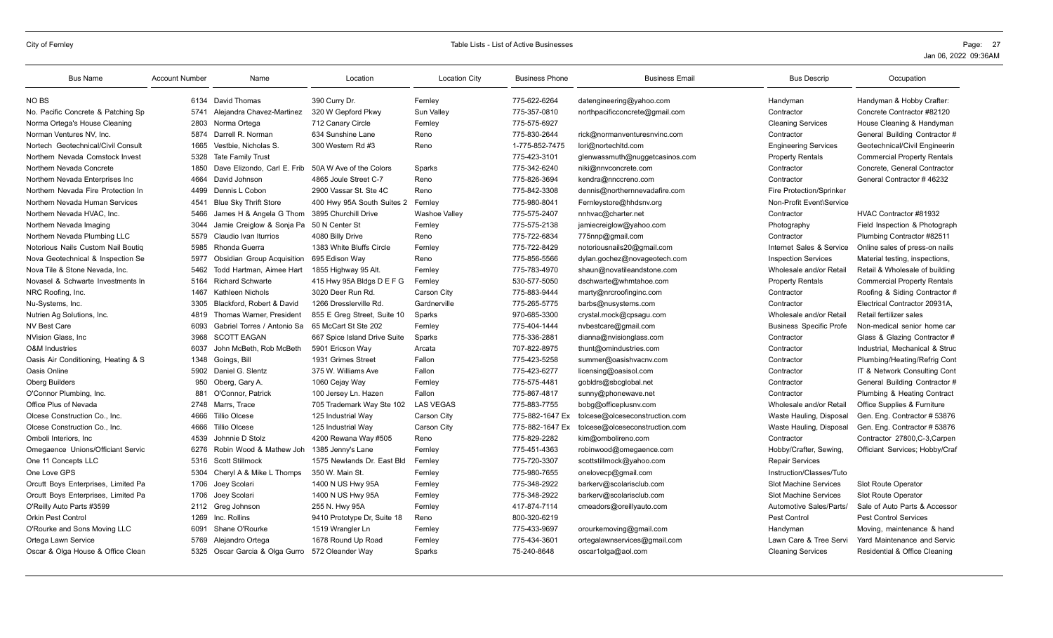| Bus Name | Account Number | Name | Location | Location City | Business Phone | Business Email | Bus Descrip | Occupation |
|---|---|---|---|---|---|---|---|---|
| NO BS | 6134 | David Thomas | 390 Curry Dr. | Fernley | 775-622-6264 | datengineering@yahoo.com | Handyman | Handyman & Hobby Crafter: |
| No. Pacific Concrete & Patching Sp | 5741 | Alejandra Chavez-Martinez | 320 W Gepford Pkwy | Sun Valley | 775-357-0810 | northpacificconcrete@gmail.com | Contractor | Concrete Contractor #82120 |
| Norma Ortega's House Cleaning | 2803 | Norma Ortega | 712 Canary Circle | Fernley | 775-575-6927 | | Cleaning Services | House Cleaning & Handyman |
| Norman Ventures NV, Inc. | 5874 | Darrell R. Norman | 634 Sunshine Lane | Reno | 775-830-2644 | rick@normanventuresnvinc.com | Contractor | General Building Contractor # |
| Nortech Geotechnical/Civil Consult | 1665 | Vestbie, Nicholas S. | 300 Western Rd #3 | Reno | 1-775-852-7475 | lori@nortechltd.com | Engineering Services | Geotechnical/Civil Engineerin |
| Northern Nevada Comstock Invest | 5328 | Tate Family Trust | | | 775-423-3101 | glenwassmuth@nuggetcasinos.com | Property Rentals | Commercial Property Rentals |
| Northern Nevada Concrete | 1850 | Dave Elizondo, Carl E. Frib | 50A W Ave of the Colors | Sparks | 775-342-6240 | niki@nnvconcrete.com | Contractor | Concrete, General Contractor |
| Northern Nevada Enterprises Inc | 4664 | David Johnson | 4865 Joule Street C-7 | Reno | 775-826-3694 | kendra@nnccreno.com | Contractor | General Contractor # 46232 |
| Northern Nevada Fire Protection In | 4499 | Dennis L Cobon | 2900 Vassar St. Ste 4C | Reno | 775-842-3308 | dennis@northernnevadafire.com | Fire Protection/Sprinker | |
| Northern Nevada Human Services | 4541 | Blue Sky Thrift Store | 400 Hwy 95A South Suites 2 | Fernley | 775-980-8041 | Fernleystore@hhdsnv.org | Non-Profit Event\Service | |
| Northern Nevada HVAC, Inc. | 5466 | James H & Angela G Thom | 3895 Churchill Drive | Washoe Valley | 775-575-2407 | nnhvac@charter.net | Contractor | HVAC Contractor #81932 |
| Northern Nevada Imaging | 3044 | Jamie Creiglow & Sonja Pa | 50 N Center St | Fernley | 775-575-2138 | jamiecreiglow@yahoo.com | Photography | Field Inspection & Photograph |
| Northern Nevada Plumbing LLC | 5579 | Claudio Ivan Iturrios | 4080 Billy Drive | Reno | 775-722-6834 | 775nnp@gmail.com | Contractor | Plumbing Contractor #82511 |
| Notorious Nails Custom Nail Boutiq | 5985 | Rhonda Guerra | 1383 White Bluffs Circle | Fernley | 775-722-8429 | notoriousnails20@gmail.com | Internet Sales & Service | Online sales of press-on nails |
| Nova Geotechnical & Inspection Se | 5977 | Obsidian Group Acquisition | 695 Edison Way | Reno | 775-856-5566 | dylan.gochez@novageotech.com | Inspection Services | Material testing, inspections, |
| Nova Tile & Stone Nevada, Inc. | 5462 | Todd Hartman, Aimee Hart | 1855 Highway 95 Alt. | Fernley | 775-783-4970 | shaun@novatileandstone.com | Wholesale and/or Retail | Retail & Wholesale of building |
| Novasel & Schwarte Investments In | 5164 | Richard Schwarte | 415 Hwy 95A Bldgs D E F G | Fernley | 530-577-5050 | dschwarte@whmtahoe.com | Property Rentals | Commercial Property Rentals |
| NRC Roofing, Inc. | 1467 | Kathleen Nichols | 3020 Deer Run Rd. | Carson City | 775-883-9444 | marty@nrcroofinginc.com | Contractor | Roofing & Siding Contractor # |
| Nu-Systems, Inc. | 3305 | Blackford, Robert & David | 1266 Dresslerville Rd. | Gardnerville | 775-265-5775 | barbs@nusystems.com | Contractor | Electrical Contractor 20931A, |
| Nutrien Ag Solutions, Inc. | 4819 | Thomas Warner, President | 855 E Greg Street, Suite 10 | Sparks | 970-685-3300 | crystal.mock@cpsagu.com | Wholesale and/or Retail | Retail fertilizer sales |
| NV Best Care | 6093 | Gabriel Torres / Antonio Sa | 65 McCart St Ste 202 | Fernley | 775-404-1444 | nvbestcare@gmail.com | Business Specific Profe | Non-medical senior home car |
| NVision Glass, Inc | 3968 | SCOTT EAGAN | 667 Spice Island Drive Suite | Sparks | 775-336-2881 | dianna@nvisionglass.com | Contractor | Glass & Glazing Contractor # |
| O&M Industries | 6037 | John McBeth, Rob McBeth | 5901 Ericson Way | Arcata | 707-822-8975 | thunt@omindustries.com | Contractor | Industrial, Mechanical & Struc |
| Oasis Air Conditioning, Heating & S | 1348 | Goings, Bill | 1931 Grimes Street | Fallon | 775-423-5258 | summer@oasishvacnv.com | Contractor | Plumbing/Heating/Refrig Cont |
| Oasis Online | 5902 | Daniel G. Slentz | 375 W. Williams Ave | Fallon | 775-423-6277 | licensing@oasisol.com | Contractor | IT & Network Consulting Cont |
| Oberg Builders | 950 | Oberg, Gary A. | 1060 Cejay Way | Fernley | 775-575-4481 | gobldrs@sbcglobal.net | Contractor | General Building Contractor # |
| O'Connor Plumbing, Inc. | 881 | O'Connor, Patrick | 100 Jersey Ln. Hazen | Fallon | 775-867-4817 | sunny@phonewave.net | Contractor | Plumbing & Heating Contract |
| Office Plus of Nevada | 2748 | Marrs, Trace | 705 Trademark Way Ste 102 | LAS VEGAS | 775-883-7755 | bobg@officeplusnv.com | Wholesale and/or Retail | Office Supplies & Furniture |
| Olcese Construction Co., Inc. | 4666 | Tillio Olcese | 125 Industrial Way | Carson City | 775-882-1647 Ex | tolcese@olceseconstruction.com | Waste Hauling, Disposal | Gen. Eng. Contractor # 53876 |
| Olcese Construction Co., Inc. | 4666 | Tillio Olcese | 125 Industrial Way | Carson City | 775-882-1647 Ex | tolcese@olceseconstruction.com | Waste Hauling, Disposal | Gen. Eng. Contractor # 53876 |
| Omboli Interiors, Inc | 4539 | Johnnie D Stolz | 4200 Rewana Way #505 | Reno | 775-829-2282 | kim@ombolireno.com | Contractor | Contractor 27800,C-3,Carpen |
| Omegaence Unions/Officiant Servic | 6276 | Robin Wood & Mathew Joh | 1385 Jenny's Lane | Fernley | 775-451-4363 | robinwood@omegaence.com | Hobby/Crafter, Sewing, | Officiant Services; Hobby/Craf |
| One 11 Concepts LLC | 5316 | Scott Stillmock | 1575 Newlands Dr. East Bld | Fernley | 775-720-3307 | scottstillmock@yahoo.com | Repair Services | |
| One Love GPS | 5304 | Cheryl A & Mike L Thomps | 350 W. Main St. | Fernley | 775-980-7655 | onelovecp@gmail.com | Instruction/Classes/Tuto | |
| Orcutt Boys Enterprises, Limited Pa | 1706 | Joey Scolari | 1400 N US Hwy 95A | Fernley | 775-348-2922 | barkerv@scolarisclub.com | Slot Machine Services | Slot Route Operator |
| Orcutt Boys Enterprises, Limited Pa | 1706 | Joey Scolari | 1400 N US Hwy 95A | Fernley | 775-348-2922 | barkerv@scolarisclub.com | Slot Machine Services | Slot Route Operator |
| O'Reilly Auto Parts #3599 | 2112 | Greg Johnson | 255 N. Hwy 95A | Fernley | 417-874-7114 | cmeadors@oreillyauto.com | Automotive Sales/Parts/ | Sale of Auto Parts & Accessor |
| Orkin Pest Control | 1269 | Inc. Rollins | 9410 Prototype Dr, Suite 18 | Reno | 800-320-6219 | | Pest Control | Pest Control Services |
| O'Rourke and Sons Moving LLC | 6091 | Shane O'Rourke | 1519 Wrangler Ln | Fernley | 775-433-9697 | orourkemoving@gmail.com | Handyman | Moving, maintenance & hand |
| Ortega Lawn Service | 5769 | Alejandro Ortega | 1678 Round Up Road | Fernley | 775-434-3601 | ortegalawnservices@gmail.com | Lawn Care & Tree Servi | Yard Maintenance and Servic |
| Oscar & Olga House & Office Clean | 5325 | Oscar Garcia & Olga Gurro | 572 Oleander Way | Sparks | 75-240-8648 | oscar1olga@aol.com | Cleaning Services | Residential & Office Cleaning |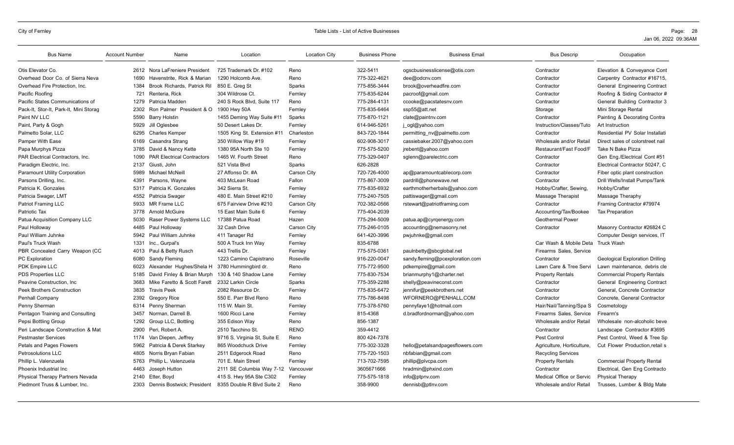| Bus Name | Account Number | Name | Location | Location City | Business Phone | Business Email | Bus Descrip | Occupation |
|---|---|---|---|---|---|---|---|---|
| Otis Elevator Co. | 2612 | Nora LaFreniere President | 725 Trademark Dr. #102 | Reno | 322-5411 | ogscbusinesslicense@otis.com | Contractor | Elevation & Conveyance Cont |
| Overhead Door Co. of Sierra Neva | 1690 | Havenstrite, Rick & Marian | 1290 Holcomb Ave. | Reno | 775-322-4621 | dee@odcnv.com | Contractor | Carpentry Contractor #16715, |
| Overhead Fire Protection, Inc. | 1384 | Brook Richards, Patrick Ril | 850 E. Greg St | Sparks | 775-856-3444 | brook@overheadfire.com | Contractor | General Engineering Contract |
| Pacific Roofing | 721 | Renteria, Rick | 304 Wildrose Ct. | Fernley | 775-835-6244 | pacroof@gmail.com | Contractor | Roofing & Siding Contractor # |
| Pacific States Communications of | 1279 | Patricia Madden | 240 S Rock Blvd, Suite 117 | Reno | 775-284-4131 | ccooke@pacstatesnv.com | Contractor | General Building Contractor 3 |
| Pack-It, Stor-It, Park-It, Mini Storag | 2302 | Ron Palmer President & O | 1900 Hwy 50A | Fernley | 775-835-6464 | ssp55@att.net | Storage | Mini Storage Rental |
| Paint NV LLC | 5590 | Barry Holstin | 1455 Deming Way Suite #11 | Sparks | 775-870-1121 | clate@paintnv.com | Contractor | Painting & Decorating Contra |
| Paint, Party & Gogh | 5929 | Jill Oglesbee | 50 Desert Lakes Dr. | Fernley | 614-946-5261 | j_ogl@yahoo.com | Instruction/Classes/Tuto | Art Instruction |
| Palmetto Solar, LLC | 6295 | Charles Kemper | 1505 King St. Extension #11 | Charleston | 843-720-1844 | permitting_nv@palmetto.com | Contractor | Residential PV Solar Installati |
| Pamper With Ease | 6169 | Casandra Strang | 350 Willow Way #19 | Fernley | 602-908-3017 | cassiebaker.2007@yahoo.com | Wholesale and/or Retail | Direct sales of colorstreet nail |
| Papa Murphys Pizza | 3785 | David & Nancy Kette | 1380 95A North Ste 10 | Fernley | 775-575-5200 | jrebent@yahoo.com | Restaurant/Fast Food/F | Take N Bake Pizza |
| PAR Electrical Contractors, Inc. | 1090 | PAR Electrical Contractors | 1465 W. Fourth Street | Reno | 775-329-0407 | sglenn@parelectric.com | Contractor | Gen Eng./Electrical Cont #51 |
| Paradigm Electric, Inc. | 2137 | Giusti, John | 521 Vista Blvd | Sparks | 626-2828 | | Contractor | Electrical Contractor 50247, C |
| Paramount Utility Corporation | 5989 | Michael McNeill | 27 Affonso Dr. #A | Carson City | 720-726-4000 | ap@paramountcablecorp.com | Contractor | Fiber optic plant construction |
| Parsons Drilling, Inc. | 4391 | Parsons, Wayne | 403 McLean Road | Fallon | 775-867-3009 | pardrill@phonewave.net | Contractor | Drill Wells/Install Pumps/Tank |
| Patricia K. Gonzales | 5317 | Patricia K. Gonzales | 342 Sierra St. | Fernley | 775-835-6932 | earthmotherherbals@yahoo.com | Hobby/Crafter, Sewing, | Hobby/Crafter |
| Patricia Swager, LMT | 4552 | Patricia Swager | 480 E. Main Street #210 | Fernley | 775-240-7505 | pattiswager@gmail.com | Massage Therapist | Massage Theraphy |
| Patriot Framing LLC | 5933 | MR Frame LLC | 675 Fairview Drive #210 | Carson City | 702-382-0566 | rstewart@patriotframing.com | Contractor | Framing Contractor #79974 |
| Patriotic Tax | 3778 | Arnold McGuire | 15 East Main Suite 6 | Fernley | 775-404-2039 | | Accounting/Tax/Bookee | Tax Preparation |
| Patua Acquisition Company LLC | 5030 | Raser Power Systems LLC | 17388 Patua Road | Hazen | 775-294-5009 | patua.ap@cyrqenergy.com | Geothermal Power | |
| Paul Holloway | 4485 | Paul Holloway | 32 Cash Drive | Carson City | 775-246-0105 | accounting@nemasonry.net | Contractor | Masonry Contractor #26824 C |
| Paul William Juhnke | 5942 | Paul William Juhnke | 411 Tanager Rd | Fernley | 641-420-3996 | pwjuhnke@gmail.com | | Computer Design services, IT |
| Paul's Truck Wash | 1331 | Inc., Gurpal's | 500 A Truck Inn Way | Fernley | 835-6788 | | Car Wash & Mobile Deta | Truck Wash |
| PBR Concealed Carry Weapon (CC | 4013 | Paul & Betty Rusch | 443 Trellis Dr. | Fernley | 775-575-0361 | paulnbetty@sbcglobal.net | Firearms Sales, Service | |
| PC Exploration | 6080 | Sandy Fleming | 1223 Camino Capistrano | Roseville | 916-220-0047 | sandy.fleming@pcexploration.com | Contractor | Geological Exploration Drilling |
| PDK Empire LLC | 6023 | Alexander Hughes/Shela H | 3780 Hummingbird dr. | Reno | 775-772-9500 | pdkempire@gmail.com | Lawn Care & Tree Servi | Lawn maintenance, debris cle |
| PDS Properties LLC | 5185 | David Finley & Brian Murph | 130 & 140 Shadow Lane | Fernley | 775-830-7534 | brianmurphy1@charter.net | Property Rentals | Commercial Property Rentals |
| Peavine Construction, Inc | 3683 | Mike Faretto & Scott Farett | 2332 Larkin Circle | Sparks | 775-359-2288 | shelly@peavineconst.com | Contractor | General Engineering Contract |
| Peek Brothers Construction | 3835 | Travis Peek | 2082 Resource Dr. | Fernley | 775-835-6472 | jennifur@peekbrothers.net | Contractor | General, Concrete Contractor |
| Penhall Company | 2392 | Gregory Rice | 550 E. Parr Blvd Reno | Reno | 775-786-8498 | WFORNERO@PENHALL.COM | Contractor | Concrete, General Contractor |
| Penny Sherman | 6314 | Penny Sherman | 115 W. Main St. | Fernley | 775-378-5760 | pennyfaye1@hotmail.com | Hair/Nail/Tanning/Spa S | Cosmetology |
| Pentagon Training and Consulting | 3457 | Norman, Darrell B. | 1600 Ricci Lane | Fernley | 815-4368 | d.bradfordnorman@yahoo.com | Firearms Sales, Service | Firearm's |
| Pepsi Bottling Group | 1292 | Group LLC, Bottling | 355 Edison Way | Reno | 856-1387 | | Wholesale and/or Retail | Wholesale non-alcoholic beve |
| Peri Landscape Construction & Mat | 2900 | Peri, Robert A. | 2510 Tacchino St. | RENO | 359-4412 | | Contractor | Landscape Contractor #3695 |
| Pestmaster Services | 1174 | Van Diepen, Jeffrey | 9716 S. Virginia St, Suite E | Reno | 800 424-7378 | | Pest Control | Pest Control, Weed & Tree Sp |
| Petals and Pages Flowers | 5962 | Patricia & Derek Starkey | 865 Woodchuck Drive | Fernley | 775-302-3328 | hello@petalsandpagesflowers.com | Agriculture, Horticulture, | Cut Flower Production,retail s |
| Petrosolutions LLC | 4805 | Norris Bryan Fabian | 2511 Edgerock Road | Reno | 775-720-1503 | nbfabian@gmail.com | Recycling Services | |
| Phillip L. Valenzuela | 5763 | Phillip L. Valenzuela | 701 E. Main Street | Fernley | 713-702-7595 | phillip@plvcpa.com | Property Rentals | Commercial Property Rental |
| Phoenix Industrial Inc | 4463 | Joseph Hutton | 2111 SE Columbia Way 7-12 | Vancouver | 3605671666 | hradmin@phxind.com | Contractor | Electrical, Gen Eng Contracto |
| Physical Therapy Partners Nevada | 2140 | Etter, Boyd | 415 S. Hwy 95A Ste C302 | Fernley | 775-575-1818 | info@ptpnv.com | Medical Office or Servic | Physical Therapy |
| Piedmont Truss & Lumber, Inc. | 2303 | Dennis Bostwick; President | 8355 Double R Blvd Suite 2 | Reno | 358-9900 | dennisb@ptlnv.com | Wholesale and/or Retail | Trusses, Lumber & Bldg Mate |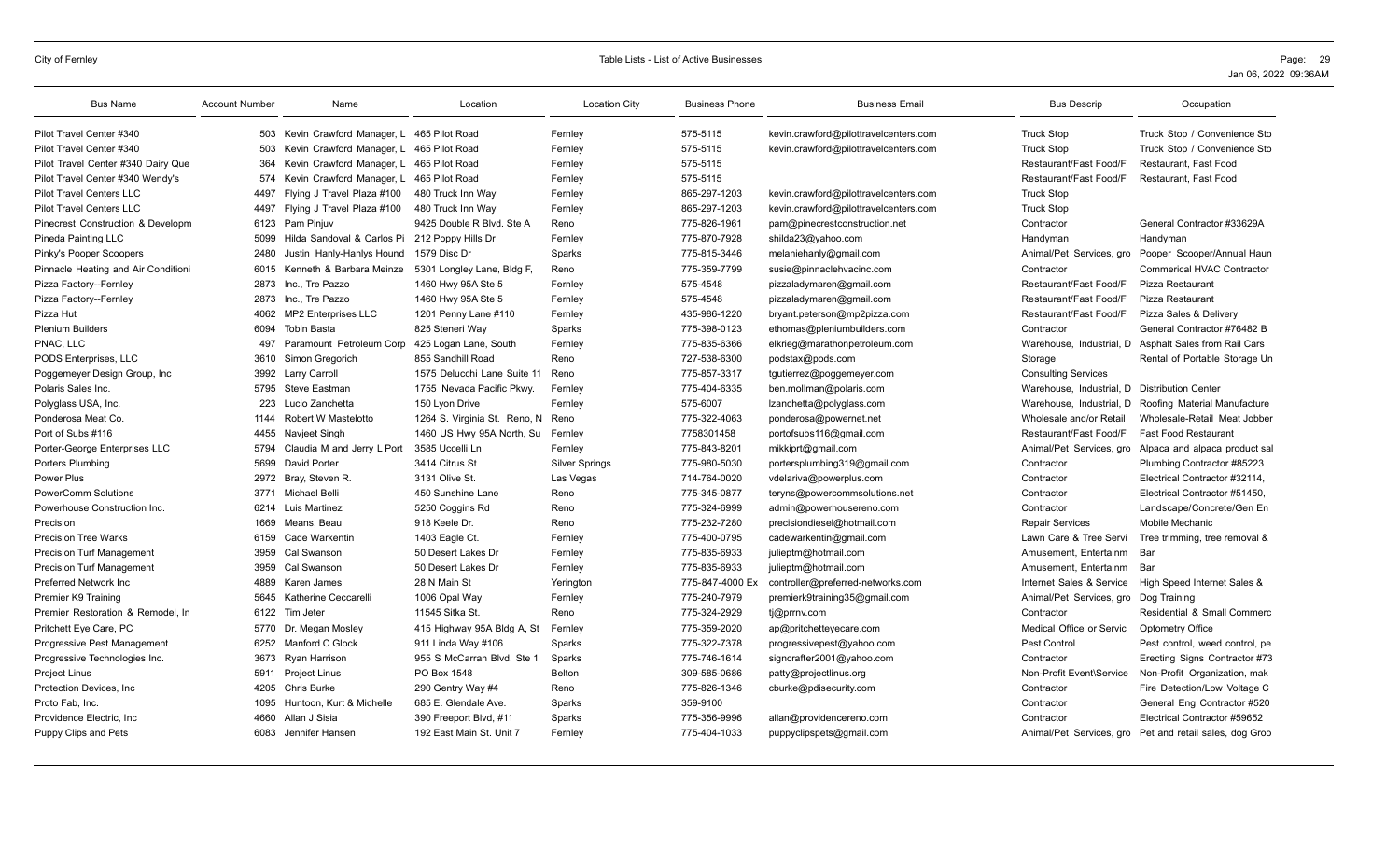| Bus Name | Account Number | Name | Location | Location City | Business Phone | Business Email | Bus Descrip | Occupation |
| --- | --- | --- | --- | --- | --- | --- | --- | --- |
| Pilot Travel Center #340 | 503 | Kevin Crawford Manager, L | 465 Pilot Road | Fernley | 575-5115 | kevin.crawford@pilottravelcenters.com | Truck Stop | Truck Stop / Convenience Sto |
| Pilot Travel Center #340 | 503 | Kevin Crawford Manager, L | 465 Pilot Road | Fernley | 575-5115 | kevin.crawford@pilottravelcenters.com | Truck Stop | Truck Stop / Convenience Sto |
| Pilot Travel Center #340 Dairy Que | 364 | Kevin Crawford Manager, L | 465 Pilot Road | Fernley | 575-5115 | | Restaurant/Fast Food/F | Restaurant, Fast Food |
| Pilot Travel Center #340 Wendy's | 574 | Kevin Crawford Manager, L | 465 Pilot Road | Fernley | 575-5115 | | Restaurant/Fast Food/F | Restaurant, Fast Food |
| Pilot Travel Centers LLC | 4497 | Flying J Travel Plaza #100 | 480 Truck Inn Way | Fernley | 865-297-1203 | kevin.crawford@pilottravelcenters.com | Truck Stop | |
| Pilot Travel Centers LLC | 4497 | Flying J Travel Plaza #100 | 480 Truck Inn Way | Fernley | 865-297-1203 | kevin.crawford@pilottravelcenters.com | Truck Stop | |
| Pinecrest Construction & Developm | 6123 | Pam Pinjuv | 9425 Double R Blvd. Ste A | Reno | 775-826-1961 | pam@pinecrestconstruction.net | Contractor | General Contractor #33629A |
| Pineda Painting LLC | 5099 | Hilda Sandoval & Carlos Pi | 212 Poppy Hills Dr | Fernley | 775-870-7928 | shilda23@yahoo.com | Handyman | Handyman |
| Pinky's Pooper Scoopers | 2480 | Justin Hanly-Hanlys Hound | 1579 Disc Dr | Sparks | 775-815-3446 | melaniehanly@gmail.com | Animal/Pet Services, gro | Pooper Scooper/Annual Haun |
| Pinnacle Heating and Air Conditioni | 6015 | Kenneth & Barbara Meinze | 5301 Longley Lane, Bldg F, | Reno | 775-359-7799 | susie@pinnaclehvacinc.com | Contractor | Commerical HVAC Contractor |
| Pizza Factory--Fernley | 2873 | Inc., Tre Pazzo | 1460 Hwy 95A Ste 5 | Fernley | 575-4548 | pizzaladymaren@gmail.com | Restaurant/Fast Food/F | Pizza Restaurant |
| Pizza Factory--Fernley | 2873 | Inc., Tre Pazzo | 1460 Hwy 95A Ste 5 | Fernley | 575-4548 | pizzaladymaren@gmail.com | Restaurant/Fast Food/F | Pizza Restaurant |
| Pizza Hut | 4062 | MP2 Enterprises LLC | 1201 Penny Lane #110 | Fernley | 435-986-1220 | bryant.peterson@mp2pizza.com | Restaurant/Fast Food/F | Pizza Sales & Delivery |
| Plenium Builders | 6094 | Tobin Basta | 825 Steneri Way | Sparks | 775-398-0123 | ethomas@pleniumbuilders.com | Contractor | General Contractor #76482 B |
| PNAC, LLC | 497 | Paramount Petroleum Corp | 425 Logan Lane, South | Fernley | 775-835-6366 | elkrieg@marathonpetroleum.com | Warehouse, Industrial, D | Asphalt Sales from Rail Cars |
| PODS Enterprises, LLC | 3610 | Simon Gregorich | 855 Sandhill Road | Reno | 727-538-6300 | podstax@pods.com | Storage | Rental of Portable Storage Un |
| Poggemeyer Design Group, Inc | 3992 | Larry Carroll | 1575 Delucchi Lane Suite 11 | Reno | 775-857-3317 | tgutierrez@poggemeyer.com | Consulting Services | |
| Polaris Sales Inc. | 5795 | Steve Eastman | 1755 Nevada Pacific Pkwy. | Fernley | 775-404-6335 | ben.mollman@polaris.com | Warehouse, Industrial, D | Distribution Center |
| Polyglass USA, Inc. | 223 | Lucio Zanchetta | 150 Lyon Drive | Fernley | 575-6007 | lzanchetta@polyglass.com | Warehouse, Industrial, D | Roofing Material Manufacture |
| Ponderosa Meat Co. | 1144 | Robert W Mastelotto | 1264 S. Virginia St. Reno, N | Reno | 775-322-4063 | ponderosa@powernet.net | Wholesale and/or Retail | Wholesale-Retail Meat Jobber |
| Port of Subs #116 | 4455 | Navjeet Singh | 1460 US Hwy 95A North, Su | Fernley | 7758301458 | portofsubs116@gmail.com | Restaurant/Fast Food/F | Fast Food Restaurant |
| Porter-George Enterprises LLC | 5794 | Claudia M and Jerry L Port | 3585 Uccelli Ln | Fernley | 775-843-8201 | mikkiprt@gmail.com | Animal/Pet Services, gro | Alpaca and alpaca product sal |
| Porters Plumbing | 5699 | David Porter | 3414 Citrus St | Silver Springs | 775-980-5030 | portersplumbing319@gmail.com | Contractor | Plumbing Contractor #85223 |
| Power Plus | 2972 | Bray, Steven R. | 3131 Olive St. | Las Vegas | 714-764-0020 | vdelariva@powerplus.com | Contractor | Electrical Contractor #32114, |
| PowerComm Solutions | 3771 | Michael Belli | 450 Sunshine Lane | Reno | 775-345-0877 | teryns@powercommsolutions.net | Contractor | Electrical Contractor #51450, |
| Powerhouse Construction Inc. | 6214 | Luis Martinez | 5250 Coggins Rd | Reno | 775-324-6999 | admin@powerhousereno.com | Contractor | Landscape/Concrete/Gen En |
| Precision | 1669 | Means, Beau | 918 Keele Dr. | Reno | 775-232-7280 | precisiondiesel@hotmail.com | Repair Services | Mobile Mechanic |
| Precision Tree Warks | 6159 | Cade Warkentin | 1403 Eagle Ct. | Fernley | 775-400-0795 | cadewarkentin@gmail.com | Lawn Care & Tree Servi | Tree trimming, tree removal & |
| Precision Turf Management | 3959 | Cal Swanson | 50 Desert Lakes Dr | Fernley | 775-835-6933 | julieptm@hotmail.com | Amusement, Entertainm | Bar |
| Precision Turf Management | 3959 | Cal Swanson | 50 Desert Lakes Dr | Fernley | 775-835-6933 | julieptm@hotmail.com | Amusement, Entertainm | Bar |
| Preferred Network Inc | 4889 | Karen James | 28 N Main St | Yerington | 775-847-4000 Ex | controller@preferred-networks.com | Internet Sales & Service | High Speed Internet Sales & |
| Premier K9 Training | 5645 | Katherine Ceccarelli | 1006 Opal Way | Fernley | 775-240-7979 | premierk9training35@gmail.com | Animal/Pet Services, gro | Dog Training |
| Premier Restoration & Remodel, In | 6122 | Tim Jeter | 11545 Sitka St. | Reno | 775-324-2929 | tj@prrnv.com | Contractor | Residential & Small Commerc |
| Pritchett Eye Care, PC | 5770 | Dr. Megan Mosley | 415 Highway 95A Bldg A, St | Fernley | 775-359-2020 | ap@pritchetteyecare.com | Medical Office or Servic | Optometry Office |
| Progressive Pest Management | 6252 | Manford C Glock | 911 Linda Way #106 | Sparks | 775-322-7378 | progressivepest@yahoo.com | Pest Control | Pest control, weed control, pe |
| Progressive Technologies Inc. | 3673 | Ryan Harrison | 955 S McCarran Blvd. Ste 1 | Sparks | 775-746-1614 | signcrafter2001@yahoo.com | Contractor | Erecting Signs Contractor #73 |
| Project Linus | 5911 | Project Linus | PO Box 1548 | Belton | 309-585-0686 | patty@projectlinus.org | Non-Profit Event\Service | Non-Profit Organization, mak |
| Protection Devices, Inc | 4205 | Chris Burke | 290 Gentry Way #4 | Reno | 775-826-1346 | cburke@pdisecurity.com | Contractor | Fire Detection/Low Voltage C |
| Proto Fab, Inc. | 1095 | Huntoon, Kurt & Michelle | 685 E. Glendale Ave. | Sparks | 359-9100 | | Contractor | General Eng Contractor #520 |
| Providence Electric, Inc | 4660 | Allan J Sisia | 390 Freeport Blvd, #11 | Sparks | 775-356-9996 | allan@providencereno.com | Contractor | Electrical Contractor #59652 |
| Puppy Clips and Pets | 6083 | Jennifer Hansen | 192 East Main St. Unit 7 | Fernley | 775-404-1033 | puppyclipspets@gmail.com | Animal/Pet Services, gro | Pet and retail sales, dog Groo |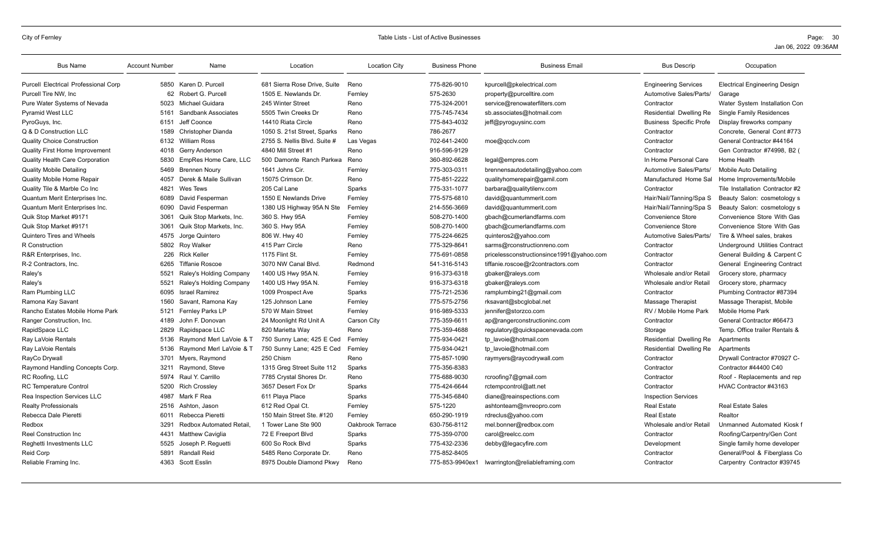| Bus Name | Account Number | Name | Location | Location City | Business Phone | Business Email | Bus Descrip | Occupation |
|---|---|---|---|---|---|---|---|---|
| Purcell Electrical Professional Corp | 5850 | Karen D. Purcell | 681 Sierra Rose Drive, Suite | Reno | 775-826-9010 | kpurcell@pkelectrical.com | Engineering Services | Electrical Engineering Design |
| Purcell Tire NW, Inc | 62 | Robert G. Purcell | 1505 E. Newlands Dr. | Fernley | 575-2630 | property@purcelltire.com | Automotive Sales/Parts/ | Garage |
| Pure Water Systems of Nevada | 5023 | Michael Guidara | 245 Winter Street | Reno | 775-324-2001 | service@renowaterfilters.com | Contractor | Water System Installation Con |
| Pyramid West LLC | 5161 | Sandbank Associates | 5505 Twin Creeks Dr | Reno | 775-745-7434 | sb.associates@hotmail.com | Residential Dwelling Re | Single Family Residences |
| PyroGuys, Inc. | 6151 | Jeff Coonce | 14410 Riata Circle | Reno | 775-843-4032 | jeff@pyroguysinc.com | Business Specific Profe | Display fireworks company |
| Q & D Construction LLC | 1589 | Christopher Dianda | 1050 S. 21st Street, Sparks | Reno | 786-2677 | | Contractor | Concrete, General Cont #773 |
| Quality Choice Construction | 6132 | William Ross | 2755 S. Nellis Blvd. Suite # | Las Vegas | 702-641-2400 | moe@qcclv.com | Contractor | General Contractor #44164 |
| Quality First Home Improvement | 4018 | Gerry Anderson | 4840 Mill Street #1 | Reno | 916-596-9129 | | Contractor | Gen Contractor #74998, B2 ( |
| Quality Health Care Corporation | 5830 | EmpRes Home Care, LLC | 500 Damonte Ranch Parkwa | Reno | 360-892-6628 | legal@empres.com | In Home Personal Care | Home Health |
| Quality Mobile Detailing | 5469 | Brennen Noury | 1641 Johns Cir. | Fernley | 775-303-0311 | brennensautodetailing@yahoo.com | Automotive Sales/Parts/ | Mobile Auto Detailing |
| Quality Mobile Home Repair | 4057 | Derek & Maile Sullivan | 15075 Crimson Dr. | Reno | 775-851-2222 | qualityhomerepair@gamil.com | Manufactured Home Sal | Home Improvements/Mobile |
| Quality Tile & Marble Co Inc | 4821 | Wes Tews | 205 Cal Lane | Sparks | 775-331-1077 | barbara@qualitytilenv.com | Contractor | Tile Installation Contractor #2 |
| Quantum Merit Enterprises Inc. | 6089 | David Fesperman | 1550 E Newlands Drive | Fernley | 775-575-6810 | david@quantummerit.com | Hair/Nail/Tanning/Spa S | Beauty Salon: cosmetology s |
| Quantum Merit Enterprises Inc. | 6090 | David Fesperman | 1380 US Highway 95A N Ste | Fernley | 214-556-3669 | david@quantummerit.com | Hair/Nail/Tanning/Spa S | Beauty Salon: cosmetology s |
| Quik Stop Market #9171 | 3061 | Quik Stop Markets, Inc. | 360 S. Hwy 95A | Fernley | 508-270-1400 | gbach@cumerlandfarms.com | Convenience Store | Convenience Store With Gas |
| Quik Stop Market #9171 | 3061 | Quik Stop Markets, Inc. | 360 S. Hwy 95A | Fernley | 508-270-1400 | gbach@cumerlandfarms.com | Convenience Store | Convenience Store With Gas |
| Quintero Tires and Wheels | 4575 | Jorge Quintero | 806 W. Hwy 40 | Fernley | 775-224-6625 | quinteros2@yahoo.com | Automotive Sales/Parts/ | Tire & Wheel sales, brakes |
| R Construction | 5802 | Roy Walker | 415 Parr Circle | Reno | 775-329-8641 | sarms@rconstructionreno.com | Contractor | Underground Utilities Contract |
| R&R Enterprises, Inc. | 226 | Rick Keller | 1175 Flint St. | Fernley | 775-691-0858 | pricelessconstructionsince1991@yahoo.com | Contractor | General Building & Carpent C |
| R-2 Contractors, Inc. | 6265 | Tiffanie Roscoe | 3070 NW Canal Blvd. | Redmond | 541-316-5143 | tiffanie.roscoe@r2contractors.com | Contractor | General Engineering Contract |
| Raley's | 5521 | Raley's Holding Company | 1400 US Hwy 95A N. | Fernley | 916-373-6318 | gbaker@raleys.com | Wholesale and/or Retail | Grocery store, pharmacy |
| Raley's | 5521 | Raley's Holding Company | 1400 US Hwy 95A N. | Fernley | 916-373-6318 | gbaker@raleys.com | Wholesale and/or Retail | Grocery store, pharmacy |
| Ram Plumbing LLC | 6095 | Israel Ramirez | 1009 Prospect Ave | Sparks | 775-721-2536 | ramplumbing21@gmail.com | Contractor | Plumbing Contractor #87394 |
| Ramona Kay Savant | 1560 | Savant, Ramona Kay | 125 Johnson Lane | Fernley | 775-575-2756 | rksavant@sbcglobal.net | Massage Therapist | Massage Therapist, Mobile |
| Rancho Estates Mobile Home Park | 5121 | Fernley Parks LP | 570 W Main Street | Fernley | 916-989-5333 | jennifer@storzco.com | RV / Mobile Home Park | Mobile Home Park |
| Ranger Construction, Inc. | 4189 | John F. Donovan | 24 Moonlight Rd Unit A | Carson City | 775-359-6611 | ap@rangerconstructioninc.com | Contractor | General Contractor #66473 |
| RapidSpace LLC | 2829 | Rapidspace LLC | 820 Marietta Way | Reno | 775-359-4688 | regulatory@quickspacenevada.com | Storage | Temp. Office trailer Rentals & |
| Ray LaVoie Rentals | 5136 | Raymond Merl LaVoie & T | 750 Sunny Lane; 425 E Ced | Fernley | 775-934-0421 | tp_lavoie@hotmail.com | Residential Dwelling Re | Apartments |
| Ray LaVoie Rentals | 5136 | Raymond Merl LaVoie & T | 750 Sunny Lane; 425 E Ced | Fernley | 775-934-0421 | tp_lavoie@hotmail.com | Residential Dwelling Re | Apartments |
| RayCo Drywall | 3701 | Myers, Raymond | 250 Chism | Reno | 775-857-1090 | raymyers@raycodrywall.com | Contractor | Drywall Contractor #70927 C- |
| Raymond Handling Concepts Corp. | 3211 | Raymond, Steve | 1315 Greg Street Suite 112 | Sparks | 775-356-8383 | | Contractor | Contractor #44400 C40 |
| RC Roofing, LLC | 5974 | Raul Y. Carrillo | 7785 Crystal Shores Dr. | Reno | 775-688-9030 | rcroofing7@gmail.com | Contractor | Roof - Replacements and rep |
| RC Temperature Control | 5200 | Rich Crossley | 3657 Desert Fox Dr | Sparks | 775-424-6644 | rctempcontrol@att.net | Contractor | HVAC Contractor #43163 |
| Rea Inspection Services LLC | 4987 | Mark F Rea | 611 Playa Place | Sparks | 775-345-6840 | diane@reainspections.com | Inspection Services | |
| Realty Professionals | 2516 | Ashton, Jason | 612 Red Opal Ct. | Fernley | 575-1220 | ashtonteam@nvreopro.com | Real Estate | Real Estate Sales |
| Rebecca Dale Pieretti | 6011 | Rebecca Pieretti | 150 Main Street Ste. #120 | Fernley | 650-290-1919 | rdreclus@yahoo.com | Real Estate | Realtor |
| Redbox | 3291 | Redbox Automated Retail, | 1 Tower Lane Ste 900 | Oakbrook Terrace | 630-756-8112 | mel.bonner@redbox.com | Wholesale and/or Retail | Unmanned Automated Kiosk f |
| Reel Construction Inc | 4431 | Matthew Caviglia | 72 E Freeport Blvd | Sparks | 775-359-0700 | carol@reelcc.com | Contractor | Roofing/Carpentry/Gen Cont |
| Reghetti Investments LLC | 5525 | Joseph P. Reguetti | 600 So Rock Blvd | Sparks | 775-432-2336 | debby@legacyfire.com | Development | Single family home developer |
| Reid Corp | 5891 | Randall Reid | 5485 Reno Corporate Dr. | Reno | 775-852-8405 | | Contractor | General/Pool & Fiberglass Co |
| Reliable Framing Inc. | 4363 | Scott Esslin | 8975 Double Diamond Pkwy | Reno | 775-853-9940ex1 | lwarrington@reliableframing.com | Contractor | Carpentry Contractor #39745 |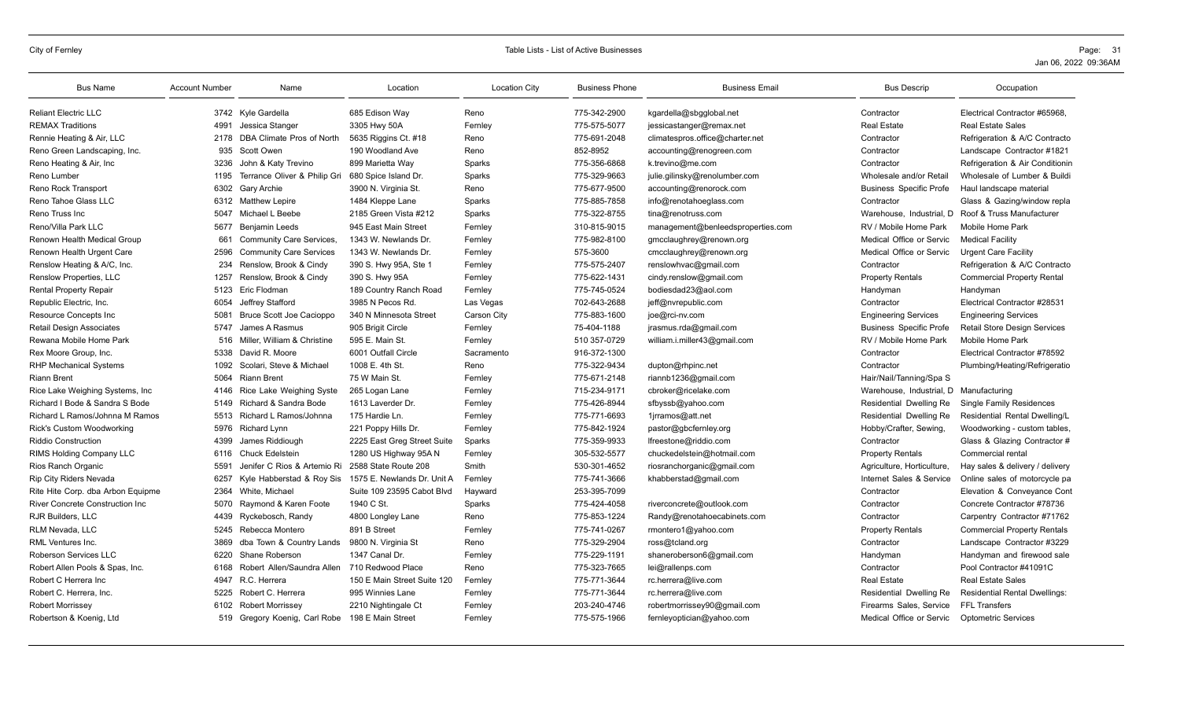| Bus Name | Account Number | Name | Location | Location City | Business Phone | Business Email | Bus Descrip | Occupation |
|---|---|---|---|---|---|---|---|---|
| Reliant Electric LLC | 3742 | Kyle Gardella | 685 Edison Way | Reno | 775-342-2900 | kgardella@sbgglobal.net | Contractor | Electrical Contractor #65968, |
| REMAX Traditions | 4991 | Jessica Stanger | 3305 Hwy 50A | Fernley | 775-575-5077 | jessicastanger@remax.net | Real Estate | Real Estate Sales |
| Rennie Heating & Air, LLC | 2178 | DBA Climate Pros of North | 5635 Riggins Ct. #18 | Reno | 775-691-2048 | climatespros.office@charter.net | Contractor | Refrigeration & A/C Contracto |
| Reno Green Landscaping, Inc. | 935 | Scott Owen | 190 Woodland Ave | Reno | 852-8952 | accounting@renogreen.com | Contractor | Landscape Contractor #1821 |
| Reno Heating & Air, Inc | 3236 | John & Katy Trevino | 899 Marietta Way | Sparks | 775-356-6868 | k.trevino@me.com | Contractor | Refrigeration & Air Conditionin |
| Reno Lumber | 1195 | Terrance Oliver & Philip Gri | 680 Spice Island Dr. | Sparks | 775-329-9663 | julie.gilinsky@renolumber.com | Wholesale and/or Retail | Wholesale of Lumber & Buildi |
| Reno Rock Transport | 6302 | Gary Archie | 3900 N. Virginia St. | Reno | 775-677-9500 | accounting@renorock.com | Business Specific Profe | Haul landscape material |
| Reno Tahoe Glass LLC | 6312 | Matthew Lepire | 1484 Kleppe Lane | Sparks | 775-885-7858 | info@renotahoeglass.com | Contractor | Glass & Gazing/window repla |
| Reno Truss Inc | 5047 | Michael L Beebe | 2185 Green Vista #212 | Sparks | 775-322-8755 | tina@renotruss.com | Warehouse, Industrial, D | Roof & Truss Manufacturer |
| Reno/Villa Park LLC | 5677 | Benjamin Leeds | 945 East Main Street | Fernley | 310-815-9015 | management@benleedsproperties.com | RV / Mobile Home Park | Mobile Home Park |
| Renown Health Medical Group | 661 | Community Care Services, | 1343 W. Newlands Dr. | Fernley | 775-982-8100 | gmcclaughrey@renown.org | Medical Office or Servic | Medical Facility |
| Renown Health Urgent Care | 2596 | Community Care Services | 1343 W. Newlands Dr. | Fernley | 575-3600 | cmcclaughrey@renown.org | Medical Office or Servic | Urgent Care Facility |
| Renslow Heating & A/C, Inc. | 234 | Renslow, Brook & Cindy | 390 S. Hwy 95A, Ste 1 | Fernley | 775-575-2407 | renslowhvac@gmail.com | Contractor | Refrigeration & A/C Contracto |
| Renslow Properties, LLC | 1257 | Renslow, Brook & Cindy | 390 S. Hwy 95A | Fernley | 775-622-1431 | cindy.renslow@gmail.com | Property Rentals | Commercial Property Rental |
| Rental Property Repair | 5123 | Eric Flodman | 189 Country Ranch Road | Fernley | 775-745-0524 | bodiesdad23@aol.com | Handyman | Handyman |
| Republic Electric, Inc. | 6054 | Jeffrey Stafford | 3985 N Pecos Rd. | Las Vegas | 702-643-2688 | jeff@nvrepublic.com | Contractor | Electrical Contractor #28531 |
| Resource Concepts Inc | 5081 | Bruce Scott Joe Cacioppo | 340 N Minnesota Street | Carson City | 775-883-1600 | joe@rci-nv.com | Engineering Services | Engineering Services |
| Retail Design Associates | 5747 | James A Rasmus | 905 Brigit Circle | Fernley | 75-404-1188 | jrasmus.rda@gmail.com | Business Specific Profe | Retail Store Design Services |
| Rewana Mobile Home Park | 516 | Miller, William & Christine | 595 E. Main St. | Fernley | 510 357-0729 | william.i.miller43@gmail.com | RV / Mobile Home Park | Mobile Home Park |
| Rex Moore Group, Inc. | 5338 | David R. Moore | 6001 Outfall Circle | Sacramento | 916-372-1300 | | Contractor | Electrical Contractor #78592 |
| RHP Mechanical Systems | 1092 | Scolari, Steve & Michael | 1008 E. 4th St. | Reno | 775-322-9434 | dupton@rhpinc.net | Contractor | Plumbing/Heating/Refrigeratio |
| Riann Brent | 5064 | Riann Brent | 75 W Main St. | Fernley | 775-671-2148 | riannb1236@gmail.com | Hair/Nail/Tanning/Spa S | |
| Rice Lake Weighing Systems, Inc | 4146 | Rice Lake Weighing Syste | 265 Logan Lane | Fernley | 715-234-9171 | cbroker@ricelake.com | Warehouse, Industrial, D | Manufacturing |
| Richard I Bode & Sandra S Bode | 5149 | Richard & Sandra Bode | 1613 Laverder Dr. | Fernley | 775-426-8944 | sfbyssb@yahoo.com | Residential Dwelling Re | Single Family Residences |
| Richard L Ramos/Johnna M Ramos | 5513 | Richard L Ramos/Johnna | 175 Hardie Ln. | Fernley | 775-771-6693 | 1jrramos@att.net | Residential Dwelling Re | Residential Rental Dwelling/L |
| Rick's Custom Woodworking | 5976 | Richard Lynn | 221 Poppy Hills Dr. | Fernley | 775-842-1924 | pastor@gbcfernley.org | Hobby/Crafter, Sewing, | Woodworking - custom tables, |
| Riddio Construction | 4399 | James Riddiough | 2225 East Greg Street Suite | Sparks | 775-359-9933 | lfreestone@riddio.com | Contractor | Glass & Glazing Contractor # |
| RIMS Holding Company LLC | 6116 | Chuck Edelstein | 1280 US Highway 95A N | Fernley | 305-532-5577 | chuckedelstein@hotmail.com | Property Rentals | Commercial rental |
| Rios Ranch Organic | 5591 | Jenifer C Rios & Artemio Ri | 2588 State Route 208 | Smith | 530-301-4652 | riosranchorganic@gmail.com | Agriculture, Horticulture, | Hay sales & delivery / delivery |
| Rip City Riders Nevada | 6257 | Kyle Habberstad & Roy Sis | 1575 E. Newlands Dr. Unit A | Fernley | 775-741-3666 | khabberstad@gmail.com | Internet Sales & Service | Online sales of motorcycle pa |
| Rite Hite Corp. dba Arbon Equipme | 2364 | White, Michael | Suite 109 23595 Cabot Blvd | Hayward | 253-395-7099 | | Contractor | Elevation & Conveyance Cont |
| River Concrete Construction Inc | 5070 | Raymond & Karen Foote | 1940 C St. | Sparks | 775-424-4058 | riverconcrete@outlook.com | Contractor | Concrete Contractor #78736 |
| RJR Builders, LLC | 4439 | Ryckebosch, Randy | 4800 Longley Lane | Reno | 775-853-1224 | Randy@renotahoecabinets.com | Contractor | Carpentry Contractor #71762 |
| RLM Nevada, LLC | 5245 | Rebecca Montero | 891 B Street | Fernley | 775-741-0267 | rmontero1@yahoo.com | Property Rentals | Commercial Property Rentals |
| RML Ventures Inc. | 3869 | dba Town & Country Lands | 9800 N. Virginia St | Reno | 775-329-2904 | ross@tcland.org | Contractor | Landscape Contractor #3229 |
| Roberson Services LLC | 6220 | Shane Roberson | 1347 Canal Dr. | Fernley | 775-229-1191 | shaneroberson6@gmail.com | Handyman | Handyman and firewood sale |
| Robert Allen Pools & Spas, Inc. | 6168 | Robert Allen/Saundra Allen | 710 Redwood Place | Reno | 775-323-7665 | lei@rallenps.com | Contractor | Pool Contractor #41091C |
| Robert C Herrera Inc | 4947 | R.C. Herrera | 150 E Main Street Suite 120 | Fernley | 775-771-3644 | rc.herrera@live.com | Real Estate | Real Estate Sales |
| Robert C. Herrera, Inc. | 5225 | Robert C. Herrera | 995 Winnies Lane | Fernley | 775-771-3644 | rc.herrera@live.com | Residential Dwelling Re | Residential Rental Dwellings: |
| Robert Morrissey | 6102 | Robert Morrissey | 2210 Nightingale Ct | Fernley | 203-240-4746 | robertmorrissey90@gmail.com | Firearms Sales, Service | FFL Transfers |
| Robertson & Koenig, Ltd | 519 | Gregory Koenig, Carl Robe | 198 E Main Street | Fernley | 775-575-1966 | fernleyoptician@yahoo.com | Medical Office or Servic | Optometric Services |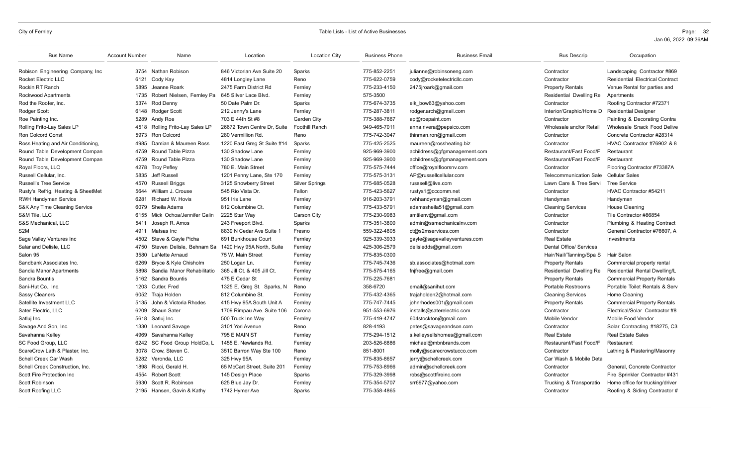| Bus Name | Account Number | Name | Location | Location City | Business Phone | Business Email | Bus Descrip | Occupation |
|---|---|---|---|---|---|---|---|---|
| Robison Engineering Company, Inc | 3754 | Nathan Robison | 846 Victorian Ave Suite 20 | Sparks | 775-852-2251 | julianne@robinsoneng.com | Contractor | Landscaping Contractor #869 |
| Rocket Electric LLC | 6121 | Cody Kay | 4814 Longley Lane | Reno | 775-622-0759 | cody@rocketelectricllc.com | Contractor | Residential Electrical Contract |
| Rockin RT Ranch | 5895 | Jeanne Roark | 2475 Farm District Rd | Fernley | 775-233-4150 | 2475jroark@gmail.com | Property Rentals | Venue Rental for parties and |
| Rockwood Apartments | 1735 | Robert Nielsen, Fernley Pa | 645 Silver Lace Blvd. | Fernley | 575-3500 | | Residential Dwelling Re | Apartments |
| Rod the Roofer, Inc. | 5374 | Rod Denny | 50 Date Palm Dr. | Sparks | 775-674-3735 | elk_bow63@yahoo.com | Contractor | Roofing Contractor #72371 |
| Rodger Scott | 6148 | Rodger Scott | 212 Jenny's Lane | Fernley | 775-287-3811 | rodger.arch@gmail.com | Interior/Graphic/Home D | Residential Designer |
| Roe Painting Inc. | 5289 | Andy Roe | 703 E 44th St #8 | Garden City | 775-388-7667 | ap@roepaint.com | Contractor | Painting & Decorating Contra |
| Rolling Frito-Lay Sales LP | 4518 | Rolling Frito-Lay Sales LP | 26672 Town Centre Dr, Suite | Foothill Ranch | 949-465-7011 | anna.rivera@pepsico.com | Wholesale and/or Retail | Wholesale Snack Food Delive |
| Ron Colcord Const | 5973 | Ron Colcord | 280 Vermillion Rd. | Reno | 775-742-3047 | thinman.ron@gmail.com | Contractor | Concrete Contractor #28314 |
| Ross Heating and Air Conditioning, | 4985 | Damian & Maureen Ross | 1220 East Greg St Suite #14 | Sparks | 775-425-2525 | maureen@rossheating.biz | Contractor | HVAC Contractor #76902 & 8 |
| Round Table Development Compan | 4759 | Round Table Pizza | 130 Shadow Lane | Fernley | 925-969-3900 | achildress@gfgmanagement.com | Restaurant/Fast Food/F | Restaurant |
| Round Table Development Compan | 4759 | Round Table Pizza | 130 Shadow Lane | Fernley | 925-969-3900 | achildress@gfgmanagement.com | Restaurant/Fast Food/F | Restaurant |
| Royal Floors, LLC | 4278 | Troy Pefley | 780 E. Main Street | Fernley | 775-575-7444 | office@royalfloorsnv.com | Contractor | Flooring Contractor #73387A |
| Russell Cellular, Inc. | 5835 | Jeff Russell | 1201 Penny Lane, Ste 170 | Fernley | 775-575-3131 | AP@russellcellular.com | Telecommunication Sale | Cellular Sales |
| Russell's Tree Service | 4570 | Russell Briggs | 3125 Snowberry Street | Silver Springs | 775-685-0528 | russsell@live.com | Lawn Care & Tree Servi | Tree Service |
| Rusty's Refrig, Heating & SheetMet | 5644 | William J. Crouse | 545 Rio Vista Dr. | Fallon | 775-423-5627 | rustys1@cccomm.net | Contractor | HVAC Contractor #54211 |
| RWH Handyman Service | 6281 | Richard W. Hovis | 951 Iris Lane | Fernley | 916-203-3791 | rwhhandyman@gmail.com | Handyman | Handyman |
| S&K Any Time Cleaning Service | 6079 | Sheila Adams | 812 Columbine Ct. | Fernley | 775-433-5791 | adamssheila51@gmail.com | Cleaning Services | House Cleaning |
| S&M Tile, LLC | 6155 | Mick Ochoa/Jennifer Galin | 2225 Star Way | Carson City | 775-230-9983 | smtilenv@gmail.com | Contractor | Tile Contractor #86854 |
| S&S Mechanical, LLC | 5411 | Joseph R. Amos | 243 Freeport Blvd. | Sparks | 775-351-3800 | admin@ssmechanicalnv.com | Contractor | Plumbing & Heating Contract |
| S2M | 4911 | Matsas Inc | 8839 N Cedar Ave Suite 1 | Fresno | 559-322-4805 | ct@s2mservices.com | Contractor | General Contractor #76607, A |
| Sage Valley Ventures Inc | 4502 | Steve & Gayle Picha | 691 Bunkhouse Court | Fernley | 925-339-3933 | gayle@sagevalleyventures.com | Real Estate | Investments |
| Salar and Delisle, LLC | 4750 | Steven Delisle, Behnam Sa | 1420 Hwy 95A North, Suite | Fernley | 425-306-2579 | delisledds@gmail.com | Dental Office/ Services | |
| Salon 95 | 3580 | LaNette Arnaud | 75 W. Main Street | Fernley | 775-835-0300 | | Hair/Nail/Tanning/Spa S | Hair Salon |
| Sandbank Associates Inc. | 6269 | Bryce & Kyle Chisholm | 250 Logan Ln. | Fernley | 775-745-7436 | sb.associates@hotmail.com | Property Rentals | Commercial property rental |
| Sandia Manor Apartments | 5898 | Sandia Manor Rehabilitatio | 365 Jill Ct. & 405 Jill Ct. | Fernley | 775-575-4165 | fnjfree@gmail.com | Residential Dwelling Re | Residential Rental Dwelling/L |
| Sandra Bountis | 5162 | Sandra Bountis | 475 E Cedar St | Fernley | 775-225-7681 | | Property Rentals | Commercial Property Rentals |
| Sani-Hut Co., Inc. | 1203 | Cutler, Fred | 1325 E. Greg St. Sparks, N | Reno | 358-6720 | email@sanihut.com | Portable Restrooms | Portable Toilet Rentals & Serv |
| Sassy Cleaners | 6052 | Traja Holden | 812 Columbine St. | Fernley | 775-432-4365 | trajaholden2@hotmail.com | Cleaning Services | Home Cleaning |
| Satellite Investment LLC | 5135 | John & Victoria Rhodes | 415 Hwy 95A South Unit A | Fernley | 775-747-7445 | johnrhodes001@gmail.com | Property Rentals | Commercial Property Rentals |
| Sater Electric, LLC | 6209 | Shaun Sater | 1709 Rimpau Ave. Suite 106 | Corona | 951-553-6976 | installs@saterelectric.com | Contractor | Electrical/Solar Contractor #8 |
| Satluj Inc. | 5618 | Satluj Inc. | 500 Truck Inn Way | Fernley | 775-419-4747 | 604stockton@gmail.com | Mobile Vendor | Mobile Food Vendor |
| Savage And Son, Inc. | 1330 | Leonard Savage | 3101 Yori Avenue | Reno | 828-4193 | petes@savageandson.com | Contractor | Solar Contracting #18275, C3 |
| Savahanna Kelley | 4969 | Savahanna Kelley | 795 E MAIN ST | Fernley | 775-294-1512 | s.kelleysellshomes@gmail.com | Real Estate | Real Estate Sales |
| SC Food Group, LLC | 6242 | SC Food Group HoldCo, L | 1455 E. Newlands Rd. | Fernley | 203-526-6886 | michael@mbnbrands.com | Restaurant/Fast Food/F | Restaurant |
| ScareCrow Lath & Plaster, Inc. | 3078 | Crow, Steven C. | 3510 Barron Way Ste 100 | Reno | 851-8001 | molly@scarecrowstucco.com | Contractor | Lathing & Plastering/Masonry |
| Schell Creek Car Wash | 5282 | Veronda, LLC | 325 Hwy 95A | Fernley | 775-835-8657 | jerry@schellcreek.com | Car Wash & Mobile Deta | |
| Schell Creek Construction, Inc. | 1898 | Ricci, Gerald H. | 65 McCart Street, Suite 201 | Fernley | 775-753-8966 | admin@schellcreek.com | Contractor | General, Concrete Contractor |
| Scott Fire Protection Inc | 4554 | Robert Scott | 145 Design Place | Sparks | 775-329-3998 | robs@scottfireinc.com | Contractor | Fire Sprinkler Contractor #431 |
| Scott Robinson | 5930 | Scott R. Robinson | 625 Blue Jay Dr. | Fernley | 775-354-5707 | srr6977@yahoo.com | Trucking & Transporatio | Home office for trucking/driver |
| Scott Roofing LLC | 2195 | Hansen, Gavin & Kathy | 1742 Hymer Ave | Sparks | 775-358-4865 | | Contractor | Roofing & Siding Contractor # |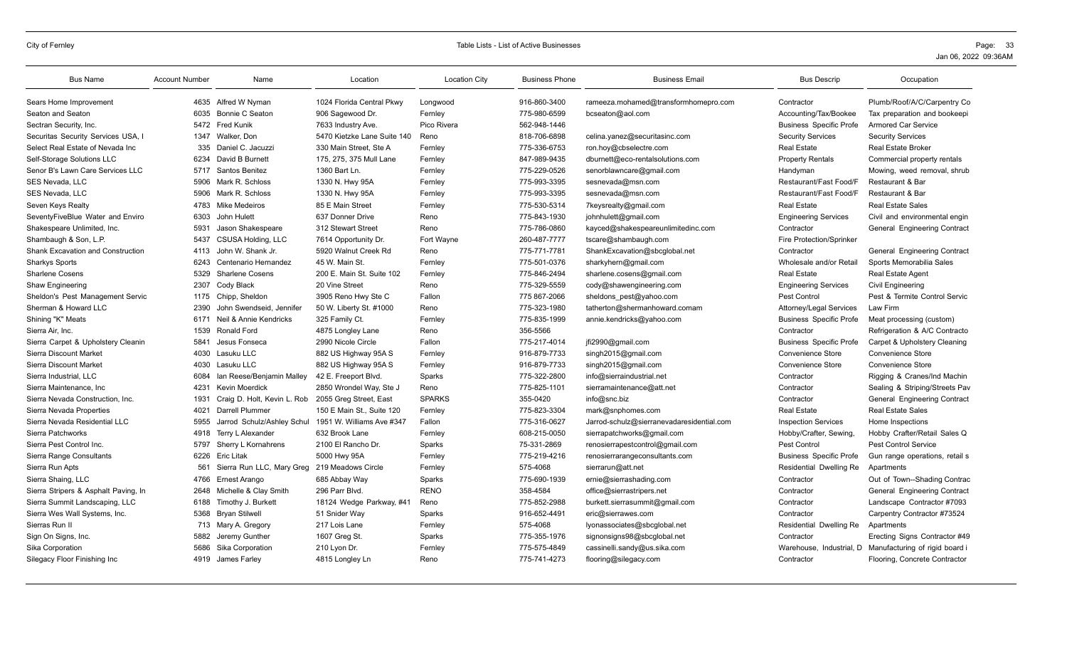| Bus Name | Account Number | Name | Location | Location City | Business Phone | Business Email | Bus Descrip | Occupation |
|---|---|---|---|---|---|---|---|---|
| Sears Home Improvement | 4635 | Alfred W Nyman | 1024 Florida Central Pkwy | Longwood | 916-860-3400 | rameeza.mohamed@transformhomepro.com | Contractor | Plumb/Roof/A/C/Carpentry Co |
| Seaton and Seaton | 6035 | Bonnie C Seaton | 906 Sagewood Dr. | Fernley | 775-980-6599 | bcseaton@aol.com | Accounting/Tax/Bookee | Tax preparation and bookeepi |
| Sectran Security, Inc. | 5472 | Fred Kunik | 7633 Industry Ave. | Pico Rivera | 562-948-1446 | | Business Specific Profe | Armored Car Service |
| Securitas Security Services USA, I | 1347 | Walker, Don | 5470 Kietzke Lane Suite 140 | Reno | 818-706-6898 | celina.yanez@securitasinc.com | Security Services | Security Services |
| Select Real Estate of Nevada Inc | 335 | Daniel C. Jacuzzi | 330 Main Street, Ste A | Fernley | 775-336-6753 | ron.hoy@cbselectre.com | Real Estate | Real Estate Broker |
| Self-Storage Solutions LLC | 6234 | David B Burnett | 175, 275, 375 Mull Lane | Fernley | 847-989-9435 | dburnett@eco-rentalsolutions.com | Property Rentals | Commercial property rentals |
| Senor B's Lawn Care Services LLC | 5717 | Santos Benitez | 1360 Bart Ln. | Fernley | 775-229-0526 | senorblawncare@gmail.com | Handyman | Mowing, weed removal, shrub |
| SES Nevada, LLC | 5906 | Mark R. Schloss | 1330 N. Hwy 95A | Fernley | 775-993-3395 | sesnevada@msn.com | Restaurant/Fast Food/F | Restaurant & Bar |
| SES Nevada, LLC | 5906 | Mark R. Schloss | 1330 N. Hwy 95A | Fernley | 775-993-3395 | sesnevada@msn.com | Restaurant/Fast Food/F | Restaurant & Bar |
| Seven Keys Realty | 4783 | Mike Medeiros | 85 E Main Street | Fernley | 775-530-5314 | 7keysrealty@gmail.com | Real Estate | Real Estate Sales |
| SeventyFiveBlue Water and Enviro | 6303 | John Hulett | 637 Donner Drive | Reno | 775-843-1930 | johnhulett@gmail.com | Engineering Services | Civil and environmental engin |
| Shakespeare Unlimited, Inc. | 5931 | Jason Shakespeare | 312 Stewart Street | Reno | 775-786-0860 | kayced@shakespeareunlimitedinc.com | Contractor | General Engineering Contract |
| Shambaugh & Son, L.P. | 5437 | CSUSA Holding, LLC | 7614 Opportunity Dr. | Fort Wayne | 260-487-7777 | tscare@shambaugh.com | Fire Protection/Sprinker | |
| Shank Excavation and Construction | 4113 | John W. Shank Jr. | 5920 Walnut Creek Rd | Reno | 775-771-7781 | ShankExcavation@sbcglobal.net | Contractor | General Engineering Contract |
| Sharkys Sports | 6243 | Centenario Hernandez | 45 W. Main St. | Fernley | 775-501-0376 | sharkyhern@gmail.com | Wholesale and/or Retail | Sports Memorabilia Sales |
| Sharlene Cosens | 5329 | Sharlene Cosens | 200 E. Main St. Suite 102 | Fernley | 775-846-2494 | sharlene.cosens@gmail.com | Real Estate | Real Estate Agent |
| Shaw Engineering | 2307 | Cody Black | 20 Vine Street | Reno | 775-329-5559 | cody@shawengineering.com | Engineering Services | Civil Engineering |
| Sheldon's Pest Management Servic | 1175 | Chipp, Sheldon | 3905 Reno Hwy Ste C | Fallon | 775 867-2066 | sheldons_pest@yahoo.com | Pest Control | Pest & Termite Control Servic |
| Sherman & Howard LLC | 2390 | John Swendseid, Jennifer | 50 W. Liberty St. #1000 | Reno | 775-323-1980 | tatherton@shermanhoward.comam | Attorney/Legal Services | Law Firm |
| Shining "K" Meats | 6171 | Neil & Annie Kendricks | 325 Family Ct. | Fernley | 775-835-1999 | annie.kendricks@yahoo.com | Business Specific Profe | Meat processing (custom) |
| Sierra Air, Inc. | 1539 | Ronald Ford | 4875 Longley Lane | Reno | 356-5566 | | Contractor | Refrigeration & A/C Contracto |
| Sierra Carpet & Upholstery Cleanin | 5841 | Jesus Fonseca | 2990 Nicole Circle | Fallon | 775-217-4014 | jfi2990@gmail.com | Business Specific Profe | Carpet & Upholstery Cleaning |
| Sierra Discount Market | 4030 | Lasuku LLC | 882 US Highway 95A S | Fernley | 916-879-7733 | singh2015@gmail.com | Convenience Store | Convenience Store |
| Sierra Discount Market | 4030 | Lasuku LLC | 882 US Highway 95A S | Fernley | 916-879-7733 | singh2015@gmail.com | Convenience Store | Convenience Store |
| Sierra Industrial, LLC | 6084 | Ian Reese/Benjamin Malley | 42 E. Freeport Blvd. | Sparks | 775-322-2800 | info@sierraindustrial.net | Contractor | Rigging & Cranes/Ind Machin |
| Sierra Maintenance, Inc | 4231 | Kevin Moerdick | 2850 Wrondel Way, Ste J | Reno | 775-825-1101 | sierramaintenance@att.net | Contractor | Sealing & Striping/Streets Pav |
| Sierra Nevada Construction, Inc. | 1931 | Craig D. Holt, Kevin L. Rob | 2055 Greg Street, East | SPARKS | 355-0420 | info@snc.biz | Contractor | General Engineering Contract |
| Sierra Nevada Properties | 4021 | Darrell Plummer | 150 E Main St., Suite 120 | Fernley | 775-823-3304 | mark@snphomes.com | Real Estate | Real Estate Sales |
| Sierra Nevada Residential LLC | 5955 | Jarrod Schulz/Ashley Schul | 1951 W. Williams Ave #347 | Fallon | 775-316-0627 | Jarrod-schulz@sierranevadaresidential.com | Inspection Services | Home Inspections |
| Sierra Patchworks | 4918 | Terry L Alexander | 632 Brook Lane | Fernley | 608-215-0050 | sierrapatchworks@gmail.com | Hobby/Crafter, Sewing, | Hobby Crafter/Retail Sales Q |
| Sierra Pest Control Inc. | 5797 | Sherry L Kornahrens | 2100 El Rancho Dr. | Sparks | 75-331-2869 | renosierrapestcontrol@gmail.com | Pest Control | Pest Control Service |
| Sierra Range Consultants | 6226 | Eric Litak | 5000 Hwy 95A | Fernley | 775-219-4216 | renosierrarangeconsultants.com | Business Specific Profe | Gun range operations, retail s |
| Sierra Run Apts | 561 | Sierra Run LLC, Mary Greg | 219 Meadows Circle | Fernley | 575-4068 | sierrarun@att.net | Residential Dwelling Re | Apartments |
| Sierra Shaing, LLC | 4766 | Ernest Arango | 685 Abbay Way | Sparks | 775-690-1939 | ernie@sierrashading.com | Contractor | Out of Town--Shading Contrac |
| Sierra Stripers & Asphalt Paving, In | 2648 | Michelle & Clay Smith | 296 Parr Blvd. | RENO | 358-4584 | office@sierrastripers.net | Contractor | General Engineering Contract |
| Sierra Summit Landscaping, LLC | 6188 | Timothy J. Burkett | 18124 Wedge Parkway, #41 | Reno | 775-852-2988 | burkett.sierrasummit@gmail.com | Contractor | Landscape Contractor #7093 |
| Sierra Wes Wall Systems, Inc. | 5368 | Bryan Stilwell | 51 Snider Way | Sparks | 916-652-4491 | eric@sierrawes.com | Contractor | Carpentry Contractor #73524 |
| Sierras Run II | 713 | Mary A. Gregory | 217 Lois Lane | Fernley | 575-4068 | lyonassociates@sbcglobal.net | Residential Dwelling Re | Apartments |
| Sign On Signs, Inc. | 5882 | Jeremy Gunther | 1607 Greg St. | Sparks | 775-355-1976 | signonsigns98@sbcglobal.net | Contractor | Erecting Signs Contractor #49 |
| Sika Corporation | 5686 | Sika Corporation | 210 Lyon Dr. | Fernley | 775-575-4849 | cassinelli.sandy@us.sika.com | Warehouse, Industrial, D | Manufacturing of rigid board i |
| Silegacy Floor Finishing Inc | 4919 | James Farley | 4815 Longley Ln | Reno | 775-741-4273 | flooring@silegacy.com | Contractor | Flooring, Concrete Contractor |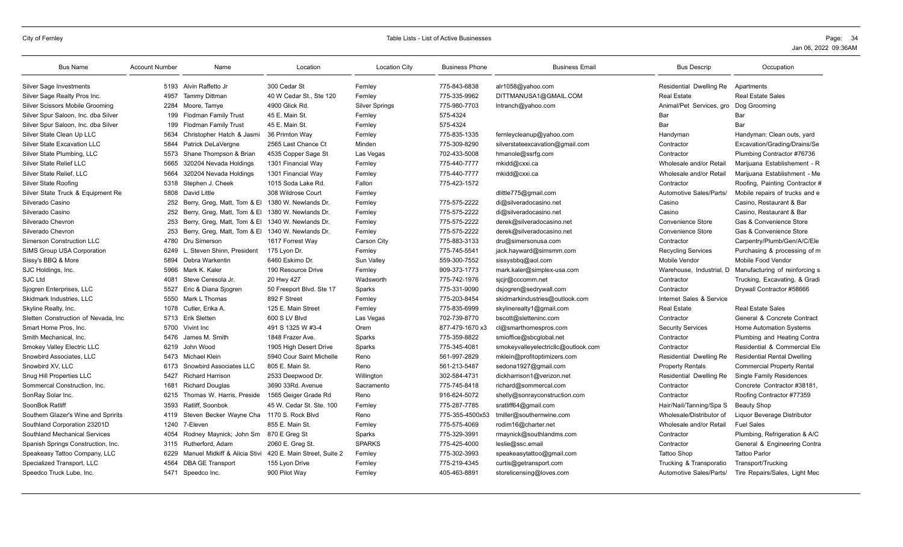| Bus Name | Account Number | Name | Location | Location City | Business Phone | Business Email | Bus Descrip | Occupation |
|---|---|---|---|---|---|---|---|---|
| Silver Sage Investments | 5193 | Alvin Raffetto Jr | 300 Cedar St | Fernley | 775-843-6838 | alr1058@yahoo.com | Residential Dwelling Re | Apartments |
| Silver Sage Realty Pros Inc. | 4957 | Tammy Dittman | 40 W Cedar St., Ste 120 | Fernley | 775-335-9962 | DITTMANUSA1@GMAIL.COM | Real Estate | Real Estate Sales |
| Silver Scissors Mobile Grooming | 2284 | Moore, Tamye | 4900 Glick Rd. | Silver Springs | 775-980-7703 | lntranch@yahoo.com | Animal/Pet Services, gro | Dog Grooming |
| Silver Spur Saloon, Inc. dba Silver | 199 | Flodman Family Trust | 45 E. Main St. | Fernley | 575-4324 | | Bar | Bar |
| Silver Spur Saloon, Inc. dba Silver | 199 | Flodman Family Trust | 45 E. Main St. | Fernley | 575-4324 | | Bar | Bar |
| Silver State Clean Up LLC | 5634 | Christopher Hatch & Jasmi | 36 Primton Way | Fernley | 775-835-1335 | fernleycleanup@yahoo.com | Handyman | Handyman: Clean outs, yard |
| Silver State Excavation LLC | 5844 | Patrick DeLaVergne | 2565 Last Chance Ct | Minden | 775-309-8290 | silverstateexcavation@gmail.com | Contractor | Excavation/Grading/Drains/Se |
| Silver State Plumbing, LLC | 5573 | Shane Thompson & Brian | 4535 Copper Sage St | Las Vegas | 702-433-5008 | hmanole@ssrfg.com | Contractor | Plumbing Contractor #76736 |
| Silver State Relief LLC | 5665 | 320204 Nevada Holdings | 1301 Financial Way | Fernley | 775-440-7777 | mkidd@cxxi.ca | Wholesale and/or Retail | Marijuana Establishment - R |
| Silver State Relief, LLC | 5664 | 320204 Nevada Holdings | 1301 Financial Way | Fernley | 775-440-7777 | mkidd@cxxi.ca | Wholesale and/or Retail | Marijuana Establishment - Me |
| Silver State Roofing | 5318 | Stephen J. Cheek | 1015 Soda Lake Rd. | Fallon | 775-423-1572 | | Contractor | Roofing, Painting Contractor # |
| Silver State Truck & Equipment Re | 5808 | David Little | 308 Wildrose Court | Fernley | | dlittle775@gmail.com | Automotive Sales/Parts/ | Mobile repairs of trucks and e |
| Silverado Casino | 252 | Berry, Greg, Matt, Tom & El | 1380 W. Newlands Dr. | Fernley | 775-575-2222 | di@silveradocasino.net | Casino | Casino, Restaurant & Bar |
| Silverado Casino | 252 | Berry, Greg, Matt, Tom & El | 1380 W. Newlands Dr. | Fernley | 775-575-2222 | di@silveradocasino.net | Casino | Casino, Restaurant & Bar |
| Silverado Chevron | 253 | Berry, Greg, Matt, Tom & El | 1340 W. Newlands Dr. | Fernley | 775-575-2222 | derek@silveradocasino.net | Convenience Store | Gas & Convenience Store |
| Silverado Chevron | 253 | Berry, Greg, Matt, Tom & El | 1340 W. Newlands Dr. | Fernley | 775-575-2222 | derek@silveradocasino.net | Convenience Store | Gas & Convenience Store |
| Simerson Construction LLC | 4780 | Dru Simerson | 1617 Forrest Way | Carson City | 775-883-3133 | dru@simersonusa.com | Contractor | Carpentry/Plumb/Gen/A/C/Ele |
| SIMS Group USA Corporation | 6249 | L. Steven Shinn, President | 175 Lyon Dr. | Fernley | 775-745-5541 | jack.hayward@simsmm.com | Recycling Services | Purchasing & processing of m |
| Sissy's BBQ & More | 5894 | Debra Warkentin | 6460 Eskimo Dr. | Sun Valley | 559-300-7552 | sissysbbq@aol.com | Mobile Vendor | Mobile Food Vendor |
| SJC Holdings, Inc. | 5966 | Mark K. Kaler | 190 Resource Drive | Fernley | 909-373-1773 | mark.kaler@simplex-usa.com | Warehouse, Industrial, D | Manufacturing of reinforcing s |
| SJC Ltd | 4081 | Steve Ceresola Jr. | 20 Hwy 427 | Wadsworth | 775-742-1976 | sjcjr@cccomm.net | Contractor | Trucking, Excavating, & Gradi |
| Sjogren Enterprises, LLC | 5527 | Eric & Diana Sjogren | 50 Freeport Blvd. Ste 17 | Sparks | 775-331-9090 | dsjogren@sedrywall.com | Contractor | Drywall Contractor #58666 |
| Skidmark Industries, LLC | 5550 | Mark L Thomas | 892 F Street | Fernley | 775-203-8454 | skidmarkindustries@outlook.com | Internet Sales & Service | |
| Skyline Realty, Inc. | 1078 | Cutler, Erika A. | 125 E. Main Street | Fernley | 775-835-6999 | skylinerealty1@gmail.com | Real Estate | Real Estate Sales |
| Sletten Construction of Nevada, Inc | 5713 | Erik Sletten | 600 S LV Blvd | Las Vegas | 702-739-8770 | bscott@sletteninc.com | Contractor | General & Concrete Contract |
| Smart Home Pros, Inc. | 5700 | Vivint Inc | 491 S 1325 W #3-4 | Orem | 877-479-1670 x3 | cl@smarthomespros.com | Security Services | Home Automation Systems |
| Smith Mechanical, Inc. | 5476 | James M. Smith | 1848 Frazer Ave. | Sparks | 775-359-8822 | smioffice@sbcglobal.net | Contractor | Plumbing and Heating Contra |
| Smokey Valley Electric LLC | 6219 | John Wood | 1905 High Desert Drive | Sparks | 775-345-4081 | smokeyvalleyelectricllc@outlook.com | Contractor | Residential & Commercial Ele |
| Snowbird Associates, LLC | 5473 | Michael Klein | 5940 Cour Saint Michelle | Reno | 561-997-2829 | mklein@profitoptimizers.com | Residential Dwelling Re | Residential Rental Dwelling |
| Snowbird XV, LLC | 6173 | Snowbird Associates LLC | 805 E. Main St. | Reno | 561-213-5487 | sedona1927@gmail.com | Property Rentals | Commercial Property Rental |
| Snug Hill Properties LLC | 5427 | Richard Harrison | 2533 Deepwood Dr. | Willington | 302-584-4731 | dickharrison1@verizon.net | Residential Dwelling Re | Single Family Residences |
| Sommercal Construction, Inc. | 1681 | Richard Douglas | 3690 33Rd. Avenue | Sacramento | 775-745-8418 | richard@sommercal.com | Contractor | Concrete Contractor #38181, |
| SonRay Solar Inc. | 6215 | Thomas W. Harris, Preside | 1565 Geiger Grade Rd | Reno | 916-624-5072 | shelly@sonrayconstruction.com | Contractor | Roofing Contractor #77359 |
| SoonBok Ratliff | 3593 | Ratliff, Soonbok | 45 W. Cedar St. Ste. 100 | Fernley | 775-287-7785 | sratliff64@gmail.com | Hair/Nail/Tanning/Spa S | Beauty Shop |
| Southern Glazer's Wine and Spririts | 4119 | Steven Becker Wayne Cha | 1170 S. Rock Blvd | Reno | 775-355-4500x53 | tmiller@southernwine.com | Wholesale/Distributor of | Liquor Beverage Distributor |
| Southland Corporation 23201D | 1240 | 7-Eleven | 855 E. Main St. | Fernley | 775-575-4069 | rodim16@charter.net | Wholesale and/or Retail | Fuel Sales |
| Southland Mechanical Services | 4054 | Rodney Maynick; John Sm | 870 E Greg St | Sparks | 775-329-3991 | rmaynick@southlandms.com | Contractor | Plumbing, Refrigeration & A/C |
| Spanish Springs Construction, Inc. | 3115 | Rutherford, Adam | 2060 E. Greg St. | SPARKS | 775-425-4000 | leslie@ssc.email | Contractor | General & Engineering Contra |
| Speakeasy Tattoo Company, LLC | 6229 | Manuel Midkiff & Alicia Stivi | 420 E. Main Street, Suite 2 | Fernley | 775-302-3993 | speakeasytattoo@gmail.com | Tattoo Shop | Tattoo Parlor |
| Specialized Transport, LLC | 4564 | DBA GE Transport | 155 Lyon Drive | Fernley | 775-219-4345 | curtis@getransport.com | Trucking & Transporatio | Transport/Trucking |
| Speedco Truck Lube, Inc. | 5471 | Speedco Inc. | 900 Pilot Way | Fernley | 405-463-8891 | storelicensing@loves.com | Automotive Sales/Parts/ | Tire Repairs/Sales, Light Mec |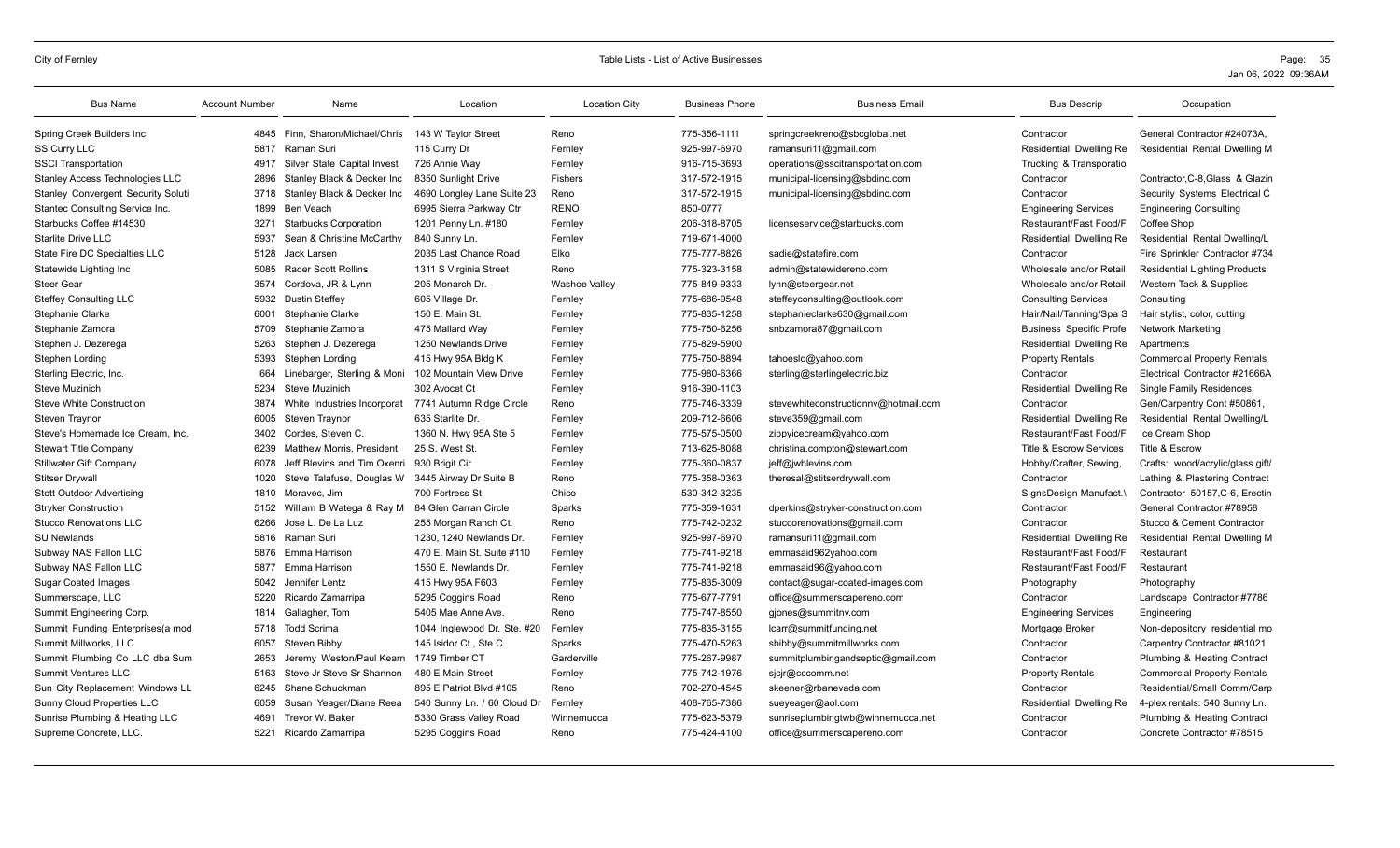| Bus Name | Account Number | Name | Location | Location City | Business Phone | Business Email | Bus Descrip | Occupation |
|---|---|---|---|---|---|---|---|---|
| Spring Creek Builders Inc | 4845 | Finn, Sharon/Michael/Chris | 143 W Taylor Street | Reno | 775-356-1111 | springcreekreno@sbcglobal.net | Contractor | General Contractor #24073A, |
| SS Curry LLC | 5817 | Raman Suri | 115 Curry Dr | Fernley | 925-997-6970 | ramansuri11@gmail.com | Residential Dwelling Re | Residential Rental Dwelling M |
| SSCI Transportation | 4917 | Silver State Capital Invest | 726 Annie Way | Fernley | 916-715-3693 | operations@sscitransportation.com | Trucking & Transportatio | |
| Stanley Access Technologies LLC | 2896 | Stanley Black & Decker Inc | 8350 Sunlight Drive | Fishers | 317-572-1915 | municipal-licensing@sbdinc.com | Contractor | Contractor,C-8,Glass & Glazin |
| Stanley Convergent Security Soluti | 3718 | Stanley Black & Decker Inc | 4690 Longley Lane Suite 23 | Reno | 317-572-1915 | municipal-licensing@sbdinc.com | Contractor | Security Systems Electrical C |
| Stantec Consulting Service Inc. | 1899 | Ben Veach | 6995 Sierra Parkway Ctr | RENO | 850-0777 | | Engineering Services | Engineering Consulting |
| Starbucks Coffee #14530 | 3271 | Starbucks Corporation | 1201 Penny Ln. #180 | Fernley | 206-318-8705 | licenseservice@starbucks.com | Restaurant/Fast Food/F | Coffee Shop |
| Starlite Drive LLC | 5937 | Sean & Christine McCarthy | 840 Sunny Ln. | Fernley | 719-671-4000 | | Residential Dwelling Re | Residential Rental Dwelling/L |
| State Fire DC Specialties LLC | 5128 | Jack Larsen | 2035 Last Chance Road | Elko | 775-777-8826 | sadie@statefire.com | Contractor | Fire Sprinkler Contractor #734 |
| Statewide Lighting Inc | 5085 | Rader Scott Rollins | 1311 S Virginia Street | Reno | 775-323-3158 | admin@statewidereno.com | Wholesale and/or Retail | Residential Lighting Products |
| Steer Gear | 3574 | Cordova, JR & Lynn | 205 Monarch Dr. | Washoe Valley | 775-849-9333 | lynn@steergear.net | Wholesale and/or Retail | Western Tack & Supplies |
| Steffey Consulting LLC | 5932 | Dustin Steffey | 605 Village Dr. | Fernley | 775-686-9548 | steffeyconsulting@outlook.com | Consulting Services | Consulting |
| Stephanie Clarke | 6001 | Stephanie Clarke | 150 E. Main St. | Fernley | 775-835-1258 | stephanieclarke630@gmail.com | Hair/Nail/Tanning/Spa S | Hair stylist, color, cutting |
| Stephanie Zamora | 5709 | Stephanie Zamora | 475 Mallard Way | Fernley | 775-750-6256 | snbzamora87@gmail.com | Business Specific Profe | Network Marketing |
| Stephen J. Dezerega | 5263 | Stephen J. Dezerega | 1250 Newlands Drive | Fernley | 775-829-5900 | | Residential Dwelling Re | Apartments |
| Stephen Lording | 5393 | Stephen Lording | 415 Hwy 95A Bldg K | Fernley | 775-750-8894 | tahoeslo@yahoo.com | Property Rentals | Commercial Property Rentals |
| Sterling Electric, Inc. | 664 | Linebarger, Sterling & Moni | 102 Mountain View Drive | Fernley | 775-980-6366 | sterling@sterlingelectric.biz | Contractor | Electrical Contractor #21666A |
| Steve Muzinich | 5234 | Steve Muzinich | 302 Avocet Ct | Fernley | 916-390-1103 | | Residential Dwelling Re | Single Family Residences |
| Steve White Construction | 3874 | White Industries Incorporat | 7741 Autumn Ridge Circle | Reno | 775-746-3339 | stevewhiteconstructionnv@hotmail.com | Contractor | Gen/Carpentry Cont #50861, |
| Steven Traynor | 6005 | Steven Traynor | 635 Starlite Dr. | Fernley | 209-712-6606 | steve359@gmail.com | Residential Dwelling Re | Residential Rental Dwelling/L |
| Steve's Homemade Ice Cream, Inc. | 3402 | Cordes, Steven C. | 1360 N. Hwy 95A Ste 5 | Fernley | 775-575-0500 | zippyicecream@yahoo.com | Restaurant/Fast Food/F | Ice Cream Shop |
| Stewart Title Company | 6239 | Matthew Morris, President | 25 S. West St. | Fernley | 713-625-8088 | christina.compton@stewart.com | Title & Escrow Services | Title & Escrow |
| Stillwater Gift Company | 6078 | Jeff Blevins and Tim Oxenri | 930 Brigit Cir | Fernley | 775-360-0837 | jeff@jwblevins.com | Hobby/Crafter, Sewing, | Crafts: wood/acrylic/glass gift/ |
| Stitser Drywall | 1020 | Steve Talafuse, Douglas W | 3445 Airway Dr Suite B | Reno | 775-358-0363 | theresal@stitserdrywall.com | Contractor | Lathing & Plastering Contract |
| Stott Outdoor Advertising | 1810 | Moravec, Jim | 700 Fortress St | Chico | 530-342-3235 | | SignsDesign Manufact.\ | Contractor 50157,C-6, Erectin |
| Stryker Construction | 5152 | William B Wattega & Ray M | 84 Glen Carran Circle | Sparks | 775-359-1631 | dperkins@stryker-construction.com | Contractor | General Contractor #78958 |
| Stucco Renovations LLC | 6266 | Jose L. De La Luz | 255 Morgan Ranch Ct. | Reno | 775-742-0232 | stuccorenovations@gmail.com | Contractor | Stucco & Cement Contractor |
| SU Newlands | 5816 | Raman Suri | 1230, 1240 Newlands Dr. | Fernley | 925-997-6970 | ramansuri11@gmail.com | Residential Dwelling Re | Residential Rental Dwelling M |
| Subway NAS Fallon LLC | 5876 | Emma Harrison | 470 E. Main St. Suite #110 | Fernley | 775-741-9218 | emmasaid962yahoo.com | Restaurant/Fast Food/F | Restaurant |
| Subway NAS Fallon LLC | 5877 | Emma Harrison | 1550 E. Newlands Dr. | Fernley | 775-741-9218 | emmasaid96@yahoo.com | Restaurant/Fast Food/F | Restaurant |
| Sugar Coated Images | 5042 | Jennifer Lentz | 415 Hwy 95A F603 | Fernley | 775-835-3009 | contact@sugar-coated-images.com | Photography | Photography |
| Summerscape, LLC | 5220 | Ricardo Zamarripa | 5295 Coggins Road | Reno | 775-677-7791 | office@summerscapereno.com | Contractor | Landscape Contractor #7786 |
| Summit Engineering Corp. | 1814 | Gallagher, Tom | 5405 Mae Anne Ave. | Reno | 775-747-8550 | gjones@summitnv.com | Engineering Services | Engineering |
| Summit Funding Enterprises(a mod | 5718 | Todd Scrima | 1044 Inglewood Dr. Ste. #20 | Fernley | 775-835-3155 | lcarr@summitfunding.net | Mortgage Broker | Non-depository residential mo |
| Summit Millworks, LLC | 6057 | Steven Bibby | 145 Isidor Ct., Ste C | Sparks | 775-470-5263 | sbibby@summitmillworks.com | Contractor | Carpentry Contractor #81021 |
| Summit Plumbing Co LLC dba Sum | 2653 | Jeremy Weston/Paul Kearn | 1749 Timber CT | Garderville | 775-267-9987 | summitplumbingandseptic@gmail.com | Contractor | Plumbing & Heating Contract |
| Summit Ventures LLC | 5163 | Steve Jr Steve Sr Shannon | 480 E Main Street | Fernley | 775-742-1976 | sjcjr@cccomm.net | Property Rentals | Commercial Property Rentals |
| Sun City Replacement Windows LL | 6245 | Shane Schuckman | 895 E Patriot Blvd #105 | Reno | 702-270-4545 | skeener@rbanevada.com | Contractor | Residential/Small Comm/Carp |
| Sunny Cloud Properties LLC | 6059 | Susan Yeager/Diane Reea | 540 Sunny Ln. / 60 Cloud Dr | Fernley | 408-765-7386 | sueyeager@aol.com | Residential Dwelling Re | 4-plex rentals: 540 Sunny Ln. |
| Sunrise Plumbing & Heating LLC | 4691 | Trevor W. Baker | 5330 Grass Valley Road | Winnemucca | 775-623-5379 | sunriseplumbingtwb@winnemucca.net | Contractor | Plumbing & Heating Contract |
| Supreme Concrete, LLC. | 5221 | Ricardo Zamarripa | 5295 Coggins Road | Reno | 775-424-4100 | office@summerscapereno.com | Contractor | Concrete Contractor #78515 |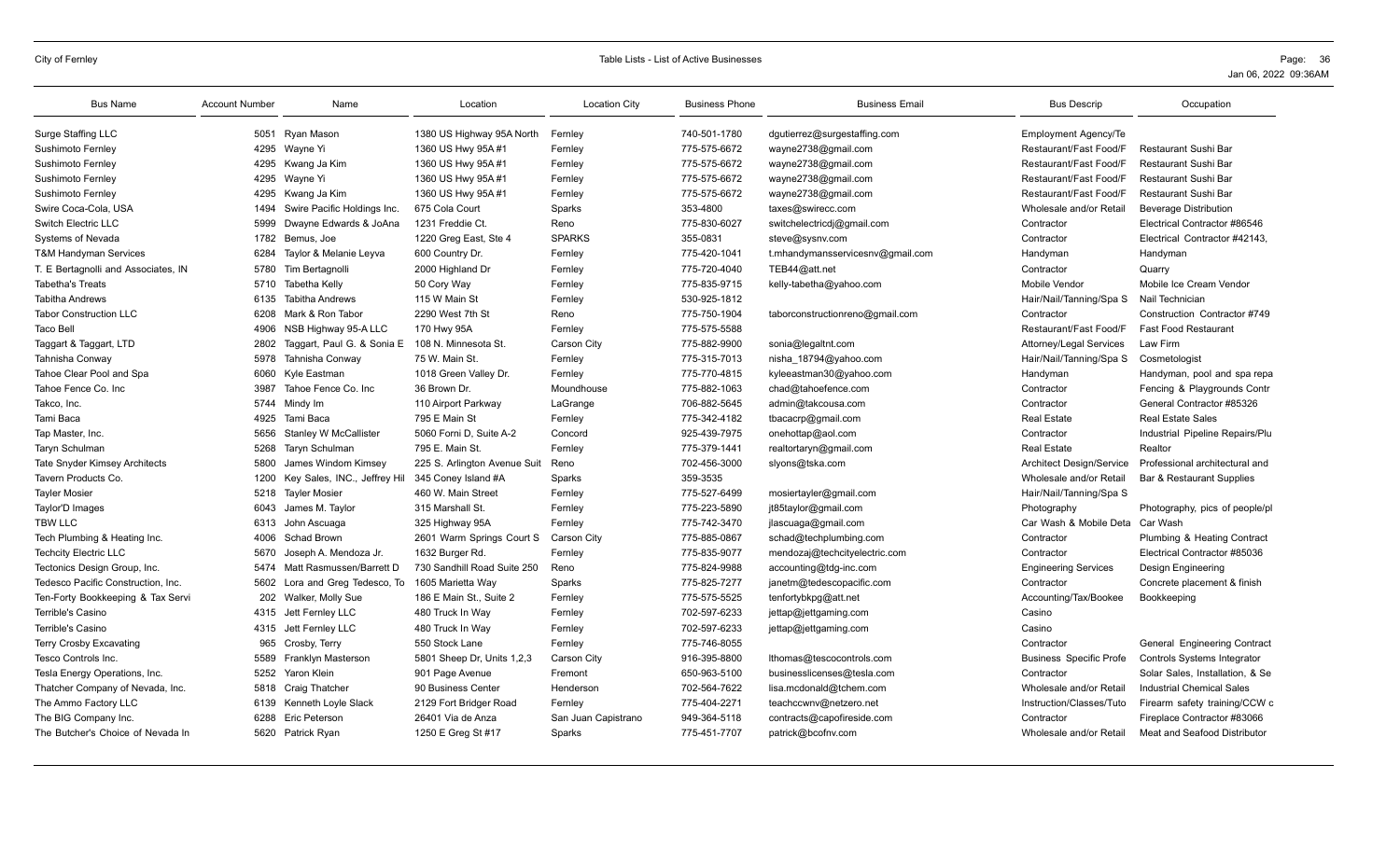| Bus Name | Account Number | Name | Location | Location City | Business Phone | Business Email | Bus Descrip | Occupation |
|---|---|---|---|---|---|---|---|---|
| Surge Staffing LLC | 5051 | Ryan Mason | 1380 US Highway 95A North | Fernley | 740-501-1780 | dgutierrez@surgestaffing.com | Employment Agency/Te | |
| Sushimoto Fernley | 4295 | Wayne Yi | 1360 US Hwy 95A #1 | Fernley | 775-575-6672 | wayne2738@gmail.com | Restaurant/Fast Food/F | Restaurant Sushi Bar |
| Sushimoto Fernley | 4295 | Kwang Ja Kim | 1360 US Hwy 95A #1 | Fernley | 775-575-6672 | wayne2738@gmail.com | Restaurant/Fast Food/F | Restaurant Sushi Bar |
| Sushimoto Fernley | 4295 | Wayne Yi | 1360 US Hwy 95A #1 | Fernley | 775-575-6672 | wayne2738@gmail.com | Restaurant/Fast Food/F | Restaurant Sushi Bar |
| Sushimoto Fernley | 4295 | Kwang Ja Kim | 1360 US Hwy 95A #1 | Fernley | 775-575-6672 | wayne2738@gmail.com | Restaurant/Fast Food/F | Restaurant Sushi Bar |
| Swire Coca-Cola, USA | 1494 | Swire Pacific Holdings Inc. | 675 Cola Court | Sparks | 353-4800 | taxes@swirecc.com | Wholesale and/or Retail | Beverage Distribution |
| Switch Electric LLC | 5999 | Dwayne Edwards & JoAna | 1231 Freddie Ct. | Reno | 775-830-6027 | switchelectricdj@gmail.com | Contractor | Electrical Contractor #86546 |
| Systems of Nevada | 1782 | Bemus, Joe | 1220 Greg East, Ste 4 | SPARKS | 355-0831 | steve@sysnv.com | Contractor | Electrical Contractor #42143, |
| T&M Handyman Services | 6284 | Taylor & Melanie Leyva | 600 Country Dr. | Fernley | 775-420-1041 | t.mhandymansservicesnv@gmail.com | Handyman | Handyman |
| T. E Bertagnolli and Associates, IN | 5780 | Tim Bertagnolli | 2000 Highland Dr | Fernley | 775-720-4040 | TEB44@att.net | Contractor | Quarry |
| Tabetha's Treats | 5710 | Tabetha Kelly | 50 Cory Way | Fernley | 775-835-9715 | kelly-tabetha@yahoo.com | Mobile Vendor | Mobile Ice Cream Vendor |
| Tabitha Andrews | 6135 | Tabitha Andrews | 115 W Main St | Fernley | 530-925-1812 | | Hair/Nail/Tanning/Spa S | Nail Technician |
| Tabor Construction LLC | 6208 | Mark & Ron Tabor | 2290 West 7th St | Reno | 775-750-1904 | taborconstructionreno@gmail.com | Contractor | Construction Contractor #749 |
| Taco Bell | 4906 | NSB Highway 95-A LLC | 170 Hwy 95A | Fernley | 775-575-5588 | | Restaurant/Fast Food/F | Fast Food Restaurant |
| Taggart & Taggart, LTD | 2802 | Taggart, Paul G. & Sonia E | 108 N. Minnesota St. | Carson City | 775-882-9900 | sonia@legaltnt.com | Attorney/Legal Services | Law Firm |
| Tahnisha Conway | 5978 | Tahnisha Conway | 75 W. Main St. | Fernley | 775-315-7013 | nisha_18794@yahoo.com | Hair/Nail/Tanning/Spa S | Cosmetologist |
| Tahoe Clear Pool and Spa | 6060 | Kyle Eastman | 1018 Green Valley Dr. | Fernley | 775-770-4815 | kyleeastman30@yahoo.com | Handyman | Handyman, pool and spa repa |
| Tahoe Fence Co. Inc | 3987 | Tahoe Fence Co. Inc | 36 Brown Dr. | Moundhouse | 775-882-1063 | chad@tahoefence.com | Contractor | Fencing & Playgrounds Contr |
| Takco, Inc. | 5744 | Mindy Im | 110 Airport Parkway | LaGrange | 706-882-5645 | admin@takcousa.com | Contractor | General Contractor #85326 |
| Tami Baca | 4925 | Tami Baca | 795 E Main St | Fernley | 775-342-4182 | tbacacrp@gmail.com | Real Estate | Real Estate Sales |
| Tap Master, Inc. | 5656 | Stanley W McCallister | 5060 Forni D, Suite A-2 | Concord | 925-439-7975 | onehottap@aol.com | Contractor | Industrial Pipeline Repairs/Plu |
| Taryn Schulman | 5268 | Taryn Schulman | 795 E. Main St. | Fernley | 775-379-1441 | realtortaryn@gmail.com | Real Estate | Realtor |
| Tate Snyder Kimsey Architects | 5800 | James Windom Kimsey | 225 S. Arlington Avenue Suit | Reno | 702-456-3000 | slyons@tska.com | Architect Design/Service | Professional architectural and |
| Tavern Products Co. | 1200 | Key Sales, INC., Jeffrey Hil | 345 Coney Island #A | Sparks | 359-3535 | | Wholesale and/or Retail | Bar & Restaurant Supplies |
| Tayler Mosier | 5218 | Tayler Mosier | 460 W. Main Street | Fernley | 775-527-6499 | mosiertayler@gmail.com | Hair/Nail/Tanning/Spa S | |
| Taylor'D Images | 6043 | James M. Taylor | 315 Marshall St. | Fernley | 775-223-5890 | jt85taylor@gmail.com | Photography | Photography, pics of people/pl |
| TBW LLC | 6313 | John Ascuaga | 325 Highway 95A | Fernley | 775-742-3470 | jlascuaga@gmail.com | Car Wash & Mobile Deta | Car Wash |
| Tech Plumbing & Heating Inc. | 4006 | Schad Brown | 2601 Warm Springs Court S | Carson City | 775-885-0867 | schad@techplumbing.com | Contractor | Plumbing & Heating Contract |
| Techcity Electric LLC | 5670 | Joseph A. Mendoza Jr. | 1632 Burger Rd. | Fernley | 775-835-9077 | mendozaj@techcityelectric.com | Contractor | Electrical Contractor #85036 |
| Tectonics Design Group, Inc. | 5474 | Matt Rasmussen/Barrett D | 730 Sandhill Road Suite 250 | Reno | 775-824-9988 | accounting@tdg-inc.com | Engineering Services | Design Engineering |
| Tedesco Pacific Construction, Inc. | 5602 | Lora and Greg Tedesco, To | 1605 Marietta Way | Sparks | 775-825-7277 | janetm@tedescopacific.com | Contractor | Concrete placement & finish |
| Ten-Forty Bookkeeping & Tax Servi | 202 | Walker, Molly Sue | 186 E Main St., Suite 2 | Fernley | 775-575-5525 | tenfortybkpg@att.net | Accounting/Tax/Bookee | Bookkeeping |
| Terrible's Casino | 4315 | Jett Fernley LLC | 480 Truck In Way | Fernley | 702-597-6233 | jettap@jettgaming.com | Casino | |
| Terrible's Casino | 4315 | Jett Fernley LLC | 480 Truck In Way | Fernley | 702-597-6233 | jettap@jettgaming.com | Casino | |
| Terry Crosby Excavating | 965 | Crosby, Terry | 550 Stock Lane | Fernley | 775-746-8055 | | Contractor | General Engineering Contract |
| Tesco Controls Inc. | 5589 | Franklyn Masterson | 5801 Sheep Dr, Units 1,2,3 | Carson City | 916-395-8800 | lthomas@tescocontrols.com | Business Specific Profe | Controls Systems Integrator |
| Tesla Energy Operations, Inc. | 5252 | Yaron Klein | 901 Page Avenue | Fremont | 650-963-5100 | businesslicenses@tesla.com | Contractor | Solar Sales, Installation, & Se |
| Thatcher Company of Nevada, Inc. | 5818 | Craig Thatcher | 90 Business Center | Henderson | 702-564-7622 | lisa.mcdonald@tchem.com | Wholesale and/or Retail | Industrial Chemical Sales |
| The Ammo Factory LLC | 6139 | Kenneth Loyle Slack | 2129 Fort Bridger Road | Fernley | 775-404-2271 | teachccwnv@netzero.net | Instruction/Classes/Tuto | Firearm safety training/CCW c |
| The BIG Company Inc. | 6288 | Eric Peterson | 26401 Via de Anza | San Juan Capistrano | 949-364-5118 | contracts@capofireside.com | Contractor | Fireplace Contractor #83066 |
| The Butcher's Choice of Nevada In | 5620 | Patrick Ryan | 1250 E Greg St #17 | Sparks | 775-451-7707 | patrick@bcofnv.com | Wholesale and/or Retail | Meat and Seafood Distributor |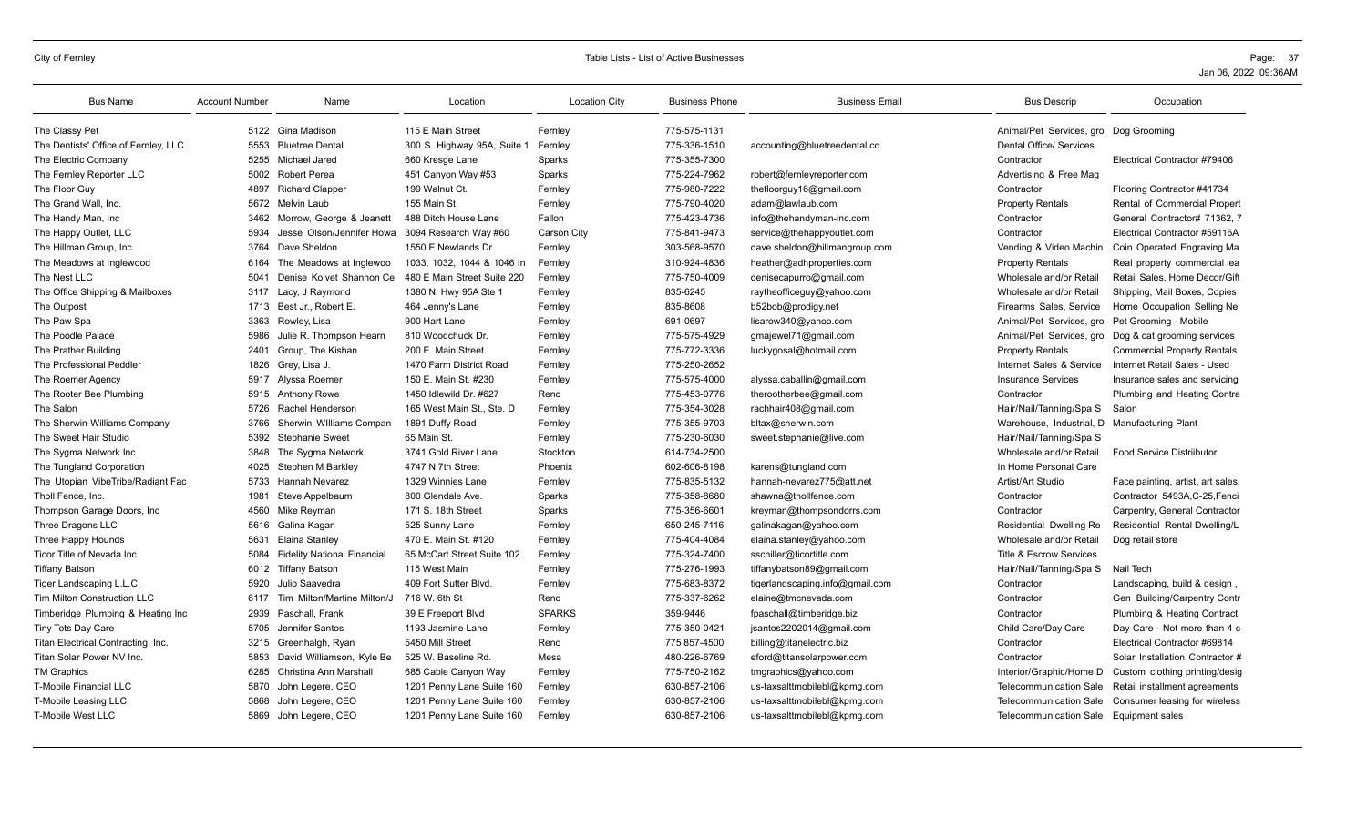| Bus Name | Account Number | Name | Location | Location City | Business Phone | Business Email | Bus Descrip | Occupation |
|---|---|---|---|---|---|---|---|---|
| The Classy Pet | 5122 | Gina Madison | 115 E Main Street | Fernley | 775-575-1131 | | Animal/Pet Services, gro | Dog Grooming |
| The Dentists' Office of Fernley, LLC | 5553 | Bluetree Dental | 300 S. Highway 95A, Suite 1 | Fernley | 775-336-1510 | accounting@bluetreedental.co | Dental Office/ Services | |
| The Electric Company | 5255 | Michael Jared | 660 Kresge Lane | Sparks | 775-355-7300 | | Contractor | Electrical Contractor #79406 |
| The Fernley Reporter LLC | 5002 | Robert Perea | 451 Canyon Way #53 | Sparks | 775-224-7962 | robert@fernleyreporter.com | Advertising & Free Mag | |
| The Floor Guy | 4897 | Richard Clapper | 199 Walnut Ct. | Fernley | 775-980-7222 | thefloorguy16@gmail.com | Contractor | Flooring Contractor #41734 |
| The Grand Wall, Inc. | 5672 | Melvin Laub | 155 Main St. | Fernley | 775-790-4020 | adam@lawlaub.com | Property Rentals | Rental of Commercial Propert |
| The Handy Man, Inc | 3462 | Morrow, George & Jeanett | 488 Ditch House Lane | Fallon | 775-423-4736 | info@thehandyman-inc.com | Contractor | General Contractor# 71362, 7 |
| The Happy Outlet, LLC | 5934 | Jesse Olson/Jennifer Howa | 3094 Research Way #60 | Carson City | 775-841-9473 | service@thehappyoutlet.com | Contractor | Electrical Contractor #59116A |
| The Hillman Group, Inc | 3764 | Dave Sheldon | 1550 E Newlands Dr | Fernley | 303-568-9570 | dave.sheldon@hillmangroup.com | Vending & Video Machin | Coin Operated Engraving Ma |
| The Meadows at Inglewood | 6164 | The Meadows at Inglewoo | 1033, 1032, 1044 & 1046 In | Fernley | 310-924-4836 | heather@adhproperties.com | Property Rentals | Real property commercial lea |
| The Nest LLC | 5041 | Denise Kolvet Shannon Ce | 480 E Main Street Suite 220 | Fernley | 775-750-4009 | denisecapurro@gmail.com | Wholesale and/or Retail | Retail Sales, Home Decor/Gift |
| The Office Shipping & Mailboxes | 3117 | Lacy, J Raymond | 1380 N. Hwy 95A Ste 1 | Fernley | 835-6245 | raytheofficeguy@yahoo.com | Wholesale and/or Retail | Shipping, Mail Boxes, Copies |
| The Outpost | 1713 | Best Jr., Robert E. | 464 Jenny's Lane | Fernley | 835-8608 | b52bob@prodigy.net | Firearms Sales, Service | Home Occupation Selling Ne |
| The Paw Spa | 3363 | Rowley, Lisa | 900 Hart Lane | Fernley | 691-0697 | lisarow340@yahoo.com | Animal/Pet Services, gro | Pet Grooming - Mobile |
| The Poodle Palace | 5986 | Julie R. Thompson Hearn | 810 Woodchuck Dr. | Fernley | 775-575-4929 | gmajewel71@gmail.com | Animal/Pet Services, gro | Dog & cat grooming services |
| The Prather Building | 2401 | Group, The Kishan | 200 E. Main Street | Fernley | 775-772-3336 | luckygosal@hotmail.com | Property Rentals | Commercial Property Rentals |
| The Professional Peddler | 1826 | Grey, Lisa J. | 1470 Farm District Road | Fernley | 775-250-2652 | | Internet Sales & Service | Internet Retail Sales - Used |
| The Roemer Agency | 5917 | Alyssa Roemer | 150 E. Main St. #230 | Fernley | 775-575-4000 | alyssa.caballin@gmail.com | Insurance Services | Insurance sales and servicing |
| The Rooter Bee Plumbing | 5915 | Anthony Rowe | 1450 Idlewild Dr. #627 | Reno | 775-453-0776 | therootherbee@gmail.com | Contractor | Plumbing and Heating Contra |
| The Salon | 5726 | Rachel Henderson | 165 West Main St., Ste. D | Fernley | 775-354-3028 | rachhair408@gmail.com | Hair/Nail/Tanning/Spa S | Salon |
| The Sherwin-Williams Company | 3766 | Sherwin WIlliams Compan | 1891 Duffy Road | Fernley | 775-355-9703 | bltax@sherwin.com | Warehouse, Industrial, D | Manufacturing Plant |
| The Sweet Hair Studio | 5392 | Stephanie Sweet | 65 Main St. | Fernley | 775-230-6030 | sweet.stephanie@live.com | Hair/Nail/Tanning/Spa S | |
| The Sygma Network Inc | 3848 | The Sygma Network | 3741 Gold River Lane | Stockton | 614-734-2500 | | Wholesale and/or Retail | Food Service Distriibutor |
| The Tungland Corporation | 4025 | Stephen M Barkley | 4747 N 7th Street | Phoenix | 602-606-8198 | karens@tungland.com | In Home Personal Care | |
| The Utopian VibeTribe/Radiant Fac | 5733 | Hannah Nevarez | 1329 Winnies Lane | Fernley | 775-835-5132 | hannah-nevarez775@att.net | Artist/Art Studio | Face painting, artist, art sales, |
| Tholl Fence, Inc. | 1981 | Steve Appelbaum | 800 Glendale Ave. | Sparks | 775-358-8680 | shawna@thollfence.com | Contractor | Contractor 5493A,C-25,Fenci |
| Thompson Garage Doors, Inc | 4560 | Mike Reyman | 171 S. 18th Street | Sparks | 775-356-6601 | kreyman@thompsondorrs.com | Contractor | Carpentry, General Contractor |
| Three Dragons LLC | 5616 | Galina Kagan | 525 Sunny Lane | Fernley | 650-245-7116 | galinakagan@yahoo.com | Residential Dwelling Re | Residential Rental Dwelling/L |
| Three Happy Hounds | 5631 | Elaina Stanley | 470 E. Main St. #120 | Fernley | 775-404-4084 | elaina.stanley@yahoo.com | Wholesale and/or Retail | Dog retail store |
| Ticor Title of Nevada Inc | 5084 | Fidelity National Financial | 65 McCart Street Suite 102 | Fernley | 775-324-7400 | sschiller@ticortitle.com | Title & Escrow Services | |
| Tiffany Batson | 6012 | Tiffany Batson | 115 West Main | Fernley | 775-276-1993 | tiffanybatson89@gmail.com | Hair/Nail/Tanning/Spa S | Nail Tech |
| Tiger Landscaping L.L.C. | 5920 | Julio Saavedra | 409 Fort Sutter Blvd. | Fernley | 775-683-8372 | tigerlandscaping.info@gmail.com | Contractor | Landscaping, build & design , |
| Tim Milton Construction LLC | 6117 | Tim Milton/Martine Milton/J | 716 W. 6th St | Reno | 775-337-6262 | elaine@tmcnevada.com | Contractor | Gen Building/Carpentry Contr |
| Timberidge Plumbing & Heating Inc | 2939 | Paschall, Frank | 39 E Freeport Blvd | SPARKS | 359-9446 | fpaschall@timberidge.biz | Contractor | Plumbing & Heating Contract |
| Tiny Tots Day Care | 5705 | Jennifer Santos | 1193 Jasmine Lane | Fernley | 775-350-0421 | jsantos2202014@gmail.com | Child Care/Day Care | Day Care - Not more than 4 c |
| Titan Electrical Contracting, Inc. | 3215 | Greenhalgh, Ryan | 5450 Mill Street | Reno | 775 857-4500 | billing@titanelectric.biz | Contractor | Electrical Contractor #69814 |
| Titan Solar Power NV Inc. | 5853 | David Williamson, Kyle Be | 525 W. Baseline Rd. | Mesa | 480-226-6769 | eford@titansolarpower.com | Contractor | Solar Installation Contractor # |
| TM Graphics | 6285 | Christina Ann Marshall | 685 Cable Canyon Way | Fernley | 775-750-2162 | tmgraphics@yahoo.com | Interior/Graphic/Home D | Custom clothing printing/desig |
| T-Mobile Financial LLC | 5870 | John Legere, CEO | 1201 Penny Lane Suite 160 | Fernley | 630-857-2106 | us-taxsalttmobilebl@kpmg.com | Telecommunication Sale | Retail installment agreements |
| T-Mobile Leasing LLC | 5868 | John Legere, CEO | 1201 Penny Lane Suite 160 | Fernley | 630-857-2106 | us-taxsalttmobilebl@kpmg.com | Telecommunication Sale | Consumer leasing for wireless |
| T-Mobile West LLC | 5869 | John Legere, CEO | 1201 Penny Lane Suite 160 | Fernley | 630-857-2106 | us-taxsalttmobilebl@kpmg.com | Telecommunication Sale | Equipment sales |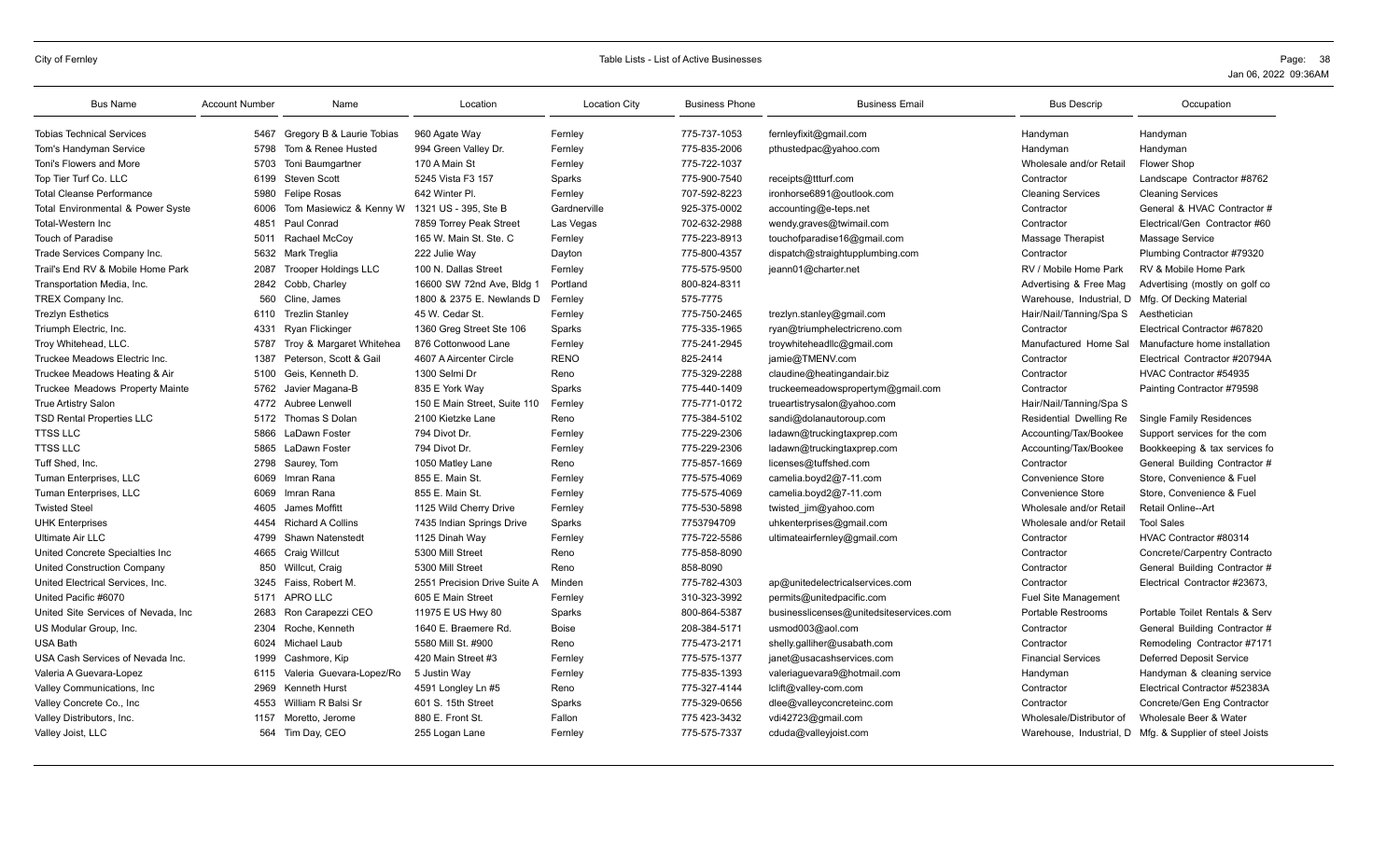| Bus Name | Account Number | Name | Location | Location City | Business Phone | Business Email | Bus Descrip | Occupation |
|---|---|---|---|---|---|---|---|---|
| Tobias Technical Services | 5467 | Gregory B & Laurie Tobias | 960 Agate Way | Fernley | 775-737-1053 | fernleyfixit@gmail.com | Handyman | Handyman |
| Tom's Handyman Service | 5798 | Tom & Renee Husted | 994 Green Valley Dr. | Fernley | 775-835-2006 | pthustedpac@yahoo.com | Handyman | Handyman |
| Toni's Flowers and More | 5703 | Toni Baumgartner | 170 A Main St | Fernley | 775-722-1037 | | Wholesale and/or Retail | Flower Shop |
| Top Tier Turf Co. LLC | 6199 | Steven Scott | 5245 Vista F3 157 | Sparks | 775-900-7540 | receipts@ttturf.com | Contractor | Landscape Contractor #8762 |
| Total Cleanse Performance | 5980 | Felipe Rosas | 642 Winter Pl. | Fernley | 707-592-8223 | ironhorse6891@outlook.com | Cleaning Services | Cleaning Services |
| Total Environmental & Power Syste | 6006 | Tom Masiewicz & Kenny W | 1321 US - 395, Ste B | Gardnerville | 925-375-0002 | accounting@e-teps.net | Contractor | General & HVAC Contractor # |
| Total-Western Inc | 4851 | Paul Conrad | 7859 Torrey Peak Street | Las Vegas | 702-632-2988 | wendy.graves@twimail.com | Contractor | Electrical/Gen Contractor #60 |
| Touch of Paradise | 5011 | Rachael McCoy | 165 W. Main St. Ste. C | Fernley | 775-223-8913 | touchofparadise16@gmail.com | Massage Therapist | Massage Service |
| Trade Services Company Inc. | 5632 | Mark Treglia | 222 Julie Way | Dayton | 775-800-4357 | dispatch@straightupplumbing.com | Contractor | Plumbing Contractor #79320 |
| Trail's End RV & Mobile Home Park | 2087 | Trooper Holdings LLC | 100 N. Dallas Street | Fernley | 775-575-9500 | jeann01@charter.net | RV / Mobile Home Park | RV & Mobile Home Park |
| Transportation Media, Inc. | 2842 | Cobb, Charley | 16600 SW 72nd Ave, Bldg 1 | Portland | 800-824-8311 | | Advertising & Free Mag | Advertising (mostly on golf co |
| TREX Company Inc. | 560 | Cline, James | 1800 & 2375 E. Newlands D | Fernley | 575-7775 | | Warehouse, Industrial, D | Mfg. Of Decking Material |
| Trezlyn Esthetics | 6110 | Trezlin Stanley | 45 W. Cedar St. | Fernley | 775-750-2465 | trezlyn.stanley@gmail.com | Hair/Nail/Tanning/Spa S | Aesthetician |
| Triumph Electric, Inc. | 4331 | Ryan Flickinger | 1360 Greg Street Ste 106 | Sparks | 775-335-1965 | ryan@triumphelectricreno.com | Contractor | Electrical Contractor #67820 |
| Troy Whitehead, LLC. | 5787 | Troy & Margaret Whitehea | 876 Cottonwood Lane | Fernley | 775-241-2945 | troywhiteheadllc@gmail.com | Manufactured Home Sal | Manufacture home installation |
| Truckee Meadows Electric Inc. | 1387 | Peterson, Scott & Gail | 4607 A Aircenter Circle | RENO | 825-2414 | jamie@TMENV.com | Contractor | Electrical Contractor #20794A |
| Truckee Meadows Heating & Air | 5100 | Geis, Kenneth D. | 1300 Selmi Dr | Reno | 775-329-2288 | claudine@heatingandair.biz | Contractor | HVAC Contractor #54935 |
| Truckee Meadows Property Mainte | 5762 | Javier Magana-B | 835 E York Way | Sparks | 775-440-1409 | truckeemeadowspropertym@gmail.com | Contractor | Painting Contractor #79598 |
| True Artistry Salon | 4772 | Aubree Lenwell | 150 E Main Street, Suite 110 | Fernley | 775-771-0172 | trueartistrysalon@yahoo.com | Hair/Nail/Tanning/Spa S | |
| TSD Rental Properties LLC | 5172 | Thomas S Dolan | 2100 Kietzke Lane | Reno | 775-384-5102 | sandi@dolanautoroup.com | Residential Dwelling Re | Single Family Residences |
| TTSS LLC | 5866 | LaDawn Foster | 794 Divot Dr. | Fernley | 775-229-2306 | ladawn@truckingtaxprep.com | Accounting/Tax/Bookee | Support services for the com |
| TTSS LLC | 5865 | LaDawn Foster | 794 Divot Dr. | Fernley | 775-229-2306 | ladawn@truckingtaxprep.com | Accounting/Tax/Bookee | Bookkeeping & tax services fo |
| Tuff Shed, Inc. | 2798 | Saurey, Tom | 1050 Matley Lane | Reno | 775-857-1669 | licenses@tuffshed.com | Contractor | General Building Contractor # |
| Tuman Enterprises, LLC | 6069 | Imran Rana | 855 E. Main St. | Fernley | 775-575-4069 | camelia.boyd2@7-11.com | Convenience Store | Store, Convenience & Fuel |
| Tuman Enterprises, LLC | 6069 | Imran Rana | 855 E. Main St. | Fernley | 775-575-4069 | camelia.boyd2@7-11.com | Convenience Store | Store, Convenience & Fuel |
| Twisted Steel | 4605 | James Moffitt | 1125 Wild Cherry Drive | Fernley | 775-530-5898 | twisted_jim@yahoo.com | Wholesale and/or Retail | Retail Online--Art |
| UHK Enterprises | 4454 | Richard A Collins | 7435 Indian Springs Drive | Sparks | 7753794709 | uhkenterprises@gmail.com | Wholesale and/or Retail | Tool Sales |
| Ultimate Air LLC | 4799 | Shawn Natenstedt | 1125 Dinah Way | Fernley | 775-722-5586 | ultimateairfernley@gmail.com | Contractor | HVAC Contractor #80314 |
| United Concrete Specialties Inc | 4665 | Craig Willcut | 5300 Mill Street | Reno | 775-858-8090 | | Contractor | Concrete/Carpentry Contracto |
| United Construction Company | 850 | Willcut, Craig | 5300 Mill Street | Reno | 858-8090 | | Contractor | General Building Contractor # |
| United Electrical Services, Inc. | 3245 | Faiss, Robert M. | 2551 Precision Drive Suite A | Minden | 775-782-4303 | ap@unitedelectricalservices.com | Contractor | Electrical Contractor #23673, |
| United Pacific #6070 | 5171 | APRO LLC | 605 E Main Street | Fernley | 310-323-3992 | permits@unitedpacific.com | Fuel Site Management | |
| United Site Services of Nevada, Inc | 2683 | Ron Carapezzi CEO | 11975 E US Hwy 80 | Sparks | 800-864-5387 | businesslicenses@unitedsiteservices.com | Portable Restrooms | Portable Toilet Rentals & Serv |
| US Modular Group, Inc. | 2304 | Roche, Kenneth | 1640 E. Braemere Rd. | Boise | 208-384-5171 | usmod003@aol.com | Contractor | General Building Contractor # |
| USA Bath | 6024 | Michael Laub | 5580 Mill St. #900 | Reno | 775-473-2171 | shelly.galliher@usabath.com | Contractor | Remodeling Contractor #7171 |
| USA Cash Services of Nevada Inc. | 1999 | Cashmore, Kip | 420 Main Street #3 | Fernley | 775-575-1377 | janet@usacashservices.com | Financial Services | Deferred Deposit Service |
| Valeria A Guevara-Lopez | 6115 | Valeria Guevara-Lopez/Ro | 5 Justin Way | Fernley | 775-835-1393 | valeriaguevara9@hotmail.com | Handyman | Handyman & cleaning service |
| Valley Communications, Inc | 2969 | Kenneth Hurst | 4591 Longley Ln #5 | Reno | 775-327-4144 | lclift@valley-com.com | Contractor | Electrical Contractor #52383A |
| Valley Concrete Co., Inc | 4553 | William R Balsi Sr | 601 S. 15th Street | Sparks | 775-329-0656 | dlee@valleyconcreteinc.com | Contractor | Concrete/Gen Eng Contractor |
| Valley Distributors, Inc. | 1157 | Moretto, Jerome | 880 E. Front St. | Fallon | 775 423-3432 | vdi42723@gmail.com | Wholesale/Distributor of | Wholesale Beer & Water |
| Valley Joist, LLC | 564 | Tim Day, CEO | 255 Logan Lane | Fernley | 775-575-7337 | cduda@valleyjoist.com | Warehouse, Industrial, D | Mfg. & Supplier of steel Joists |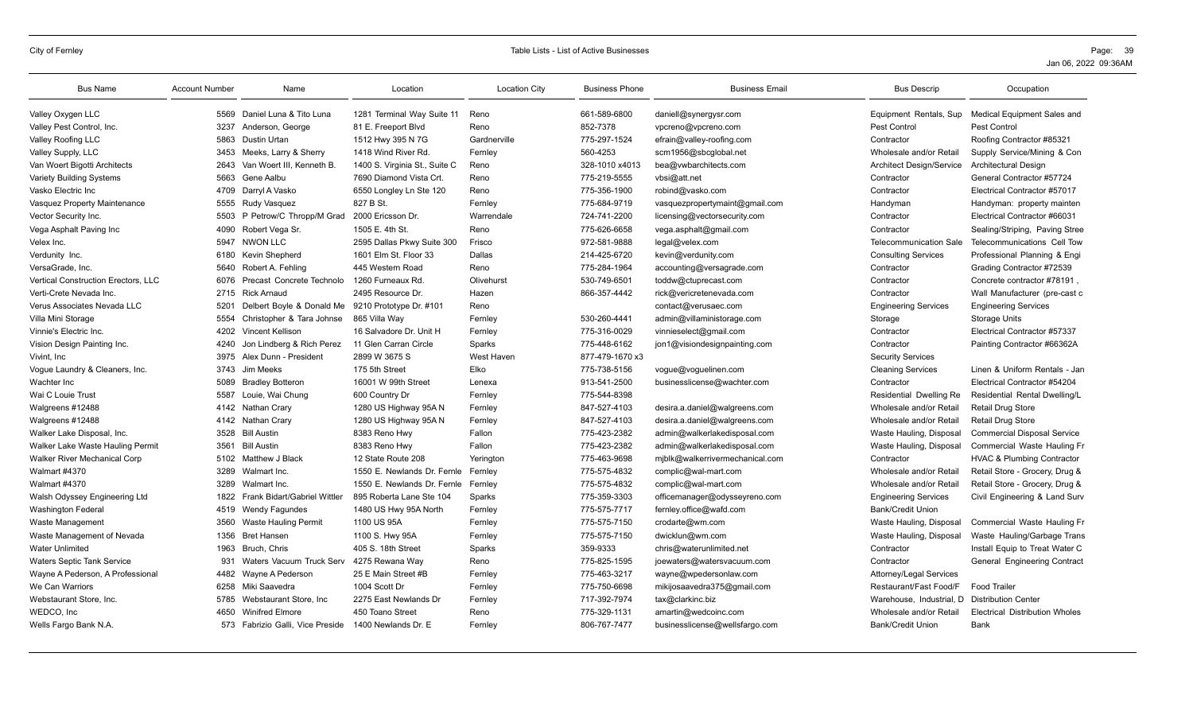| Bus Name | Account Number | Name | Location | Location City | Business Phone | Business Email | Bus Descrip | Occupation |
|---|---|---|---|---|---|---|---|---|
| Valley Oxygen LLC | 5569 | Daniel Luna & Tito Luna | 1281 Terminal Way Suite 11 | Reno | 661-589-6800 | daniell@synergysr.com | Equipment Rentals, Sup | Medical Equipment Sales and |
| Valley Pest Control, Inc. | 3237 | Anderson, George | 81 E. Freeport Blvd | Reno | 852-7378 | vpcreno@vpcreno.com | Pest Control | Pest Control |
| Valley Roofing LLC | 5863 | Dustin Urtan | 1512 Hwy 395 N 7G | Gardnerville | 775-297-1524 | efrain@valley-roofing.com | Contractor | Roofing Contractor #85321 |
| Valley Supply, LLC | 3453 | Meeks, Larry & Sherry | 1418 Wind River Rd. | Fernley | 560-4253 | scm1956@sbcglobal.net | Wholesale and/or Retail | Supply Service/Mining & Con |
| Van Woert Bigotti Architects | 2643 | Van Woert III, Kenneth B. | 1400 S. Virginia St., Suite C | Reno | 328-1010 x4013 | bea@vwbarchitects.com | Architect Design/Service | Architectural Design |
| Variety Building Systems | 5663 | Gene Aalbu | 7690 Diamond Vista Crt. | Reno | 775-219-5555 | vbsi@att.net | Contractor | General Contractor #57724 |
| Vasko Electric Inc | 4709 | Darryl A Vasko | 6550 Longley Ln Ste 120 | Reno | 775-356-1900 | robind@vasko.com | Contractor | Electrical Contractor #57017 |
| Vasquez Property Maintenance | 5555 | Rudy Vasquez | 827 B St. | Fernley | 775-684-9719 | vasquezpropertymaint@gmail.com | Handyman | Handyman: property mainten |
| Vector Security Inc. | 5503 | P Petrow/C Thropp/M Grad | 2000 Ericsson Dr. | Warrendale | 724-741-2200 | licensing@vectorsecurity.com | Contractor | Electrical Contractor #66031 |
| Vega Asphalt Paving Inc | 4090 | Robert Vega Sr. | 1505 E. 4th St. | Reno | 775-626-6658 | vega.asphalt@gmail.com | Contractor | Sealing/Striping, Paving Stree |
| Velex Inc. | 5947 | NWON LLC | 2595 Dallas Pkwy Suite 300 | Frisco | 972-581-9888 | legal@velex.com | Telecommunication Sale | Telecommunications Cell Tow |
| Verdunity Inc. | 6180 | Kevin Shepherd | 1601 Elm St. Floor 33 | Dallas | 214-425-6720 | kevin@verdunity.com | Consulting Services | Professional Planning & Engi |
| VersaGrade, Inc. | 5640 | Robert A. Fehling | 445 Western Road | Reno | 775-284-1964 | accounting@versagrade.com | Contractor | Grading Contractor #72539 |
| Vertical Construction Erectors, LLC | 6076 | Precast Concrete Technolo | 1260 Furneaux Rd. | Olivehurst | 530-749-6501 | toddw@ctuprecast.com | Contractor | Concrete contractor #78191 , |
| Verti-Crete Nevada Inc. | 2715 | Rick Arnaud | 2495 Resource Dr. | Hazen | 866-357-4442 | rick@vericretenevada.com | Contractor | Wall Manufacturer (pre-cast c |
| Verus Associates Nevada LLC | 5201 | Delbert Boyle & Donald Me | 9210 Prototype Dr. #101 | Reno | | contact@verusaec.com | Engineering Services | Engineering Services |
| Villa Mini Storage | 5554 | Christopher & Tara Johnse | 865 Villa Way | Fernley | 530-260-4441 | admin@villaministorage.com | Storage | Storage Units |
| Vinnie's Electric Inc. | 4202 | Vincent Kellison | 16 Salvadore Dr. Unit H | Fernley | 775-316-0029 | vinnieselect@gmail.com | Contractor | Electrical Contractor #57337 |
| Vision Design Painting Inc. | 4240 | Jon Lindberg & Rich Perez | 11 Glen Carran Circle | Sparks | 775-448-6162 | jon1@visiondesignpainting.com | Contractor | Painting Contractor #66362A |
| Vivint, Inc | 3975 | Alex Dunn - President | 2899 W 3675 S | West Haven | 877-479-1670 x3 | | Security Services | |
| Vogue Laundry & Cleaners, Inc. | 3743 | Jim Meeks | 175 5th Street | Elko | 775-738-5156 | vogue@voguelinen.com | Cleaning Services | Linen & Uniform Rentals - Jan |
| Wachter Inc | 5089 | Bradley Botteron | 16001 W 99th Street | Lenexa | 913-541-2500 | businesslicense@wachter.com | Contractor | Electrical Contractor #54204 |
| Wai C Louie Trust | 5587 | Louie, Wai Chung | 600 Country Dr | Fernley | 775-544-8398 | | Residential Dwelling Re | Residential Rental Dwelling/L |
| Walgreens #12488 | 4142 | Nathan Crary | 1280 US Highway 95A N | Fernley | 847-527-4103 | desira.a.daniel@walgreens.com | Wholesale and/or Retail | Retail Drug Store |
| Walgreens #12488 | 4142 | Nathan Crary | 1280 US Highway 95A N | Fernley | 847-527-4103 | desira.a.daniel@walgreens.com | Wholesale and/or Retail | Retail Drug Store |
| Walker Lake Disposal, Inc. | 3528 | Bill Austin | 8383 Reno Hwy | Fallon | 775-423-2382 | admin@walkerlakedisposal.com | Waste Hauling, Disposal | Commercial Disposal Service |
| Walker Lake Waste Hauling Permit | 3561 | Bill Austin | 8383 Reno Hwy | Fallon | 775-423-2382 | admin@walkerlakedisposal.com | Waste Hauling, Disposal | Commercial Waste Hauling Fr |
| Walker River Mechanical Corp | 5102 | Matthew J Black | 12 State Route 208 | Yerington | 775-463-9698 | mjblk@walkerrivermechanical.com | Contractor | HVAC & Plumbing Contractor |
| Walmart #4370 | 3289 | Walmart Inc. | 1550 E. Newlands Dr. Fernle | Fernley | 775-575-4832 | complic@wal-mart.com | Wholesale and/or Retail | Retail Store - Grocery, Drug & |
| Walmart #4370 | 3289 | Walmart Inc. | 1550 E. Newlands Dr. Fernle | Fernley | 775-575-4832 | complic@wal-mart.com | Wholesale and/or Retail | Retail Store - Grocery, Drug & |
| Walsh Odyssey Engineering Ltd | 1822 | Frank Bidart/Gabriel Wittler | 895 Roberta Lane Ste 104 | Sparks | 775-359-3303 | officemanager@odysseyreno.com | Engineering Services | Civil Engineering & Land Surv |
| Washington Federal | 4519 | Wendy Fagundes | 1480 US Hwy 95A North | Fernley | 775-575-7717 | fernley.office@wafd.com | Bank/Credit Union | |
| Waste Management | 3560 | Waste Hauling Permit | 1100 US 95A | Fernley | 775-575-7150 | crodarte@wm.com | Waste Hauling, Disposal | Commercial Waste Hauling Fr |
| Waste Management of Nevada | 1356 | Bret Hansen | 1100 S. Hwy 95A | Fernley | 775-575-7150 | dwicklun@wm.com | Waste Hauling, Disposal | Waste Hauling/Garbage Trans |
| Water Unlimited | 1963 | Bruch, Chris | 405 S. 18th Street | Sparks | 359-9333 | chris@waterunlimited.net | Contractor | Install Equip to Treat Water C |
| Waters Septic Tank Service | 931 | Waters Vacuum Truck Serv | 4275 Rewana Way | Reno | 775-825-1595 | joewaters@watersvacuum.com | Contractor | General Engineering Contract |
| Wayne A Pederson, A Professional | 4482 | Wayne A Pederson | 25 E Main Street #B | Fernley | 775-463-3217 | wayne@wpedersonlaw.com | Attorney/Legal Services | |
| We Can Warriors | 6258 | Miki Saavedra | 1004 Scott Dr | Fernley | 775-750-6698 | mikijosaavedra375@gmail.com | Restaurant/Fast Food/F | Food Trailer |
| Webstaurant Store, Inc. | 5785 | Webstaurant Store, Inc | 2275 East Newlands Dr | Fernley | 717-392-7974 | tax@clarkinc.biz | Warehouse, Industrial, D | Distribution Center |
| WEDCO, Inc | 4650 | Winifred Elmore | 450 Toano Street | Reno | 775-329-1131 | amartin@wedcoinc.com | Wholesale and/or Retail | Electrical Distribution Wholes |
| Wells Fargo Bank N.A. | 573 | Fabrizio Galli, Vice Preside | 1400 Newlands Dr. E | Fernley | 806-767-7477 | businesslicense@wellsfargo.com | Bank/Credit Union | Bank |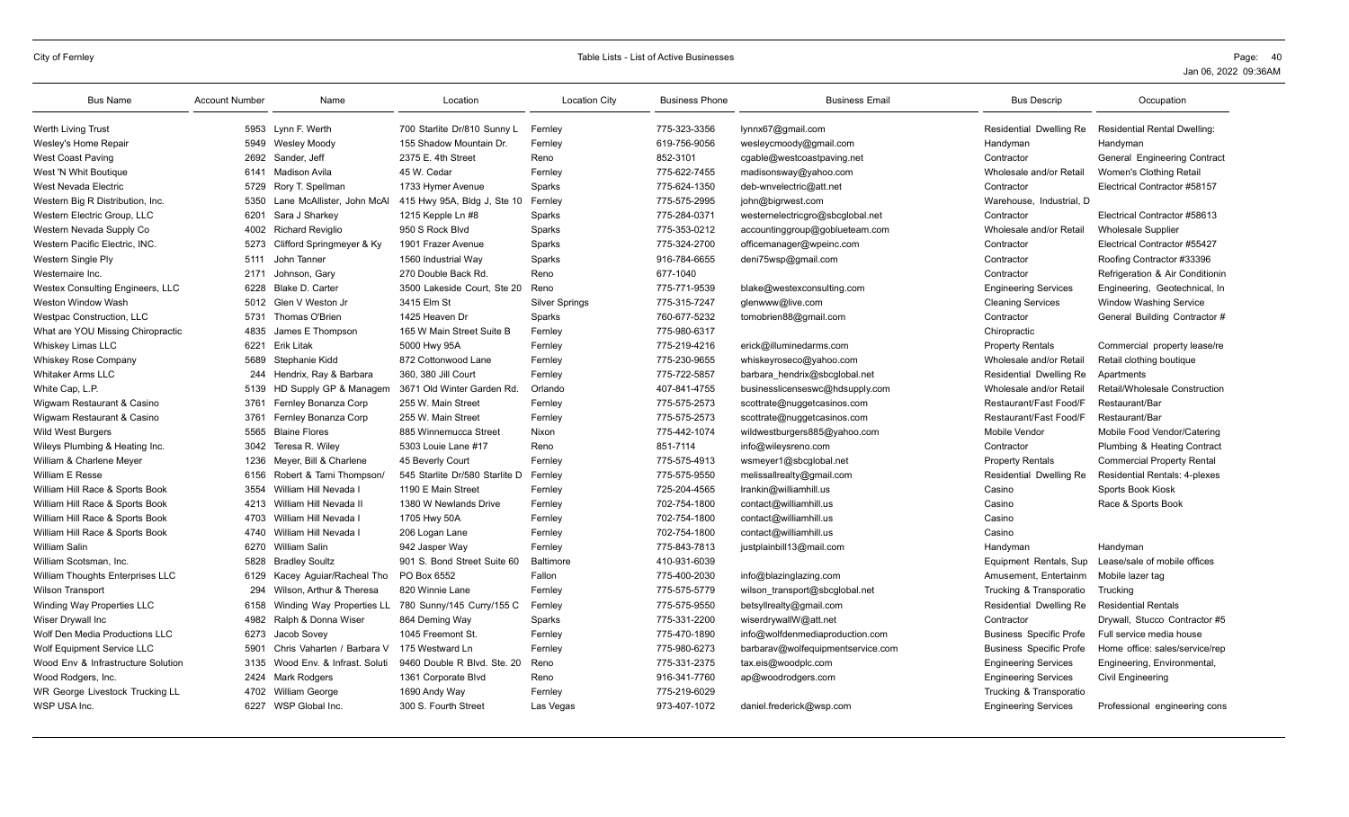| Bus Name | Account Number | Name | Location | Location City | Business Phone | Business Email | Bus Descrip | Occupation |
|---|---|---|---|---|---|---|---|---|
| Werth Living Trust | 5953 | Lynn F. Werth | 700 Starlite Dr/810 Sunny L | Fernley | 775-323-3356 | lynnx67@gmail.com | Residential Dwelling Re | Residential Rental Dwelling: |
| Wesley's Home Repair | 5949 | Wesley Moody | 155 Shadow Mountain Dr. | Fernley | 619-756-9056 | wesleycmoody@gmail.com | Handyman | Handyman |
| West Coast Paving | 2692 | Sander, Jeff | 2375 E. 4th Street | Reno | 852-3101 | cgable@westcoastpaving.net | Contractor | General Engineering Contract |
| West 'N Whit Boutique | 6141 | Madison Avila | 45 W. Cedar | Fernley | 775-622-7455 | madisonsway@yahoo.com | Wholesale and/or Retail | Women's Clothing Retail |
| West Nevada Electric | 5729 | Rory T. Spellman | 1733 Hymer Avenue | Sparks | 775-624-1350 | deb-wnvelectric@att.net | Contractor | Electrical Contractor #58157 |
| Western Big R Distribution, Inc. | 5350 | Lane McAllister, John McAl | 415 Hwy 95A, Bldg J, Ste 10 | Fernley | 775-575-2995 | john@bigrwest.com | Warehouse, Industrial, D | |
| Western Electric Group, LLC | 6201 | Sara J Sharkey | 1215 Kepple Ln #8 | Sparks | 775-284-0371 | westernelectricgro@sbcglobal.net | Contractor | Electrical Contractor #58613 |
| Western Nevada Supply Co | 4002 | Richard Reviglio | 950 S Rock Blvd | Sparks | 775-353-0212 | accountinggroup@goblueteam.com | Wholesale and/or Retail | Wholesale Supplier |
| Western Pacific Electric, INC. | 5273 | Clifford Springmeyer & Ky | 1901 Frazer Avenue | Sparks | 775-324-2700 | officemanager@wpeinc.com | Contractor | Electrical Contractor #55427 |
| Western Single Ply | 5111 | John Tanner | 1560 Industrial Way | Sparks | 916-784-6655 | deni75wsp@gmail.com | Contractor | Roofing Contractor #33396 |
| Westernaire Inc. | 2171 | Johnson, Gary | 270 Double Back Rd. | Reno | 677-1040 | | Contractor | Refrigeration & Air Conditionin |
| Westex Consulting Engineers, LLC | 6228 | Blake D. Carter | 3500 Lakeside Court, Ste 20 | Reno | 775-771-9539 | blake@westexconsulting.com | Engineering Services | Engineering, Geotechnical, In |
| Weston Window Wash | 5012 | Glen V Weston Jr | 3415 Elm St | Silver Springs | 775-315-7247 | glenwww@live.com | Cleaning Services | Window Washing Service |
| Westpac Construction, LLC | 5731 | Thomas O'Brien | 1425 Heaven Dr | Sparks | 760-677-5232 | tomobrien88@gmail.com | Contractor | General Building Contractor # |
| What are YOU Missing Chiropractic | 4835 | James E Thompson | 165 W Main Street Suite B | Fernley | 775-980-6317 | | Chiropractic | |
| Whiskey Limas LLC | 6221 | Erik Litak | 5000 Hwy 95A | Fernley | 775-219-4216 | erick@illuminedarms.com | Property Rentals | Commercial property lease/re |
| Whiskey Rose Company | 5689 | Stephanie Kidd | 872 Cottonwood Lane | Fernley | 775-230-9655 | whiskeyroseco@yahoo.com | Wholesale and/or Retail | Retail clothing boutique |
| Whitaker Arms LLC | 244 | Hendrix, Ray & Barbara | 360, 380 Jill Court | Fernley | 775-722-5857 | barbara_hendrix@sbcglobal.net | Residential Dwelling Re | Apartments |
| White Cap, L.P. | 5139 | HD Supply GP & Managem | 3671 Old Winter Garden Rd. | Orlando | 407-841-4755 | businesslicenseswc@hdsupply.com | Wholesale and/or Retail | Retail/Wholesale Construction |
| Wigwam Restaurant & Casino | 3761 | Fernley Bonanza Corp | 255 W. Main Street | Fernley | 775-575-2573 | scottrate@nuggetcasinos.com | Restaurant/Fast Food/F | Restaurant/Bar |
| Wigwam Restaurant & Casino | 3761 | Fernley Bonanza Corp | 255 W. Main Street | Fernley | 775-575-2573 | scottrate@nuggetcasinos.com | Restaurant/Fast Food/F | Restaurant/Bar |
| Wild West Burgers | 5565 | Blaine Flores | 885 Winnemucca Street | Nixon | 775-442-1074 | wildwestburgers885@yahoo.com | Mobile Vendor | Mobile Food Vendor/Catering |
| Wileys Plumbing & Heating Inc. | 3042 | Teresa R. Wiley | 5303 Louie Lane #17 | Reno | 851-7114 | info@wileysreno.com | Contractor | Plumbing & Heating Contract |
| William & Charlene Meyer | 1236 | Meyer, Bill & Charlene | 45 Beverly Court | Fernley | 775-575-4913 | wsmeyer1@sbcglobal.net | Property Rentals | Commercial Property Rental |
| William E Resse | 6156 | Robert & Tami Thompson/ | 545 Starlite Dr/580 Starlite D | Fernley | 775-575-9550 | melissallrealty@gmail.com | Residential Dwelling Re | Residential Rentals: 4-plexes |
| William Hill Race & Sports Book | 3554 | William Hill Nevada I | 1190 E Main Street | Fernley | 725-204-4565 | lrankin@williamhill.us | Casino | Sports Book Kiosk |
| William Hill Race & Sports Book | 4213 | William Hill Nevada II | 1380 W Newlands Drive | Fernley | 702-754-1800 | contact@williamhill.us | Casino | Race & Sports Book |
| William Hill Race & Sports Book | 4703 | William Hill Nevada I | 1705 Hwy 50A | Fernley | 702-754-1800 | contact@williamhill.us | Casino | |
| William Hill Race & Sports Book | 4740 | William Hill Nevada I | 206 Logan Lane | Fernley | 702-754-1800 | contact@williamhill.us | Casino | |
| William Salin | 6270 | William Salin | 942 Jasper Way | Fernley | 775-843-7813 | justplainbill13@mail.com | Handyman | Handyman |
| William Scotsman, Inc. | 5828 | Bradley Soultz | 901 S. Bond Street Suite 60 | Baltimore | 410-931-6039 | | Equipment Rentals, Sup | Lease/sale of mobile offices |
| William Thoughts Enterprises LLC | 6129 | Kacey Aguiar/Racheal Tho | PO Box 6552 | Fallon | 775-400-2030 | info@blazinglazing.com | Amusement, Entertainm | Mobile lazer tag |
| Wilson Transport | 294 | Wilson, Arthur & Theresa | 820 Winnie Lane | Fernley | 775-575-5779 | wilson_transport@sbcglobal.net | Trucking & Transporatio | Trucking |
| Winding Way Properties LLC | 6158 | Winding Way Properties LL | 780 Sunny/145 Curry/155 C | Fernley | 775-575-9550 | betsyllrealty@gmail.com | Residential Dwelling Re | Residential Rentals |
| Wiser Drywall Inc | 4982 | Ralph & Donna Wiser | 864 Deming Way | Sparks | 775-331-2200 | wiserdrywallW@att.net | Contractor | Drywall, Stucco Contractor #5 |
| Wolf Den Media Productions LLC | 6273 | Jacob Sovey | 1045 Freemont St. | Fernley | 775-470-1890 | info@wolfdenmediaproduction.com | Business Specific Profe | Full service media house |
| Wolf Equipment Service LLC | 5901 | Chris Vaharten / Barbara V | 175 Westward Ln | Fernley | 775-980-6273 | barbarav@wolfequipmentservice.com | Business Specific Profe | Home office: sales/service/rep |
| Wood Env & Infrastructure Solution | 3135 | Wood Env. & Infrast. Soluti | 9460 Double R Blvd. Ste. 20 | Reno | 775-331-2375 | tax.eis@woodplc.com | Engineering Services | Engineering, Environmental, |
| Wood Rodgers, Inc. | 2424 | Mark Rodgers | 1361 Corporate Blvd | Reno | 916-341-7760 | ap@woodrodgers.com | Engineering Services | Civil Engineering |
| WR George Livestock Trucking LL | 4702 | William George | 1690 Andy Way | Fernley | 775-219-6029 | | Trucking & Transporatio | |
| WSP USA Inc. | 6227 | WSP Global Inc. | 300 S. Fourth Street | Las Vegas | 973-407-1072 | daniel.frederick@wsp.com | Engineering Services | Professional engineering cons |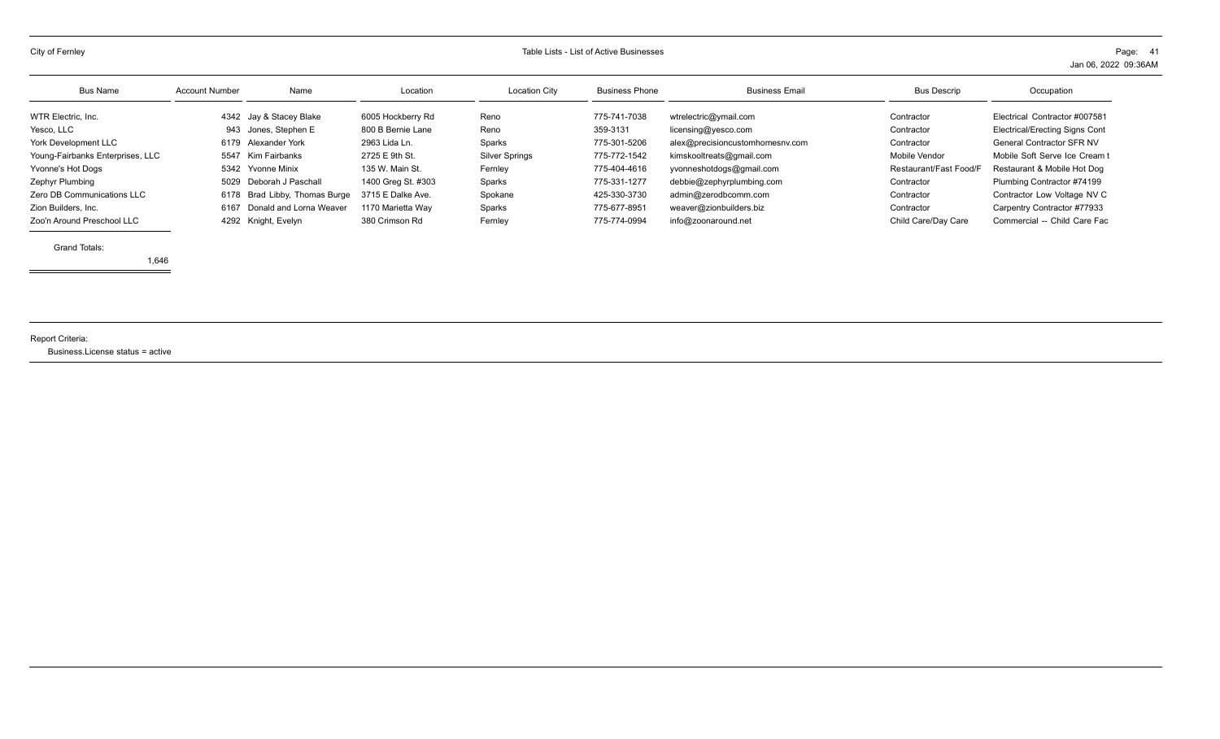| Bus Name | Account Number | Name | Location | Location City | Business Phone | Business Email | Bus Descrip | Occupation |
|---|---|---|---|---|---|---|---|---|
| WTR Electric, Inc. | 4342 | Jay & Stacey Blake | 6005 Hockberry Rd | Reno | 775-741-7038 | wtrelectric@ymail.com | Contractor | Electrical Contractor #007581 |
| Yesco, LLC | 943 | Jones, Stephen E | 800 B Bernie Lane | Reno | 359-3131 | licensing@yesco.com | Contractor | Electrical/Erecting Signs Cont |
| York Development LLC | 6179 | Alexander York | 2963 Lida Ln. | Sparks | 775-301-5206 | alex@precisioncustomhomesnv.com | Contractor | General Contractor SFR NV |
| Young-Fairbanks Enterprises, LLC | 5547 | Kim Fairbanks | 2725 E 9th St. | Silver Springs | 775-772-1542 | kimskooltreats@gmail.com | Mobile Vendor | Mobile Soft Serve Ice Cream t |
| Yvonne's Hot Dogs | 5342 | Yvonne Minix | 135 W. Main St. | Fernley | 775-404-4616 | yvonneshotdogs@gmail.com | Restaurant/Fast Food/F | Restaurant & Mobile Hot Dog |
| Zephyr Plumbing | 5029 | Deborah J Paschall | 1400 Greg St. #303 | Sparks | 775-331-1277 | debbie@zephyrplumbing.com | Contractor | Plumbing Contractor #74199 |
| Zero DB Communications LLC | 6178 | Brad Libby, Thomas Burge | 3715 E Dalke Ave. | Spokane | 425-330-3730 | admin@zerodbcomm.com | Contractor | Contractor Low Voltage NV C |
| Zion Builders, Inc. | 6167 | Donald and Lorna Weaver | 1170 Marietta Way | Sparks | 775-677-8951 | weaver@zionbuilders.biz | Contractor | Carpentry Contractor #77933 |
| Zoo'n Around Preschool LLC | 4292 | Knight, Evelyn | 380 Crimson Rd | Fernley | 775-774-0994 | info@zoonaround.net | Child Care/Day Care | Commercial -- Child Care Fac |

Grand Totals:

1,646

Report Criteria:

Business.License status = active